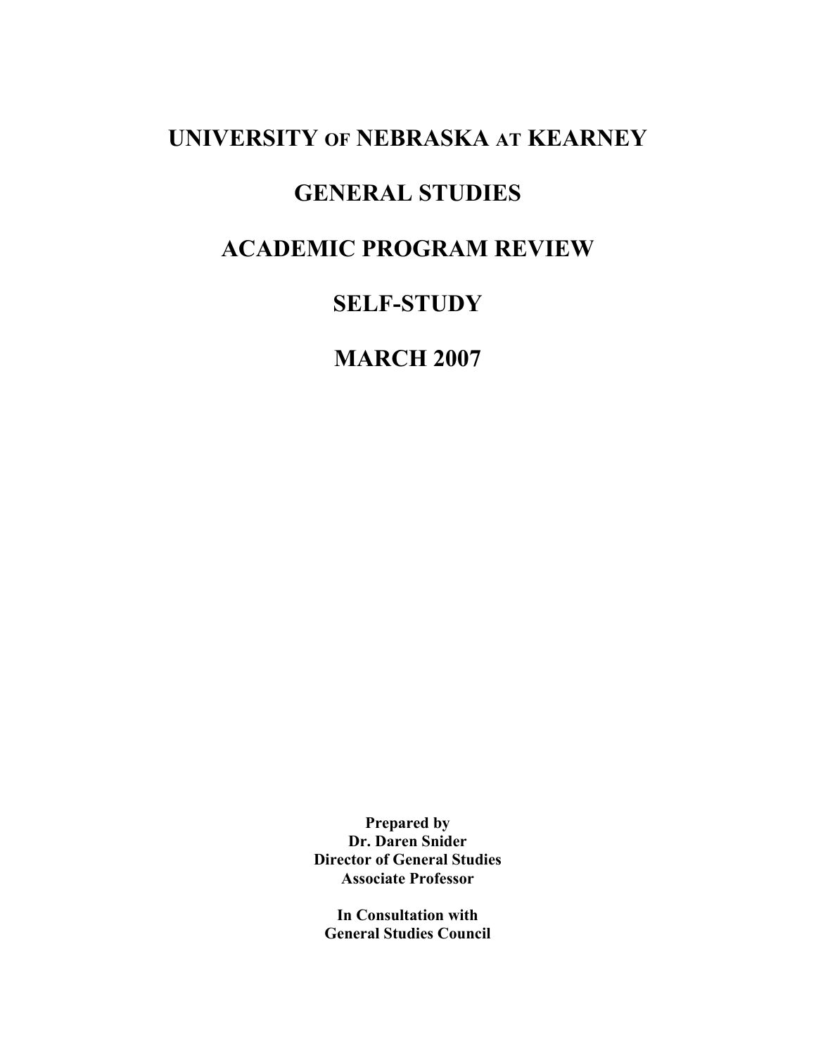# UNIVERSITY OF NEBRASKA AT KEARNEY

# GENERAL STUDIES

# ACADEMIC PROGRAM REVIEW

# SELF-STUDY

# MARCH 2007

**Prepared by**
**Dr. Daren Snider**
**Director of General Studies**
**Associate Professor**

**In Consultation with**
**General Studies Council**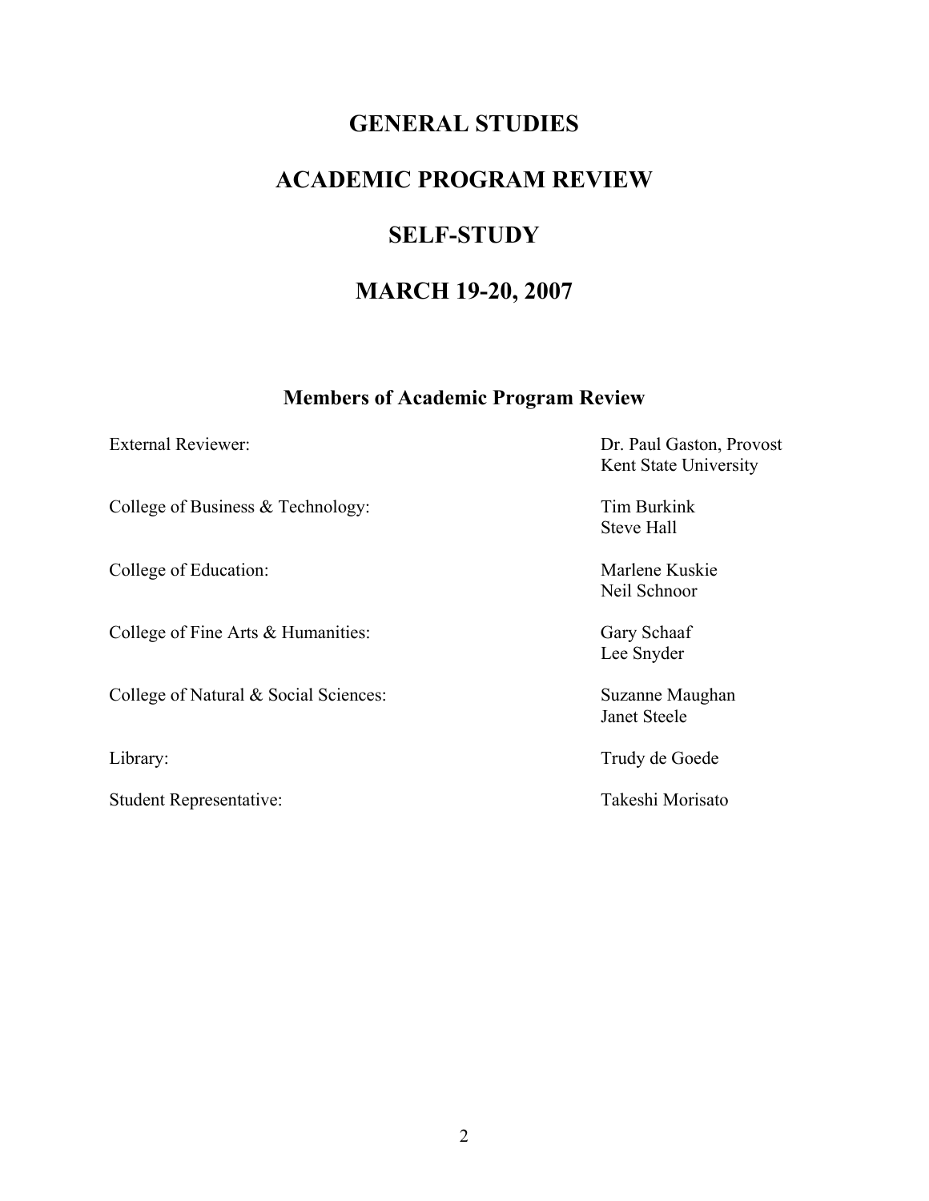# GENERAL STUDIES

# ACADEMIC PROGRAM REVIEW

# SELF-STUDY

# MARCH 19-20, 2007

## Members of Academic Program Review

| | |
|---|---|
| External Reviewer: | Dr. Paul Gaston, Provost<br>Kent State University |
| College of Business & Technology: | Tim Burkink<br>Steve Hall |
| College of Education: | Marlene Kuskie<br>Neil Schnoor |
| College of Fine Arts & Humanities: | Gary Schaaf<br>Lee Snyder |
| College of Natural & Social Sciences: | Suzanne Maughan<br>Janet Steele |
| Library: | Trudy de Goede |
| Student Representative: | Takeshi Morisato |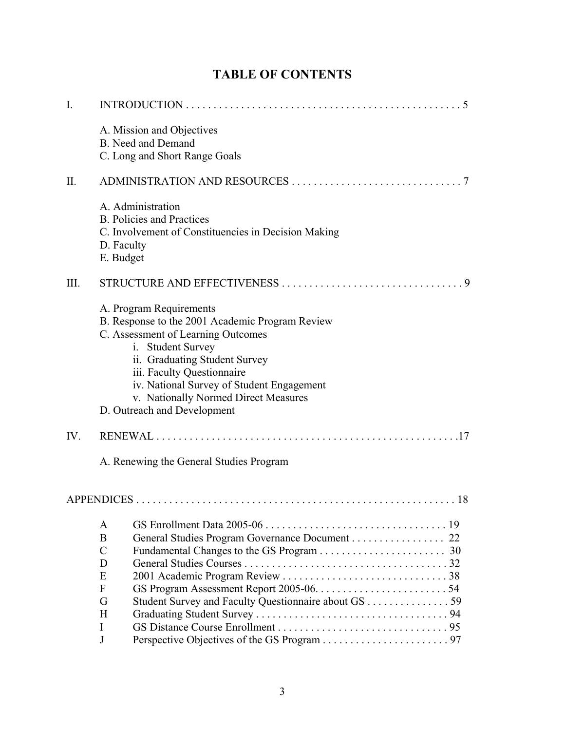# TABLE OF CONTENTS

I. INTRODUCTION . . . . . . . . . . . . . . . . . . . . . . . . . . . . . . . . . . . . . . . . . . . . . . . . . . 5

- A. Mission and Objectives
- B. Need and Demand
- C. Long and Short Range Goals

II. ADMINISTRATION AND RESOURCES . . . . . . . . . . . . . . . . . . . . . . . . . . . . . . . 7

- A. Administration
- B. Policies and Practices
- C. Involvement of Constituencies in Decision Making
- D. Faculty
- E. Budget

III. STRUCTURE AND EFFECTIVENESS . . . . . . . . . . . . . . . . . . . . . . . . . . . . . . . . 9

- A. Program Requirements
- B. Response to the 2001 Academic Program Review
- C. Assessment of Learning Outcomes
  - i. Student Survey
  - ii. Graduating Student Survey
  - iii. Faculty Questionnaire
  - iv. National Survey of Student Engagement
  - v. Nationally Normed Direct Measures
- D. Outreach and Development

IV. RENEWAL . . . . . . . . . . . . . . . . . . . . . . . . . . . . . . . . . . . . . . . . . . . . . . . . . . . . . .17

- A. Renewing the General Studies Program

APPENDICES . . . . . . . . . . . . . . . . . . . . . . . . . . . . . . . . . . . . . . . . . . . . . . . . . . . . . . . . . 18

| | | |
|---|---|---|
| A | GS Enrollment Data 2005-06 | 19 |
| B | General Studies Program Governance Document | 22 |
| C | Fundamental Changes to the GS Program | 30 |
| D | General Studies Courses | 32 |
| E | 2001 Academic Program Review | 38 |
| F | GS Program Assessment Report 2005-06. | 54 |
| G | Student Survey and Faculty Questionnaire about GS | 59 |
| H | Graduating Student Survey | 94 |
| I | GS Distance Course Enrollment | 95 |
| J | Perspective Objectives of the GS Program | 97 |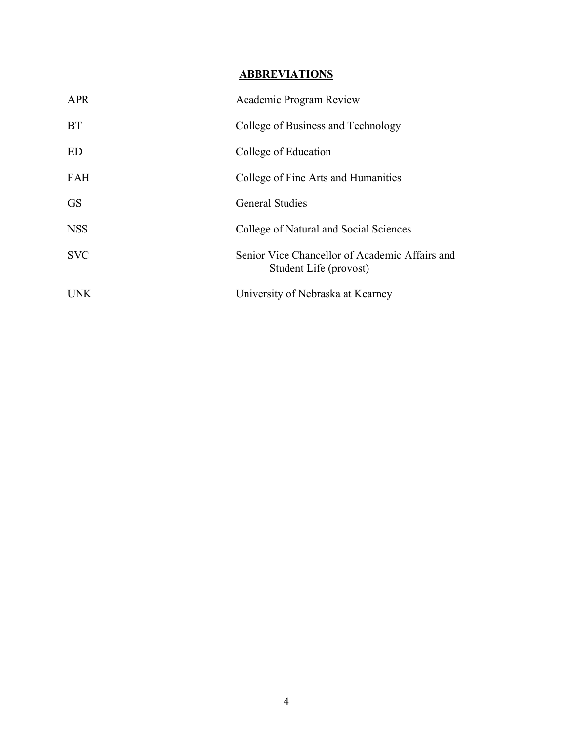## ABBREVIATIONS

| | |
|---|---|
| APR | Academic Program Review |
| BT | College of Business and Technology |
| ED | College of Education |
| FAH | College of Fine Arts and Humanities |
| GS | General Studies |
| NSS | College of Natural and Social Sciences |
| SVC | Senior Vice Chancellor of Academic Affairs and Student Life (provost) |
| UNK | University of Nebraska at Kearney |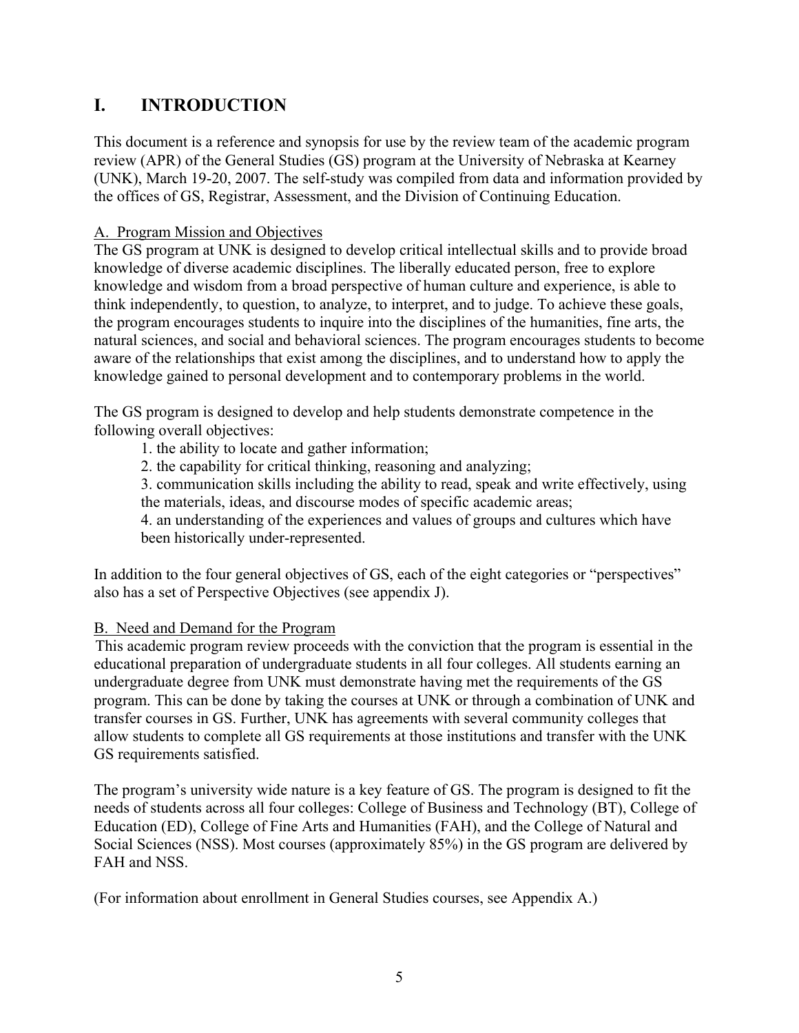# I. INTRODUCTION

This document is a reference and synopsis for use by the review team of the academic program review (APR) of the General Studies (GS) program at the University of Nebraska at Kearney (UNK), March 19-20, 2007. The self-study was compiled from data and information provided by the offices of GS, Registrar, Assessment, and the Division of Continuing Education.

## A. Program Mission and Objectives

The GS program at UNK is designed to develop critical intellectual skills and to provide broad knowledge of diverse academic disciplines. The liberally educated person, free to explore knowledge and wisdom from a broad perspective of human culture and experience, is able to think independently, to question, to analyze, to interpret, and to judge. To achieve these goals, the program encourages students to inquire into the disciplines of the humanities, fine arts, the natural sciences, and social and behavioral sciences. The program encourages students to become aware of the relationships that exist among the disciplines, and to understand how to apply the knowledge gained to personal development and to contemporary problems in the world.

The GS program is designed to develop and help students demonstrate competence in the following overall objectives:

1. the ability to locate and gather information;
2. the capability for critical thinking, reasoning and analyzing;
3. communication skills including the ability to read, speak and write effectively, using the materials, ideas, and discourse modes of specific academic areas;
4. an understanding of the experiences and values of groups and cultures which have been historically under-represented.

In addition to the four general objectives of GS, each of the eight categories or "perspectives" also has a set of Perspective Objectives (see appendix J).

## B. Need and Demand for the Program

This academic program review proceeds with the conviction that the program is essential in the educational preparation of undergraduate students in all four colleges. All students earning an undergraduate degree from UNK must demonstrate having met the requirements of the GS program. This can be done by taking the courses at UNK or through a combination of UNK and transfer courses in GS. Further, UNK has agreements with several community colleges that allow students to complete all GS requirements at those institutions and transfer with the UNK GS requirements satisfied.

The program's university wide nature is a key feature of GS. The program is designed to fit the needs of students across all four colleges: College of Business and Technology (BT), College of Education (ED), College of Fine Arts and Humanities (FAH), and the College of Natural and Social Sciences (NSS). Most courses (approximately 85%) in the GS program are delivered by FAH and NSS.

(For information about enrollment in General Studies courses, see Appendix A.)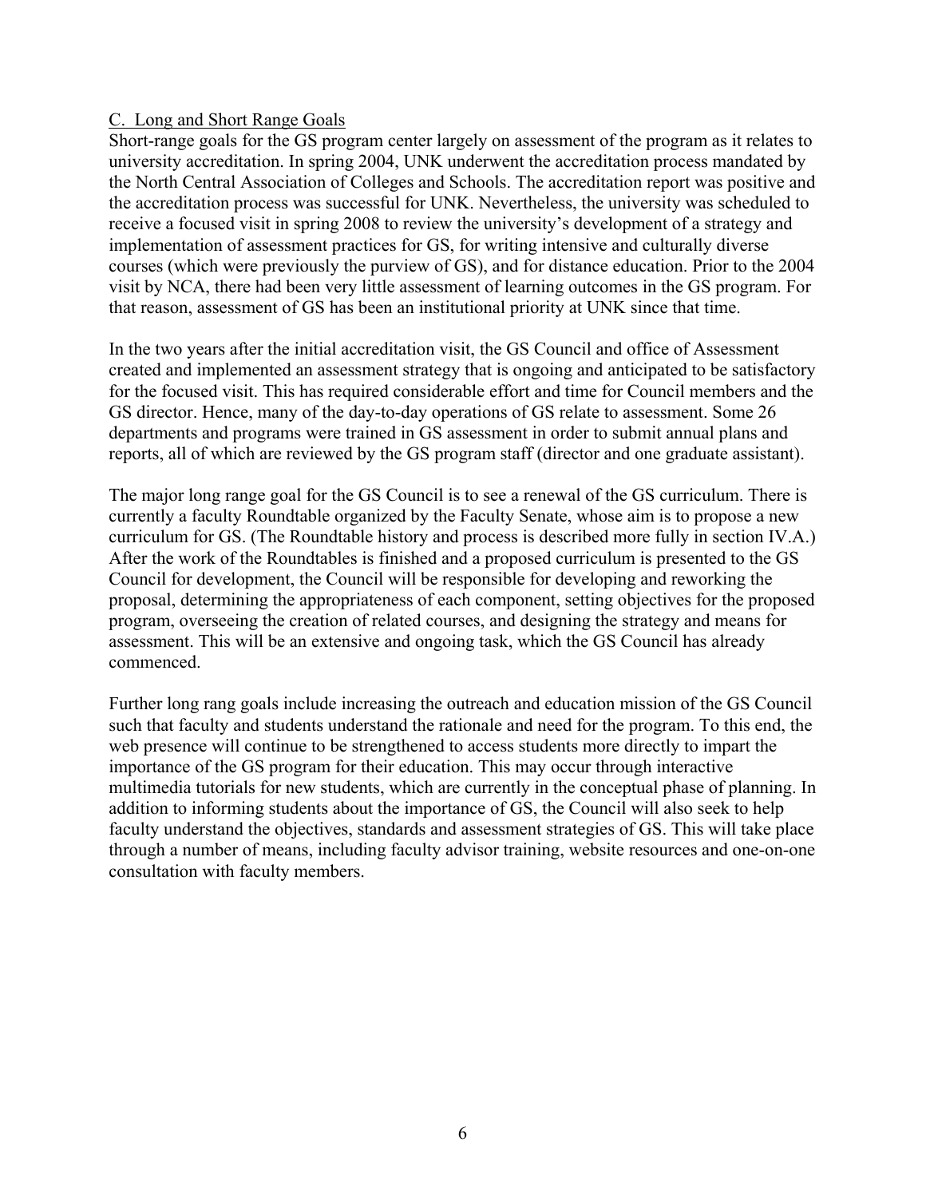## C. Long and Short Range Goals

Short-range goals for the GS program center largely on assessment of the program as it relates to university accreditation. In spring 2004, UNK underwent the accreditation process mandated by the North Central Association of Colleges and Schools. The accreditation report was positive and the accreditation process was successful for UNK. Nevertheless, the university was scheduled to receive a focused visit in spring 2008 to review the university's development of a strategy and implementation of assessment practices for GS, for writing intensive and culturally diverse courses (which were previously the purview of GS), and for distance education. Prior to the 2004 visit by NCA, there had been very little assessment of learning outcomes in the GS program. For that reason, assessment of GS has been an institutional priority at UNK since that time.

In the two years after the initial accreditation visit, the GS Council and office of Assessment created and implemented an assessment strategy that is ongoing and anticipated to be satisfactory for the focused visit. This has required considerable effort and time for Council members and the GS director. Hence, many of the day-to-day operations of GS relate to assessment. Some 26 departments and programs were trained in GS assessment in order to submit annual plans and reports, all of which are reviewed by the GS program staff (director and one graduate assistant).

The major long range goal for the GS Council is to see a renewal of the GS curriculum. There is currently a faculty Roundtable organized by the Faculty Senate, whose aim is to propose a new curriculum for GS. (The Roundtable history and process is described more fully in section IV.A.) After the work of the Roundtables is finished and a proposed curriculum is presented to the GS Council for development, the Council will be responsible for developing and reworking the proposal, determining the appropriateness of each component, setting objectives for the proposed program, overseeing the creation of related courses, and designing the strategy and means for assessment. This will be an extensive and ongoing task, which the GS Council has already commenced.

Further long rang goals include increasing the outreach and education mission of the GS Council such that faculty and students understand the rationale and need for the program. To this end, the web presence will continue to be strengthened to access students more directly to impart the importance of the GS program for their education. This may occur through interactive multimedia tutorials for new students, which are currently in the conceptual phase of planning. In addition to informing students about the importance of GS, the Council will also seek to help faculty understand the objectives, standards and assessment strategies of GS. This will take place through a number of means, including faculty advisor training, website resources and one-on-one consultation with faculty members.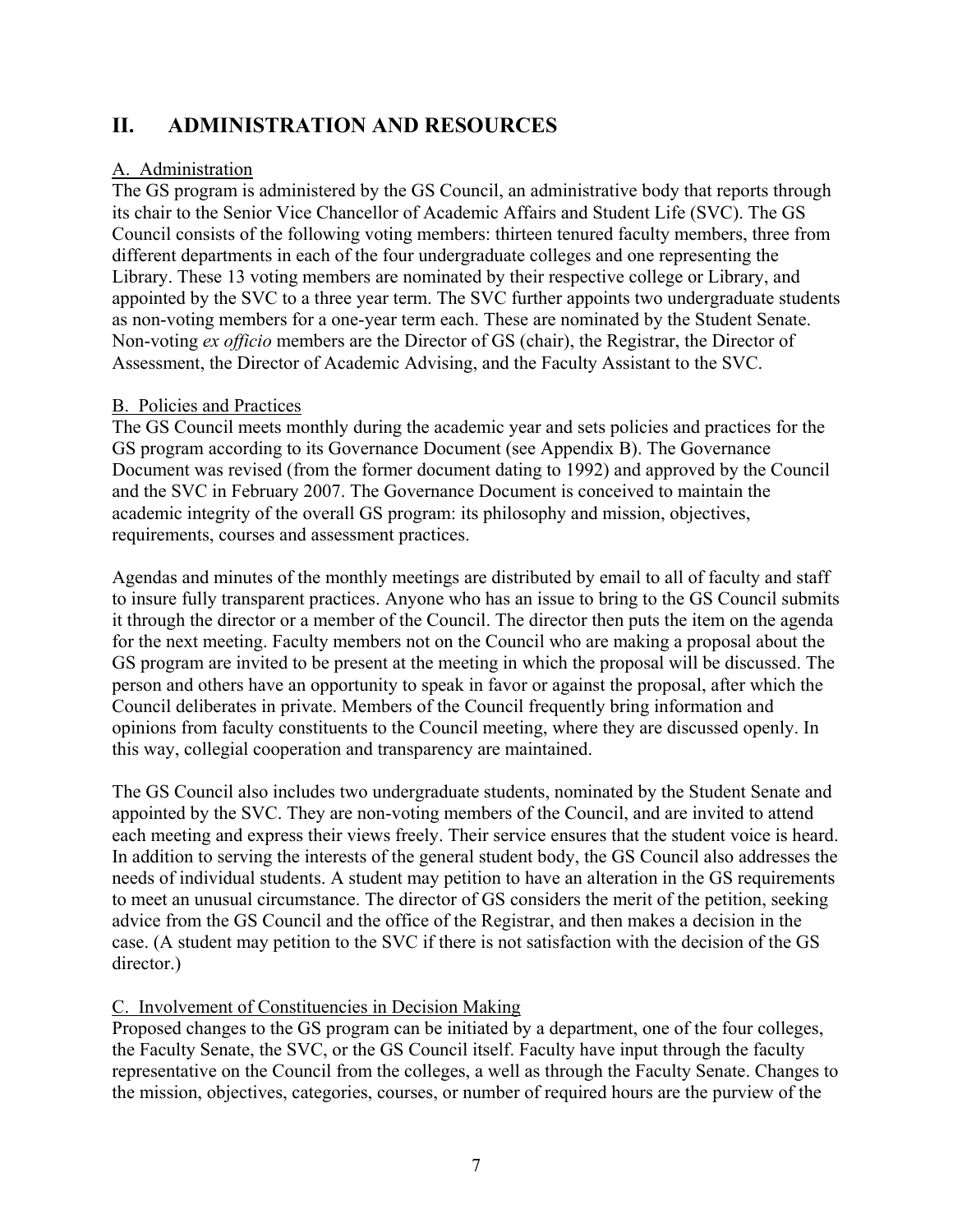# II. ADMINISTRATION AND RESOURCES

## A. Administration

The GS program is administered by the GS Council, an administrative body that reports through its chair to the Senior Vice Chancellor of Academic Affairs and Student Life (SVC). The GS Council consists of the following voting members: thirteen tenured faculty members, three from different departments in each of the four undergraduate colleges and one representing the Library. These 13 voting members are nominated by their respective college or Library, and appointed by the SVC to a three year term. The SVC further appoints two undergraduate students as non-voting members for a one-year term each. These are nominated by the Student Senate. Non-voting *ex officio* members are the Director of GS (chair), the Registrar, the Director of Assessment, the Director of Academic Advising, and the Faculty Assistant to the SVC.

## B. Policies and Practices

The GS Council meets monthly during the academic year and sets policies and practices for the GS program according to its Governance Document (see Appendix B). The Governance Document was revised (from the former document dating to 1992) and approved by the Council and the SVC in February 2007. The Governance Document is conceived to maintain the academic integrity of the overall GS program: its philosophy and mission, objectives, requirements, courses and assessment practices.

Agendas and minutes of the monthly meetings are distributed by email to all of faculty and staff to insure fully transparent practices. Anyone who has an issue to bring to the GS Council submits it through the director or a member of the Council. The director then puts the item on the agenda for the next meeting. Faculty members not on the Council who are making a proposal about the GS program are invited to be present at the meeting in which the proposal will be discussed. The person and others have an opportunity to speak in favor or against the proposal, after which the Council deliberates in private. Members of the Council frequently bring information and opinions from faculty constituents to the Council meeting, where they are discussed openly. In this way, collegial cooperation and transparency are maintained.

The GS Council also includes two undergraduate students, nominated by the Student Senate and appointed by the SVC. They are non-voting members of the Council, and are invited to attend each meeting and express their views freely. Their service ensures that the student voice is heard. In addition to serving the interests of the general student body, the GS Council also addresses the needs of individual students. A student may petition to have an alteration in the GS requirements to meet an unusual circumstance. The director of GS considers the merit of the petition, seeking advice from the GS Council and the office of the Registrar, and then makes a decision in the case. (A student may petition to the SVC if there is not satisfaction with the decision of the GS director.)

## C. Involvement of Constituencies in Decision Making

Proposed changes to the GS program can be initiated by a department, one of the four colleges, the Faculty Senate, the SVC, or the GS Council itself. Faculty have input through the faculty representative on the Council from the colleges, a well as through the Faculty Senate. Changes to the mission, objectives, categories, courses, or number of required hours are the purview of the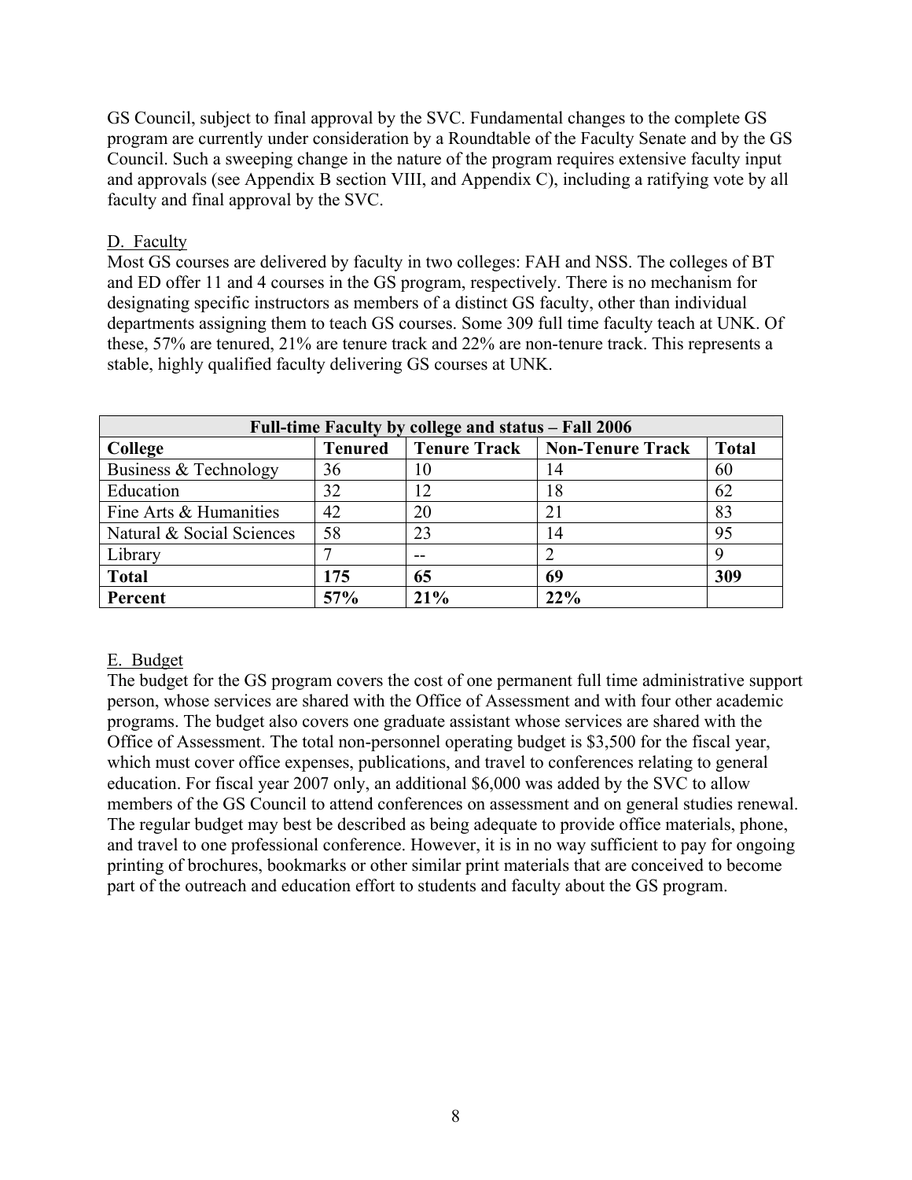GS Council, subject to final approval by the SVC. Fundamental changes to the complete GS program are currently under consideration by a Roundtable of the Faculty Senate and by the GS Council. Such a sweeping change in the nature of the program requires extensive faculty input and approvals (see Appendix B section VIII, and Appendix C), including a ratifying vote by all faculty and final approval by the SVC.

D. Faculty

Most GS courses are delivered by faculty in two colleges: FAH and NSS. The colleges of BT and ED offer 11 and 4 courses in the GS program, respectively. There is no mechanism for designating specific instructors as members of a distinct GS faculty, other than individual departments assigning them to teach GS courses. Some 309 full time faculty teach at UNK. Of these, 57% are tenured, 21% are tenure track and 22% are non-tenure track. This represents a stable, highly qualified faculty delivering GS courses at UNK.

| Full-time Faculty by college and status – Fall 2006 | | | | |
|---|---|---|---|---|
| **College** | **Tenured** | **Tenure Track** | **Non-Tenure Track** | **Total** |
| Business & Technology | 36 | 10 | 14 | 60 |
| Education | 32 | 12 | 18 | 62 |
| Fine Arts & Humanities | 42 | 20 | 21 | 83 |
| Natural & Social Sciences | 58 | 23 | 14 | 95 |
| Library | 7 | -- | 2 | 9 |
| **Total** | **175** | **65** | **69** | **309** |
| **Percent** | **57%** | **21%** | **22%** | |

E. Budget

The budget for the GS program covers the cost of one permanent full time administrative support person, whose services are shared with the Office of Assessment and with four other academic programs. The budget also covers one graduate assistant whose services are shared with the Office of Assessment. The total non-personnel operating budget is $3,500 for the fiscal year, which must cover office expenses, publications, and travel to conferences relating to general education. For fiscal year 2007 only, an additional $6,000 was added by the SVC to allow members of the GS Council to attend conferences on assessment and on general studies renewal. The regular budget may best be described as being adequate to provide office materials, phone, and travel to one professional conference. However, it is in no way sufficient to pay for ongoing printing of brochures, bookmarks or other similar print materials that are conceived to become part of the outreach and education effort to students and faculty about the GS program.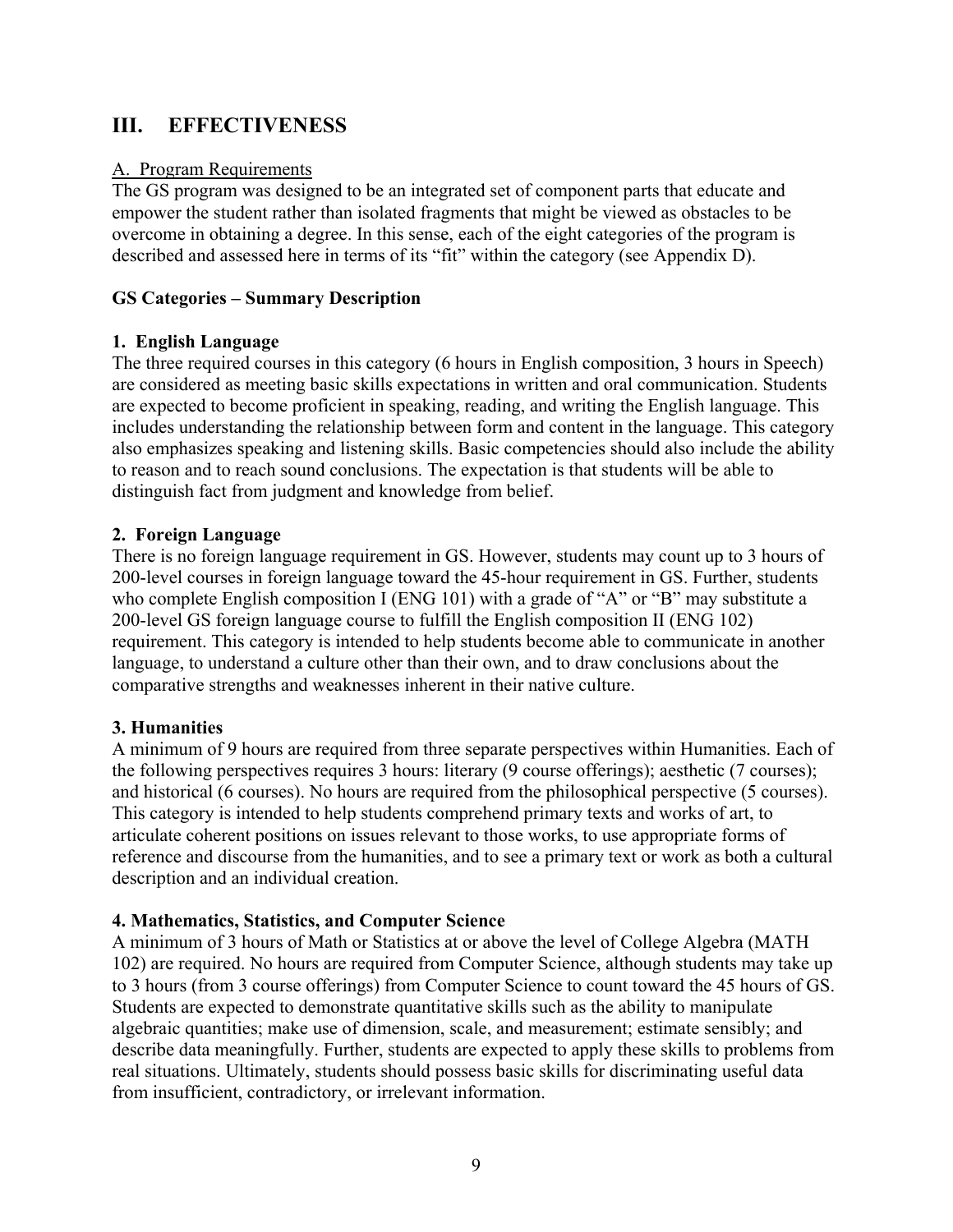# III. EFFECTIVENESS

## A. Program Requirements

The GS program was designed to be an integrated set of component parts that educate and empower the student rather than isolated fragments that might be viewed as obstacles to be overcome in obtaining a degree. In this sense, each of the eight categories of the program is described and assessed here in terms of its "fit" within the category (see Appendix D).

### GS Categories – Summary Description

#### 1. English Language

The three required courses in this category (6 hours in English composition, 3 hours in Speech) are considered as meeting basic skills expectations in written and oral communication. Students are expected to become proficient in speaking, reading, and writing the English language. This includes understanding the relationship between form and content in the language. This category also emphasizes speaking and listening skills. Basic competencies should also include the ability to reason and to reach sound conclusions. The expectation is that students will be able to distinguish fact from judgment and knowledge from belief.

#### 2. Foreign Language

There is no foreign language requirement in GS. However, students may count up to 3 hours of 200-level courses in foreign language toward the 45-hour requirement in GS. Further, students who complete English composition I (ENG 101) with a grade of "A" or "B" may substitute a 200-level GS foreign language course to fulfill the English composition II (ENG 102) requirement. This category is intended to help students become able to communicate in another language, to understand a culture other than their own, and to draw conclusions about the comparative strengths and weaknesses inherent in their native culture.

#### 3. Humanities

A minimum of 9 hours are required from three separate perspectives within Humanities. Each of the following perspectives requires 3 hours: literary (9 course offerings); aesthetic (7 courses); and historical (6 courses). No hours are required from the philosophical perspective (5 courses). This category is intended to help students comprehend primary texts and works of art, to articulate coherent positions on issues relevant to those works, to use appropriate forms of reference and discourse from the humanities, and to see a primary text or work as both a cultural description and an individual creation.

#### 4. Mathematics, Statistics, and Computer Science

A minimum of 3 hours of Math or Statistics at or above the level of College Algebra (MATH 102) are required. No hours are required from Computer Science, although students may take up to 3 hours (from 3 course offerings) from Computer Science to count toward the 45 hours of GS. Students are expected to demonstrate quantitative skills such as the ability to manipulate algebraic quantities; make use of dimension, scale, and measurement; estimate sensibly; and describe data meaningfully. Further, students are expected to apply these skills to problems from real situations. Ultimately, students should possess basic skills for discriminating useful data from insufficient, contradictory, or irrelevant information.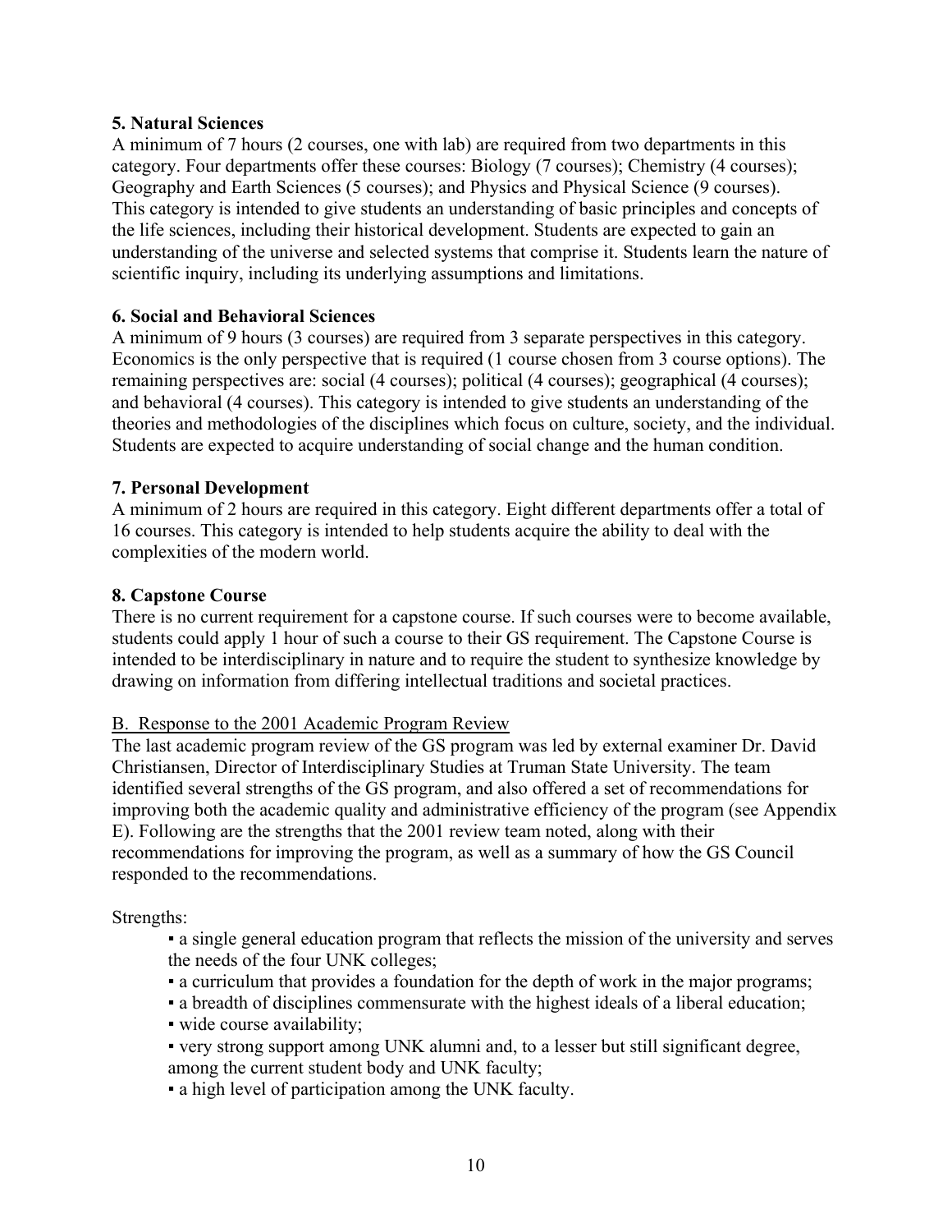**5. Natural Sciences**

A minimum of 7 hours (2 courses, one with lab) are required from two departments in this category. Four departments offer these courses: Biology (7 courses); Chemistry (4 courses); Geography and Earth Sciences (5 courses); and Physics and Physical Science (9 courses). This category is intended to give students an understanding of basic principles and concepts of the life sciences, including their historical development. Students are expected to gain an understanding of the universe and selected systems that comprise it. Students learn the nature of scientific inquiry, including its underlying assumptions and limitations.

**6. Social and Behavioral Sciences**

A minimum of 9 hours (3 courses) are required from 3 separate perspectives in this category. Economics is the only perspective that is required (1 course chosen from 3 course options). The remaining perspectives are: social (4 courses); political (4 courses); geographical (4 courses); and behavioral (4 courses). This category is intended to give students an understanding of the theories and methodologies of the disciplines which focus on culture, society, and the individual. Students are expected to acquire understanding of social change and the human condition.

**7. Personal Development**

A minimum of 2 hours are required in this category. Eight different departments offer a total of 16 courses. This category is intended to help students acquire the ability to deal with the complexities of the modern world.

**8. Capstone Course**

There is no current requirement for a capstone course. If such courses were to become available, students could apply 1 hour of such a course to their GS requirement. The Capstone Course is intended to be interdisciplinary in nature and to require the student to synthesize knowledge by drawing on information from differing intellectual traditions and societal practices.

B. Response to the 2001 Academic Program Review

The last academic program review of the GS program was led by external examiner Dr. David Christiansen, Director of Interdisciplinary Studies at Truman State University. The team identified several strengths of the GS program, and also offered a set of recommendations for improving both the academic quality and administrative efficiency of the program (see Appendix E). Following are the strengths that the 2001 review team noted, along with their recommendations for improving the program, as well as a summary of how the GS Council responded to the recommendations.

Strengths:

- a single general education program that reflects the mission of the university and serves the needs of the four UNK colleges;
- a curriculum that provides a foundation for the depth of work in the major programs;
- a breadth of disciplines commensurate with the highest ideals of a liberal education;
- wide course availability;
- very strong support among UNK alumni and, to a lesser but still significant degree, among the current student body and UNK faculty;
- a high level of participation among the UNK faculty.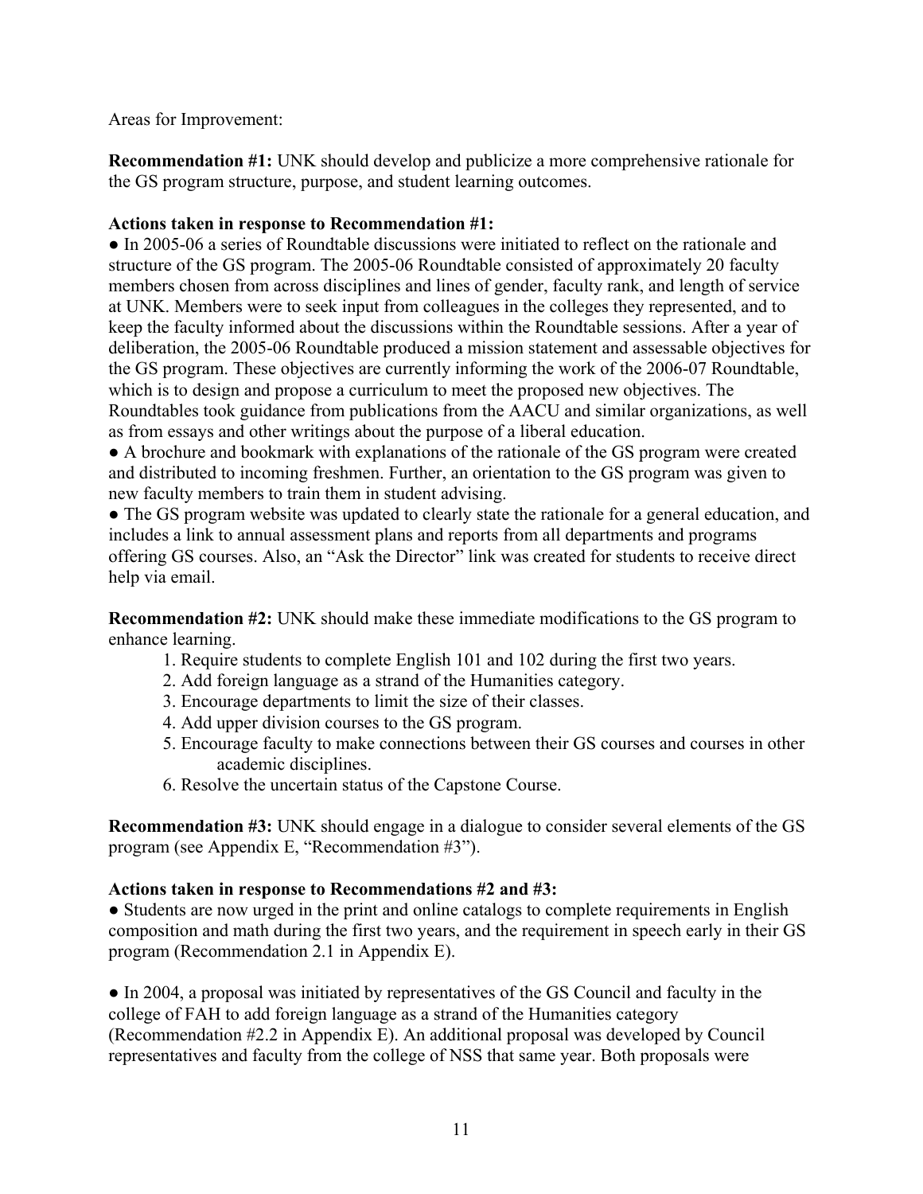Areas for Improvement:

**Recommendation #1:** UNK should develop and publicize a more comprehensive rationale for the GS program structure, purpose, and student learning outcomes.

**Actions taken in response to Recommendation #1:**

● In 2005-06 a series of Roundtable discussions were initiated to reflect on the rationale and structure of the GS program. The 2005-06 Roundtable consisted of approximately 20 faculty members chosen from across disciplines and lines of gender, faculty rank, and length of service at UNK. Members were to seek input from colleagues in the colleges they represented, and to keep the faculty informed about the discussions within the Roundtable sessions. After a year of deliberation, the 2005-06 Roundtable produced a mission statement and assessable objectives for the GS program. These objectives are currently informing the work of the 2006-07 Roundtable, which is to design and propose a curriculum to meet the proposed new objectives. The Roundtables took guidance from publications from the AACU and similar organizations, as well as from essays and other writings about the purpose of a liberal education.

● A brochure and bookmark with explanations of the rationale of the GS program were created and distributed to incoming freshmen. Further, an orientation to the GS program was given to new faculty members to train them in student advising.

● The GS program website was updated to clearly state the rationale for a general education, and includes a link to annual assessment plans and reports from all departments and programs offering GS courses. Also, an "Ask the Director" link was created for students to receive direct help via email.

**Recommendation #2:** UNK should make these immediate modifications to the GS program to enhance learning.

1. Require students to complete English 101 and 102 during the first two years.
2. Add foreign language as a strand of the Humanities category.
3. Encourage departments to limit the size of their classes.
4. Add upper division courses to the GS program.
5. Encourage faculty to make connections between their GS courses and courses in other academic disciplines.
6. Resolve the uncertain status of the Capstone Course.

**Recommendation #3:** UNK should engage in a dialogue to consider several elements of the GS program (see Appendix E, "Recommendation #3").

**Actions taken in response to Recommendations #2 and #3:**

● Students are now urged in the print and online catalogs to complete requirements in English composition and math during the first two years, and the requirement in speech early in their GS program (Recommendation 2.1 in Appendix E).

● In 2004, a proposal was initiated by representatives of the GS Council and faculty in the college of FAH to add foreign language as a strand of the Humanities category (Recommendation #2.2 in Appendix E). An additional proposal was developed by Council representatives and faculty from the college of NSS that same year. Both proposals were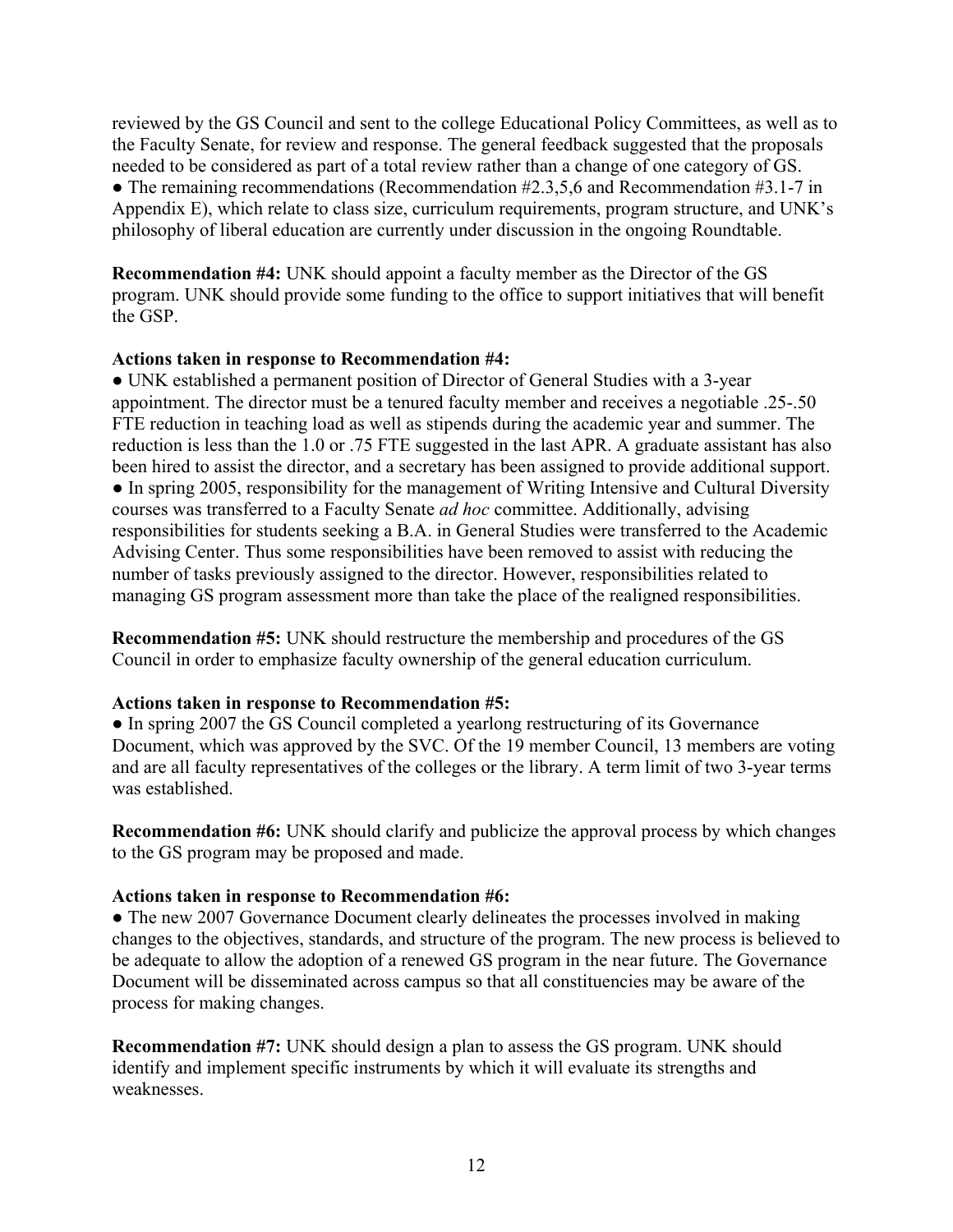reviewed by the GS Council and sent to the college Educational Policy Committees, as well as to the Faculty Senate, for review and response. The general feedback suggested that the proposals needed to be considered as part of a total review rather than a change of one category of GS.
● The remaining recommendations (Recommendation #2.3,5,6 and Recommendation #3.1-7 in Appendix E), which relate to class size, curriculum requirements, program structure, and UNK's philosophy of liberal education are currently under discussion in the ongoing Roundtable.

**Recommendation #4:** UNK should appoint a faculty member as the Director of the GS program. UNK should provide some funding to the office to support initiatives that will benefit the GSP.

**Actions taken in response to Recommendation #4:**
● UNK established a permanent position of Director of General Studies with a 3-year appointment. The director must be a tenured faculty member and receives a negotiable .25-.50 FTE reduction in teaching load as well as stipends during the academic year and summer. The reduction is less than the 1.0 or .75 FTE suggested in the last APR. A graduate assistant has also been hired to assist the director, and a secretary has been assigned to provide additional support.
● In spring 2005, responsibility for the management of Writing Intensive and Cultural Diversity courses was transferred to a Faculty Senate *ad hoc* committee. Additionally, advising responsibilities for students seeking a B.A. in General Studies were transferred to the Academic Advising Center. Thus some responsibilities have been removed to assist with reducing the number of tasks previously assigned to the director. However, responsibilities related to managing GS program assessment more than take the place of the realigned responsibilities.

**Recommendation #5:** UNK should restructure the membership and procedures of the GS Council in order to emphasize faculty ownership of the general education curriculum.

**Actions taken in response to Recommendation #5:**
● In spring 2007 the GS Council completed a yearlong restructuring of its Governance Document, which was approved by the SVC. Of the 19 member Council, 13 members are voting and are all faculty representatives of the colleges or the library. A term limit of two 3-year terms was established.

**Recommendation #6:** UNK should clarify and publicize the approval process by which changes to the GS program may be proposed and made.

**Actions taken in response to Recommendation #6:**
● The new 2007 Governance Document clearly delineates the processes involved in making changes to the objectives, standards, and structure of the program. The new process is believed to be adequate to allow the adoption of a renewed GS program in the near future. The Governance Document will be disseminated across campus so that all constituencies may be aware of the process for making changes.

**Recommendation #7:** UNK should design a plan to assess the GS program. UNK should identify and implement specific instruments by which it will evaluate its strengths and weaknesses.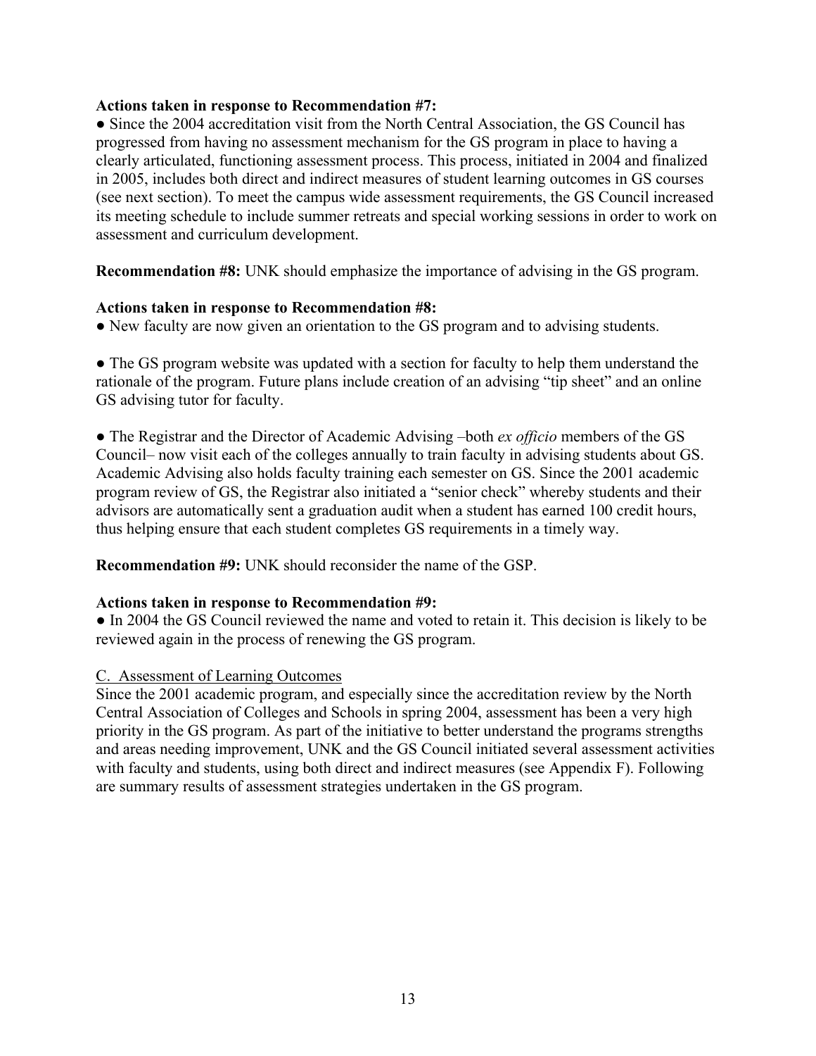**Actions taken in response to Recommendation #7:**

● Since the 2004 accreditation visit from the North Central Association, the GS Council has progressed from having no assessment mechanism for the GS program in place to having a clearly articulated, functioning assessment process. This process, initiated in 2004 and finalized in 2005, includes both direct and indirect measures of student learning outcomes in GS courses (see next section). To meet the campus wide assessment requirements, the GS Council increased its meeting schedule to include summer retreats and special working sessions in order to work on assessment and curriculum development.

**Recommendation #8:** UNK should emphasize the importance of advising in the GS program.

**Actions taken in response to Recommendation #8:**

● New faculty are now given an orientation to the GS program and to advising students.

● The GS program website was updated with a section for faculty to help them understand the rationale of the program. Future plans include creation of an advising "tip sheet" and an online GS advising tutor for faculty.

● The Registrar and the Director of Academic Advising –both *ex officio* members of the GS Council– now visit each of the colleges annually to train faculty in advising students about GS. Academic Advising also holds faculty training each semester on GS. Since the 2001 academic program review of GS, the Registrar also initiated a "senior check" whereby students and their advisors are automatically sent a graduation audit when a student has earned 100 credit hours, thus helping ensure that each student completes GS requirements in a timely way.

**Recommendation #9:** UNK should reconsider the name of the GSP.

**Actions taken in response to Recommendation #9:**

● In 2004 the GS Council reviewed the name and voted to retain it. This decision is likely to be reviewed again in the process of renewing the GS program.

C. Assessment of Learning Outcomes

Since the 2001 academic program, and especially since the accreditation review by the North Central Association of Colleges and Schools in spring 2004, assessment has been a very high priority in the GS program. As part of the initiative to better understand the programs strengths and areas needing improvement, UNK and the GS Council initiated several assessment activities with faculty and students, using both direct and indirect measures (see Appendix F). Following are summary results of assessment strategies undertaken in the GS program.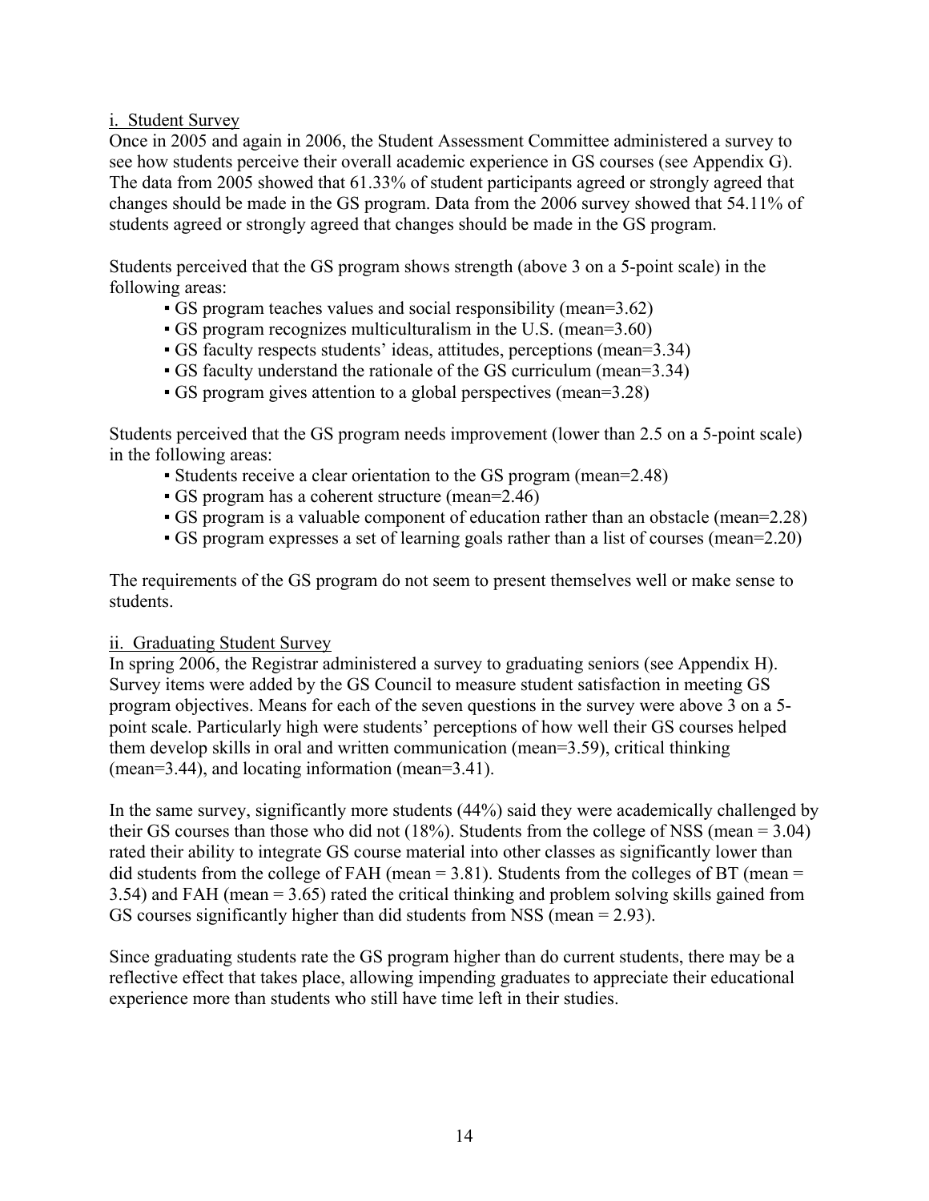i. Student Survey

Once in 2005 and again in 2006, the Student Assessment Committee administered a survey to see how students perceive their overall academic experience in GS courses (see Appendix G). The data from 2005 showed that 61.33% of student participants agreed or strongly agreed that changes should be made in the GS program. Data from the 2006 survey showed that 54.11% of students agreed or strongly agreed that changes should be made in the GS program.

Students perceived that the GS program shows strength (above 3 on a 5-point scale) in the following areas:

- GS program teaches values and social responsibility (mean=3.62)
- GS program recognizes multiculturalism in the U.S. (mean=3.60)
- GS faculty respects students' ideas, attitudes, perceptions (mean=3.34)
- GS faculty understand the rationale of the GS curriculum (mean=3.34)
- GS program gives attention to a global perspectives (mean=3.28)

Students perceived that the GS program needs improvement (lower than 2.5 on a 5-point scale) in the following areas:

- Students receive a clear orientation to the GS program (mean=2.48)
- GS program has a coherent structure (mean=2.46)
- GS program is a valuable component of education rather than an obstacle (mean=2.28)
- GS program expresses a set of learning goals rather than a list of courses (mean=2.20)

The requirements of the GS program do not seem to present themselves well or make sense to students.

ii. Graduating Student Survey

In spring 2006, the Registrar administered a survey to graduating seniors (see Appendix H). Survey items were added by the GS Council to measure student satisfaction in meeting GS program objectives. Means for each of the seven questions in the survey were above 3 on a 5-point scale. Particularly high were students' perceptions of how well their GS courses helped them develop skills in oral and written communication (mean=3.59), critical thinking (mean=3.44), and locating information (mean=3.41).

In the same survey, significantly more students (44%) said they were academically challenged by their GS courses than those who did not (18%). Students from the college of NSS (mean = 3.04) rated their ability to integrate GS course material into other classes as significantly lower than did students from the college of FAH (mean = 3.81). Students from the colleges of BT (mean = 3.54) and FAH (mean = 3.65) rated the critical thinking and problem solving skills gained from GS courses significantly higher than did students from NSS (mean = 2.93).

Since graduating students rate the GS program higher than do current students, there may be a reflective effect that takes place, allowing impending graduates to appreciate their educational experience more than students who still have time left in their studies.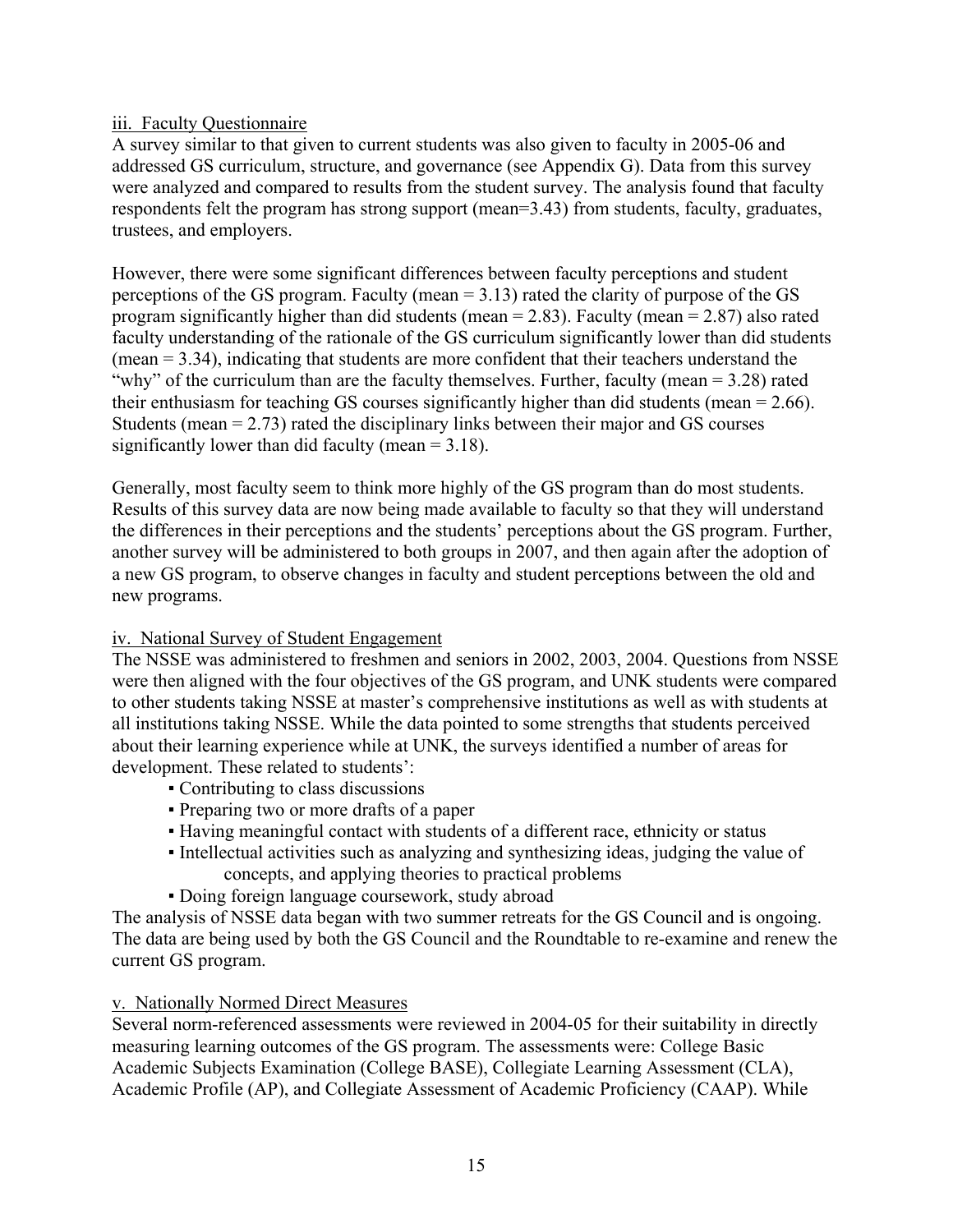iii. Faculty Questionnaire

A survey similar to that given to current students was also given to faculty in 2005-06 and addressed GS curriculum, structure, and governance (see Appendix G). Data from this survey were analyzed and compared to results from the student survey. The analysis found that faculty respondents felt the program has strong support (mean=3.43) from students, faculty, graduates, trustees, and employers.

However, there were some significant differences between faculty perceptions and student perceptions of the GS program. Faculty (mean = 3.13) rated the clarity of purpose of the GS program significantly higher than did students (mean = 2.83). Faculty (mean = 2.87) also rated faculty understanding of the rationale of the GS curriculum significantly lower than did students (mean = 3.34), indicating that students are more confident that their teachers understand the "why" of the curriculum than are the faculty themselves. Further, faculty (mean = 3.28) rated their enthusiasm for teaching GS courses significantly higher than did students (mean = 2.66). Students (mean = 2.73) rated the disciplinary links between their major and GS courses significantly lower than did faculty (mean = 3.18).

Generally, most faculty seem to think more highly of the GS program than do most students. Results of this survey data are now being made available to faculty so that they will understand the differences in their perceptions and the students' perceptions about the GS program. Further, another survey will be administered to both groups in 2007, and then again after the adoption of a new GS program, to observe changes in faculty and student perceptions between the old and new programs.

iv. National Survey of Student Engagement

The NSSE was administered to freshmen and seniors in 2002, 2003, 2004. Questions from NSSE were then aligned with the four objectives of the GS program, and UNK students were compared to other students taking NSSE at master's comprehensive institutions as well as with students at all institutions taking NSSE. While the data pointed to some strengths that students perceived about their learning experience while at UNK, the surveys identified a number of areas for development. These related to students':

- Contributing to class discussions
- Preparing two or more drafts of a paper
- Having meaningful contact with students of a different race, ethnicity or status
- Intellectual activities such as analyzing and synthesizing ideas, judging the value of concepts, and applying theories to practical problems
- Doing foreign language coursework, study abroad

The analysis of NSSE data began with two summer retreats for the GS Council and is ongoing. The data are being used by both the GS Council and the Roundtable to re-examine and renew the current GS program.

v. Nationally Normed Direct Measures

Several norm-referenced assessments were reviewed in 2004-05 for their suitability in directly measuring learning outcomes of the GS program. The assessments were: College Basic Academic Subjects Examination (College BASE), Collegiate Learning Assessment (CLA), Academic Profile (AP), and Collegiate Assessment of Academic Proficiency (CAAP). While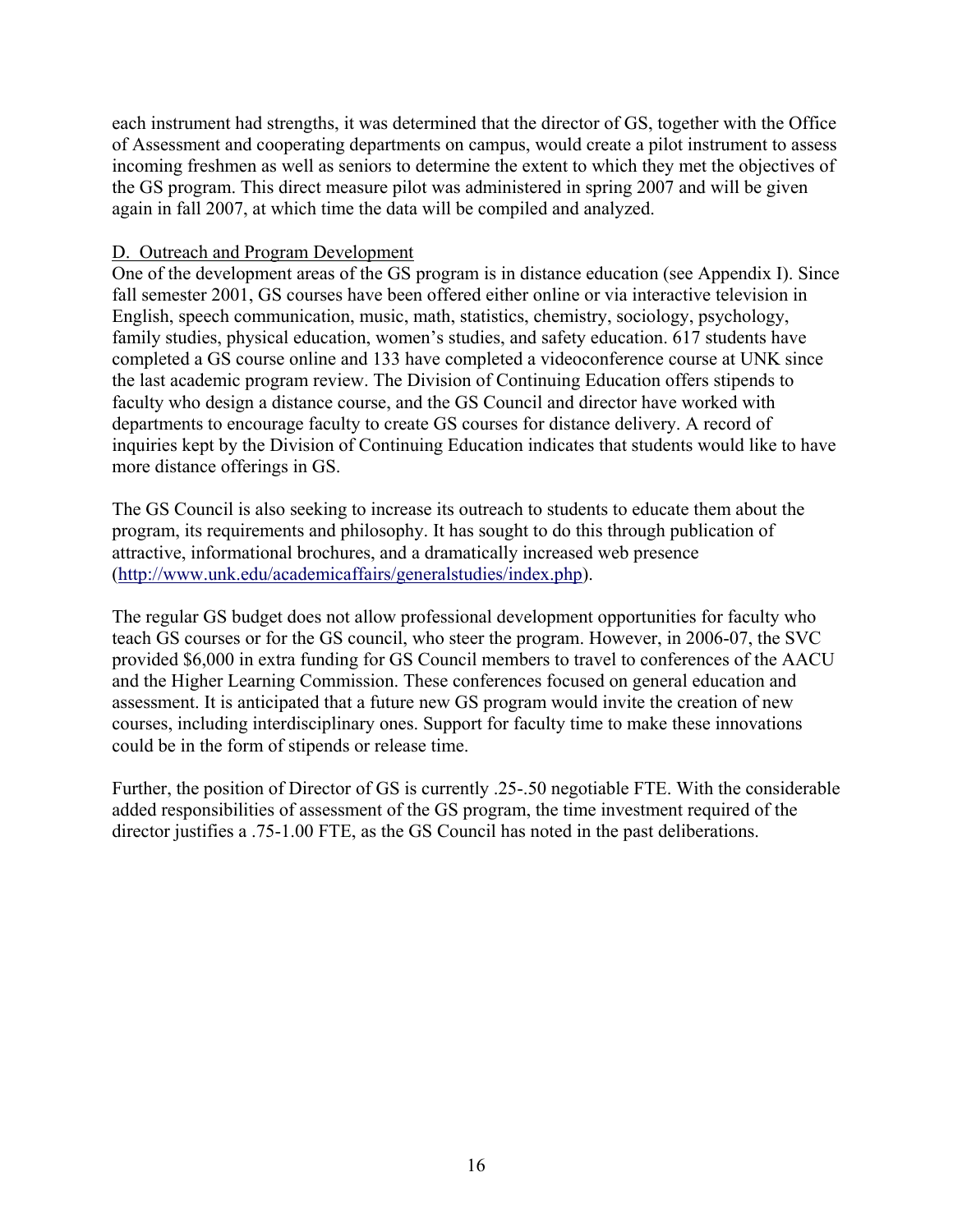each instrument had strengths, it was determined that the director of GS, together with the Office of Assessment and cooperating departments on campus, would create a pilot instrument to assess incoming freshmen as well as seniors to determine the extent to which they met the objectives of the GS program. This direct measure pilot was administered in spring 2007 and will be given again in fall 2007, at which time the data will be compiled and analyzed.

D. Outreach and Program Development

One of the development areas of the GS program is in distance education (see Appendix I). Since fall semester 2001, GS courses have been offered either online or via interactive television in English, speech communication, music, math, statistics, chemistry, sociology, psychology, family studies, physical education, women's studies, and safety education. 617 students have completed a GS course online and 133 have completed a videoconference course at UNK since the last academic program review. The Division of Continuing Education offers stipends to faculty who design a distance course, and the GS Council and director have worked with departments to encourage faculty to create GS courses for distance delivery. A record of inquiries kept by the Division of Continuing Education indicates that students would like to have more distance offerings in GS.

The GS Council is also seeking to increase its outreach to students to educate them about the program, its requirements and philosophy. It has sought to do this through publication of attractive, informational brochures, and a dramatically increased web presence (http://www.unk.edu/academicaffairs/generalstudies/index.php).

The regular GS budget does not allow professional development opportunities for faculty who teach GS courses or for the GS council, who steer the program. However, in 2006-07, the SVC provided $6,000 in extra funding for GS Council members to travel to conferences of the AACU and the Higher Learning Commission. These conferences focused on general education and assessment. It is anticipated that a future new GS program would invite the creation of new courses, including interdisciplinary ones. Support for faculty time to make these innovations could be in the form of stipends or release time.

Further, the position of Director of GS is currently .25-.50 negotiable FTE. With the considerable added responsibilities of assessment of the GS program, the time investment required of the director justifies a .75-1.00 FTE, as the GS Council has noted in the past deliberations.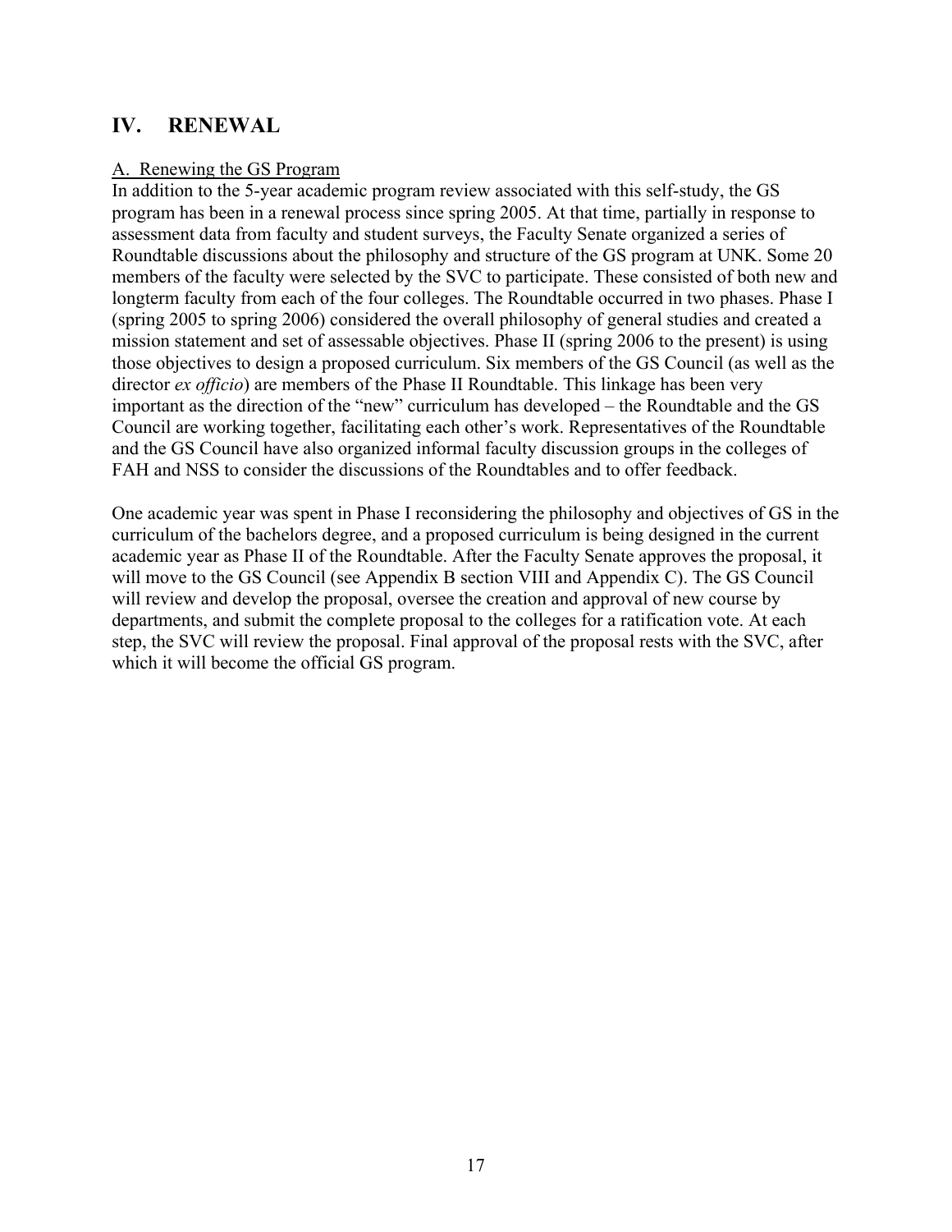# IV. RENEWAL

A. Renewing the GS Program

In addition to the 5-year academic program review associated with this self-study, the GS program has been in a renewal process since spring 2005. At that time, partially in response to assessment data from faculty and student surveys, the Faculty Senate organized a series of Roundtable discussions about the philosophy and structure of the GS program at UNK. Some 20 members of the faculty were selected by the SVC to participate. These consisted of both new and longterm faculty from each of the four colleges. The Roundtable occurred in two phases. Phase I (spring 2005 to spring 2006) considered the overall philosophy of general studies and created a mission statement and set of assessable objectives. Phase II (spring 2006 to the present) is using those objectives to design a proposed curriculum. Six members of the GS Council (as well as the director *ex officio*) are members of the Phase II Roundtable. This linkage has been very important as the direction of the "new" curriculum has developed – the Roundtable and the GS Council are working together, facilitating each other's work. Representatives of the Roundtable and the GS Council have also organized informal faculty discussion groups in the colleges of FAH and NSS to consider the discussions of the Roundtables and to offer feedback.

One academic year was spent in Phase I reconsidering the philosophy and objectives of GS in the curriculum of the bachelors degree, and a proposed curriculum is being designed in the current academic year as Phase II of the Roundtable. After the Faculty Senate approves the proposal, it will move to the GS Council (see Appendix B section VIII and Appendix C). The GS Council will review and develop the proposal, oversee the creation and approval of new course by departments, and submit the complete proposal to the colleges for a ratification vote. At each step, the SVC will review the proposal. Final approval of the proposal rests with the SVC, after which it will become the official GS program.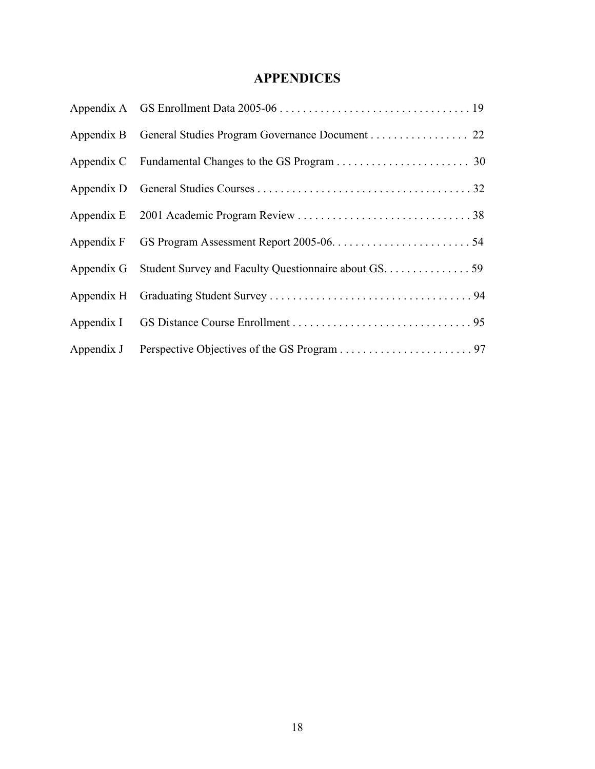# APPENDICES

| | | |
|---|---|---|
| Appendix A | GS Enrollment Data 2005-06 | 19 |
| Appendix B | General Studies Program Governance Document | 22 |
| Appendix C | Fundamental Changes to the GS Program | 30 |
| Appendix D | General Studies Courses | 32 |
| Appendix E | 2001 Academic Program Review | 38 |
| Appendix F | GS Program Assessment Report 2005-06. | 54 |
| Appendix G | Student Survey and Faculty Questionnaire about GS. | 59 |
| Appendix H | Graduating Student Survey | 94 |
| Appendix I | GS Distance Course Enrollment | 95 |
| Appendix J | Perspective Objectives of the GS Program | 97 |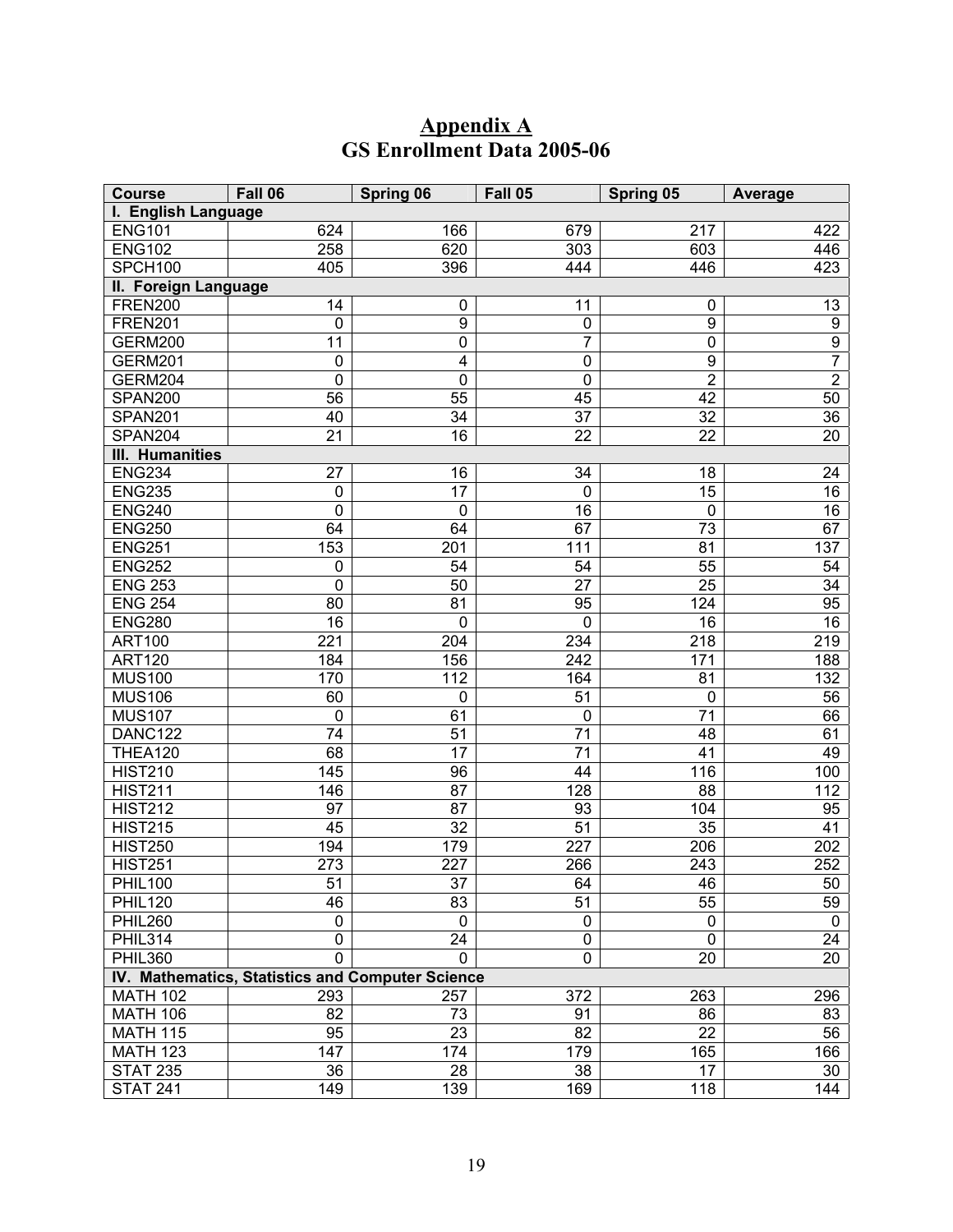# Appendix A
## GS Enrollment Data 2005-06

| Course | Fall 06 | Spring 06 | Fall 05 | Spring 05 | Average |
|---|---|---|---|---|---|
| **I. English Language** | | | | | |
| ENG101 | 624 | 166 | 679 | 217 | 422 |
| ENG102 | 258 | 620 | 303 | 603 | 446 |
| SPCH100 | 405 | 396 | 444 | 446 | 423 |
| **II. Foreign Language** | | | | | |
| FREN200 | 14 | 0 | 11 | 0 | 13 |
| FREN201 | 0 | 9 | 0 | 9 | 9 |
| GERM200 | 11 | 0 | 7 | 0 | 9 |
| GERM201 | 0 | 4 | 0 | 9 | 7 |
| GERM204 | 0 | 0 | 0 | 2 | 2 |
| SPAN200 | 56 | 55 | 45 | 42 | 50 |
| SPAN201 | 40 | 34 | 37 | 32 | 36 |
| SPAN204 | 21 | 16 | 22 | 22 | 20 |
| **III. Humanities** | | | | | |
| ENG234 | 27 | 16 | 34 | 18 | 24 |
| ENG235 | 0 | 17 | 0 | 15 | 16 |
| ENG240 | 0 | 0 | 16 | 0 | 16 |
| ENG250 | 64 | 64 | 67 | 73 | 67 |
| ENG251 | 153 | 201 | 111 | 81 | 137 |
| ENG252 | 0 | 54 | 54 | 55 | 54 |
| ENG 253 | 0 | 50 | 27 | 25 | 34 |
| ENG 254 | 80 | 81 | 95 | 124 | 95 |
| ENG280 | 16 | 0 | 0 | 16 | 16 |
| ART100 | 221 | 204 | 234 | 218 | 219 |
| ART120 | 184 | 156 | 242 | 171 | 188 |
| MUS100 | 170 | 112 | 164 | 81 | 132 |
| MUS106 | 60 | 0 | 51 | 0 | 56 |
| MUS107 | 0 | 61 | 0 | 71 | 66 |
| DANC122 | 74 | 51 | 71 | 48 | 61 |
| THEA120 | 68 | 17 | 71 | 41 | 49 |
| HIST210 | 145 | 96 | 44 | 116 | 100 |
| HIST211 | 146 | 87 | 128 | 88 | 112 |
| HIST212 | 97 | 87 | 93 | 104 | 95 |
| HIST215 | 45 | 32 | 51 | 35 | 41 |
| HIST250 | 194 | 179 | 227 | 206 | 202 |
| HIST251 | 273 | 227 | 266 | 243 | 252 |
| PHIL100 | 51 | 37 | 64 | 46 | 50 |
| PHIL120 | 46 | 83 | 51 | 55 | 59 |
| PHIL260 | 0 | 0 | 0 | 0 | 0 |
| PHIL314 | 0 | 24 | 0 | 0 | 24 |
| PHIL360 | 0 | 0 | 0 | 20 | 20 |
| **IV. Mathematics, Statistics and Computer Science** | | | | | |
| MATH 102 | 293 | 257 | 372 | 263 | 296 |
| MATH 106 | 82 | 73 | 91 | 86 | 83 |
| MATH 115 | 95 | 23 | 82 | 22 | 56 |
| MATH 123 | 147 | 174 | 179 | 165 | 166 |
| STAT 235 | 36 | 28 | 38 | 17 | 30 |
| STAT 241 | 149 | 139 | 169 | 118 | 144 |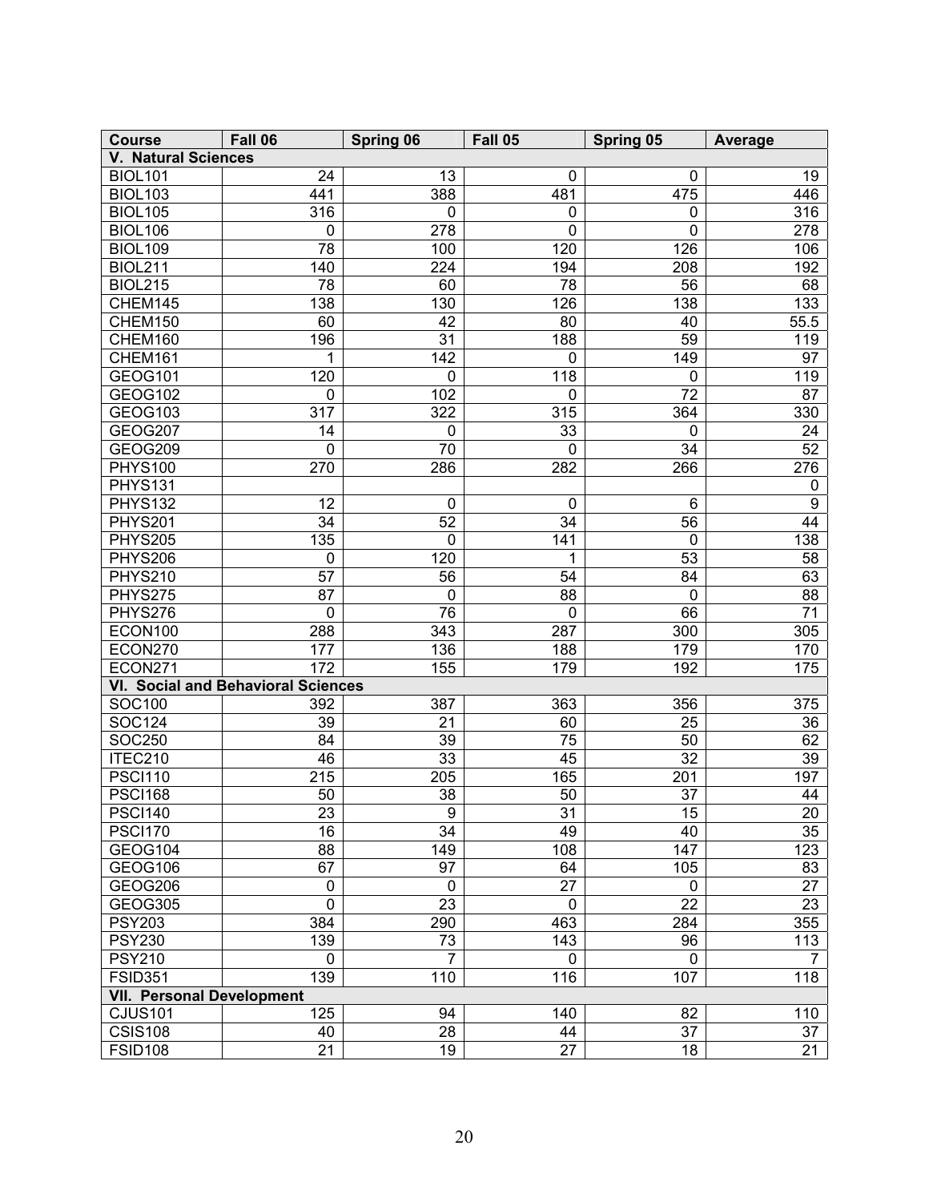| Course | Fall 06 | Spring 06 | Fall 05 | Spring 05 | Average |
|---|---|---|---|---|---|
| **V. Natural Sciences** | | | | | |
| BIOL101 | 24 | 13 | 0 | 0 | 19 |
| BIOL103 | 441 | 388 | 481 | 475 | 446 |
| BIOL105 | 316 | 0 | 0 | 0 | 316 |
| BIOL106 | 0 | 278 | 0 | 0 | 278 |
| BIOL109 | 78 | 100 | 120 | 126 | 106 |
| BIOL211 | 140 | 224 | 194 | 208 | 192 |
| BIOL215 | 78 | 60 | 78 | 56 | 68 |
| CHEM145 | 138 | 130 | 126 | 138 | 133 |
| CHEM150 | 60 | 42 | 80 | 40 | 55.5 |
| CHEM160 | 196 | 31 | 188 | 59 | 119 |
| CHEM161 | 1 | 142 | 0 | 149 | 97 |
| GEOG101 | 120 | 0 | 118 | 0 | 119 |
| GEOG102 | 0 | 102 | 0 | 72 | 87 |
| GEOG103 | 317 | 322 | 315 | 364 | 330 |
| GEOG207 | 14 | 0 | 33 | 0 | 24 |
| GEOG209 | 0 | 70 | 0 | 34 | 52 |
| PHYS100 | 270 | 286 | 282 | 266 | 276 |
| PHYS131 | | | | | 0 |
| PHYS132 | 12 | 0 | 0 | 6 | 9 |
| PHYS201 | 34 | 52 | 34 | 56 | 44 |
| PHYS205 | 135 | 0 | 141 | 0 | 138 |
| PHYS206 | 0 | 120 | 1 | 53 | 58 |
| PHYS210 | 57 | 56 | 54 | 84 | 63 |
| PHYS275 | 87 | 0 | 88 | 0 | 88 |
| PHYS276 | 0 | 76 | 0 | 66 | 71 |
| ECON100 | 288 | 343 | 287 | 300 | 305 |
| ECON270 | 177 | 136 | 188 | 179 | 170 |
| ECON271 | 172 | 155 | 179 | 192 | 175 |
| **VI. Social and Behavioral Sciences** | | | | | |
| SOC100 | 392 | 387 | 363 | 356 | 375 |
| SOC124 | 39 | 21 | 60 | 25 | 36 |
| SOC250 | 84 | 39 | 75 | 50 | 62 |
| ITEC210 | 46 | 33 | 45 | 32 | 39 |
| PSCI110 | 215 | 205 | 165 | 201 | 197 |
| PSCI168 | 50 | 38 | 50 | 37 | 44 |
| PSCI140 | 23 | 9 | 31 | 15 | 20 |
| PSCI170 | 16 | 34 | 49 | 40 | 35 |
| GEOG104 | 88 | 149 | 108 | 147 | 123 |
| GEOG106 | 67 | 97 | 64 | 105 | 83 |
| GEOG206 | 0 | 0 | 27 | 0 | 27 |
| GEOG305 | 0 | 23 | 0 | 22 | 23 |
| PSY203 | 384 | 290 | 463 | 284 | 355 |
| PSY230 | 139 | 73 | 143 | 96 | 113 |
| PSY210 | 0 | 7 | 0 | 0 | 7 |
| FSID351 | 139 | 110 | 116 | 107 | 118 |
| **VII. Personal Development** | | | | | |
| CJUS101 | 125 | 94 | 140 | 82 | 110 |
| CSIS108 | 40 | 28 | 44 | 37 | 37 |
| FSID108 | 21 | 19 | 27 | 18 | 21 |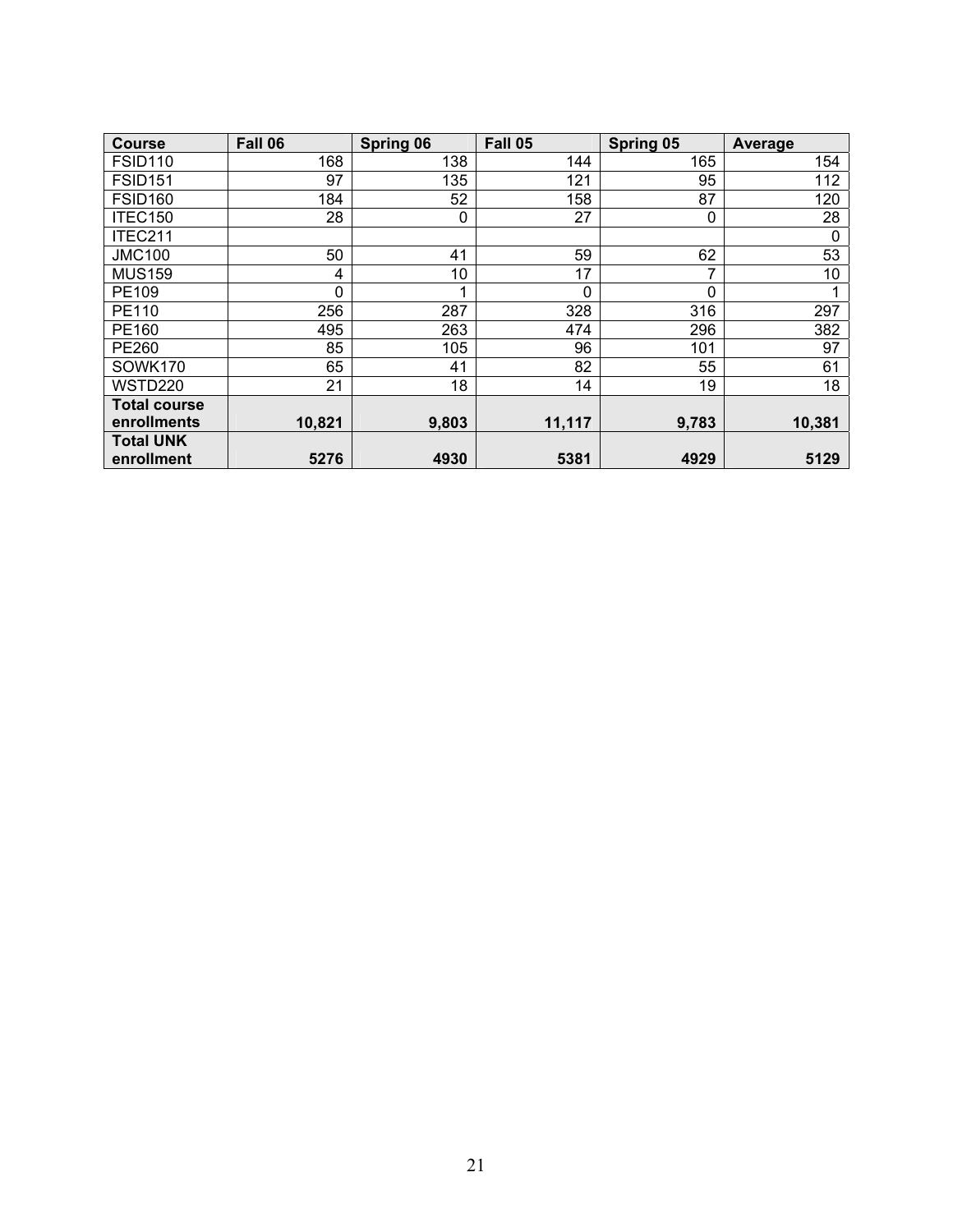| Course | Fall 06 | Spring 06 | Fall 05 | Spring 05 | Average |
|---|---|---|---|---|---|
| FSID110 | 168 | 138 | 144 | 165 | 154 |
| FSID151 | 97 | 135 | 121 | 95 | 112 |
| FSID160 | 184 | 52 | 158 | 87 | 120 |
| ITEC150 | 28 | 0 | 27 | 0 | 28 |
| ITEC211 | | | | | 0 |
| JMC100 | 50 | 41 | 59 | 62 | 53 |
| MUS159 | 4 | 10 | 17 | 7 | 10 |
| PE109 | 0 | 1 | 0 | 0 | 1 |
| PE110 | 256 | 287 | 328 | 316 | 297 |
| PE160 | 495 | 263 | 474 | 296 | 382 |
| PE260 | 85 | 105 | 96 | 101 | 97 |
| SOWK170 | 65 | 41 | 82 | 55 | 61 |
| WSTD220 | 21 | 18 | 14 | 19 | 18 |
| **Total course enrollments** | **10,821** | **9,803** | **11,117** | **9,783** | **10,381** |
| **Total UNK enrollment** | **5276** | **4930** | **5381** | **4929** | **5129** |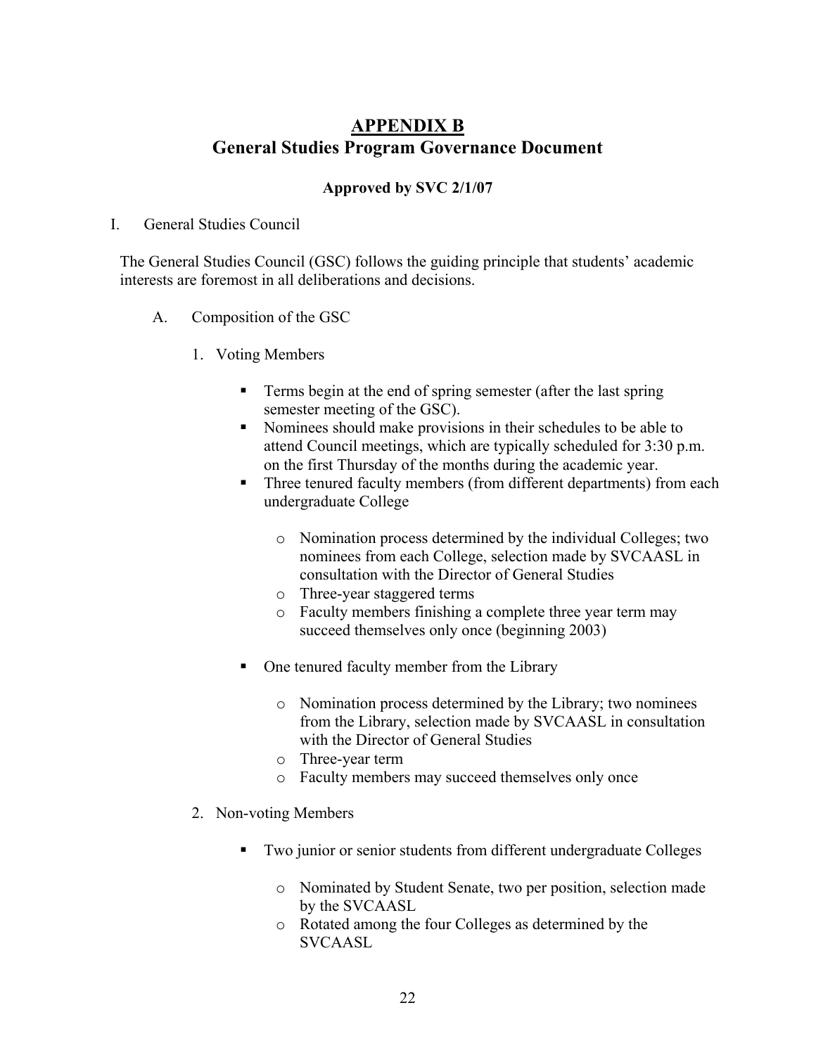# APPENDIX B
## General Studies Program Governance Document

**Approved by SVC 2/1/07**

I. General Studies Council

The General Studies Council (GSC) follows the guiding principle that students' academic interests are foremost in all deliberations and decisions.

A. Composition of the GSC

1. Voting Members

- Terms begin at the end of spring semester (after the last spring semester meeting of the GSC).
- Nominees should make provisions in their schedules to be able to attend Council meetings, which are typically scheduled for 3:30 p.m. on the first Thursday of the months during the academic year.
- Three tenured faculty members (from different departments) from each undergraduate College
    - Nomination process determined by the individual Colleges; two nominees from each College, selection made by SVCAASL in consultation with the Director of General Studies
    - Three-year staggered terms
    - Faculty members finishing a complete three year term may succeed themselves only once (beginning 2003)
- One tenured faculty member from the Library
    - Nomination process determined by the Library; two nominees from the Library, selection made by SVCAASL in consultation with the Director of General Studies
    - Three-year term
    - Faculty members may succeed themselves only once

2. Non-voting Members

- Two junior or senior students from different undergraduate Colleges
    - Nominated by Student Senate, two per position, selection made by the SVCAASL
    - Rotated among the four Colleges as determined by the SVCAASL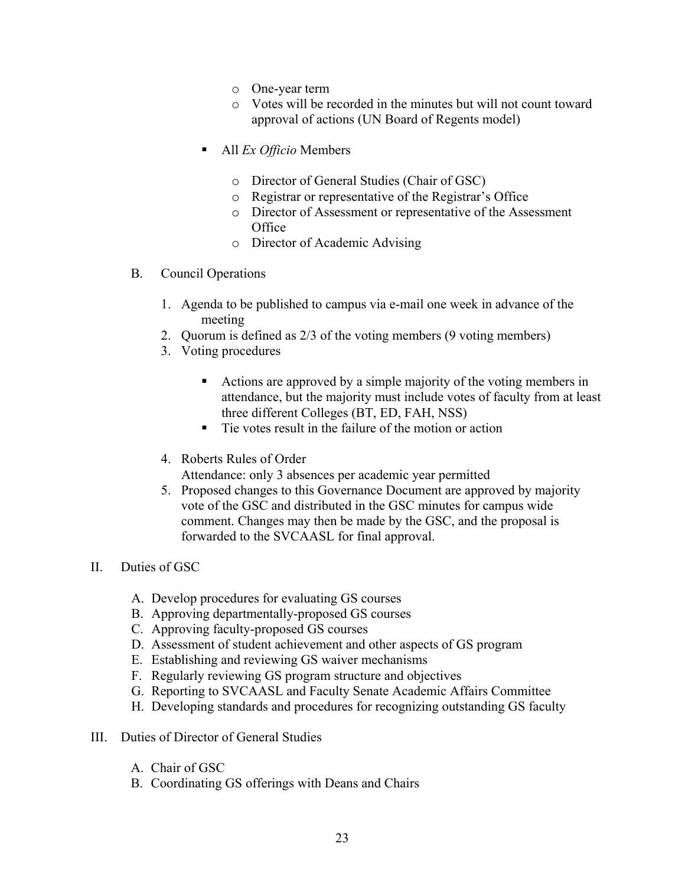- One-year term
- Votes will be recorded in the minutes but will not count toward approval of actions (UN Board of Regents model)

- All *Ex Officio* Members

    - Director of General Studies (Chair of GSC)
    - Registrar or representative of the Registrar's Office
    - Director of Assessment or representative of the Assessment Office
    - Director of Academic Advising

B. Council Operations

1. Agenda to be published to campus via e-mail one week in advance of the meeting
2. Quorum is defined as 2/3 of the voting members (9 voting members)
3. Voting procedures

    - Actions are approved by a simple majority of the voting members in attendance, but the majority must include votes of faculty from at least three different Colleges (BT, ED, FAH, NSS)
    - Tie votes result in the failure of the motion or action

4. Roberts Rules of Order
   Attendance: only 3 absences per academic year permitted
5. Proposed changes to this Governance Document are approved by majority vote of the GSC and distributed in the GSC minutes for campus wide comment. Changes may then be made by the GSC, and the proposal is forwarded to the SVCAASL for final approval.

## II. Duties of GSC

A. Develop procedures for evaluating GS courses
B. Approving departmentally-proposed GS courses
C. Approving faculty-proposed GS courses
D. Assessment of student achievement and other aspects of GS program
E. Establishing and reviewing GS waiver mechanisms
F. Regularly reviewing GS program structure and objectives
G. Reporting to SVCAASL and Faculty Senate Academic Affairs Committee
H. Developing standards and procedures for recognizing outstanding GS faculty

## III. Duties of Director of General Studies

A. Chair of GSC
B. Coordinating GS offerings with Deans and Chairs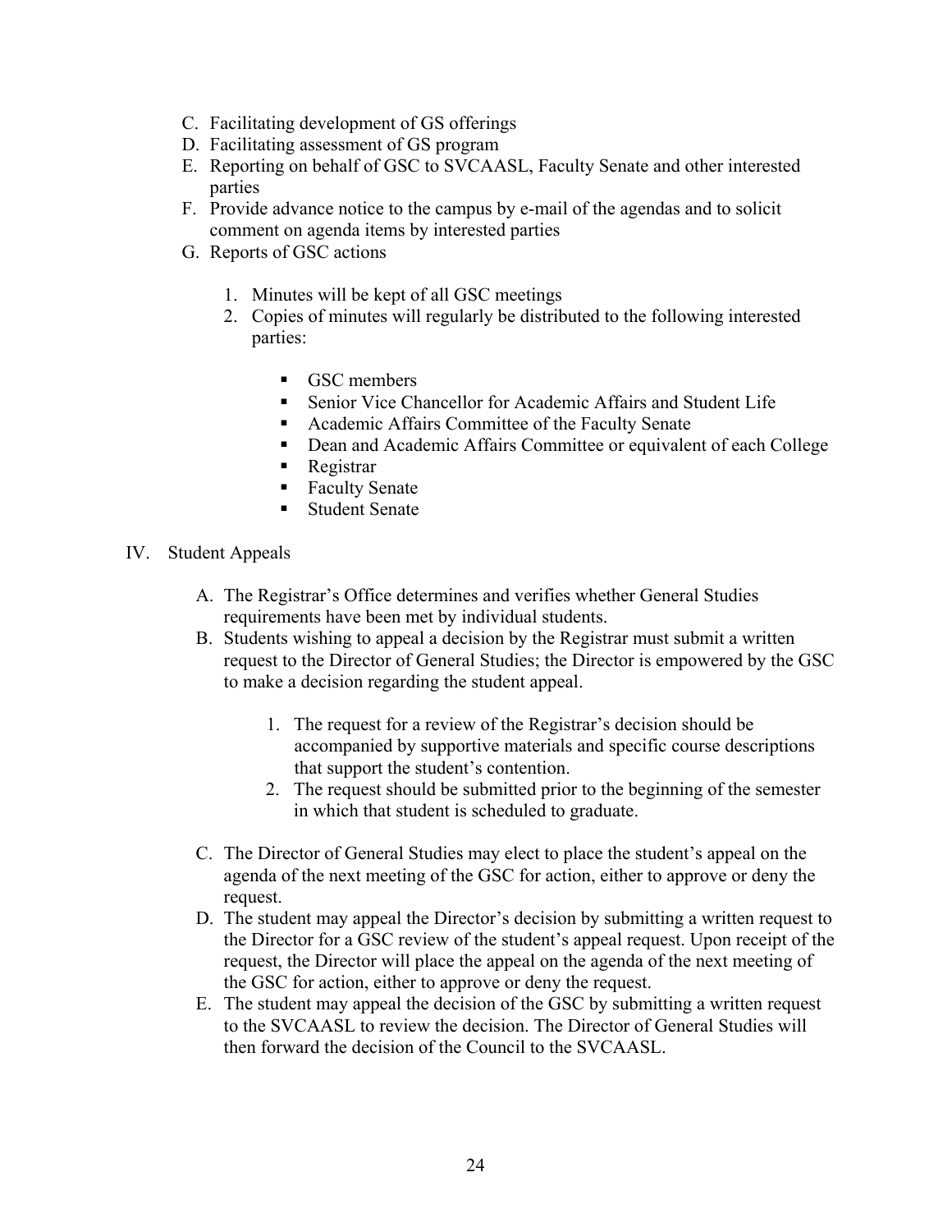C. Facilitating development of GS offerings
D. Facilitating assessment of GS program
E. Reporting on behalf of GSC to SVCAASL, Faculty Senate and other interested parties
F. Provide advance notice to the campus by e-mail of the agendas and to solicit comment on agenda items by interested parties
G. Reports of GSC actions

    1. Minutes will be kept of all GSC meetings
    2. Copies of minutes will regularly be distributed to the following interested parties:

        - GSC members
        - Senior Vice Chancellor for Academic Affairs and Student Life
        - Academic Affairs Committee of the Faculty Senate
        - Dean and Academic Affairs Committee or equivalent of each College
        - Registrar
        - Faculty Senate
        - Student Senate

IV. Student Appeals

A. The Registrar's Office determines and verifies whether General Studies requirements have been met by individual students.
B. Students wishing to appeal a decision by the Registrar must submit a written request to the Director of General Studies; the Director is empowered by the GSC to make a decision regarding the student appeal.

    1. The request for a review of the Registrar's decision should be accompanied by supportive materials and specific course descriptions that support the student's contention.
    2. The request should be submitted prior to the beginning of the semester in which that student is scheduled to graduate.

C. The Director of General Studies may elect to place the student's appeal on the agenda of the next meeting of the GSC for action, either to approve or deny the request.
D. The student may appeal the Director's decision by submitting a written request to the Director for a GSC review of the student's appeal request. Upon receipt of the request, the Director will place the appeal on the agenda of the next meeting of the GSC for action, either to approve or deny the request.
E. The student may appeal the decision of the GSC by submitting a written request to the SVCAASL to review the decision. The Director of General Studies will then forward the decision of the Council to the SVCAASL.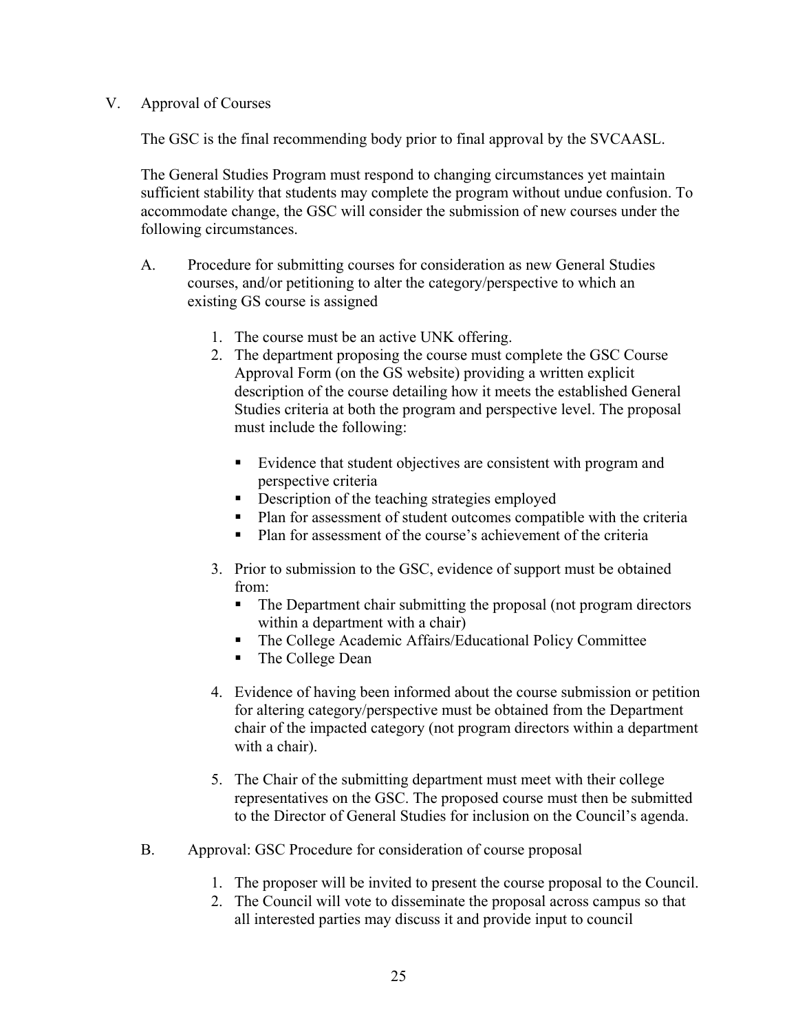## V. Approval of Courses

The GSC is the final recommending body prior to final approval by the SVCAASL.

The General Studies Program must respond to changing circumstances yet maintain sufficient stability that students may complete the program without undue confusion. To accommodate change, the GSC will consider the submission of new courses under the following circumstances.

### A. Procedure for submitting courses for consideration as new General Studies courses, and/or petitioning to alter the category/perspective to which an existing GS course is assigned

1. The course must be an active UNK offering.
2. The department proposing the course must complete the GSC Course Approval Form (on the GS website) providing a written explicit description of the course detailing how it meets the established General Studies criteria at both the program and perspective level. The proposal must include the following:
   - Evidence that student objectives are consistent with program and perspective criteria
   - Description of the teaching strategies employed
   - Plan for assessment of student outcomes compatible with the criteria
   - Plan for assessment of the course's achievement of the criteria
3. Prior to submission to the GSC, evidence of support must be obtained from:
   - The Department chair submitting the proposal (not program directors within a department with a chair)
   - The College Academic Affairs/Educational Policy Committee
   - The College Dean
4. Evidence of having been informed about the course submission or petition for altering category/perspective must be obtained from the Department chair of the impacted category (not program directors within a department with a chair).
5. The Chair of the submitting department must meet with their college representatives on the GSC. The proposed course must then be submitted to the Director of General Studies for inclusion on the Council's agenda.

### B. Approval: GSC Procedure for consideration of course proposal

1. The proposer will be invited to present the course proposal to the Council.
2. The Council will vote to disseminate the proposal across campus so that all interested parties may discuss it and provide input to council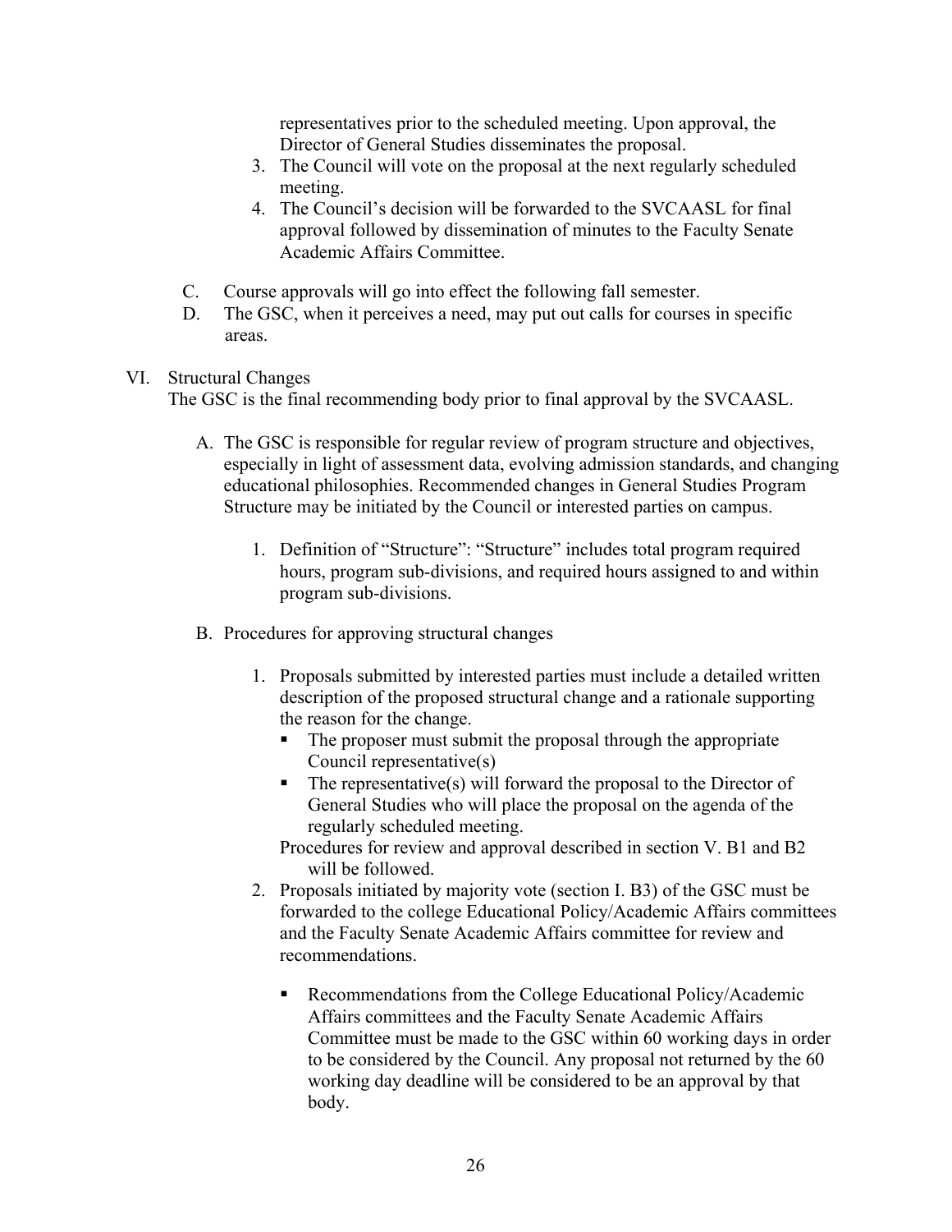representatives prior to the scheduled meeting. Upon approval, the Director of General Studies disseminates the proposal.

3. The Council will vote on the proposal at the next regularly scheduled meeting.
4. The Council's decision will be forwarded to the SVCAASL for final approval followed by dissemination of minutes to the Faculty Senate Academic Affairs Committee.

C. Course approvals will go into effect the following fall semester.

D. The GSC, when it perceives a need, may put out calls for courses in specific areas.

## VI. Structural Changes

The GSC is the final recommending body prior to final approval by the SVCAASL.

A. The GSC is responsible for regular review of program structure and objectives, especially in light of assessment data, evolving admission standards, and changing educational philosophies. Recommended changes in General Studies Program Structure may be initiated by the Council or interested parties on campus.

1. Definition of "Structure": "Structure" includes total program required hours, program sub-divisions, and required hours assigned to and within program sub-divisions.

B. Procedures for approving structural changes

1. Proposals submitted by interested parties must include a detailed written description of the proposed structural change and a rationale supporting the reason for the change.
   - The proposer must submit the proposal through the appropriate Council representative(s)
   - The representative(s) will forward the proposal to the Director of General Studies who will place the proposal on the agenda of the regularly scheduled meeting.

   Procedures for review and approval described in section V. B1 and B2 will be followed.
2. Proposals initiated by majority vote (section I. B3) of the GSC must be forwarded to the college Educational Policy/Academic Affairs committees and the Faculty Senate Academic Affairs committee for review and recommendations.

   - Recommendations from the College Educational Policy/Academic Affairs committees and the Faculty Senate Academic Affairs Committee must be made to the GSC within 60 working days in order to be considered by the Council. Any proposal not returned by the 60 working day deadline will be considered to be an approval by that body.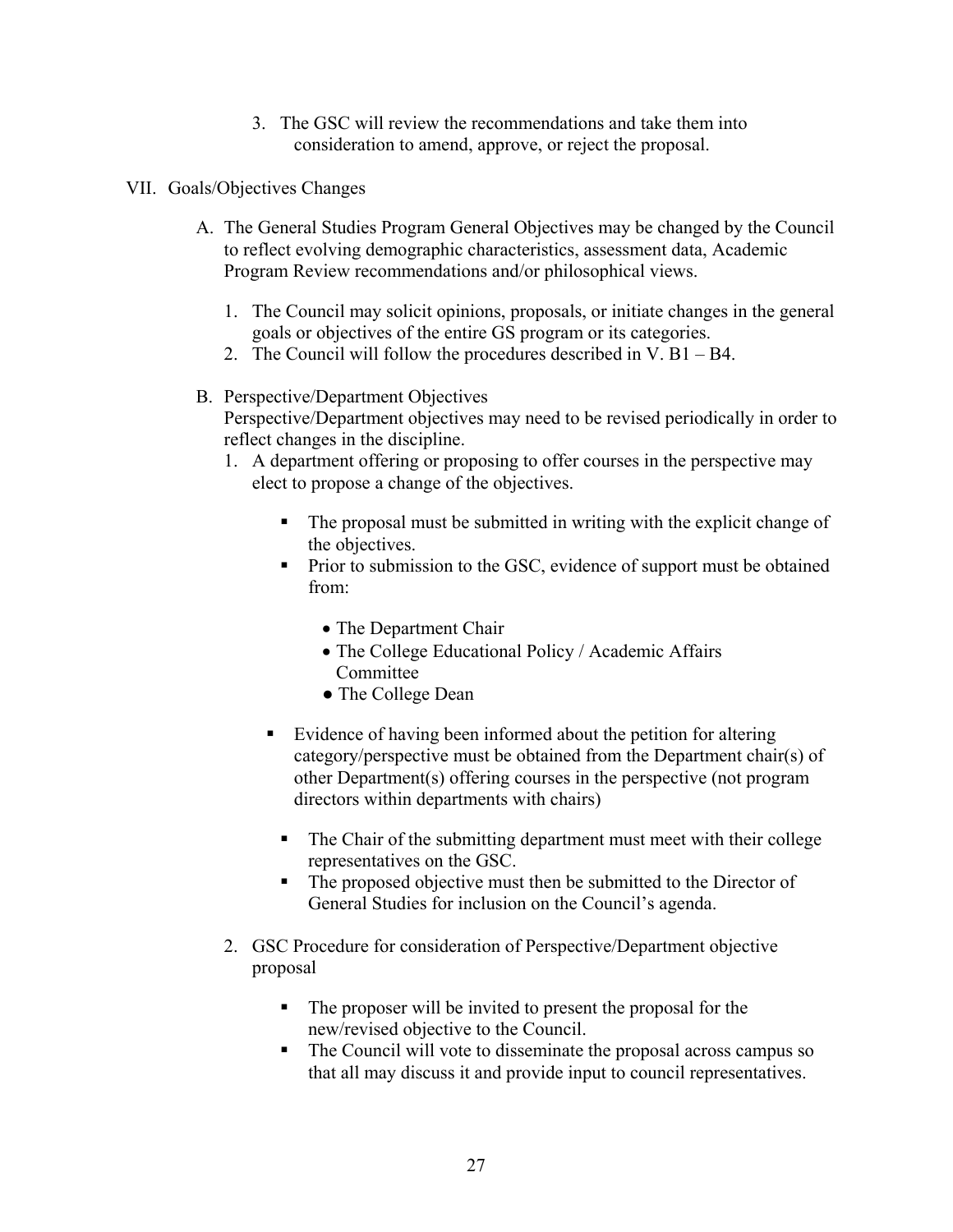3. The GSC will review the recommendations and take them into consideration to amend, approve, or reject the proposal.

VII. Goals/Objectives Changes

A. The General Studies Program General Objectives may be changed by the Council to reflect evolving demographic characteristics, assessment data, Academic Program Review recommendations and/or philosophical views.

1. The Council may solicit opinions, proposals, or initiate changes in the general goals or objectives of the entire GS program or its categories.
2. The Council will follow the procedures described in V. B1 – B4.

B. Perspective/Department Objectives

Perspective/Department objectives may need to be revised periodically in order to reflect changes in the discipline.

1. A department offering or proposing to offer courses in the perspective may elect to propose a change of the objectives.

    - The proposal must be submitted in writing with the explicit change of the objectives.
    - Prior to submission to the GSC, evidence of support must be obtained from:
        - The Department Chair
        - The College Educational Policy / Academic Affairs Committee
        - The College Dean
    - Evidence of having been informed about the petition for altering category/perspective must be obtained from the Department chair(s) of other Department(s) offering courses in the perspective (not program directors within departments with chairs)
    - The Chair of the submitting department must meet with their college representatives on the GSC.
    - The proposed objective must then be submitted to the Director of General Studies for inclusion on the Council's agenda.

2. GSC Procedure for consideration of Perspective/Department objective proposal

    - The proposer will be invited to present the proposal for the new/revised objective to the Council.
    - The Council will vote to disseminate the proposal across campus so that all may discuss it and provide input to council representatives.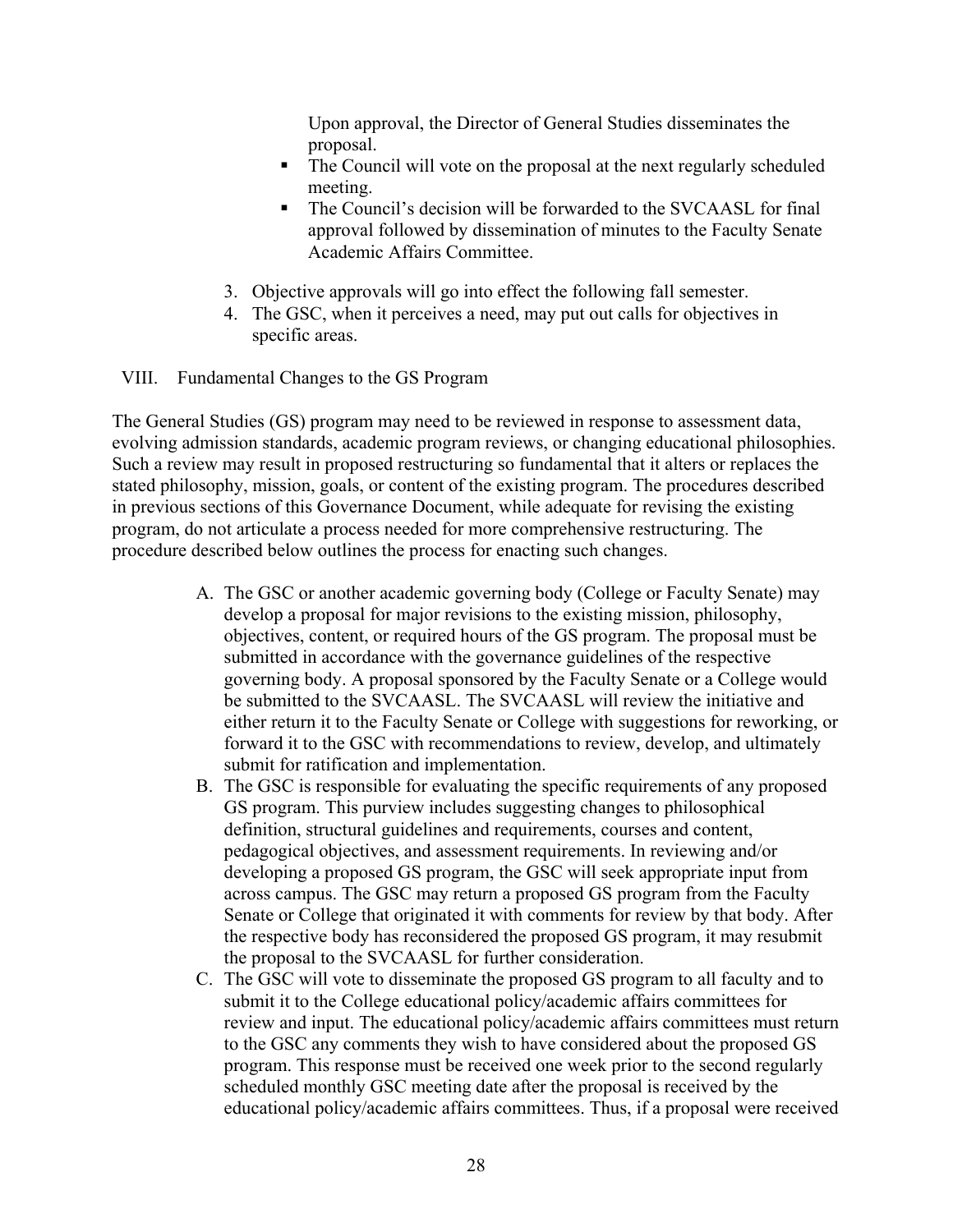Upon approval, the Director of General Studies disseminates the proposal.

- The Council will vote on the proposal at the next regularly scheduled meeting.
- The Council's decision will be forwarded to the SVCAASL for final approval followed by dissemination of minutes to the Faculty Senate Academic Affairs Committee.

3. Objective approvals will go into effect the following fall semester.
4. The GSC, when it perceives a need, may put out calls for objectives in specific areas.

## VIII. Fundamental Changes to the GS Program

The General Studies (GS) program may need to be reviewed in response to assessment data, evolving admission standards, academic program reviews, or changing educational philosophies. Such a review may result in proposed restructuring so fundamental that it alters or replaces the stated philosophy, mission, goals, or content of the existing program. The procedures described in previous sections of this Governance Document, while adequate for revising the existing program, do not articulate a process needed for more comprehensive restructuring. The procedure described below outlines the process for enacting such changes.

A. The GSC or another academic governing body (College or Faculty Senate) may develop a proposal for major revisions to the existing mission, philosophy, objectives, content, or required hours of the GS program. The proposal must be submitted in accordance with the governance guidelines of the respective governing body. A proposal sponsored by the Faculty Senate or a College would be submitted to the SVCAASL. The SVCAASL will review the initiative and either return it to the Faculty Senate or College with suggestions for reworking, or forward it to the GSC with recommendations to review, develop, and ultimately submit for ratification and implementation.
B. The GSC is responsible for evaluating the specific requirements of any proposed GS program. This purview includes suggesting changes to philosophical definition, structural guidelines and requirements, courses and content, pedagogical objectives, and assessment requirements. In reviewing and/or developing a proposed GS program, the GSC will seek appropriate input from across campus. The GSC may return a proposed GS program from the Faculty Senate or College that originated it with comments for review by that body. After the respective body has reconsidered the proposed GS program, it may resubmit the proposal to the SVCAASL for further consideration.
C. The GSC will vote to disseminate the proposed GS program to all faculty and to submit it to the College educational policy/academic affairs committees for review and input. The educational policy/academic affairs committees must return to the GSC any comments they wish to have considered about the proposed GS program. This response must be received one week prior to the second regularly scheduled monthly GSC meeting date after the proposal is received by the educational policy/academic affairs committees. Thus, if a proposal were received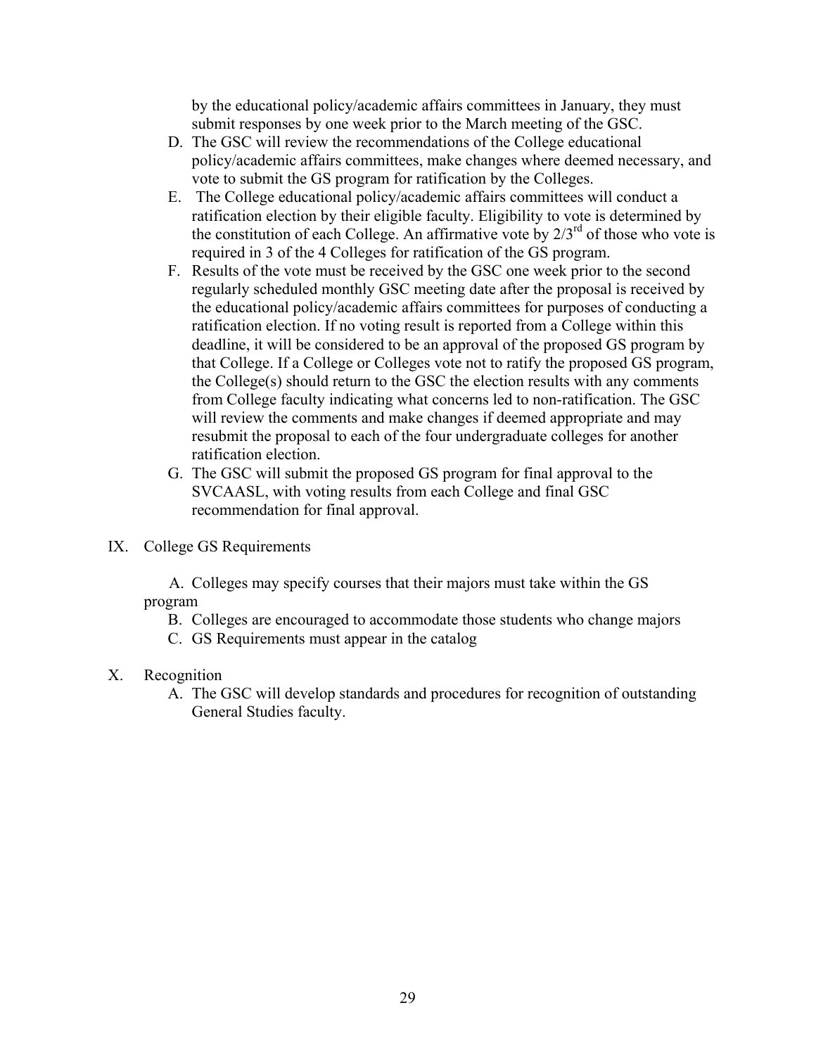by the educational policy/academic affairs committees in January, they must submit responses by one week prior to the March meeting of the GSC.

D. The GSC will review the recommendations of the College educational policy/academic affairs committees, make changes where deemed necessary, and vote to submit the GS program for ratification by the Colleges.

E. The College educational policy/academic affairs committees will conduct a ratification election by their eligible faculty. Eligibility to vote is determined by the constitution of each College. An affirmative vote by 2/3rd of those who vote is required in 3 of the 4 Colleges for ratification of the GS program.

F. Results of the vote must be received by the GSC one week prior to the second regularly scheduled monthly GSC meeting date after the proposal is received by the educational policy/academic affairs committees for purposes of conducting a ratification election. If no voting result is reported from a College within this deadline, it will be considered to be an approval of the proposed GS program by that College. If a College or Colleges vote not to ratify the proposed GS program, the College(s) should return to the GSC the election results with any comments from College faculty indicating what concerns led to non-ratification. The GSC will review the comments and make changes if deemed appropriate and may resubmit the proposal to each of the four undergraduate colleges for another ratification election.

G. The GSC will submit the proposed GS program for final approval to the SVCAASL, with voting results from each College and final GSC recommendation for final approval.

IX. College GS Requirements

A. Colleges may specify courses that their majors must take within the GS program

B. Colleges are encouraged to accommodate those students who change majors

C. GS Requirements must appear in the catalog

X. Recognition

A. The GSC will develop standards and procedures for recognition of outstanding General Studies faculty.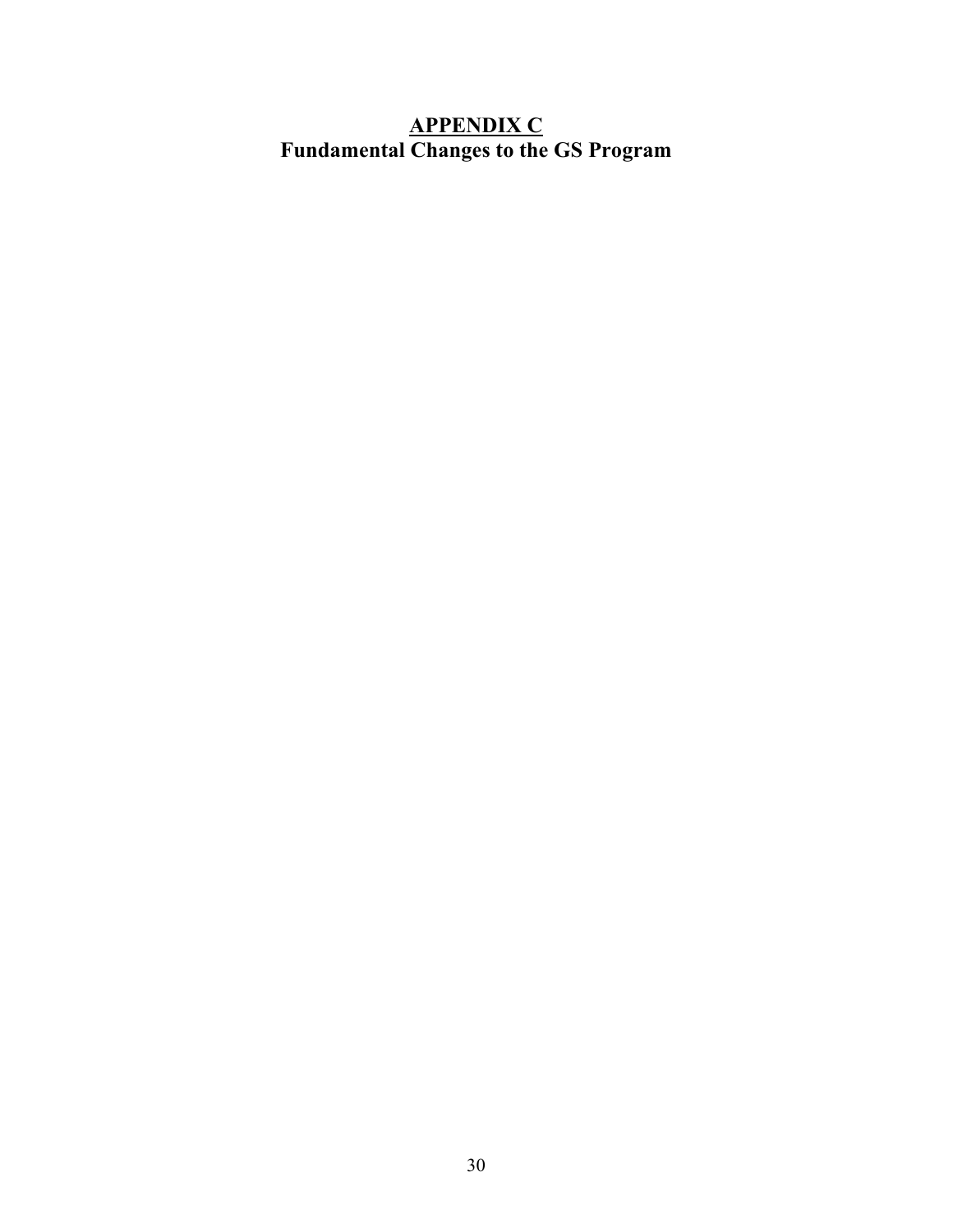# APPENDIX C

## Fundamental Changes to the GS Program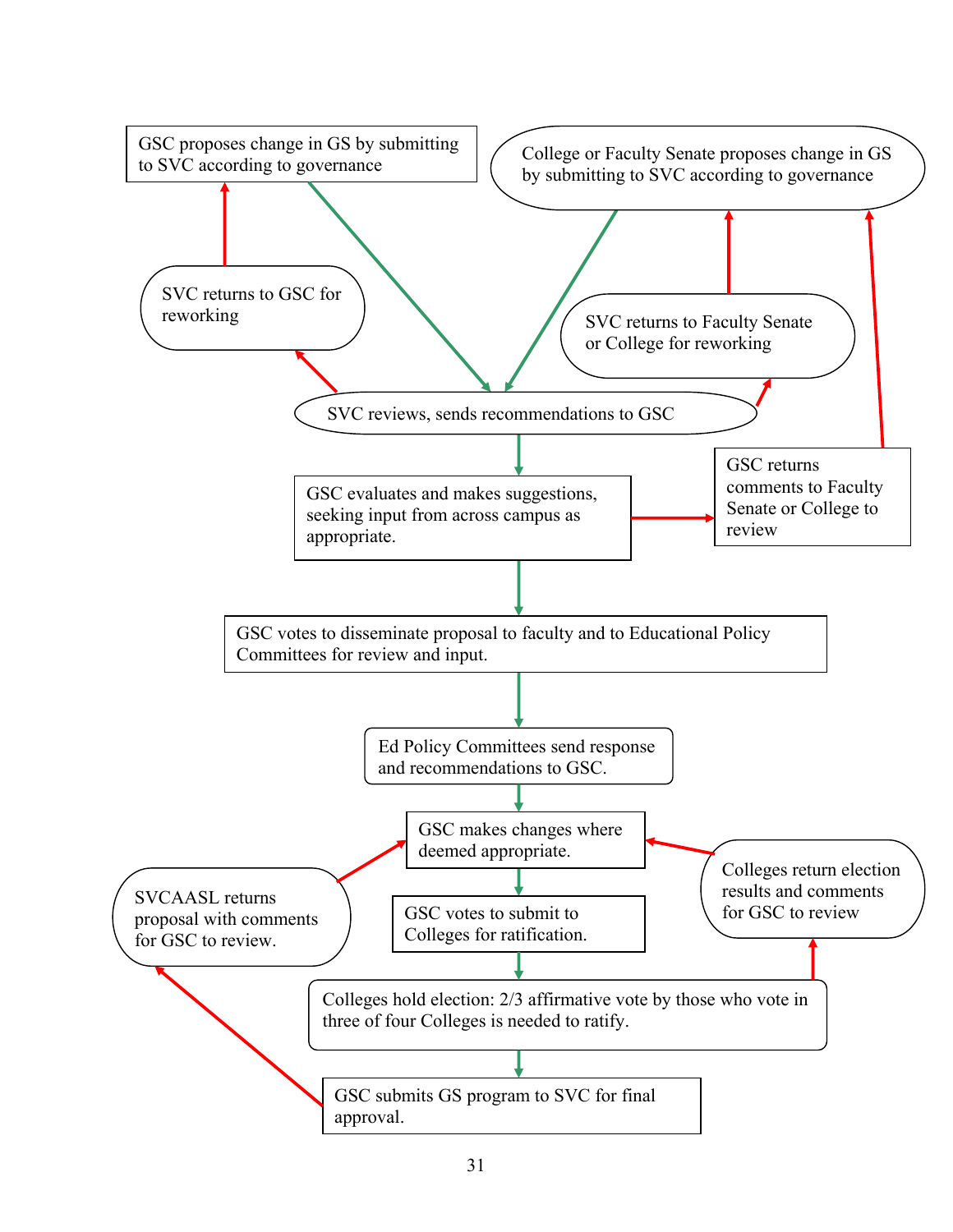GSC proposes change in GS by submitting to SVC according to governance

College or Faculty Senate proposes change in GS by submitting to SVC according to governance

SVC returns to GSC for reworking

SVC returns to Faculty Senate or College for reworking

SVC reviews, sends recommendations to GSC

GSC evaluates and makes suggestions, seeking input from across campus as appropriate.

GSC returns comments to Faculty Senate or College to review

GSC votes to disseminate proposal to faculty and to Educational Policy Committees for review and input.

Ed Policy Committees send response and recommendations to GSC.

GSC makes changes where deemed appropriate.

SVCAASL returns proposal with comments for GSC to review.

Colleges return election results and comments for GSC to review

GSC votes to submit to Colleges for ratification.

Colleges hold election: 2/3 affirmative vote by those who vote in three of four Colleges is needed to ratify.

GSC submits GS program to SVC for final approval.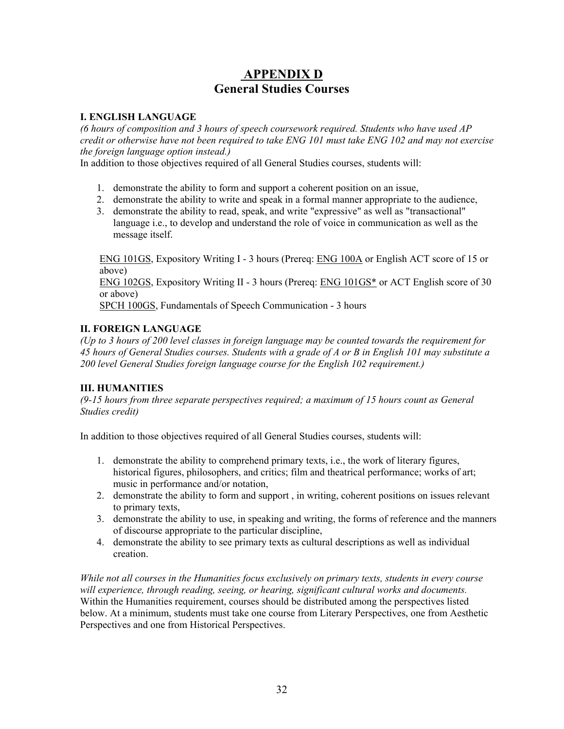# APPENDIX D
# General Studies Courses

### I. ENGLISH LANGUAGE

*(6 hours of composition and 3 hours of speech coursework required. Students who have used AP credit or otherwise have not been required to take ENG 101 must take ENG 102 and may not exercise the foreign language option instead.)*

In addition to those objectives required of all General Studies courses, students will:

1. demonstrate the ability to form and support a coherent position on an issue,
2. demonstrate the ability to write and speak in a formal manner appropriate to the audience,
3. demonstrate the ability to read, speak, and write "expressive" as well as "transactional" language i.e., to develop and understand the role of voice in communication as well as the message itself.

ENG 101GS, Expository Writing I - 3 hours (Prereq: ENG 100A or English ACT score of 15 or above)
ENG 102GS, Expository Writing II - 3 hours (Prereq: ENG 101GS* or ACT English score of 30 or above)
SPCH 100GS, Fundamentals of Speech Communication - 3 hours

### II. FOREIGN LANGUAGE

*(Up to 3 hours of 200 level classes in foreign language may be counted towards the requirement for 45 hours of General Studies courses. Students with a grade of A or B in English 101 may substitute a 200 level General Studies foreign language course for the English 102 requirement.)*

### III. HUMANITIES

*(9-15 hours from three separate perspectives required; a maximum of 15 hours count as General Studies credit)*

In addition to those objectives required of all General Studies courses, students will:

1. demonstrate the ability to comprehend primary texts, i.e., the work of literary figures, historical figures, philosophers, and critics; film and theatrical performance; works of art; music in performance and/or notation,
2. demonstrate the ability to form and support , in writing, coherent positions on issues relevant to primary texts,
3. demonstrate the ability to use, in speaking and writing, the forms of reference and the manners of discourse appropriate to the particular discipline,
4. demonstrate the ability to see primary texts as cultural descriptions as well as individual creation.

*While not all courses in the Humanities focus exclusively on primary texts, students in every course will experience, through reading, seeing, or hearing, significant cultural works and documents.* Within the Humanities requirement, courses should be distributed among the perspectives listed below. At a minimum, students must take one course from Literary Perspectives, one from Aesthetic Perspectives and one from Historical Perspectives.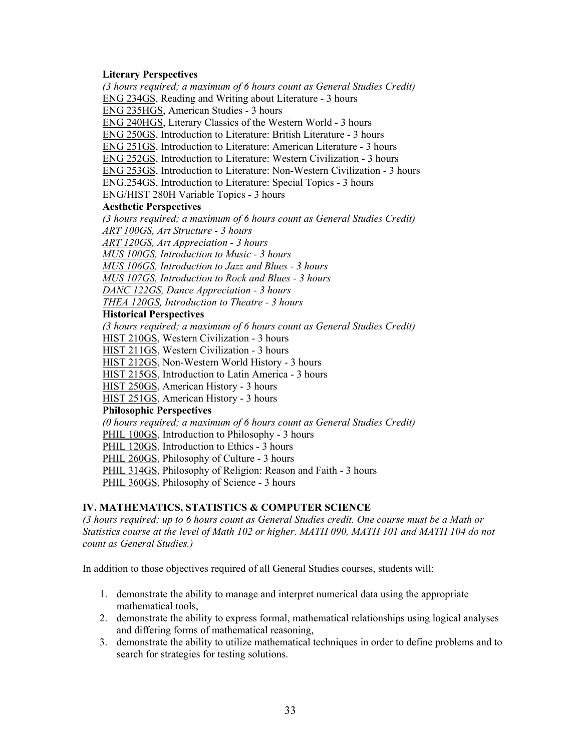**Literary Perspectives**

*(3 hours required; a maximum of 6 hours count as General Studies Credit)*

ENG 234GS, Reading and Writing about Literature - 3 hours
ENG 235HGS, American Studies - 3 hours
ENG 240HGS, Literary Classics of the Western World - 3 hours
ENG 250GS, Introduction to Literature: British Literature - 3 hours
ENG 251GS, Introduction to Literature: American Literature - 3 hours
ENG 252GS, Introduction to Literature: Western Civilization - 3 hours
ENG 253GS, Introduction to Literature: Non-Western Civilization - 3 hours
ENG.254GS, Introduction to Literature: Special Topics - 3 hours
ENG/HIST 280H Variable Topics - 3 hours

**Aesthetic Perspectives**

*(3 hours required; a maximum of 6 hours count as General Studies Credit)*

*ART 100GS, Art Structure - 3 hours*
*ART 120GS, Art Appreciation - 3 hours*
*MUS 100GS, Introduction to Music - 3 hours*
*MUS 106GS, Introduction to Jazz and Blues - 3 hours*
*MUS 107GS, Introduction to Rock and Blues - 3 hours*
*DANC 122GS, Dance Appreciation - 3 hours*
*THEA 120GS, Introduction to Theatre - 3 hours*

**Historical Perspectives**

*(3 hours required; a maximum of 6 hours count as General Studies Credit)*

HIST 210GS, Western Civilization - 3 hours
HIST 211GS, Western Civilization - 3 hours
HIST 212GS, Non-Western World History - 3 hours
HIST 215GS, Introduction to Latin America - 3 hours
HIST 250GS, American History - 3 hours
HIST 251GS, American History - 3 hours

**Philosophic Perspectives**

*(0 hours required; a maximum of 6 hours count as General Studies Credit)*

PHIL 100GS, Introduction to Philosophy - 3 hours
PHIL 120GS, Introduction to Ethics - 3 hours
PHIL 260GS, Philosophy of Culture - 3 hours
PHIL 314GS, Philosophy of Religion: Reason and Faith - 3 hours
PHIL 360GS, Philosophy of Science - 3 hours

## IV. MATHEMATICS, STATISTICS & COMPUTER SCIENCE

*(3 hours required; up to 6 hours count as General Studies credit. One course must be a Math or Statistics course at the level of Math 102 or higher. MATH 090, MATH 101 and MATH 104 do not count as General Studies.)*

In addition to those objectives required of all General Studies courses, students will:

1. demonstrate the ability to manage and interpret numerical data using the appropriate mathematical tools,
2. demonstrate the ability to express formal, mathematical relationships using logical analyses and differing forms of mathematical reasoning,
3. demonstrate the ability to utilize mathematical techniques in order to define problems and to search for strategies for testing solutions.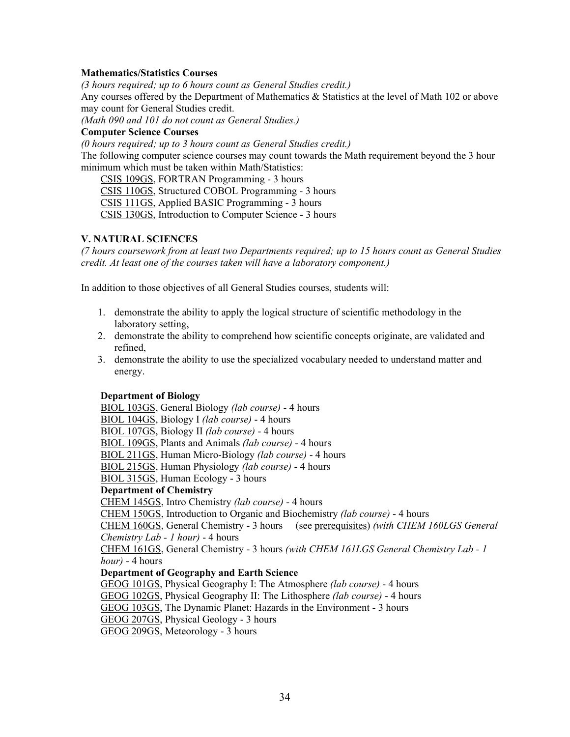**Mathematics/Statistics Courses**

*(3 hours required; up to 6 hours count as General Studies credit.)*

Any courses offered by the Department of Mathematics & Statistics at the level of Math 102 or above may count for General Studies credit.

*(Math 090 and 101 do not count as General Studies.)*

**Computer Science Courses**

*(0 hours required; up to 3 hours count as General Studies credit.)*

The following computer science courses may count towards the Math requirement beyond the 3 hour minimum which must be taken within Math/Statistics:

CSIS 109GS, FORTRAN Programming - 3 hours
CSIS 110GS, Structured COBOL Programming - 3 hours
CSIS 111GS, Applied BASIC Programming - 3 hours
CSIS 130GS, Introduction to Computer Science - 3 hours

## V. NATURAL SCIENCES

*(7 hours coursework from at least two Departments required; up to 15 hours count as General Studies credit. At least one of the courses taken will have a laboratory component.)*

In addition to those objectives of all General Studies courses, students will:

1. demonstrate the ability to apply the logical structure of scientific methodology in the laboratory setting,
2. demonstrate the ability to comprehend how scientific concepts originate, are validated and refined,
3. demonstrate the ability to use the specialized vocabulary needed to understand matter and energy.

**Department of Biology**

BIOL 103GS, General Biology *(lab course)* - 4 hours
BIOL 104GS, Biology I *(lab course)* - 4 hours
BIOL 107GS, Biology II *(lab course)* - 4 hours
BIOL 109GS, Plants and Animals *(lab course)* - 4 hours
BIOL 211GS, Human Micro-Biology *(lab course)* - 4 hours
BIOL 215GS, Human Physiology *(lab course)* - 4 hours
BIOL 315GS, Human Ecology - 3 hours

**Department of Chemistry**

CHEM 145GS, Intro Chemistry *(lab course)* - 4 hours
CHEM 150GS, Introduction to Organic and Biochemistry *(lab course)* - 4 hours
CHEM 160GS, General Chemistry - 3 hours (see prerequisites) *(with CHEM 160LGS General Chemistry Lab - 1 hour)* - 4 hours
CHEM 161GS, General Chemistry - 3 hours *(with CHEM 161LGS General Chemistry Lab - 1 hour)* - 4 hours

**Department of Geography and Earth Science**

GEOG 101GS, Physical Geography I: The Atmosphere *(lab course)* - 4 hours
GEOG 102GS, Physical Geography II: The Lithosphere *(lab course)* - 4 hours
GEOG 103GS, The Dynamic Planet: Hazards in the Environment - 3 hours
GEOG 207GS, Physical Geology - 3 hours
GEOG 209GS, Meteorology - 3 hours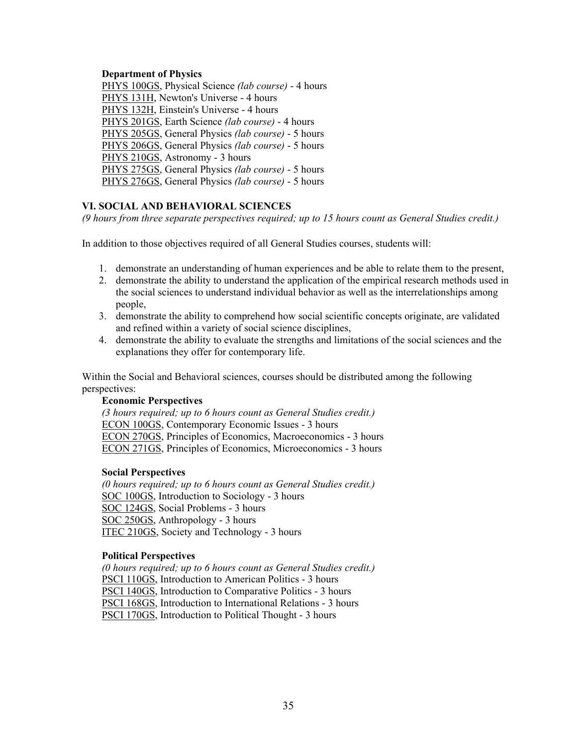**Department of Physics**

PHYS 100GS, Physical Science *(lab course)* - 4 hours
PHYS 131H, Newton's Universe - 4 hours
PHYS 132H, Einstein's Universe - 4 hours
PHYS 201GS, Earth Science *(lab course)* - 4 hours
PHYS 205GS, General Physics *(lab course)* - 5 hours
PHYS 206GS, General Physics *(lab course)* - 5 hours
PHYS 210GS, Astronomy - 3 hours
PHYS 275GS, General Physics *(lab course)* - 5 hours
PHYS 276GS, General Physics *(lab course)* - 5 hours

### VI. SOCIAL AND BEHAVIORAL SCIENCES

*(9 hours from three separate perspectives required; up to 15 hours count as General Studies credit.)*

In addition to those objectives required of all General Studies courses, students will:

1. demonstrate an understanding of human experiences and be able to relate them to the present,
2. demonstrate the ability to understand the application of the empirical research methods used in the social sciences to understand individual behavior as well as the interrelationships among people,
3. demonstrate the ability to comprehend how social scientific concepts originate, are validated and refined within a variety of social science disciplines,
4. demonstrate the ability to evaluate the strengths and limitations of the social sciences and the explanations they offer for contemporary life.

Within the Social and Behavioral sciences, courses should be distributed among the following perspectives:

**Economic Perspectives**

*(3 hours required; up to 6 hours count as General Studies credit.)*
ECON 100GS, Contemporary Economic Issues - 3 hours
ECON 270GS, Principles of Economics, Macroeconomics - 3 hours
ECON 271GS, Principles of Economics, Microeconomics - 3 hours

**Social Perspectives**

*(0 hours required; up to 6 hours count as General Studies credit.)*
SOC 100GS, Introduction to Sociology - 3 hours
SOC 124GS, Social Problems - 3 hours
SOC 250GS, Anthropology - 3 hours
ITEC 210GS, Society and Technology - 3 hours

**Political Perspectives**

*(0 hours required; up to 6 hours count as General Studies credit.)*
PSCI 110GS, Introduction to American Politics - 3 hours
PSCI 140GS, Introduction to Comparative Politics - 3 hours
PSCI 168GS, Introduction to International Relations - 3 hours
PSCI 170GS, Introduction to Political Thought - 3 hours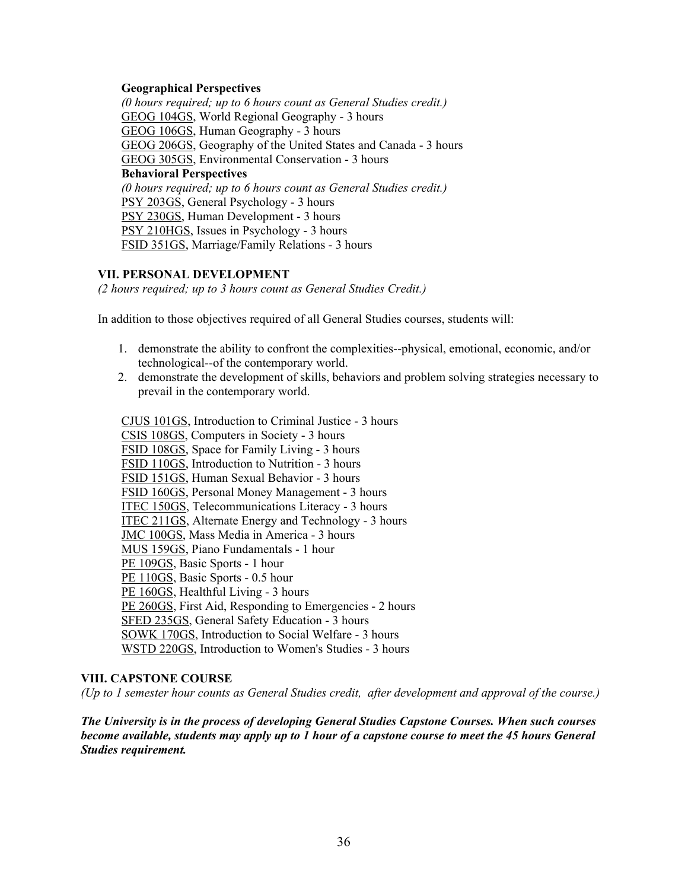**Geographical Perspectives**

*(0 hours required; up to 6 hours count as General Studies credit.)*

GEOG 104GS, World Regional Geography - 3 hours
GEOG 106GS, Human Geography - 3 hours
GEOG 206GS, Geography of the United States and Canada - 3 hours
GEOG 305GS, Environmental Conservation - 3 hours

**Behavioral Perspectives**

*(0 hours required; up to 6 hours count as General Studies credit.)*

PSY 203GS, General Psychology - 3 hours
PSY 230GS, Human Development - 3 hours
PSY 210HGS, Issues in Psychology - 3 hours
FSID 351GS, Marriage/Family Relations - 3 hours

## VII. PERSONAL DEVELOPMENT

*(2 hours required; up to 3 hours count as General Studies Credit.)*

In addition to those objectives required of all General Studies courses, students will:

1. demonstrate the ability to confront the complexities--physical, emotional, economic, and/or technological--of the contemporary world.
2. demonstrate the development of skills, behaviors and problem solving strategies necessary to prevail in the contemporary world.

CJUS 101GS, Introduction to Criminal Justice - 3 hours
CSIS 108GS, Computers in Society - 3 hours
FSID 108GS, Space for Family Living - 3 hours
FSID 110GS, Introduction to Nutrition - 3 hours
FSID 151GS, Human Sexual Behavior - 3 hours
FSID 160GS, Personal Money Management - 3 hours
ITEC 150GS, Telecommunications Literacy - 3 hours
ITEC 211GS, Alternate Energy and Technology - 3 hours
JMC 100GS, Mass Media in America - 3 hours
MUS 159GS, Piano Fundamentals - 1 hour
PE 109GS, Basic Sports - 1 hour
PE 110GS, Basic Sports - 0.5 hour
PE 160GS, Healthful Living - 3 hours
PE 260GS, First Aid, Responding to Emergencies - 2 hours
SFED 235GS, General Safety Education - 3 hours
SOWK 170GS, Introduction to Social Welfare - 3 hours
WSTD 220GS, Introduction to Women's Studies - 3 hours

## VIII. CAPSTONE COURSE

*(Up to 1 semester hour counts as General Studies credit, after development and approval of the course.)*

***The University is in the process of developing General Studies Capstone Courses. When such courses become available, students may apply up to 1 hour of a capstone course to meet the 45 hours General Studies requirement.***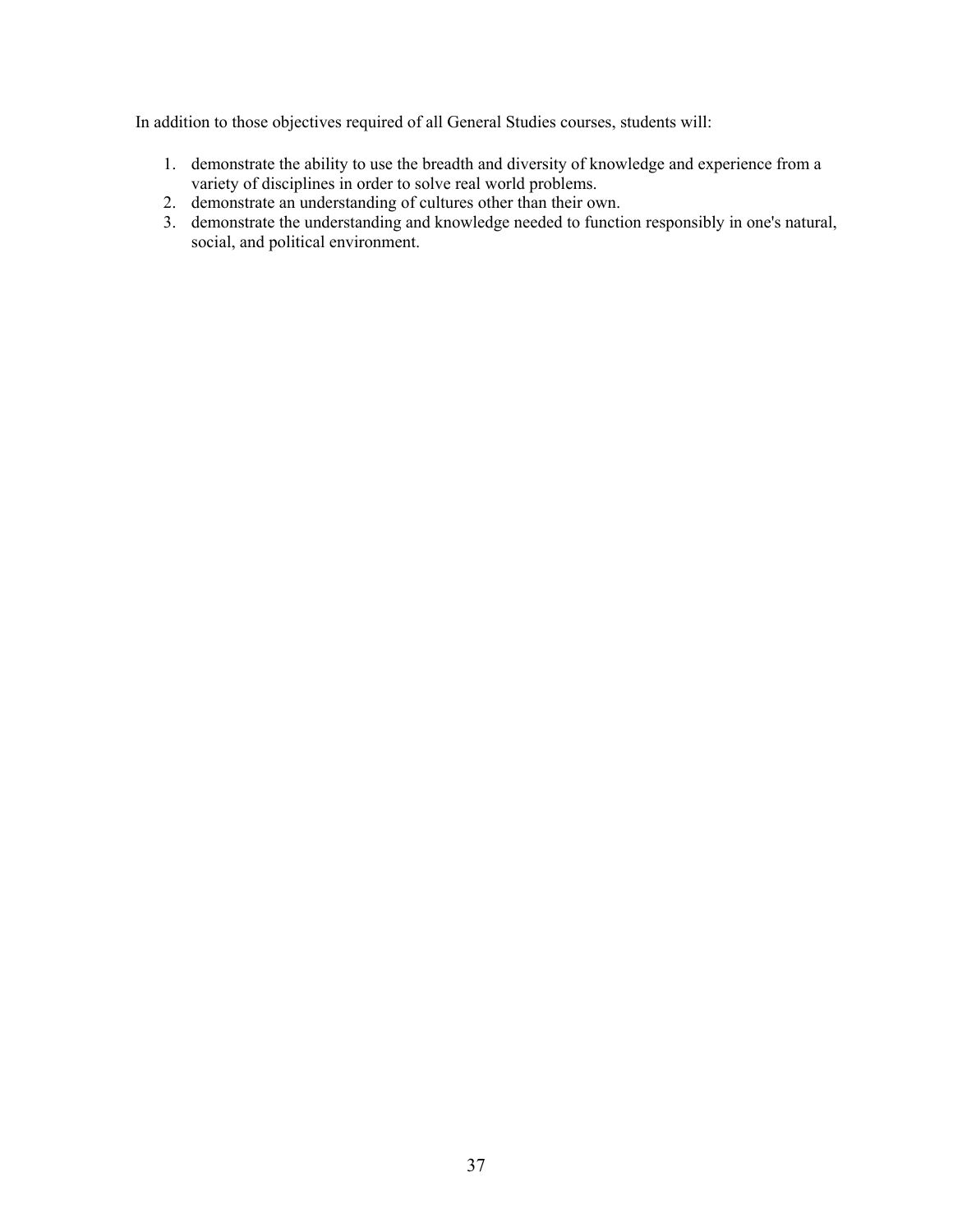In addition to those objectives required of all General Studies courses, students will:

1. demonstrate the ability to use the breadth and diversity of knowledge and experience from a variety of disciplines in order to solve real world problems.
2. demonstrate an understanding of cultures other than their own.
3. demonstrate the understanding and knowledge needed to function responsibly in one's natural, social, and political environment.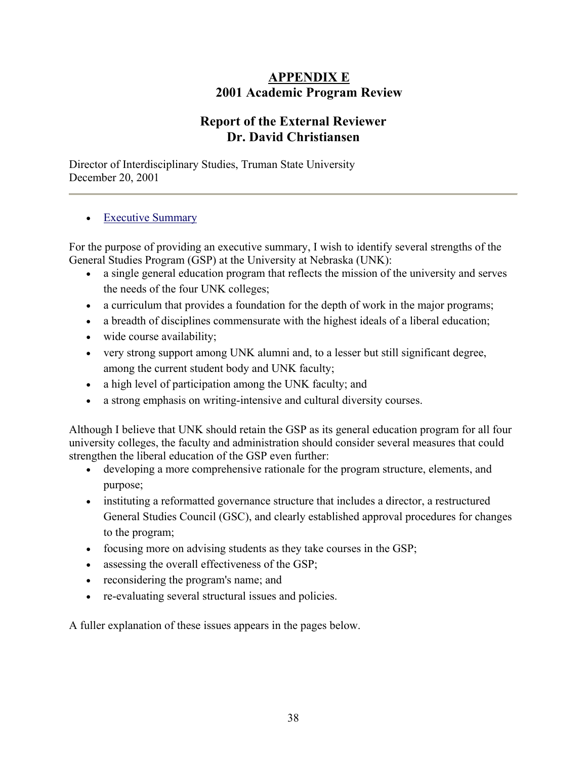# APPENDIX E
## 2001 Academic Program Review

## Report of the External Reviewer
## Dr. David Christiansen

Director of Interdisciplinary Studies, Truman State University
December 20, 2001

---

- Executive Summary

For the purpose of providing an executive summary, I wish to identify several strengths of the General Studies Program (GSP) at the University at Nebraska (UNK):

- a single general education program that reflects the mission of the university and serves the needs of the four UNK colleges;
- a curriculum that provides a foundation for the depth of work in the major programs;
- a breadth of disciplines commensurate with the highest ideals of a liberal education;
- wide course availability;
- very strong support among UNK alumni and, to a lesser but still significant degree, among the current student body and UNK faculty;
- a high level of participation among the UNK faculty; and
- a strong emphasis on writing-intensive and cultural diversity courses.

Although I believe that UNK should retain the GSP as its general education program for all four university colleges, the faculty and administration should consider several measures that could strengthen the liberal education of the GSP even further:

- developing a more comprehensive rationale for the program structure, elements, and purpose;
- instituting a reformatted governance structure that includes a director, a restructured General Studies Council (GSC), and clearly established approval procedures for changes to the program;
- focusing more on advising students as they take courses in the GSP;
- assessing the overall effectiveness of the GSP;
- reconsidering the program's name; and
- re-evaluating several structural issues and policies.

A fuller explanation of these issues appears in the pages below.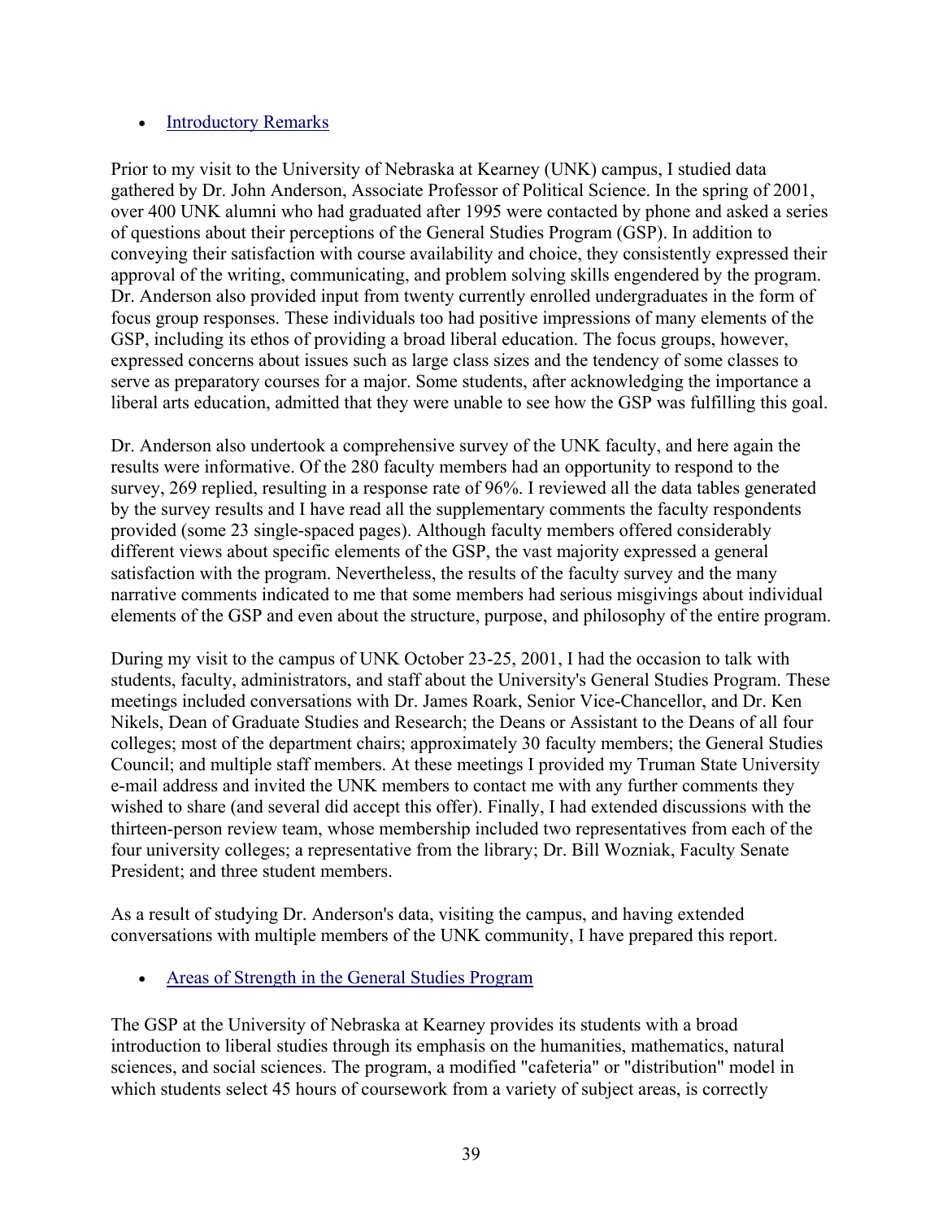- Introductory Remarks

Prior to my visit to the University of Nebraska at Kearney (UNK) campus, I studied data gathered by Dr. John Anderson, Associate Professor of Political Science. In the spring of 2001, over 400 UNK alumni who had graduated after 1995 were contacted by phone and asked a series of questions about their perceptions of the General Studies Program (GSP). In addition to conveying their satisfaction with course availability and choice, they consistently expressed their approval of the writing, communicating, and problem solving skills engendered by the program. Dr. Anderson also provided input from twenty currently enrolled undergraduates in the form of focus group responses. These individuals too had positive impressions of many elements of the GSP, including its ethos of providing a broad liberal education. The focus groups, however, expressed concerns about issues such as large class sizes and the tendency of some classes to serve as preparatory courses for a major. Some students, after acknowledging the importance a liberal arts education, admitted that they were unable to see how the GSP was fulfilling this goal.

Dr. Anderson also undertook a comprehensive survey of the UNK faculty, and here again the results were informative. Of the 280 faculty members had an opportunity to respond to the survey, 269 replied, resulting in a response rate of 96%. I reviewed all the data tables generated by the survey results and I have read all the supplementary comments the faculty respondents provided (some 23 single-spaced pages). Although faculty members offered considerably different views about specific elements of the GSP, the vast majority expressed a general satisfaction with the program. Nevertheless, the results of the faculty survey and the many narrative comments indicated to me that some members had serious misgivings about individual elements of the GSP and even about the structure, purpose, and philosophy of the entire program.

During my visit to the campus of UNK October 23-25, 2001, I had the occasion to talk with students, faculty, administrators, and staff about the University's General Studies Program. These meetings included conversations with Dr. James Roark, Senior Vice-Chancellor, and Dr. Ken Nikels, Dean of Graduate Studies and Research; the Deans or Assistant to the Deans of all four colleges; most of the department chairs; approximately 30 faculty members; the General Studies Council; and multiple staff members. At these meetings I provided my Truman State University e-mail address and invited the UNK members to contact me with any further comments they wished to share (and several did accept this offer). Finally, I had extended discussions with the thirteen-person review team, whose membership included two representatives from each of the four university colleges; a representative from the library; Dr. Bill Wozniak, Faculty Senate President; and three student members.

As a result of studying Dr. Anderson's data, visiting the campus, and having extended conversations with multiple members of the UNK community, I have prepared this report.

- Areas of Strength in the General Studies Program

The GSP at the University of Nebraska at Kearney provides its students with a broad introduction to liberal studies through its emphasis on the humanities, mathematics, natural sciences, and social sciences. The program, a modified "cafeteria" or "distribution" model in which students select 45 hours of coursework from a variety of subject areas, is correctly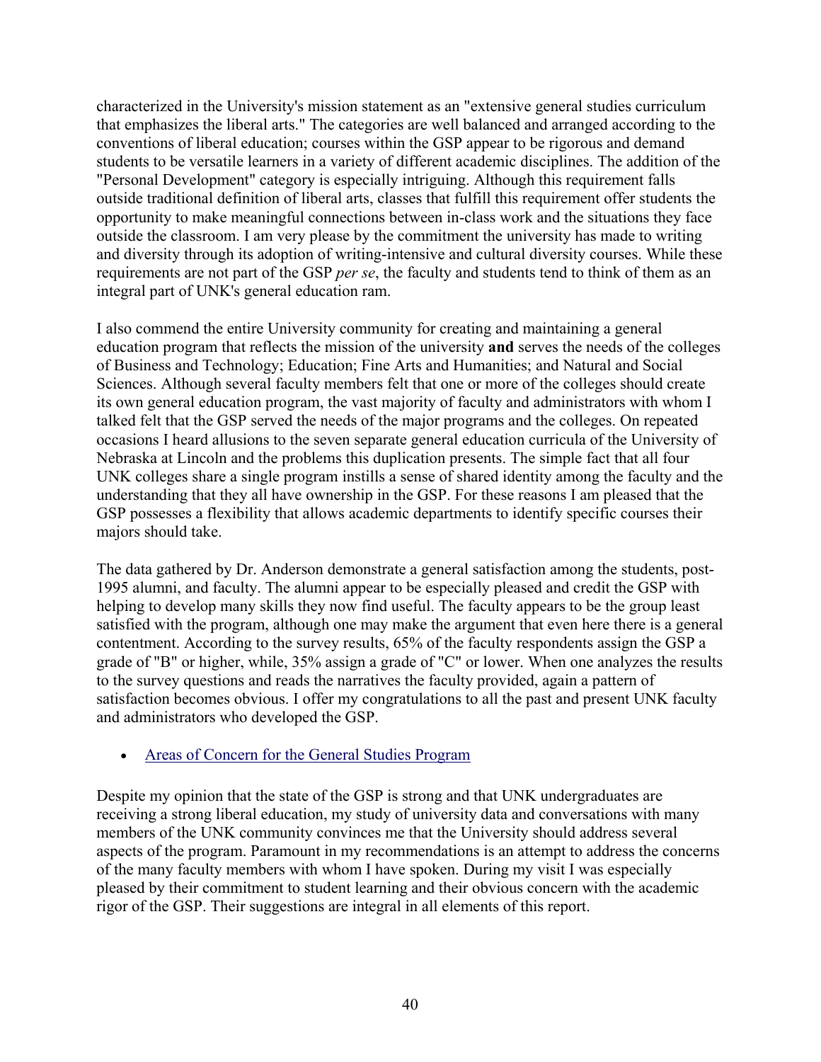characterized in the University's mission statement as an "extensive general studies curriculum that emphasizes the liberal arts." The categories are well balanced and arranged according to the conventions of liberal education; courses within the GSP appear to be rigorous and demand students to be versatile learners in a variety of different academic disciplines. The addition of the "Personal Development" category is especially intriguing. Although this requirement falls outside traditional definition of liberal arts, classes that fulfill this requirement offer students the opportunity to make meaningful connections between in-class work and the situations they face outside the classroom. I am very please by the commitment the university has made to writing and diversity through its adoption of writing-intensive and cultural diversity courses. While these requirements are not part of the GSP *per se*, the faculty and students tend to think of them as an integral part of UNK's general education ram.

I also commend the entire University community for creating and maintaining a general education program that reflects the mission of the university **and** serves the needs of the colleges of Business and Technology; Education; Fine Arts and Humanities; and Natural and Social Sciences. Although several faculty members felt that one or more of the colleges should create its own general education program, the vast majority of faculty and administrators with whom I talked felt that the GSP served the needs of the major programs and the colleges. On repeated occasions I heard allusions to the seven separate general education curricula of the University of Nebraska at Lincoln and the problems this duplication presents. The simple fact that all four UNK colleges share a single program instills a sense of shared identity among the faculty and the understanding that they all have ownership in the GSP. For these reasons I am pleased that the GSP possesses a flexibility that allows academic departments to identify specific courses their majors should take.

The data gathered by Dr. Anderson demonstrate a general satisfaction among the students, post-1995 alumni, and faculty. The alumni appear to be especially pleased and credit the GSP with helping to develop many skills they now find useful. The faculty appears to be the group least satisfied with the program, although one may make the argument that even here there is a general contentment. According to the survey results, 65% of the faculty respondents assign the GSP a grade of "B" or higher, while, 35% assign a grade of "C" or lower. When one analyzes the results to the survey questions and reads the narratives the faculty provided, again a pattern of satisfaction becomes obvious. I offer my congratulations to all the past and present UNK faculty and administrators who developed the GSP.

- Areas of Concern for the General Studies Program

Despite my opinion that the state of the GSP is strong and that UNK undergraduates are receiving a strong liberal education, my study of university data and conversations with many members of the UNK community convinces me that the University should address several aspects of the program. Paramount in my recommendations is an attempt to address the concerns of the many faculty members with whom I have spoken. During my visit I was especially pleased by their commitment to student learning and their obvious concern with the academic rigor of the GSP. Their suggestions are integral in all elements of this report.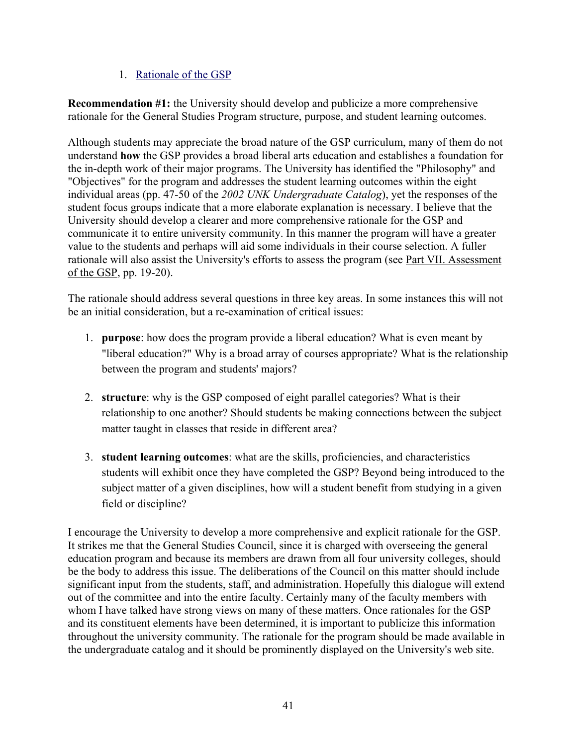1. Rationale of the GSP

**Recommendation #1:** the University should develop and publicize a more comprehensive rationale for the General Studies Program structure, purpose, and student learning outcomes.

Although students may appreciate the broad nature of the GSP curriculum, many of them do not understand **how** the GSP provides a broad liberal arts education and establishes a foundation for the in-depth work of their major programs. The University has identified the "Philosophy" and "Objectives" for the program and addresses the student learning outcomes within the eight individual areas (pp. 47-50 of the *2002 UNK Undergraduate Catalog*), yet the responses of the student focus groups indicate that a more elaborate explanation is necessary. I believe that the University should develop a clearer and more comprehensive rationale for the GSP and communicate it to entire university community. In this manner the program will have a greater value to the students and perhaps will aid some individuals in their course selection. A fuller rationale will also assist the University's efforts to assess the program (see Part VII. Assessment of the GSP, pp. 19-20).

The rationale should address several questions in three key areas. In some instances this will not be an initial consideration, but a re-examination of critical issues:

1. **purpose**: how does the program provide a liberal education? What is even meant by "liberal education?" Why is a broad array of courses appropriate? What is the relationship between the program and students' majors?
2. **structure**: why is the GSP composed of eight parallel categories? What is their relationship to one another? Should students be making connections between the subject matter taught in classes that reside in different area?
3. **student learning outcomes**: what are the skills, proficiencies, and characteristics students will exhibit once they have completed the GSP? Beyond being introduced to the subject matter of a given disciplines, how will a student benefit from studying in a given field or discipline?

I encourage the University to develop a more comprehensive and explicit rationale for the GSP. It strikes me that the General Studies Council, since it is charged with overseeing the general education program and because its members are drawn from all four university colleges, should be the body to address this issue. The deliberations of the Council on this matter should include significant input from the students, staff, and administration. Hopefully this dialogue will extend out of the committee and into the entire faculty. Certainly many of the faculty members with whom I have talked have strong views on many of these matters. Once rationales for the GSP and its constituent elements have been determined, it is important to publicize this information throughout the university community. The rationale for the program should be made available in the undergraduate catalog and it should be prominently displayed on the University's web site.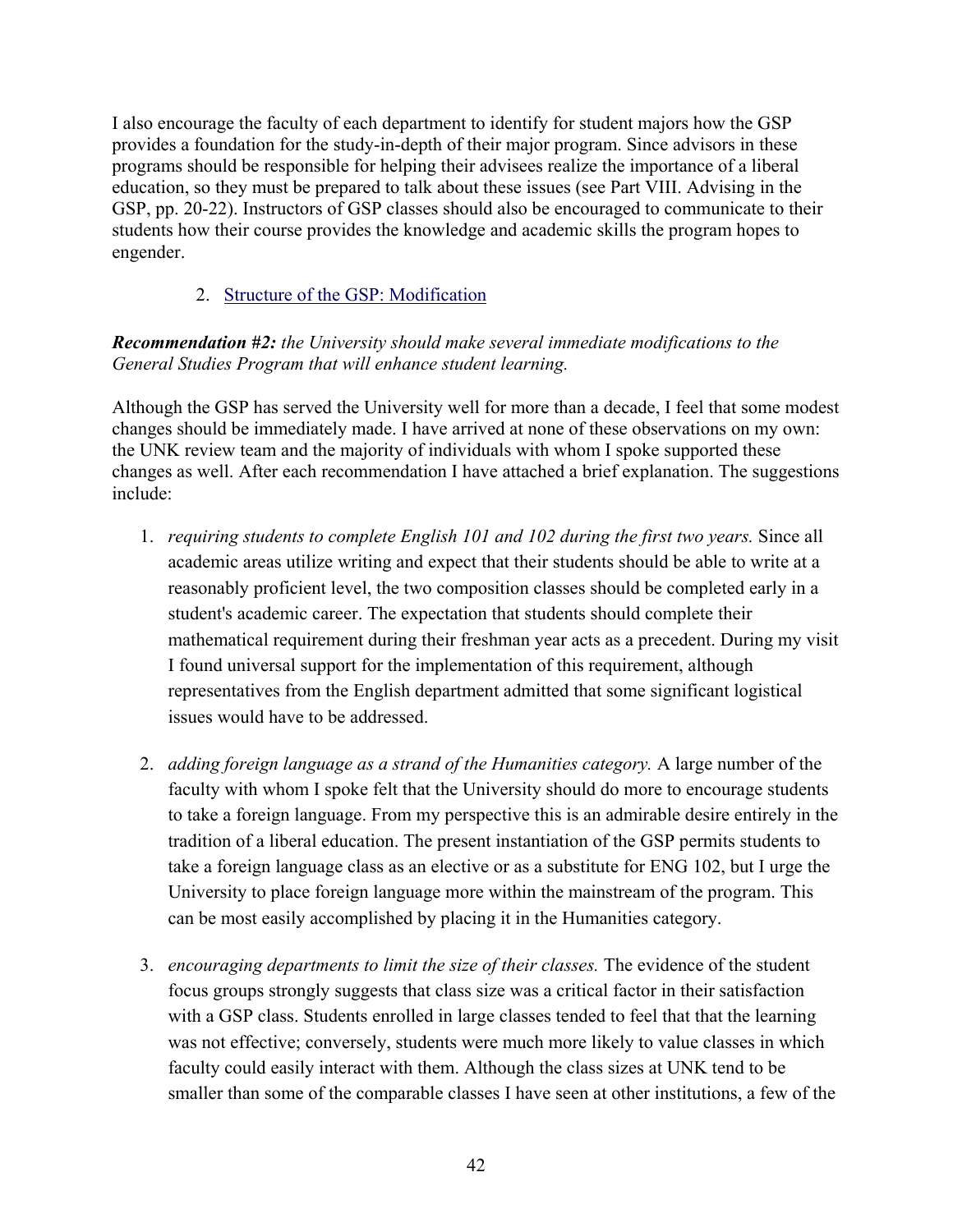I also encourage the faculty of each department to identify for student majors how the GSP provides a foundation for the study-in-depth of their major program. Since advisors in these programs should be responsible for helping their advisees realize the importance of a liberal education, so they must be prepared to talk about these issues (see Part VIII. Advising in the GSP, pp. 20-22). Instructors of GSP classes should also be encouraged to communicate to their students how their course provides the knowledge and academic skills the program hopes to engender.

2. Structure of the GSP: Modification

***Recommendation #2:*** *the University should make several immediate modifications to the General Studies Program that will enhance student learning.*

Although the GSP has served the University well for more than a decade, I feel that some modest changes should be immediately made. I have arrived at none of these observations on my own: the UNK review team and the majority of individuals with whom I spoke supported these changes as well. After each recommendation I have attached a brief explanation. The suggestions include:

1. *requiring students to complete English 101 and 102 during the first two years.* Since all academic areas utilize writing and expect that their students should be able to write at a reasonably proficient level, the two composition classes should be completed early in a student's academic career. The expectation that students should complete their mathematical requirement during their freshman year acts as a precedent. During my visit I found universal support for the implementation of this requirement, although representatives from the English department admitted that some significant logistical issues would have to be addressed.

2. *adding foreign language as a strand of the Humanities category.* A large number of the faculty with whom I spoke felt that the University should do more to encourage students to take a foreign language. From my perspective this is an admirable desire entirely in the tradition of a liberal education. The present instantiation of the GSP permits students to take a foreign language class as an elective or as a substitute for ENG 102, but I urge the University to place foreign language more within the mainstream of the program. This can be most easily accomplished by placing it in the Humanities category.

3. *encouraging departments to limit the size of their classes.* The evidence of the student focus groups strongly suggests that class size was a critical factor in their satisfaction with a GSP class. Students enrolled in large classes tended to feel that that the learning was not effective; conversely, students were much more likely to value classes in which faculty could easily interact with them. Although the class sizes at UNK tend to be smaller than some of the comparable classes I have seen at other institutions, a few of the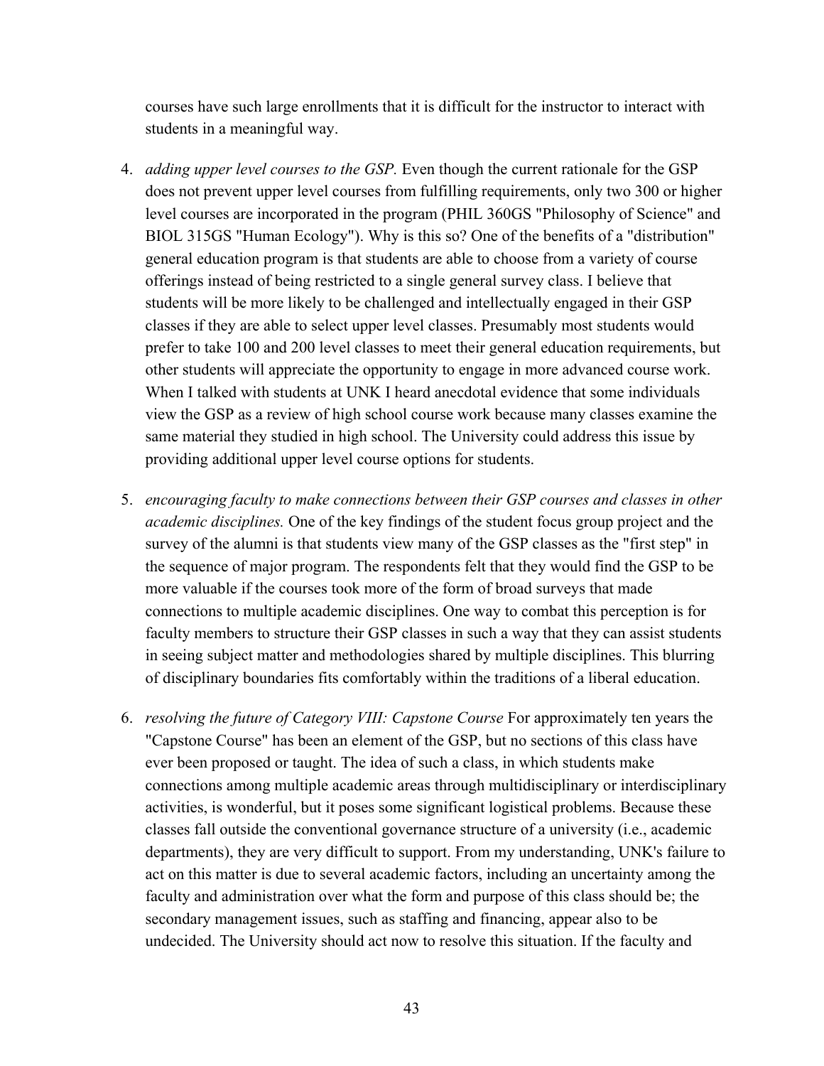courses have such large enrollments that it is difficult for the instructor to interact with students in a meaningful way.

4. *adding upper level courses to the GSP.* Even though the current rationale for the GSP does not prevent upper level courses from fulfilling requirements, only two 300 or higher level courses are incorporated in the program (PHIL 360GS "Philosophy of Science" and BIOL 315GS "Human Ecology"). Why is this so? One of the benefits of a "distribution" general education program is that students are able to choose from a variety of course offerings instead of being restricted to a single general survey class. I believe that students will be more likely to be challenged and intellectually engaged in their GSP classes if they are able to select upper level classes. Presumably most students would prefer to take 100 and 200 level classes to meet their general education requirements, but other students will appreciate the opportunity to engage in more advanced course work. When I talked with students at UNK I heard anecdotal evidence that some individuals view the GSP as a review of high school course work because many classes examine the same material they studied in high school. The University could address this issue by providing additional upper level course options for students.

5. *encouraging faculty to make connections between their GSP courses and classes in other academic disciplines.* One of the key findings of the student focus group project and the survey of the alumni is that students view many of the GSP classes as the "first step" in the sequence of major program. The respondents felt that they would find the GSP to be more valuable if the courses took more of the form of broad surveys that made connections to multiple academic disciplines. One way to combat this perception is for faculty members to structure their GSP classes in such a way that they can assist students in seeing subject matter and methodologies shared by multiple disciplines. This blurring of disciplinary boundaries fits comfortably within the traditions of a liberal education.

6. *resolving the future of Category VIII: Capstone Course* For approximately ten years the "Capstone Course" has been an element of the GSP, but no sections of this class have ever been proposed or taught. The idea of such a class, in which students make connections among multiple academic areas through multidisciplinary or interdisciplinary activities, is wonderful, but it poses some significant logistical problems. Because these classes fall outside the conventional governance structure of a university (i.e., academic departments), they are very difficult to support. From my understanding, UNK's failure to act on this matter is due to several academic factors, including an uncertainty among the faculty and administration over what the form and purpose of this class should be; the secondary management issues, such as staffing and financing, appear also to be undecided. The University should act now to resolve this situation. If the faculty and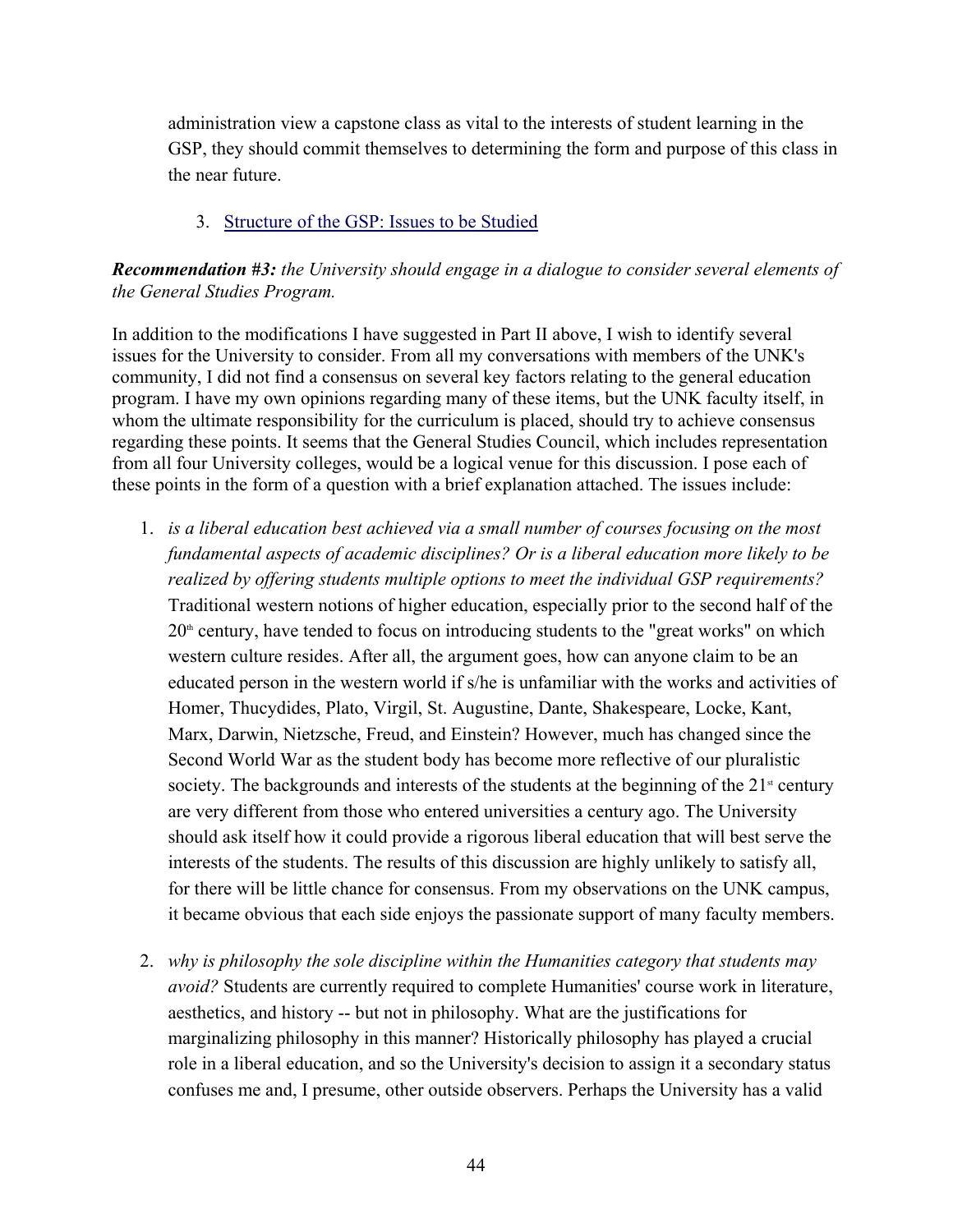administration view a capstone class as vital to the interests of student learning in the GSP, they should commit themselves to determining the form and purpose of this class in the near future.

3. Structure of the GSP: Issues to be Studied

***Recommendation #3:*** *the University should engage in a dialogue to consider several elements of the General Studies Program.*

In addition to the modifications I have suggested in Part II above, I wish to identify several issues for the University to consider. From all my conversations with members of the UNK's community, I did not find a consensus on several key factors relating to the general education program. I have my own opinions regarding many of these items, but the UNK faculty itself, in whom the ultimate responsibility for the curriculum is placed, should try to achieve consensus regarding these points. It seems that the General Studies Council, which includes representation from all four University colleges, would be a logical venue for this discussion. I pose each of these points in the form of a question with a brief explanation attached. The issues include:

1. *is a liberal education best achieved via a small number of courses focusing on the most fundamental aspects of academic disciplines? Or is a liberal education more likely to be realized by offering students multiple options to meet the individual GSP requirements?* Traditional western notions of higher education, especially prior to the second half of the 20th century, have tended to focus on introducing students to the "great works" on which western culture resides. After all, the argument goes, how can anyone claim to be an educated person in the western world if s/he is unfamiliar with the works and activities of Homer, Thucydides, Plato, Virgil, St. Augustine, Dante, Shakespeare, Locke, Kant, Marx, Darwin, Nietzsche, Freud, and Einstein? However, much has changed since the Second World War as the student body has become more reflective of our pluralistic society. The backgrounds and interests of the students at the beginning of the 21st century are very different from those who entered universities a century ago. The University should ask itself how it could provide a rigorous liberal education that will best serve the interests of the students. The results of this discussion are highly unlikely to satisfy all, for there will be little chance for consensus. From my observations on the UNK campus, it became obvious that each side enjoys the passionate support of many faculty members.

2. *why is philosophy the sole discipline within the Humanities category that students may avoid?* Students are currently required to complete Humanities' course work in literature, aesthetics, and history -- but not in philosophy. What are the justifications for marginalizing philosophy in this manner? Historically philosophy has played a crucial role in a liberal education, and so the University's decision to assign it a secondary status confuses me and, I presume, other outside observers. Perhaps the University has a valid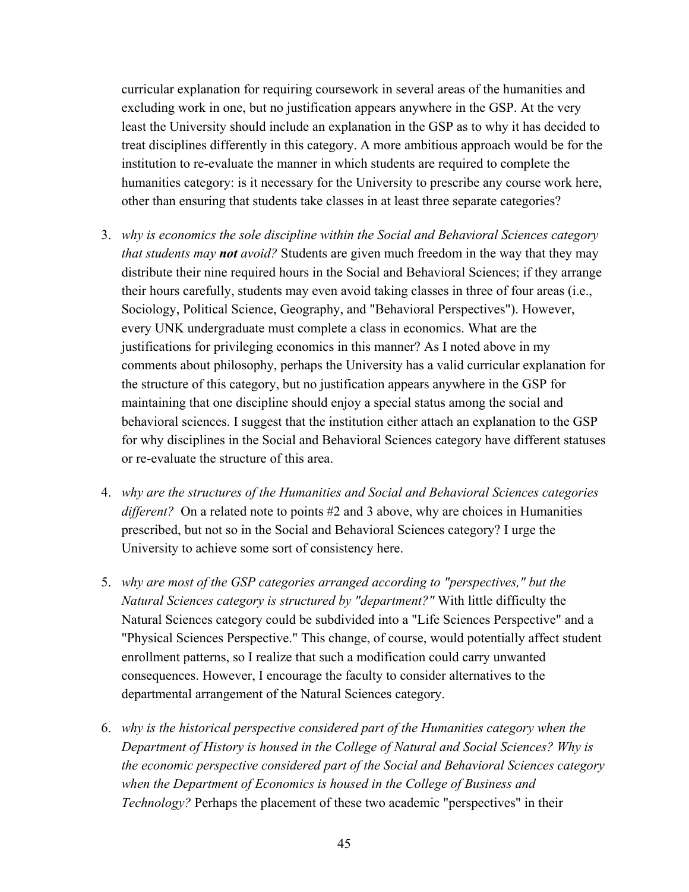curricular explanation for requiring coursework in several areas of the humanities and excluding work in one, but no justification appears anywhere in the GSP. At the very least the University should include an explanation in the GSP as to why it has decided to treat disciplines differently in this category. A more ambitious approach would be for the institution to re-evaluate the manner in which students are required to complete the humanities category: is it necessary for the University to prescribe any course work here, other than ensuring that students take classes in at least three separate categories?

3. *why is economics the sole discipline within the Social and Behavioral Sciences category that students may **not** avoid?* Students are given much freedom in the way that they may distribute their nine required hours in the Social and Behavioral Sciences; if they arrange their hours carefully, students may even avoid taking classes in three of four areas (i.e., Sociology, Political Science, Geography, and "Behavioral Perspectives"). However, every UNK undergraduate must complete a class in economics. What are the justifications for privileging economics in this manner? As I noted above in my comments about philosophy, perhaps the University has a valid curricular explanation for the structure of this category, but no justification appears anywhere in the GSP for maintaining that one discipline should enjoy a special status among the social and behavioral sciences. I suggest that the institution either attach an explanation to the GSP for why disciplines in the Social and Behavioral Sciences category have different statuses or re-evaluate the structure of this area.

4. *why are the structures of the Humanities and Social and Behavioral Sciences categories different?* On a related note to points #2 and 3 above, why are choices in Humanities prescribed, but not so in the Social and Behavioral Sciences category? I urge the University to achieve some sort of consistency here.

5. *why are most of the GSP categories arranged according to "perspectives," but the Natural Sciences category is structured by "department?"* With little difficulty the Natural Sciences category could be subdivided into a "Life Sciences Perspective" and a "Physical Sciences Perspective." This change, of course, would potentially affect student enrollment patterns, so I realize that such a modification could carry unwanted consequences. However, I encourage the faculty to consider alternatives to the departmental arrangement of the Natural Sciences category.

6. *why is the historical perspective considered part of the Humanities category when the Department of History is housed in the College of Natural and Social Sciences? Why is the economic perspective considered part of the Social and Behavioral Sciences category when the Department of Economics is housed in the College of Business and Technology?* Perhaps the placement of these two academic "perspectives" in their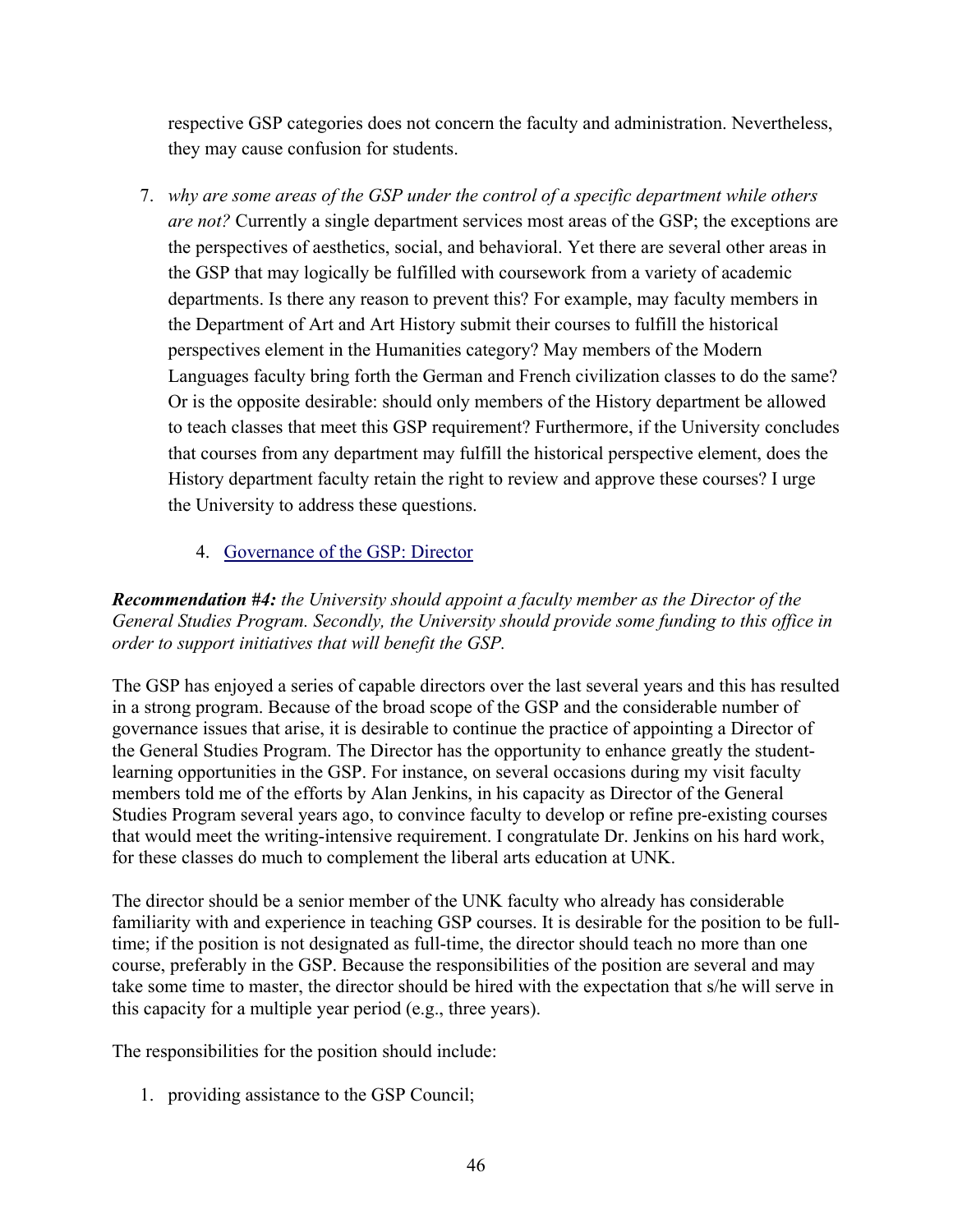respective GSP categories does not concern the faculty and administration. Nevertheless, they may cause confusion for students.

7. *why are some areas of the GSP under the control of a specific department while others are not?* Currently a single department services most areas of the GSP; the exceptions are the perspectives of aesthetics, social, and behavioral. Yet there are several other areas in the GSP that may logically be fulfilled with coursework from a variety of academic departments. Is there any reason to prevent this? For example, may faculty members in the Department of Art and Art History submit their courses to fulfill the historical perspectives element in the Humanities category? May members of the Modern Languages faculty bring forth the German and French civilization classes to do the same? Or is the opposite desirable: should only members of the History department be allowed to teach classes that meet this GSP requirement? Furthermore, if the University concludes that courses from any department may fulfill the historical perspective element, does the History department faculty retain the right to review and approve these courses? I urge the University to address these questions.

4. Governance of the GSP: Director

***Recommendation #4:*** *the University should appoint a faculty member as the Director of the General Studies Program. Secondly, the University should provide some funding to this office in order to support initiatives that will benefit the GSP.*

The GSP has enjoyed a series of capable directors over the last several years and this has resulted in a strong program. Because of the broad scope of the GSP and the considerable number of governance issues that arise, it is desirable to continue the practice of appointing a Director of the General Studies Program. The Director has the opportunity to enhance greatly the student-learning opportunities in the GSP. For instance, on several occasions during my visit faculty members told me of the efforts by Alan Jenkins, in his capacity as Director of the General Studies Program several years ago, to convince faculty to develop or refine pre-existing courses that would meet the writing-intensive requirement. I congratulate Dr. Jenkins on his hard work, for these classes do much to complement the liberal arts education at UNK.

The director should be a senior member of the UNK faculty who already has considerable familiarity with and experience in teaching GSP courses. It is desirable for the position to be full-time; if the position is not designated as full-time, the director should teach no more than one course, preferably in the GSP. Because the responsibilities of the position are several and may take some time to master, the director should be hired with the expectation that s/he will serve in this capacity for a multiple year period (e.g., three years).

The responsibilities for the position should include:

1. providing assistance to the GSP Council;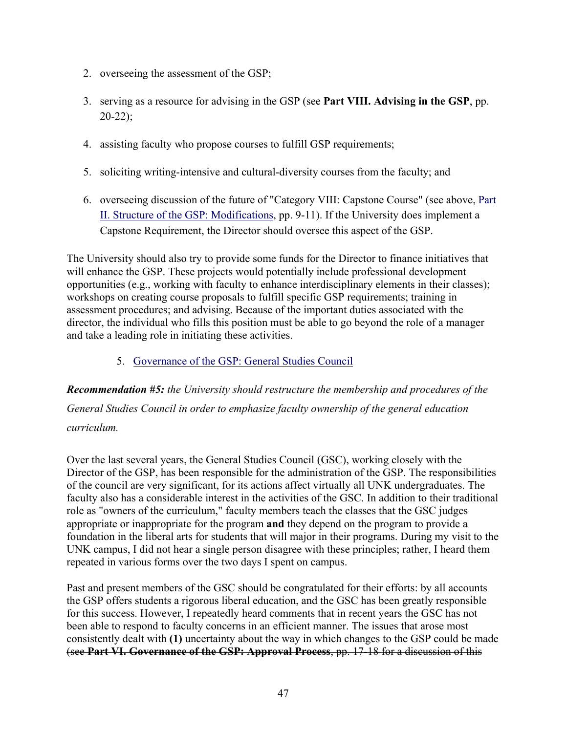2. overseeing the assessment of the GSP;
3. serving as a resource for advising in the GSP (see **Part VIII. Advising in the GSP**, pp. 20-22);
4. assisting faculty who propose courses to fulfill GSP requirements;
5. soliciting writing-intensive and cultural-diversity courses from the faculty; and
6. overseeing discussion of the future of "Category VIII: Capstone Course" (see above, Part II. Structure of the GSP: Modifications, pp. 9-11). If the University does implement a Capstone Requirement, the Director should oversee this aspect of the GSP.

The University should also try to provide some funds for the Director to finance initiatives that will enhance the GSP. These projects would potentially include professional development opportunities (e.g., working with faculty to enhance interdisciplinary elements in their classes); workshops on creating course proposals to fulfill specific GSP requirements; training in assessment procedures; and advising. Because of the important duties associated with the director, the individual who fills this position must be able to go beyond the role of a manager and take a leading role in initiating these activities.

5. Governance of the GSP: General Studies Council

***Recommendation #5:*** *the University should restructure the membership and procedures of the General Studies Council in order to emphasize faculty ownership of the general education curriculum.*

Over the last several years, the General Studies Council (GSC), working closely with the Director of the GSP, has been responsible for the administration of the GSP. The responsibilities of the council are very significant, for its actions affect virtually all UNK undergraduates. The faculty also has a considerable interest in the activities of the GSC. In addition to their traditional role as "owners of the curriculum," faculty members teach the classes that the GSC judges appropriate or inappropriate for the program **and** they depend on the program to provide a foundation in the liberal arts for students that will major in their programs. During my visit to the UNK campus, I did not hear a single person disagree with these principles; rather, I heard them repeated in various forms over the two days I spent on campus.

Past and present members of the GSC should be congratulated for their efforts: by all accounts the GSP offers students a rigorous liberal education, and the GSC has been greatly responsible for this success. However, I repeatedly heard comments that in recent years the GSC has not been able to respond to faculty concerns in an efficient manner. The issues that arose most consistently dealt with **(1)** uncertainty about the way in which changes to the GSP could be made (see **Part VI. Governance of the GSP: Approval Process**, pp. 17-18 for a discussion of this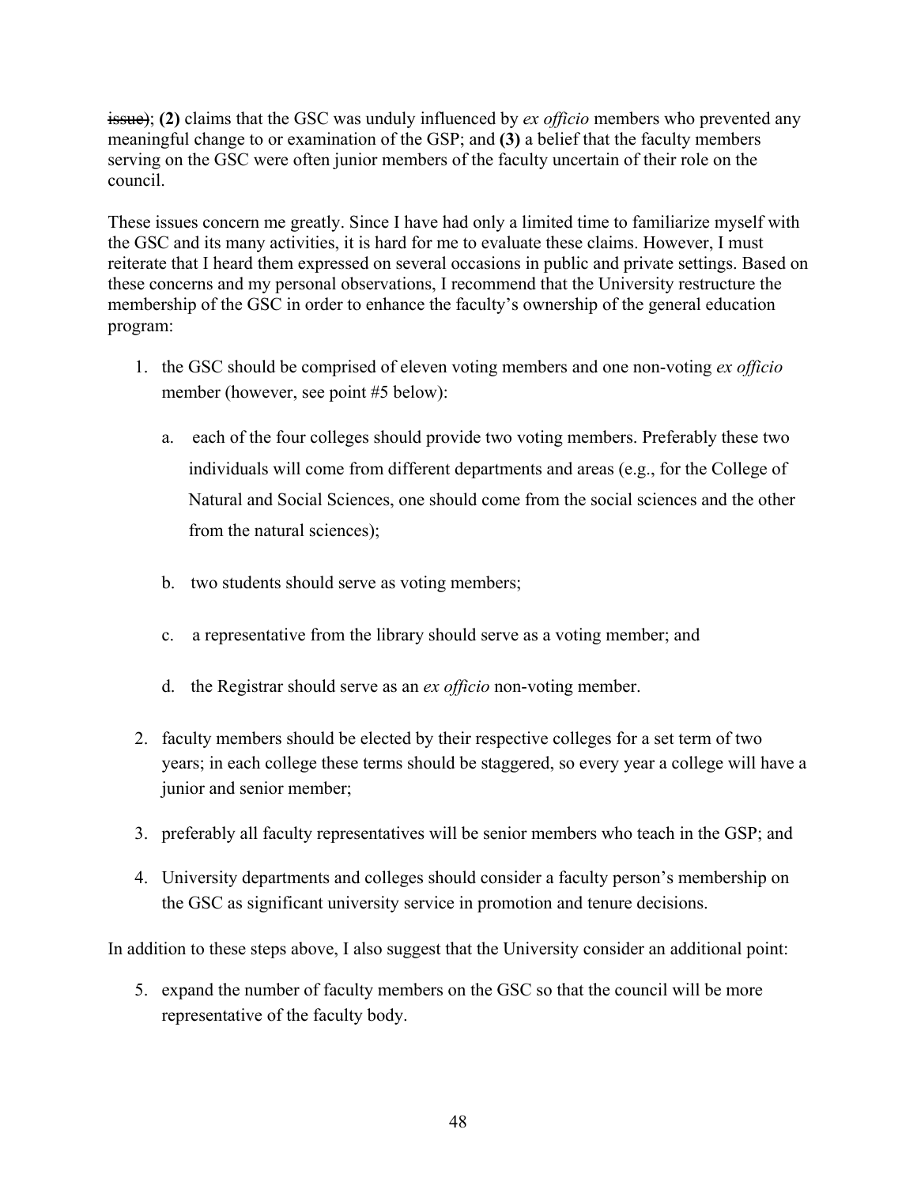~~issue)~~; **(2)** claims that the GSC was unduly influenced by *ex officio* members who prevented any meaningful change to or examination of the GSP; and **(3)** a belief that the faculty members serving on the GSC were often junior members of the faculty uncertain of their role on the council.

These issues concern me greatly. Since I have had only a limited time to familiarize myself with the GSC and its many activities, it is hard for me to evaluate these claims. However, I must reiterate that I heard them expressed on several occasions in public and private settings. Based on these concerns and my personal observations, I recommend that the University restructure the membership of the GSC in order to enhance the faculty's ownership of the general education program:

1. the GSC should be comprised of eleven voting members and one non-voting *ex officio* member (however, see point #5 below):

   a. each of the four colleges should provide two voting members. Preferably these two individuals will come from different departments and areas (e.g., for the College of Natural and Social Sciences, one should come from the social sciences and the other from the natural sciences);

   b. two students should serve as voting members;

   c. a representative from the library should serve as a voting member; and

   d. the Registrar should serve as an *ex officio* non-voting member.

2. faculty members should be elected by their respective colleges for a set term of two years; in each college these terms should be staggered, so every year a college will have a junior and senior member;

3. preferably all faculty representatives will be senior members who teach in the GSP; and

4. University departments and colleges should consider a faculty person's membership on the GSC as significant university service in promotion and tenure decisions.

In addition to these steps above, I also suggest that the University consider an additional point:

5. expand the number of faculty members on the GSC so that the council will be more representative of the faculty body.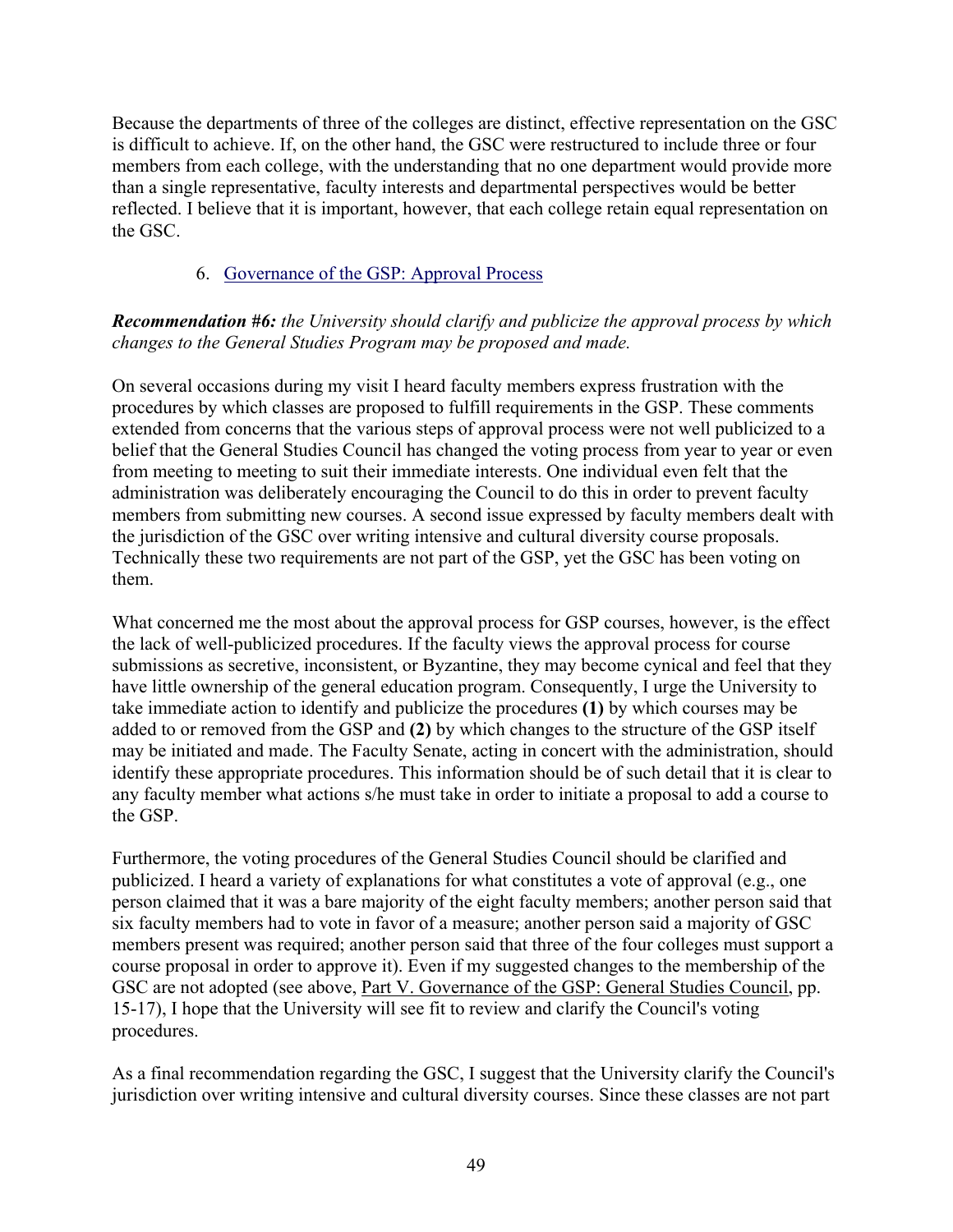Because the departments of three of the colleges are distinct, effective representation on the GSC is difficult to achieve. If, on the other hand, the GSC were restructured to include three or four members from each college, with the understanding that no one department would provide more than a single representative, faculty interests and departmental perspectives would be better reflected. I believe that it is important, however, that each college retain equal representation on the GSC.

6. Governance of the GSP: Approval Process

***Recommendation #6:*** *the University should clarify and publicize the approval process by which changes to the General Studies Program may be proposed and made.*

On several occasions during my visit I heard faculty members express frustration with the procedures by which classes are proposed to fulfill requirements in the GSP. These comments extended from concerns that the various steps of approval process were not well publicized to a belief that the General Studies Council has changed the voting process from year to year or even from meeting to meeting to suit their immediate interests. One individual even felt that the administration was deliberately encouraging the Council to do this in order to prevent faculty members from submitting new courses. A second issue expressed by faculty members dealt with the jurisdiction of the GSC over writing intensive and cultural diversity course proposals. Technically these two requirements are not part of the GSP, yet the GSC has been voting on them.

What concerned me the most about the approval process for GSP courses, however, is the effect the lack of well-publicized procedures. If the faculty views the approval process for course submissions as secretive, inconsistent, or Byzantine, they may become cynical and feel that they have little ownership of the general education program. Consequently, I urge the University to take immediate action to identify and publicize the procedures **(1)** by which courses may be added to or removed from the GSP and **(2)** by which changes to the structure of the GSP itself may be initiated and made. The Faculty Senate, acting in concert with the administration, should identify these appropriate procedures. This information should be of such detail that it is clear to any faculty member what actions s/he must take in order to initiate a proposal to add a course to the GSP.

Furthermore, the voting procedures of the General Studies Council should be clarified and publicized. I heard a variety of explanations for what constitutes a vote of approval (e.g., one person claimed that it was a bare majority of the eight faculty members; another person said that six faculty members had to vote in favor of a measure; another person said a majority of GSC members present was required; another person said that three of the four colleges must support a course proposal in order to approve it). Even if my suggested changes to the membership of the GSC are not adopted (see above, Part V. Governance of the GSP: General Studies Council, pp. 15-17), I hope that the University will see fit to review and clarify the Council's voting procedures.

As a final recommendation regarding the GSC, I suggest that the University clarify the Council's jurisdiction over writing intensive and cultural diversity courses. Since these classes are not part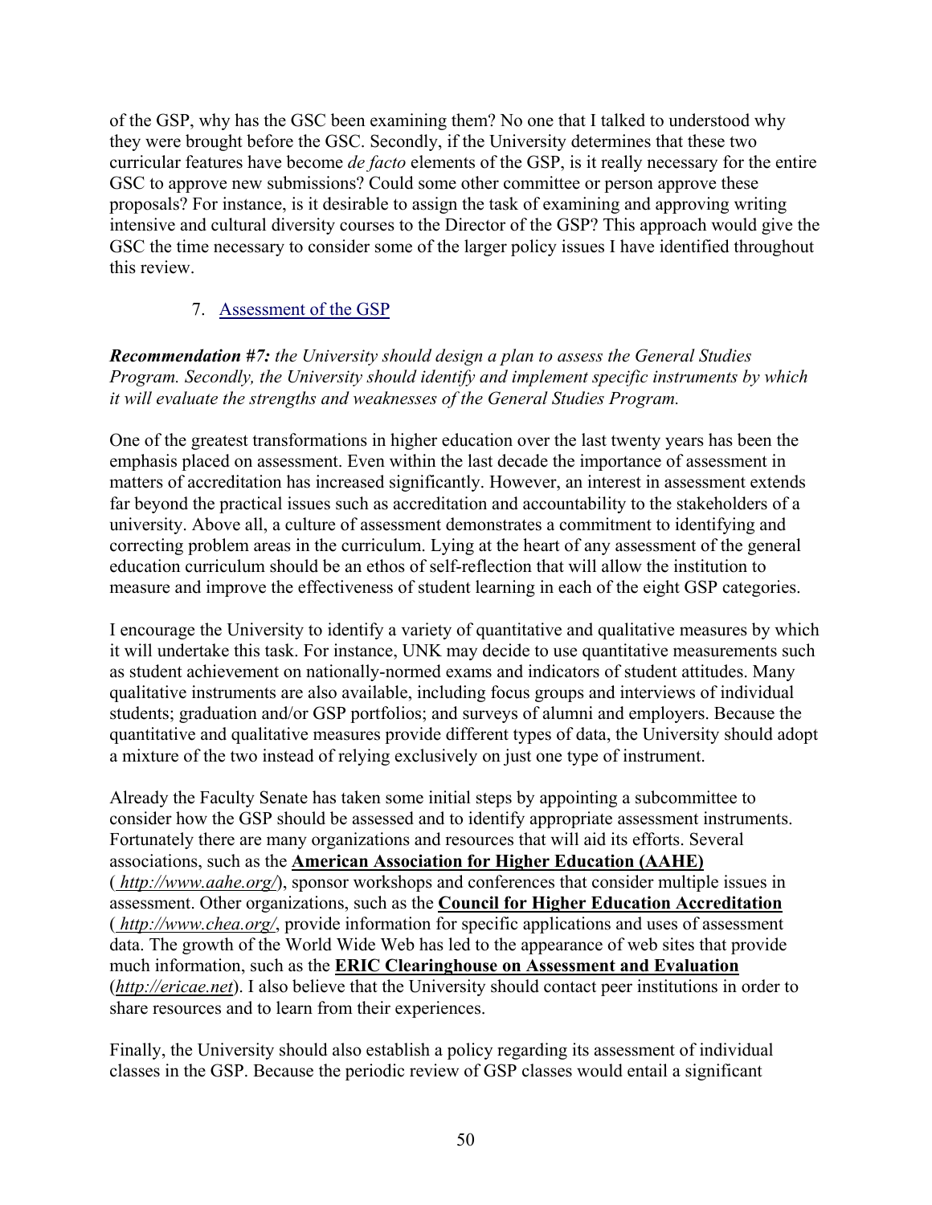of the GSP, why has the GSC been examining them? No one that I talked to understood why they were brought before the GSC. Secondly, if the University determines that these two curricular features have become *de facto* elements of the GSP, is it really necessary for the entire GSC to approve new submissions? Could some other committee or person approve these proposals? For instance, is it desirable to assign the task of examining and approving writing intensive and cultural diversity courses to the Director of the GSP? This approach would give the GSC the time necessary to consider some of the larger policy issues I have identified throughout this review.

7. Assessment of the GSP

***Recommendation #7:*** *the University should design a plan to assess the General Studies Program. Secondly, the University should identify and implement specific instruments by which it will evaluate the strengths and weaknesses of the General Studies Program.*

One of the greatest transformations in higher education over the last twenty years has been the emphasis placed on assessment. Even within the last decade the importance of assessment in matters of accreditation has increased significantly. However, an interest in assessment extends far beyond the practical issues such as accreditation and accountability to the stakeholders of a university. Above all, a culture of assessment demonstrates a commitment to identifying and correcting problem areas in the curriculum. Lying at the heart of any assessment of the general education curriculum should be an ethos of self-reflection that will allow the institution to measure and improve the effectiveness of student learning in each of the eight GSP categories.

I encourage the University to identify a variety of quantitative and qualitative measures by which it will undertake this task. For instance, UNK may decide to use quantitative measurements such as student achievement on nationally-normed exams and indicators of student attitudes. Many qualitative instruments are also available, including focus groups and interviews of individual students; graduation and/or GSP portfolios; and surveys of alumni and employers. Because the quantitative and qualitative measures provide different types of data, the University should adopt a mixture of the two instead of relying exclusively on just one type of instrument.

Already the Faculty Senate has taken some initial steps by appointing a subcommittee to consider how the GSP should be assessed and to identify appropriate assessment instruments. Fortunately there are many organizations and resources that will aid its efforts. Several associations, such as the **American Association for Higher Education (AAHE)** ( *http://www.aahe.org/*), sponsor workshops and conferences that consider multiple issues in assessment. Other organizations, such as the **Council for Higher Education Accreditation** ( *http://www.chea.org/*, provide information for specific applications and uses of assessment data. The growth of the World Wide Web has led to the appearance of web sites that provide much information, such as the **ERIC Clearinghouse on Assessment and Evaluation** (*http://ericae.net*). I also believe that the University should contact peer institutions in order to share resources and to learn from their experiences.

Finally, the University should also establish a policy regarding its assessment of individual classes in the GSP. Because the periodic review of GSP classes would entail a significant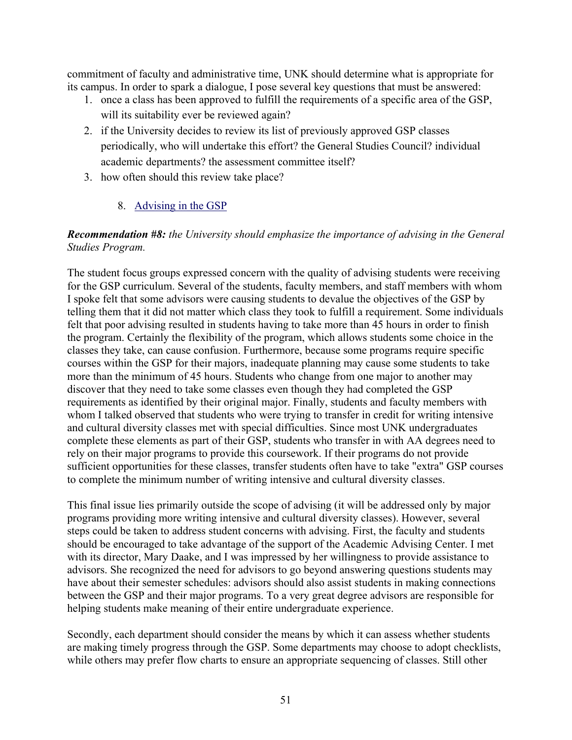commitment of faculty and administrative time, UNK should determine what is appropriate for its campus. In order to spark a dialogue, I pose several key questions that must be answered:

1. once a class has been approved to fulfill the requirements of a specific area of the GSP, will its suitability ever be reviewed again?
2. if the University decides to review its list of previously approved GSP classes periodically, who will undertake this effort? the General Studies Council? individual academic departments? the assessment committee itself?
3. how often should this review take place?

8. Advising in the GSP

***Recommendation #8:*** *the University should emphasize the importance of advising in the General Studies Program.*

The student focus groups expressed concern with the quality of advising students were receiving for the GSP curriculum. Several of the students, faculty members, and staff members with whom I spoke felt that some advisors were causing students to devalue the objectives of the GSP by telling them that it did not matter which class they took to fulfill a requirement. Some individuals felt that poor advising resulted in students having to take more than 45 hours in order to finish the program. Certainly the flexibility of the program, which allows students some choice in the classes they take, can cause confusion. Furthermore, because some programs require specific courses within the GSP for their majors, inadequate planning may cause some students to take more than the minimum of 45 hours. Students who change from one major to another may discover that they need to take some classes even though they had completed the GSP requirements as identified by their original major. Finally, students and faculty members with whom I talked observed that students who were trying to transfer in credit for writing intensive and cultural diversity classes met with special difficulties. Since most UNK undergraduates complete these elements as part of their GSP, students who transfer in with AA degrees need to rely on their major programs to provide this coursework. If their programs do not provide sufficient opportunities for these classes, transfer students often have to take "extra" GSP courses to complete the minimum number of writing intensive and cultural diversity classes.

This final issue lies primarily outside the scope of advising (it will be addressed only by major programs providing more writing intensive and cultural diversity classes). However, several steps could be taken to address student concerns with advising. First, the faculty and students should be encouraged to take advantage of the support of the Academic Advising Center. I met with its director, Mary Daake, and I was impressed by her willingness to provide assistance to advisors. She recognized the need for advisors to go beyond answering questions students may have about their semester schedules: advisors should also assist students in making connections between the GSP and their major programs. To a very great degree advisors are responsible for helping students make meaning of their entire undergraduate experience.

Secondly, each department should consider the means by which it can assess whether students are making timely progress through the GSP. Some departments may choose to adopt checklists, while others may prefer flow charts to ensure an appropriate sequencing of classes. Still other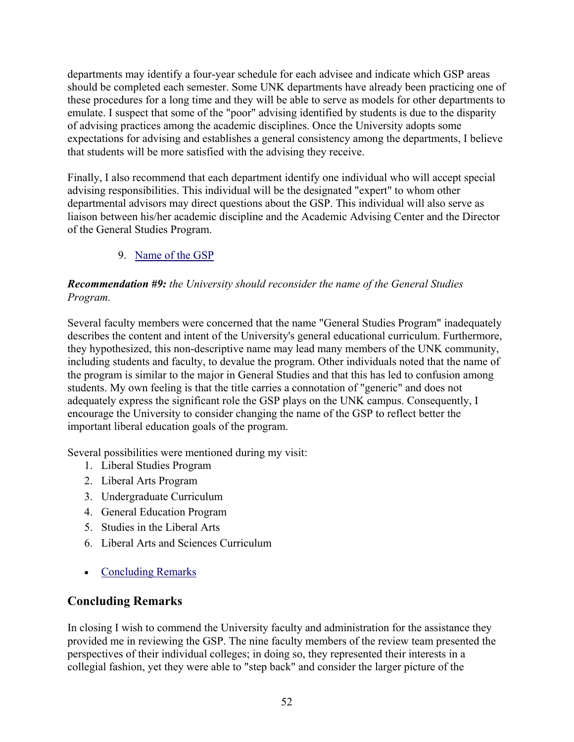departments may identify a four-year schedule for each advisee and indicate which GSP areas should be completed each semester. Some UNK departments have already been practicing one of these procedures for a long time and they will be able to serve as models for other departments to emulate. I suspect that some of the "poor" advising identified by students is due to the disparity of advising practices among the academic disciplines. Once the University adopts some expectations for advising and establishes a general consistency among the departments, I believe that students will be more satisfied with the advising they receive.

Finally, I also recommend that each department identify one individual who will accept special advising responsibilities. This individual will be the designated "expert" to whom other departmental advisors may direct questions about the GSP. This individual will also serve as liaison between his/her academic discipline and the Academic Advising Center and the Director of the General Studies Program.

9. Name of the GSP

***Recommendation #9:*** *the University should reconsider the name of the General Studies Program.*

Several faculty members were concerned that the name "General Studies Program" inadequately describes the content and intent of the University's general educational curriculum. Furthermore, they hypothesized, this non-descriptive name may lead many members of the UNK community, including students and faculty, to devalue the program. Other individuals noted that the name of the program is similar to the major in General Studies and that this has led to confusion among students. My own feeling is that the title carries a connotation of "generic" and does not adequately express the significant role the GSP plays on the UNK campus. Consequently, I encourage the University to consider changing the name of the GSP to reflect better the important liberal education goals of the program.

Several possibilities were mentioned during my visit:

1. Liberal Studies Program
2. Liberal Arts Program
3. Undergraduate Curriculum
4. General Education Program
5. Studies in the Liberal Arts
6. Liberal Arts and Sciences Curriculum

- Concluding Remarks

## Concluding Remarks

In closing I wish to commend the University faculty and administration for the assistance they provided me in reviewing the GSP. The nine faculty members of the review team presented the perspectives of their individual colleges; in doing so, they represented their interests in a collegial fashion, yet they were able to "step back" and consider the larger picture of the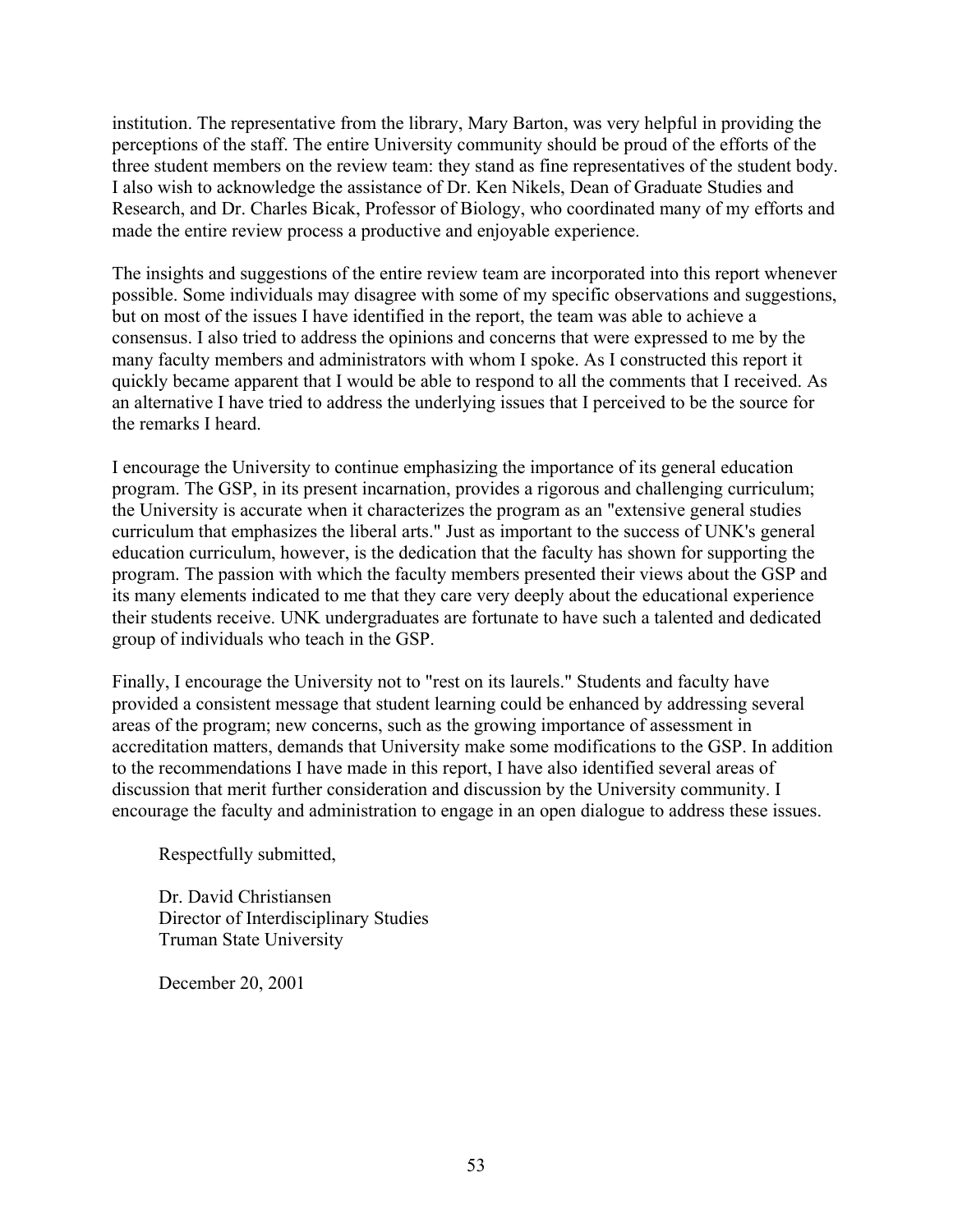institution. The representative from the library, Mary Barton, was very helpful in providing the perceptions of the staff. The entire University community should be proud of the efforts of the three student members on the review team: they stand as fine representatives of the student body. I also wish to acknowledge the assistance of Dr. Ken Nikels, Dean of Graduate Studies and Research, and Dr. Charles Bicak, Professor of Biology, who coordinated many of my efforts and made the entire review process a productive and enjoyable experience.

The insights and suggestions of the entire review team are incorporated into this report whenever possible. Some individuals may disagree with some of my specific observations and suggestions, but on most of the issues I have identified in the report, the team was able to achieve a consensus. I also tried to address the opinions and concerns that were expressed to me by the many faculty members and administrators with whom I spoke. As I constructed this report it quickly became apparent that I would be able to respond to all the comments that I received. As an alternative I have tried to address the underlying issues that I perceived to be the source for the remarks I heard.

I encourage the University to continue emphasizing the importance of its general education program. The GSP, in its present incarnation, provides a rigorous and challenging curriculum; the University is accurate when it characterizes the program as an "extensive general studies curriculum that emphasizes the liberal arts." Just as important to the success of UNK's general education curriculum, however, is the dedication that the faculty has shown for supporting the program. The passion with which the faculty members presented their views about the GSP and its many elements indicated to me that they care very deeply about the educational experience their students receive. UNK undergraduates are fortunate to have such a talented and dedicated group of individuals who teach in the GSP.

Finally, I encourage the University not to "rest on its laurels." Students and faculty have provided a consistent message that student learning could be enhanced by addressing several areas of the program; new concerns, such as the growing importance of assessment in accreditation matters, demands that University make some modifications to the GSP. In addition to the recommendations I have made in this report, I have also identified several areas of discussion that merit further consideration and discussion by the University community. I encourage the faculty and administration to engage in an open dialogue to address these issues.

Respectfully submitted,

Dr. David Christiansen  
Director of Interdisciplinary Studies  
Truman State University

December 20, 2001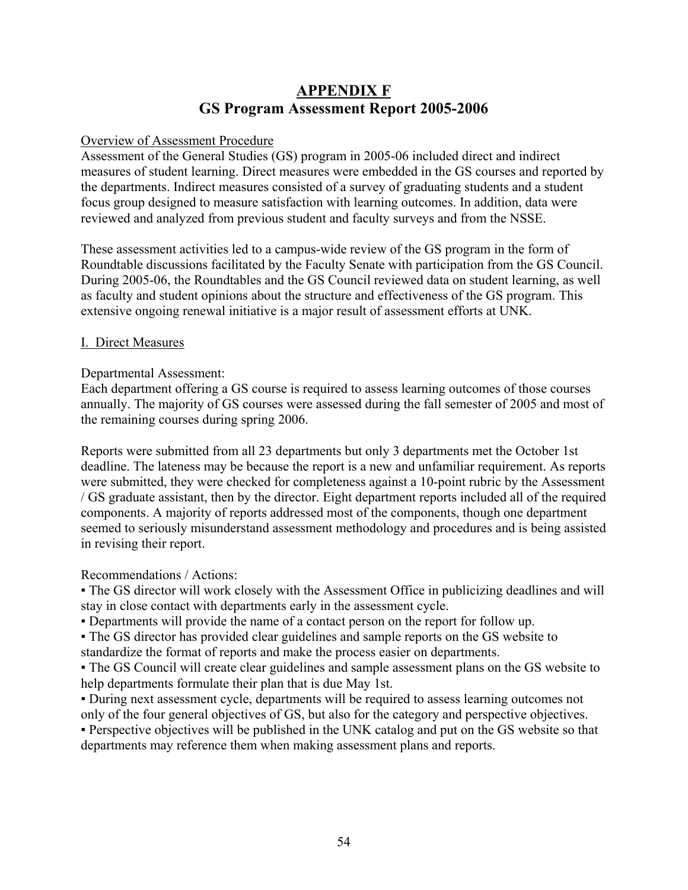# APPENDIX F
# GS Program Assessment Report 2005-2006

Overview of Assessment Procedure

Assessment of the General Studies (GS) program in 2005-06 included direct and indirect measures of student learning. Direct measures were embedded in the GS courses and reported by the departments. Indirect measures consisted of a survey of graduating students and a student focus group designed to measure satisfaction with learning outcomes. In addition, data were reviewed and analyzed from previous student and faculty surveys and from the NSSE.

These assessment activities led to a campus-wide review of the GS program in the form of Roundtable discussions facilitated by the Faculty Senate with participation from the GS Council. During 2005-06, the Roundtables and the GS Council reviewed data on student learning, as well as faculty and student opinions about the structure and effectiveness of the GS program. This extensive ongoing renewal initiative is a major result of assessment efforts at UNK.

I. Direct Measures

Departmental Assessment:

Each department offering a GS course is required to assess learning outcomes of those courses annually. The majority of GS courses were assessed during the fall semester of 2005 and most of the remaining courses during spring 2006.

Reports were submitted from all 23 departments but only 3 departments met the October 1st deadline. The lateness may be because the report is a new and unfamiliar requirement. As reports were submitted, they were checked for completeness against a 10-point rubric by the Assessment / GS graduate assistant, then by the director. Eight department reports included all of the required components. A majority of reports addressed most of the components, though one department seemed to seriously misunderstand assessment methodology and procedures and is being assisted in revising their report.

Recommendations / Actions:

- The GS director will work closely with the Assessment Office in publicizing deadlines and will stay in close contact with departments early in the assessment cycle.
- Departments will provide the name of a contact person on the report for follow up.
- The GS director has provided clear guidelines and sample reports on the GS website to standardize the format of reports and make the process easier on departments.
- The GS Council will create clear guidelines and sample assessment plans on the GS website to help departments formulate their plan that is due May 1st.
- During next assessment cycle, departments will be required to assess learning outcomes not only of the four general objectives of GS, but also for the category and perspective objectives.
- Perspective objectives will be published in the UNK catalog and put on the GS website so that departments may reference them when making assessment plans and reports.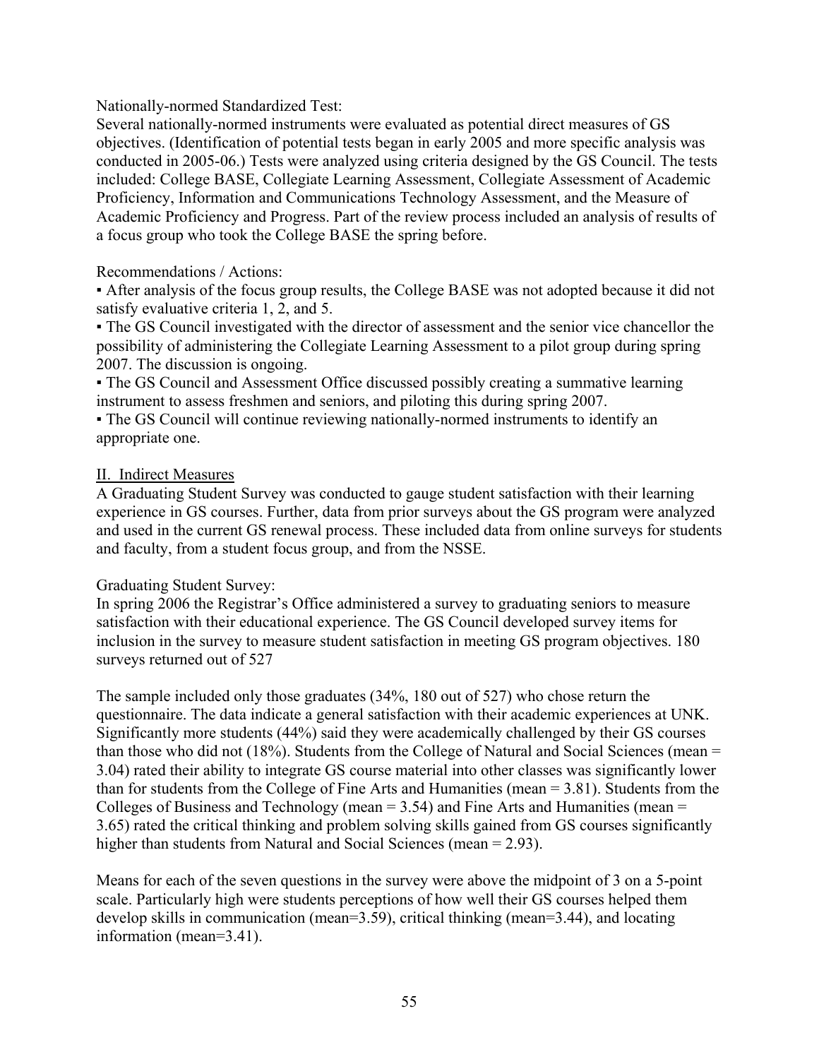Nationally-normed Standardized Test:

Several nationally-normed instruments were evaluated as potential direct measures of GS objectives. (Identification of potential tests began in early 2005 and more specific analysis was conducted in 2005-06.) Tests were analyzed using criteria designed by the GS Council. The tests included: College BASE, Collegiate Learning Assessment, Collegiate Assessment of Academic Proficiency, Information and Communications Technology Assessment, and the Measure of Academic Proficiency and Progress. Part of the review process included an analysis of results of a focus group who took the College BASE the spring before.

Recommendations / Actions:

- After analysis of the focus group results, the College BASE was not adopted because it did not satisfy evaluative criteria 1, 2, and 5.
- The GS Council investigated with the director of assessment and the senior vice chancellor the possibility of administering the Collegiate Learning Assessment to a pilot group during spring 2007. The discussion is ongoing.
- The GS Council and Assessment Office discussed possibly creating a summative learning instrument to assess freshmen and seniors, and piloting this during spring 2007.
- The GS Council will continue reviewing nationally-normed instruments to identify an appropriate one.

## II. Indirect Measures

A Graduating Student Survey was conducted to gauge student satisfaction with their learning experience in GS courses. Further, data from prior surveys about the GS program were analyzed and used in the current GS renewal process. These included data from online surveys for students and faculty, from a student focus group, and from the NSSE.

Graduating Student Survey:

In spring 2006 the Registrar's Office administered a survey to graduating seniors to measure satisfaction with their educational experience. The GS Council developed survey items for inclusion in the survey to measure student satisfaction in meeting GS program objectives. 180 surveys returned out of 527

The sample included only those graduates (34%, 180 out of 527) who chose return the questionnaire. The data indicate a general satisfaction with their academic experiences at UNK. Significantly more students (44%) said they were academically challenged by their GS courses than those who did not (18%). Students from the College of Natural and Social Sciences (mean = 3.04) rated their ability to integrate GS course material into other classes was significantly lower than for students from the College of Fine Arts and Humanities (mean = 3.81). Students from the Colleges of Business and Technology (mean = 3.54) and Fine Arts and Humanities (mean = 3.65) rated the critical thinking and problem solving skills gained from GS courses significantly higher than students from Natural and Social Sciences (mean = 2.93).

Means for each of the seven questions in the survey were above the midpoint of 3 on a 5-point scale. Particularly high were students perceptions of how well their GS courses helped them develop skills in communication (mean=3.59), critical thinking (mean=3.44), and locating information (mean=3.41).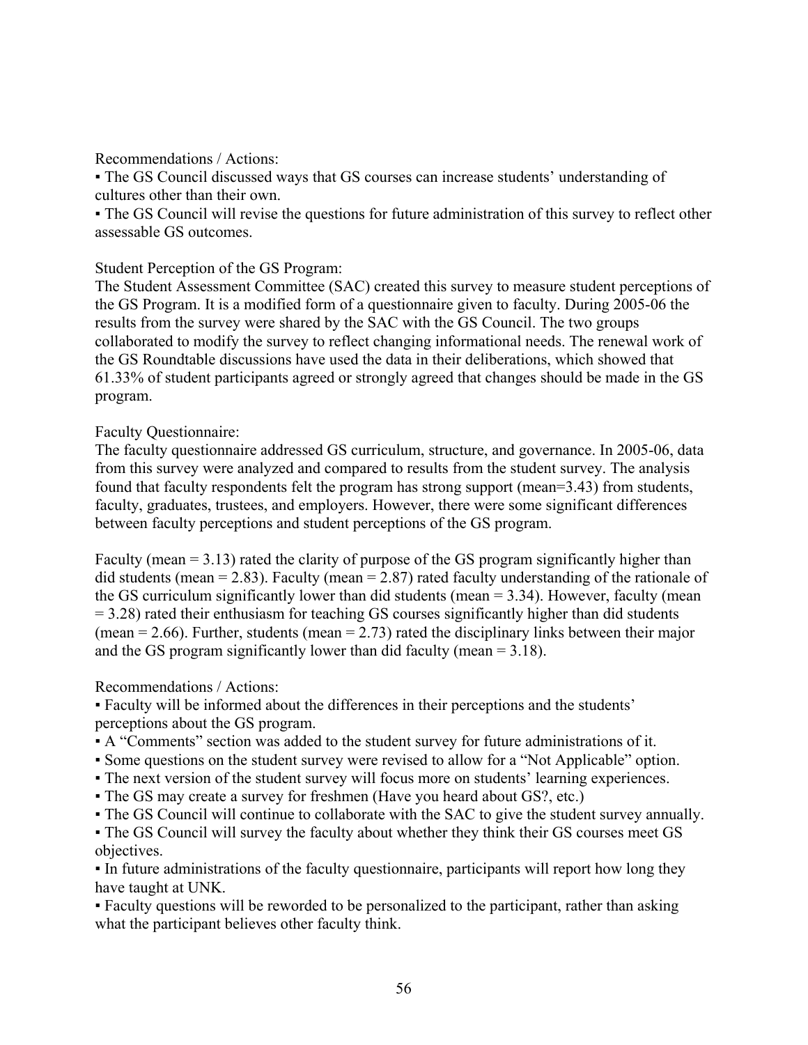Recommendations / Actions:

▪ The GS Council discussed ways that GS courses can increase students' understanding of cultures other than their own.

▪ The GS Council will revise the questions for future administration of this survey to reflect other assessable GS outcomes.

Student Perception of the GS Program:

The Student Assessment Committee (SAC) created this survey to measure student perceptions of the GS Program. It is a modified form of a questionnaire given to faculty. During 2005-06 the results from the survey were shared by the SAC with the GS Council. The two groups collaborated to modify the survey to reflect changing informational needs. The renewal work of the GS Roundtable discussions have used the data in their deliberations, which showed that 61.33% of student participants agreed or strongly agreed that changes should be made in the GS program.

Faculty Questionnaire:

The faculty questionnaire addressed GS curriculum, structure, and governance. In 2005-06, data from this survey were analyzed and compared to results from the student survey. The analysis found that faculty respondents felt the program has strong support (mean=3.43) from students, faculty, graduates, trustees, and employers. However, there were some significant differences between faculty perceptions and student perceptions of the GS program.

Faculty (mean = 3.13) rated the clarity of purpose of the GS program significantly higher than did students (mean = 2.83). Faculty (mean = 2.87) rated faculty understanding of the rationale of the GS curriculum significantly lower than did students (mean = 3.34). However, faculty (mean = 3.28) rated their enthusiasm for teaching GS courses significantly higher than did students (mean = 2.66). Further, students (mean = 2.73) rated the disciplinary links between their major and the GS program significantly lower than did faculty (mean = 3.18).

Recommendations / Actions:

▪ Faculty will be informed about the differences in their perceptions and the students' perceptions about the GS program.

▪ A "Comments" section was added to the student survey for future administrations of it.

▪ Some questions on the student survey were revised to allow for a "Not Applicable" option.

▪ The next version of the student survey will focus more on students' learning experiences.

▪ The GS may create a survey for freshmen (Have you heard about GS?, etc.)

▪ The GS Council will continue to collaborate with the SAC to give the student survey annually.

▪ The GS Council will survey the faculty about whether they think their GS courses meet GS objectives.

▪ In future administrations of the faculty questionnaire, participants will report how long they have taught at UNK.

▪ Faculty questions will be reworded to be personalized to the participant, rather than asking what the participant believes other faculty think.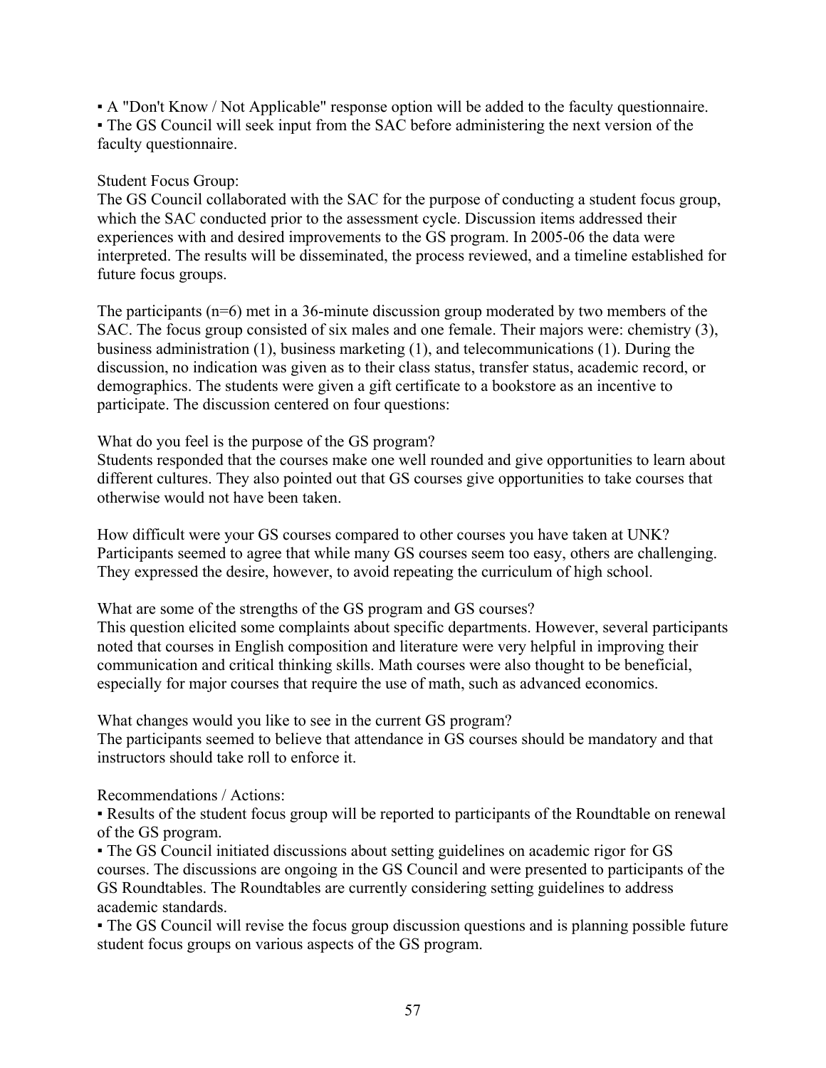- A "Don't Know / Not Applicable" response option will be added to the faculty questionnaire.
- The GS Council will seek input from the SAC before administering the next version of the faculty questionnaire.

Student Focus Group:

The GS Council collaborated with the SAC for the purpose of conducting a student focus group, which the SAC conducted prior to the assessment cycle. Discussion items addressed their experiences with and desired improvements to the GS program. In 2005-06 the data were interpreted. The results will be disseminated, the process reviewed, and a timeline established for future focus groups.

The participants (n=6) met in a 36-minute discussion group moderated by two members of the SAC. The focus group consisted of six males and one female. Their majors were: chemistry (3), business administration (1), business marketing (1), and telecommunications (1). During the discussion, no indication was given as to their class status, transfer status, academic record, or demographics. The students were given a gift certificate to a bookstore as an incentive to participate. The discussion centered on four questions:

What do you feel is the purpose of the GS program?

Students responded that the courses make one well rounded and give opportunities to learn about different cultures. They also pointed out that GS courses give opportunities to take courses that otherwise would not have been taken.

How difficult were your GS courses compared to other courses you have taken at UNK?

Participants seemed to agree that while many GS courses seem too easy, others are challenging. They expressed the desire, however, to avoid repeating the curriculum of high school.

What are some of the strengths of the GS program and GS courses?

This question elicited some complaints about specific departments. However, several participants noted that courses in English composition and literature were very helpful in improving their communication and critical thinking skills. Math courses were also thought to be beneficial, especially for major courses that require the use of math, such as advanced economics.

What changes would you like to see in the current GS program?

The participants seemed to believe that attendance in GS courses should be mandatory and that instructors should take roll to enforce it.

Recommendations / Actions:

- Results of the student focus group will be reported to participants of the Roundtable on renewal of the GS program.
- The GS Council initiated discussions about setting guidelines on academic rigor for GS courses. The discussions are ongoing in the GS Council and were presented to participants of the GS Roundtables. The Roundtables are currently considering setting guidelines to address academic standards.
- The GS Council will revise the focus group discussion questions and is planning possible future student focus groups on various aspects of the GS program.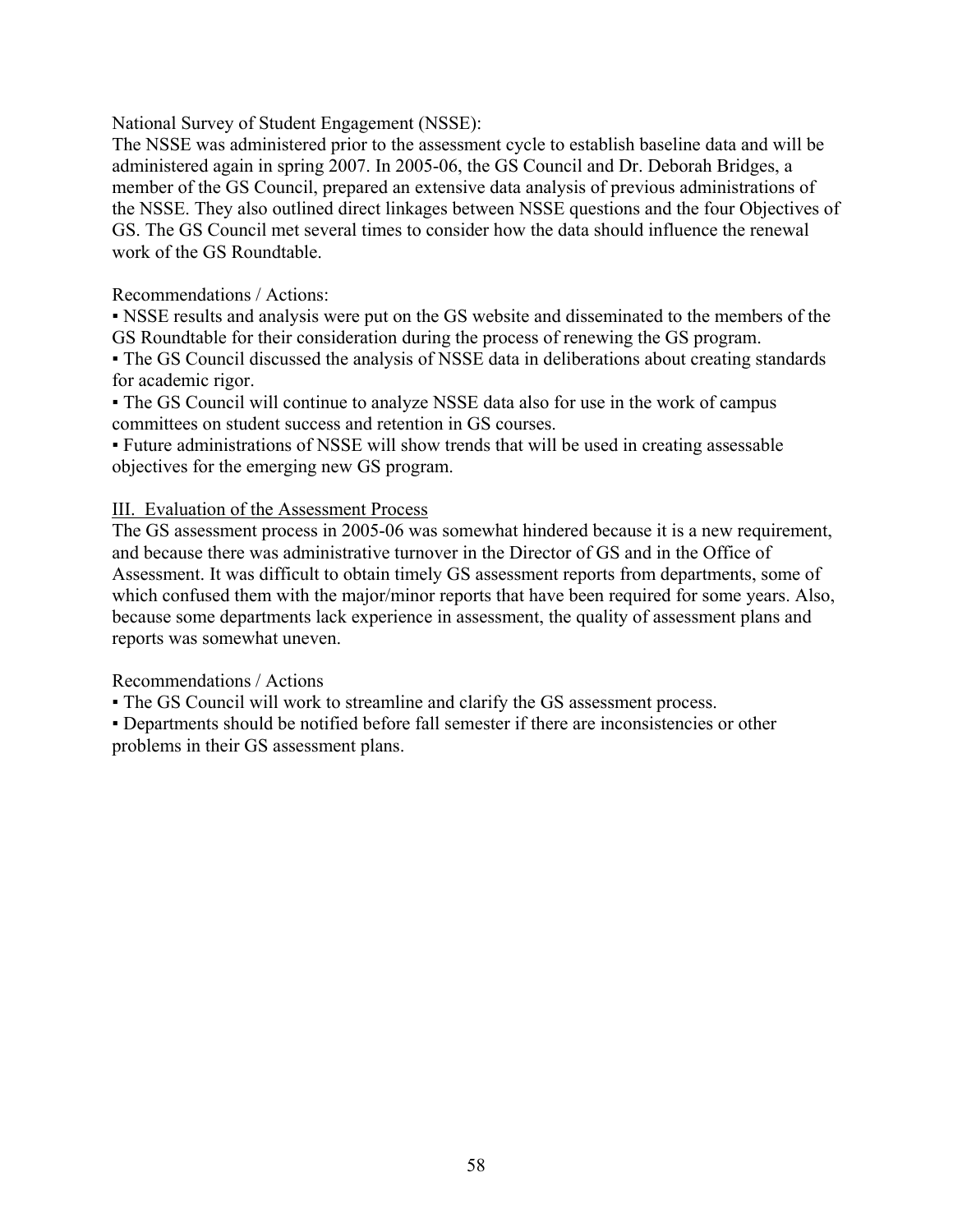National Survey of Student Engagement (NSSE):

The NSSE was administered prior to the assessment cycle to establish baseline data and will be administered again in spring 2007. In 2005-06, the GS Council and Dr. Deborah Bridges, a member of the GS Council, prepared an extensive data analysis of previous administrations of the NSSE. They also outlined direct linkages between NSSE questions and the four Objectives of GS. The GS Council met several times to consider how the data should influence the renewal work of the GS Roundtable.

Recommendations / Actions:

- NSSE results and analysis were put on the GS website and disseminated to the members of the GS Roundtable for their consideration during the process of renewing the GS program.
- The GS Council discussed the analysis of NSSE data in deliberations about creating standards for academic rigor.
- The GS Council will continue to analyze NSSE data also for use in the work of campus committees on student success and retention in GS courses.
- Future administrations of NSSE will show trends that will be used in creating assessable objectives for the emerging new GS program.

<u>III. Evaluation of the Assessment Process</u>

The GS assessment process in 2005-06 was somewhat hindered because it is a new requirement, and because there was administrative turnover in the Director of GS and in the Office of Assessment. It was difficult to obtain timely GS assessment reports from departments, some of which confused them with the major/minor reports that have been required for some years. Also, because some departments lack experience in assessment, the quality of assessment plans and reports was somewhat uneven.

Recommendations / Actions

- The GS Council will work to streamline and clarify the GS assessment process.
- Departments should be notified before fall semester if there are inconsistencies or other problems in their GS assessment plans.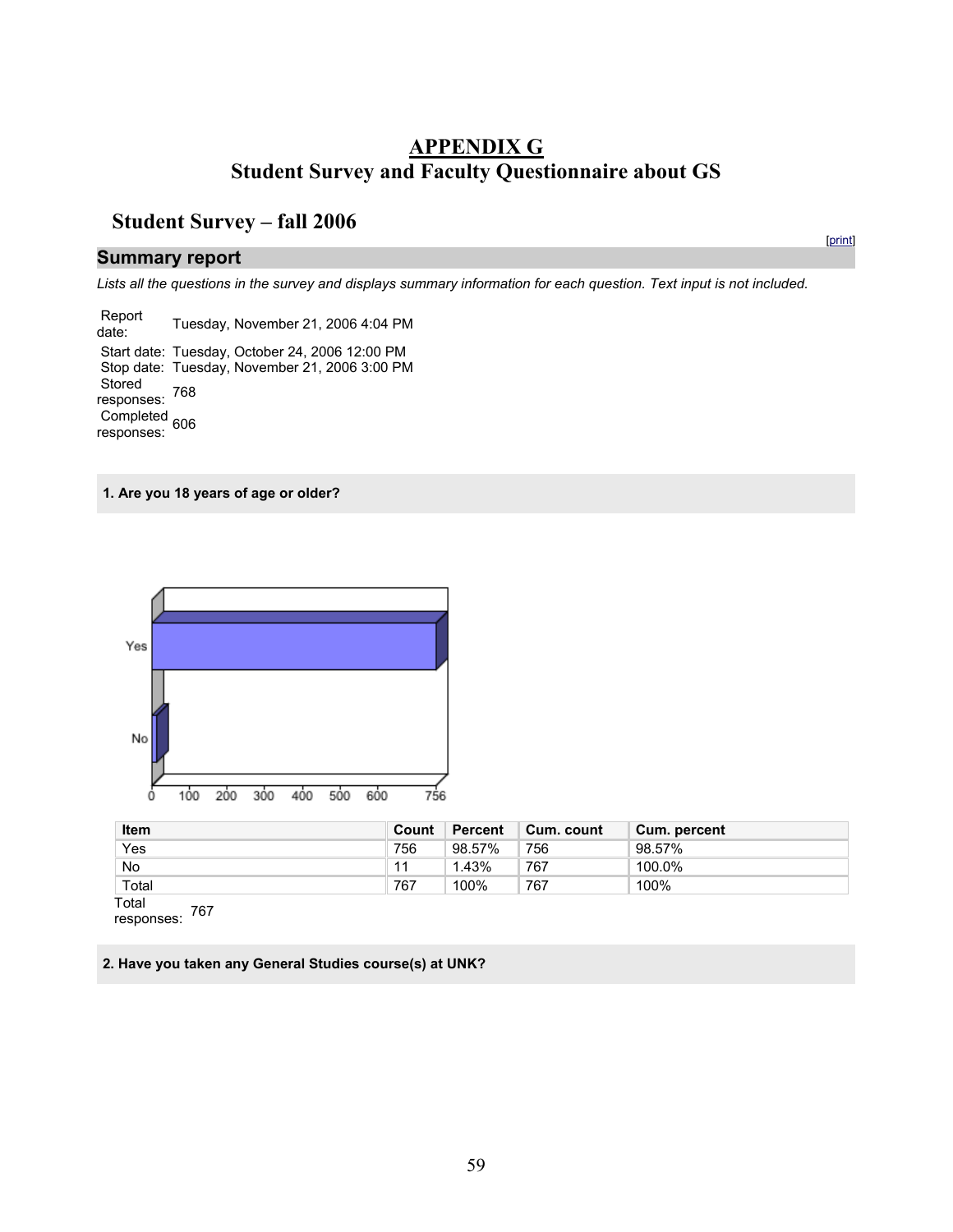# APPENDIX G
## Student Survey and Faculty Questionnaire about GS

### Student Survey – fall 2006

[print]

### Summary report

*Lists all the questions in the survey and displays summary information for each question. Text input is not included.*

| | |
|---|---|
| Report date: | Tuesday, November 21, 2006 4:04 PM |
| Start date: | Tuesday, October 24, 2006 12:00 PM |
| Stop date: | Tuesday, November 21, 2006 3:00 PM |
| Stored responses: | 768 |
| Completed responses: | 606 |

**1. Are you 18 years of age or older?**

| Item | Count | Percent | Cum. count | Cum. percent |
|---|---|---|---|---|
| Yes | 756 | 98.57% | 756 | 98.57% |
| No | 11 | 1.43% | 767 | 100.0% |
| Total | 767 | 100% | 767 | 100% |

Total responses: 767

**2. Have you taken any General Studies course(s) at UNK?**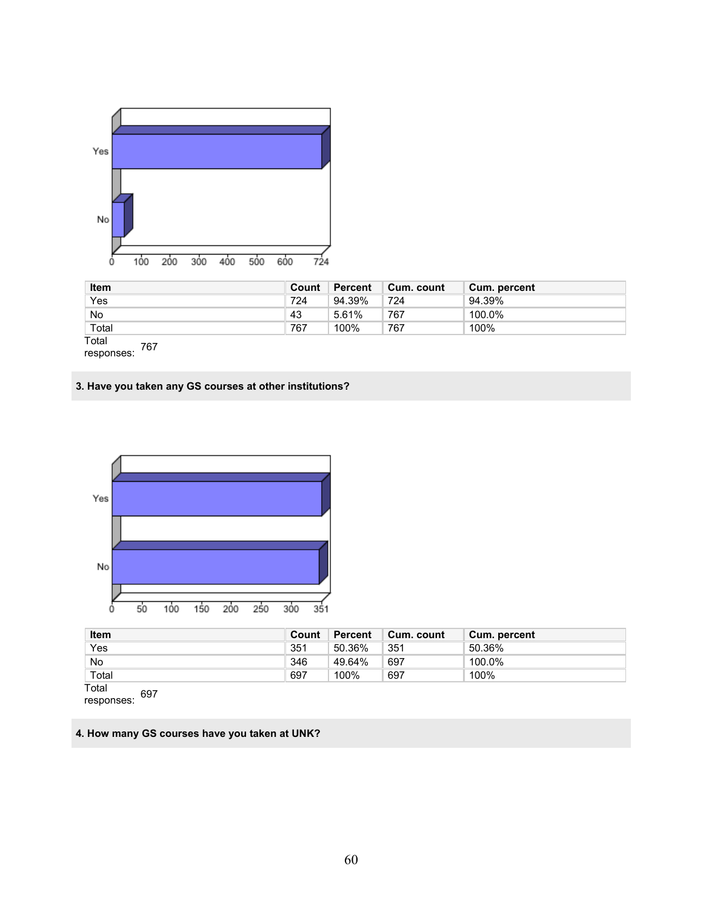| Item | Count | Percent | Cum. count | Cum. percent |
|---|---|---|---|---|
| Yes | 724 | 94.39% | 724 | 94.39% |
| No | 43 | 5.61% | 767 | 100.0% |
| Total | 767 | 100% | 767 | 100% |

Total responses: 767

**3. Have you taken any GS courses at other institutions?**

| Item | Count | Percent | Cum. count | Cum. percent |
|---|---|---|---|---|
| Yes | 351 | 50.36% | 351 | 50.36% |
| No | 346 | 49.64% | 697 | 100.0% |
| Total | 697 | 100% | 697 | 100% |

Total responses: 697

**4. How many GS courses have you taken at UNK?**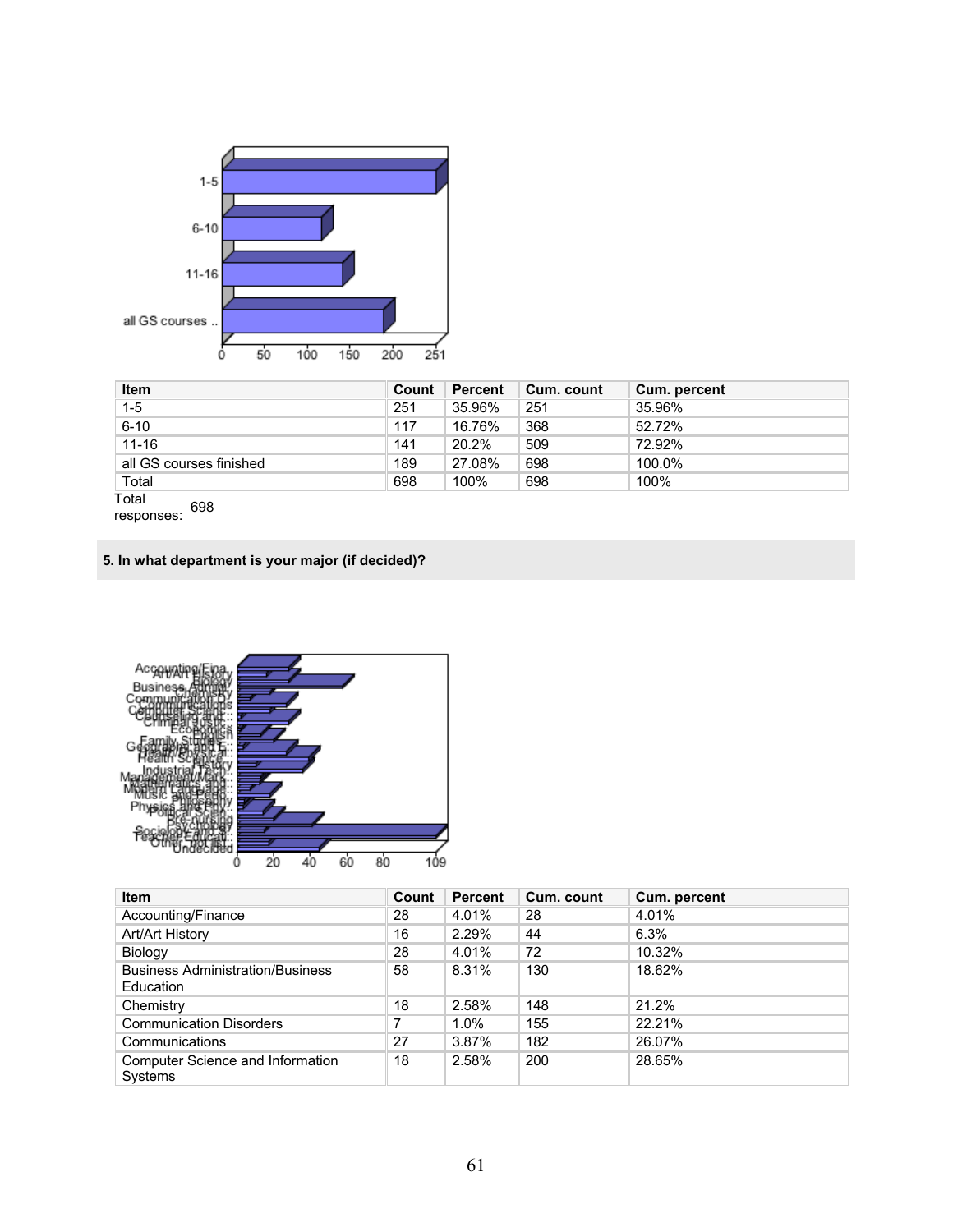| Item | Count | Percent | Cum. count | Cum. percent |
| --- | --- | --- | --- | --- |
| 1-5 | 251 | 35.96% | 251 | 35.96% |
| 6-10 | 117 | 16.76% | 368 | 52.72% |
| 11-16 | 141 | 20.2% | 509 | 72.92% |
| all GS courses finished | 189 | 27.08% | 698 | 100.0% |
| Total | 698 | 100% | 698 | 100% |

Total responses: 698

**5. In what department is your major (if decided)?**

| Item | Count | Percent | Cum. count | Cum. percent |
| --- | --- | --- | --- | --- |
| Accounting/Finance | 28 | 4.01% | 28 | 4.01% |
| Art/Art History | 16 | 2.29% | 44 | 6.3% |
| Biology | 28 | 4.01% | 72 | 10.32% |
| Business Administration/Business Education | 58 | 8.31% | 130 | 18.62% |
| Chemistry | 18 | 2.58% | 148 | 21.2% |
| Communication Disorders | 7 | 1.0% | 155 | 22.21% |
| Communications | 27 | 3.87% | 182 | 26.07% |
| Computer Science and Information Systems | 18 | 2.58% | 200 | 28.65% |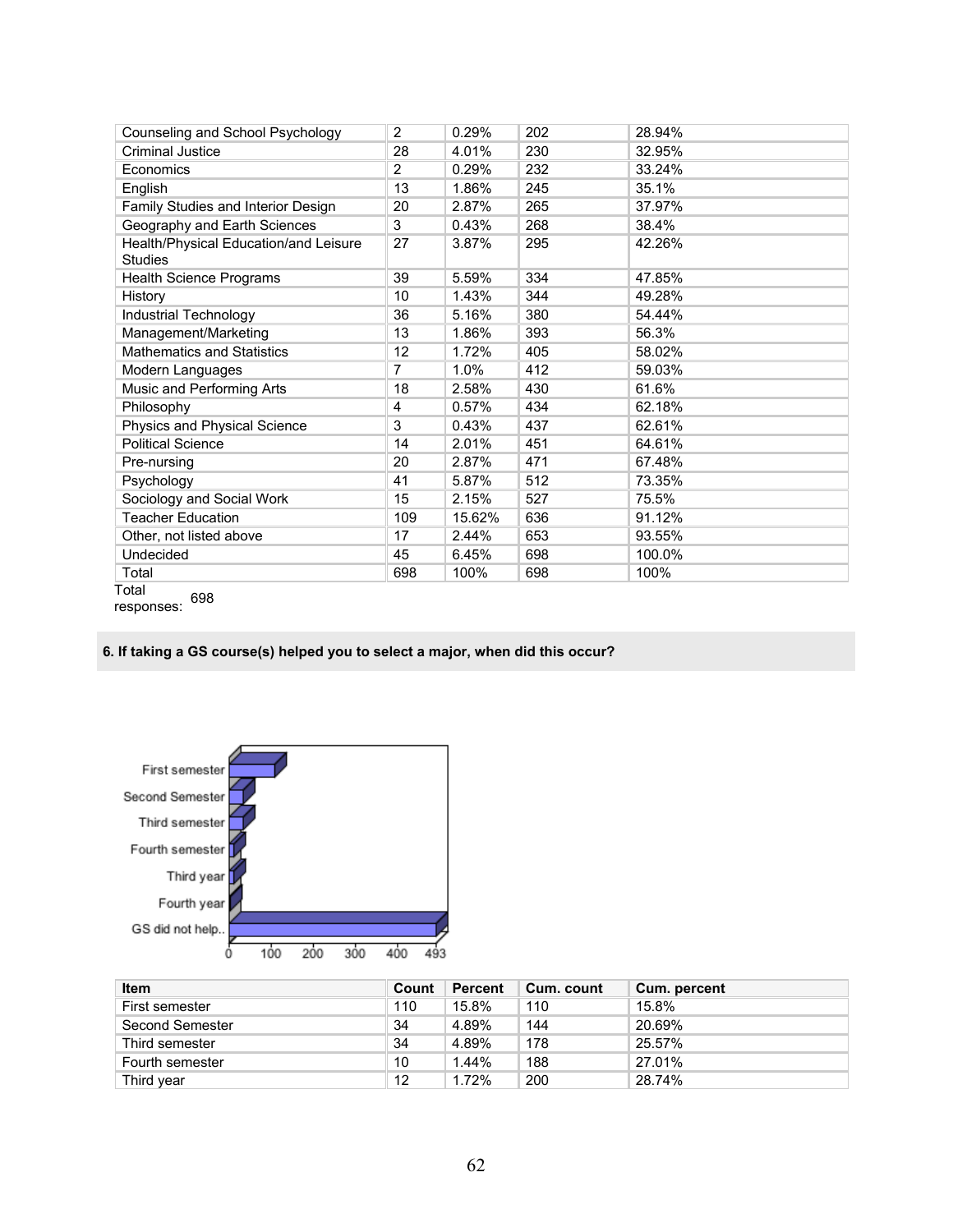| | | | | |
|---|---|---|---|---|
| Counseling and School Psychology | 2 | 0.29% | 202 | 28.94% |
| Criminal Justice | 28 | 4.01% | 230 | 32.95% |
| Economics | 2 | 0.29% | 232 | 33.24% |
| English | 13 | 1.86% | 245 | 35.1% |
| Family Studies and Interior Design | 20 | 2.87% | 265 | 37.97% |
| Geography and Earth Sciences | 3 | 0.43% | 268 | 38.4% |
| Health/Physical Education/and Leisure Studies | 27 | 3.87% | 295 | 42.26% |
| Health Science Programs | 39 | 5.59% | 334 | 47.85% |
| History | 10 | 1.43% | 344 | 49.28% |
| Industrial Technology | 36 | 5.16% | 380 | 54.44% |
| Management/Marketing | 13 | 1.86% | 393 | 56.3% |
| Mathematics and Statistics | 12 | 1.72% | 405 | 58.02% |
| Modern Languages | 7 | 1.0% | 412 | 59.03% |
| Music and Performing Arts | 18 | 2.58% | 430 | 61.6% |
| Philosophy | 4 | 0.57% | 434 | 62.18% |
| Physics and Physical Science | 3 | 0.43% | 437 | 62.61% |
| Political Science | 14 | 2.01% | 451 | 64.61% |
| Pre-nursing | 20 | 2.87% | 471 | 67.48% |
| Psychology | 41 | 5.87% | 512 | 73.35% |
| Sociology and Social Work | 15 | 2.15% | 527 | 75.5% |
| Teacher Education | 109 | 15.62% | 636 | 91.12% |
| Other, not listed above | 17 | 2.44% | 653 | 93.55% |
| Undecided | 45 | 6.45% | 698 | 100.0% |
| Total | 698 | 100% | 698 | 100% |

Total responses: 698

**6. If taking a GS course(s) helped you to select a major, when did this occur?**

| Item | Count | Percent | Cum. count | Cum. percent |
|---|---|---|---|---|
| First semester | 110 | 15.8% | 110 | 15.8% |
| Second Semester | 34 | 4.89% | 144 | 20.69% |
| Third semester | 34 | 4.89% | 178 | 25.57% |
| Fourth semester | 10 | 1.44% | 188 | 27.01% |
| Third year | 12 | 1.72% | 200 | 28.74% |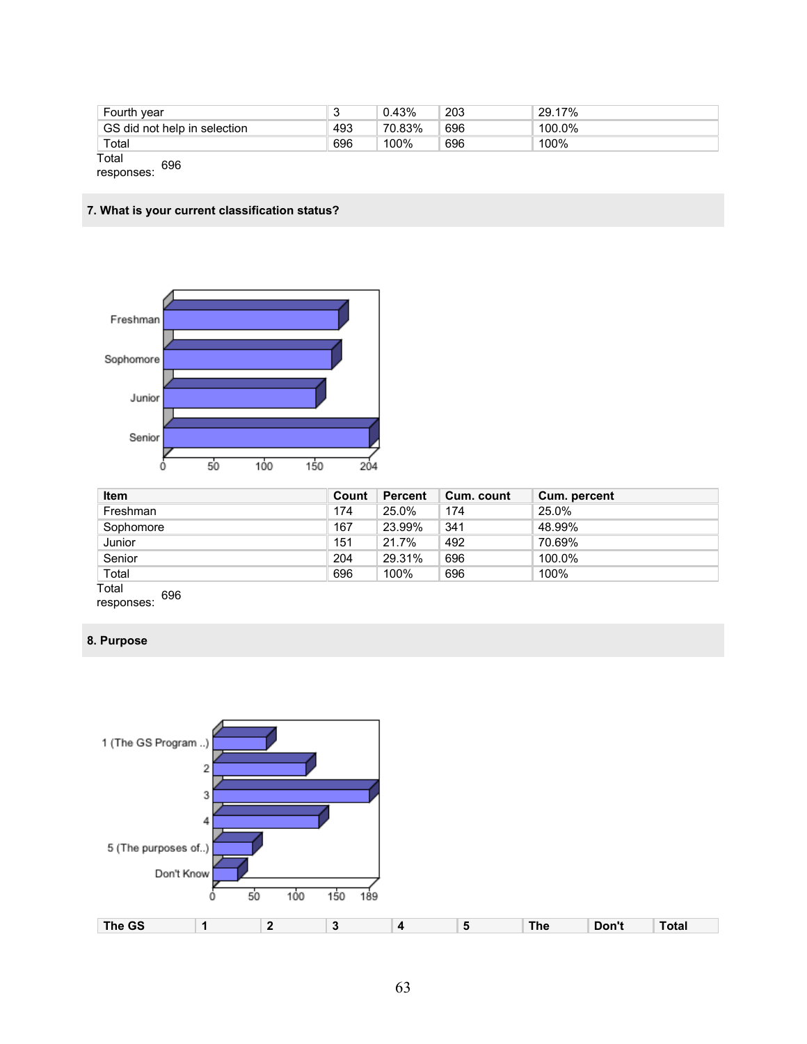| Fourth year | 3 | 0.43% | 203 | 29.17% |
|---|---|---|---|---|
| GS did not help in selection | 493 | 70.83% | 696 | 100.0% |
| Total | 696 | 100% | 696 | 100% |

Total responses: 696

## 7. What is your current classification status?

| Item | Count | Percent | Cum. count | Cum. percent |
|---|---|---|---|---|
| Freshman | 174 | 25.0% | 174 | 25.0% |
| Sophomore | 167 | 23.99% | 341 | 48.99% |
| Junior | 151 | 21.7% | 492 | 70.69% |
| Senior | 204 | 29.31% | 696 | 100.0% |
| Total | 696 | 100% | 696 | 100% |

Total responses: 696

## 8. Purpose

| The GS | 1 | 2 | 3 | 4 | 5 | The | Don't | Total |
|---|---|---|---|---|---|---|---|---|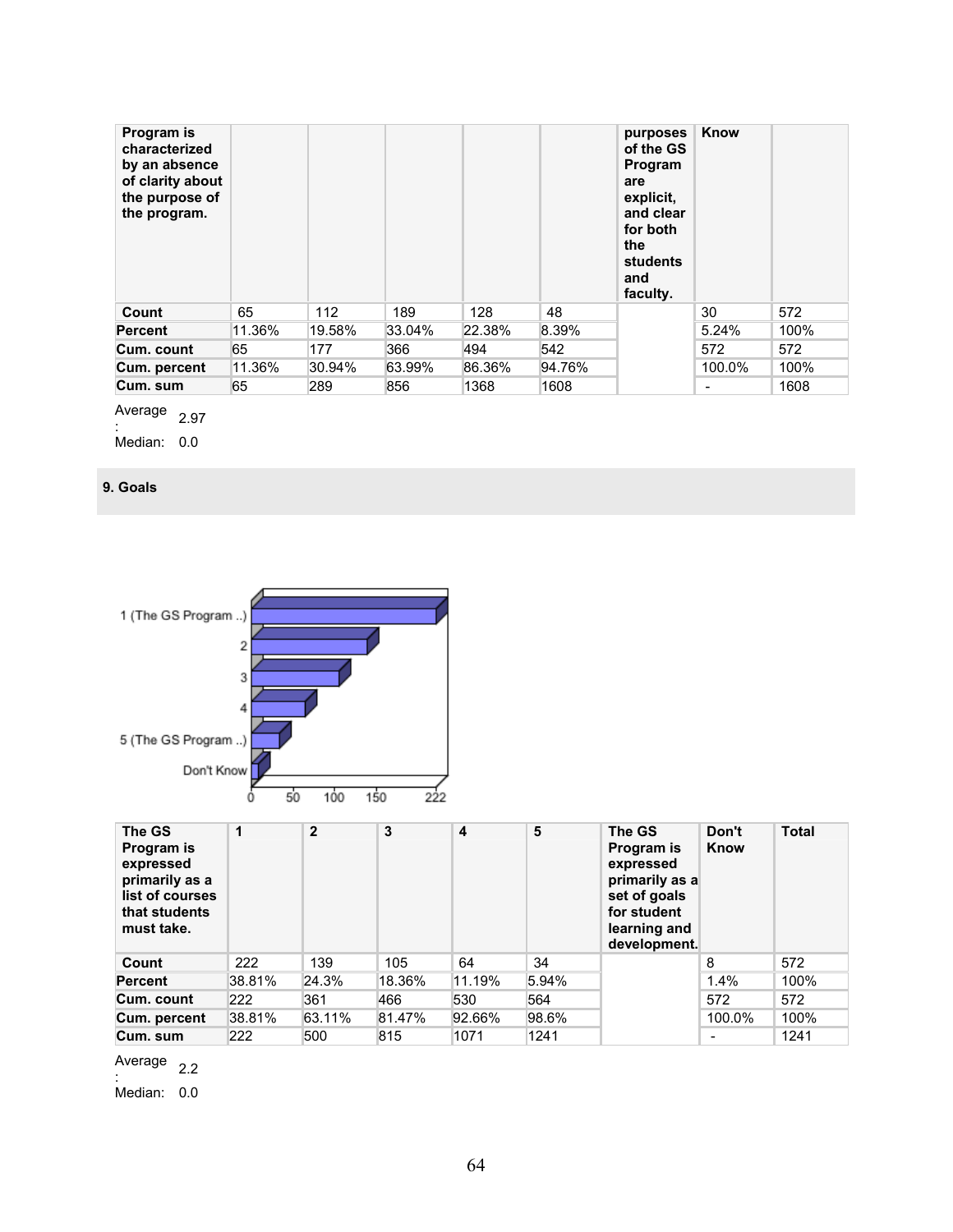| Program is characterized by an absence of clarity about the purpose of the program. | | | | | | purposes of the GS Program are explicit, and clear for both the students and faculty. | Know | |
|---|---|---|---|---|---|---|---|---|
| **Count** | 65 | 112 | 189 | 128 | 48 | | 30 | 572 |
| **Percent** | 11.36% | 19.58% | 33.04% | 22.38% | 8.39% | | 5.24% | 100% |
| **Cum. count** | 65 | 177 | 366 | 494 | 542 | | 572 | 572 |
| **Cum. percent** | 11.36% | 30.94% | 63.99% | 86.36% | 94.76% | | 100.0% | 100% |
| **Cum. sum** | 65 | 289 | 856 | 1368 | 1608 | | - | 1608 |

Average: 2.97
Median: 0.0

**9. Goals**

| The GS Program is expressed primarily as a list of courses that students must take. | 1 | 2 | 3 | 4 | 5 | The GS Program is expressed primarily as a set of goals for student learning and development. | Don't Know | Total |
|---|---|---|---|---|---|---|---|---|
| **Count** | 222 | 139 | 105 | 64 | 34 | | 8 | 572 |
| **Percent** | 38.81% | 24.3% | 18.36% | 11.19% | 5.94% | | 1.4% | 100% |
| **Cum. count** | 222 | 361 | 466 | 530 | 564 | | 572 | 572 |
| **Cum. percent** | 38.81% | 63.11% | 81.47% | 92.66% | 98.6% | | 100.0% | 100% |
| **Cum. sum** | 222 | 500 | 815 | 1071 | 1241 | | - | 1241 |

Average: 2.2
Median: 0.0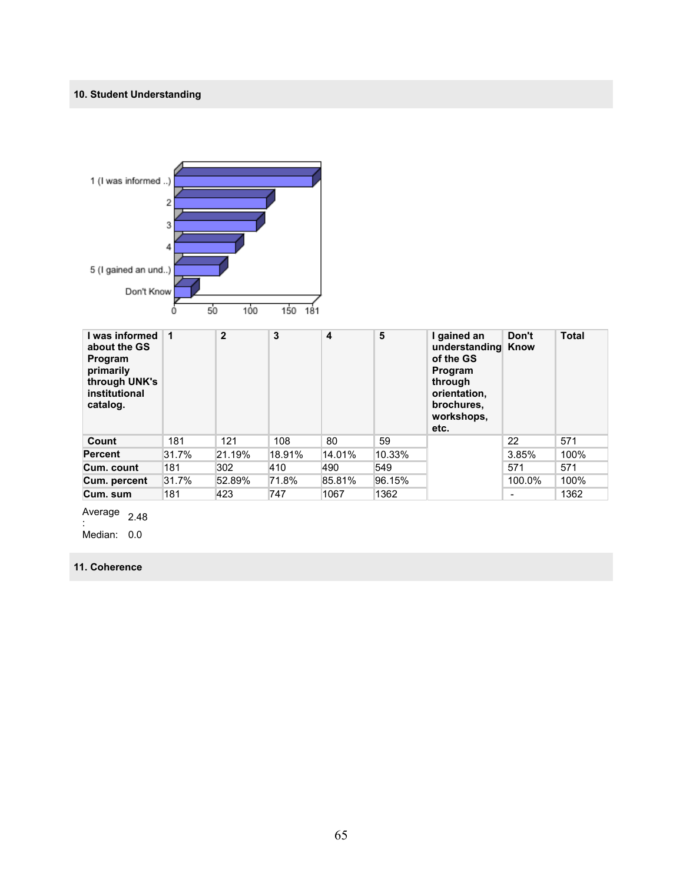## 10. Student Understanding

| I was informed about the GS Program primarily through UNK's institutional catalog. | 1 | 2 | 3 | 4 | 5 | I gained an understanding of the GS Program through orientation, brochures, workshops, etc. | Don't Know | Total |
|---|---|---|---|---|---|---|---|---|
| Count | 181 | 121 | 108 | 80 | 59 | | 22 | 571 |
| Percent | 31.7% | 21.19% | 18.91% | 14.01% | 10.33% | | 3.85% | 100% |
| Cum. count | 181 | 302 | 410 | 490 | 549 | | 571 | 571 |
| Cum. percent | 31.7% | 52.89% | 71.8% | 85.81% | 96.15% | | 100.0% | 100% |
| Cum. sum | 181 | 423 | 747 | 1067 | 1362 | | - | 1362 |

Average: 2.48

Median: 0.0

## 11. Coherence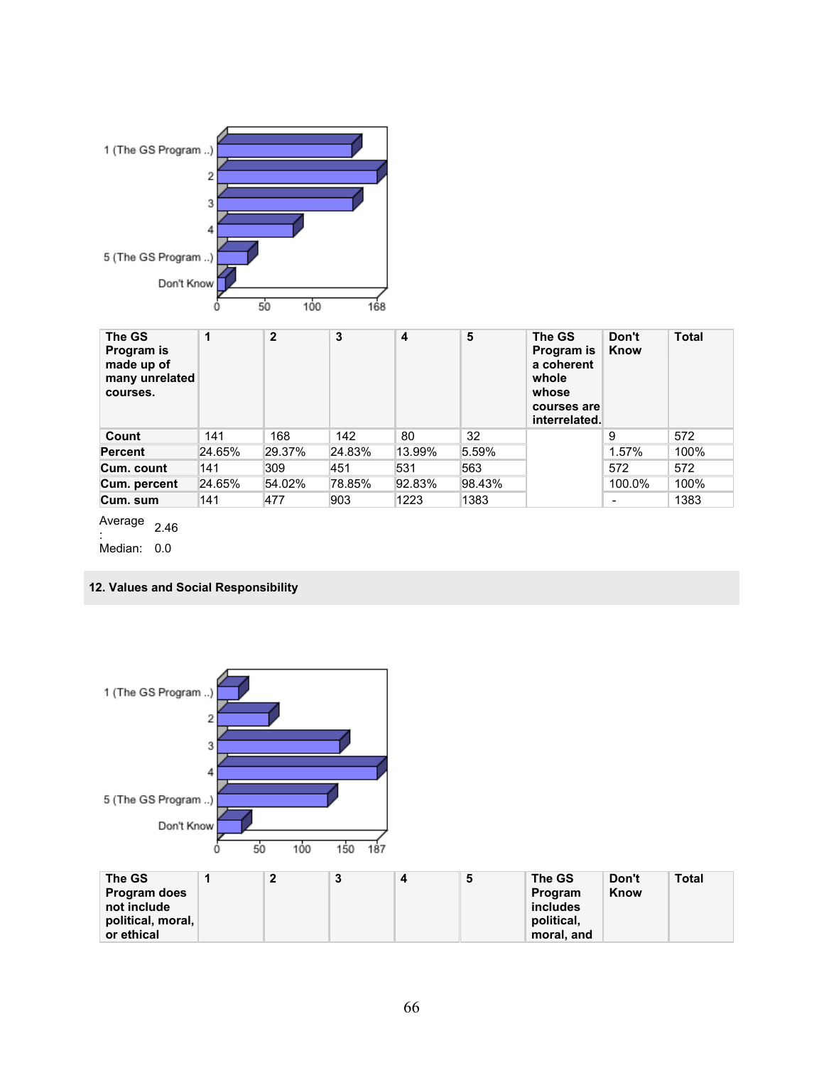| The GS Program is made up of many unrelated courses. | 1 | 2 | 3 | 4 | 5 | The GS Program is a coherent whole whose courses are interrelated. | Don't Know | Total |
|---|---|---|---|---|---|---|---|---|
| Count | 141 | 168 | 142 | 80 | 32 | | 9 | 572 |
| Percent | 24.65% | 29.37% | 24.83% | 13.99% | 5.59% | | 1.57% | 100% |
| Cum. count | 141 | 309 | 451 | 531 | 563 | | 572 | 572 |
| Cum. percent | 24.65% | 54.02% | 78.85% | 92.83% | 98.43% | | 100.0% | 100% |
| Cum. sum | 141 | 477 | 903 | 1223 | 1383 | | - | 1383 |

Average: 2.46

Median: 0.0

### 12. Values and Social Responsibility

| The GS Program does not include political, moral, or ethical | 1 | 2 | 3 | 4 | 5 | The GS Program includes political, moral, and | Don't Know | Total |
|---|---|---|---|---|---|---|---|---|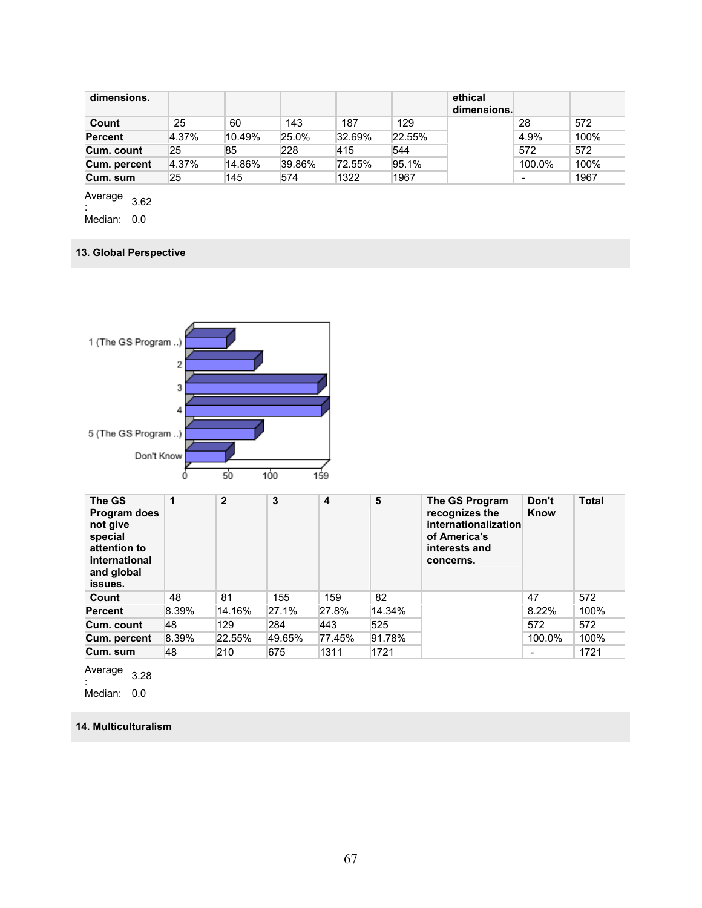| dimensions. | | | | | | ethical dimensions. | | |
|---|---|---|---|---|---|---|---|---|
| **Count** | 25 | 60 | 143 | 187 | 129 | | 28 | 572 |
| **Percent** | 4.37% | 10.49% | 25.0% | 32.69% | 22.55% | | 4.9% | 100% |
| **Cum. count** | 25 | 85 | 228 | 415 | 544 | | 572 | 572 |
| **Cum. percent** | 4.37% | 14.86% | 39.86% | 72.55% | 95.1% | | 100.0% | 100% |
| **Cum. sum** | 25 | 145 | 574 | 1322 | 1967 | | - | 1967 |

Average: 3.62
Median: 0.0

### 13. Global Perspective

| The GS Program does not give special attention to international and global issues. | 1 | 2 | 3 | 4 | 5 | The GS Program recognizes the internationalization of America's interests and concerns. | Don't Know | Total |
|---|---|---|---|---|---|---|---|---|
| **Count** | 48 | 81 | 155 | 159 | 82 | | 47 | 572 |
| **Percent** | 8.39% | 14.16% | 27.1% | 27.8% | 14.34% | | 8.22% | 100% |
| **Cum. count** | 48 | 129 | 284 | 443 | 525 | | 572 | 572 |
| **Cum. percent** | 8.39% | 22.55% | 49.65% | 77.45% | 91.78% | | 100.0% | 100% |
| **Cum. sum** | 48 | 210 | 675 | 1311 | 1721 | | - | 1721 |

Average: 3.28
Median: 0.0

### 14. Multiculturalism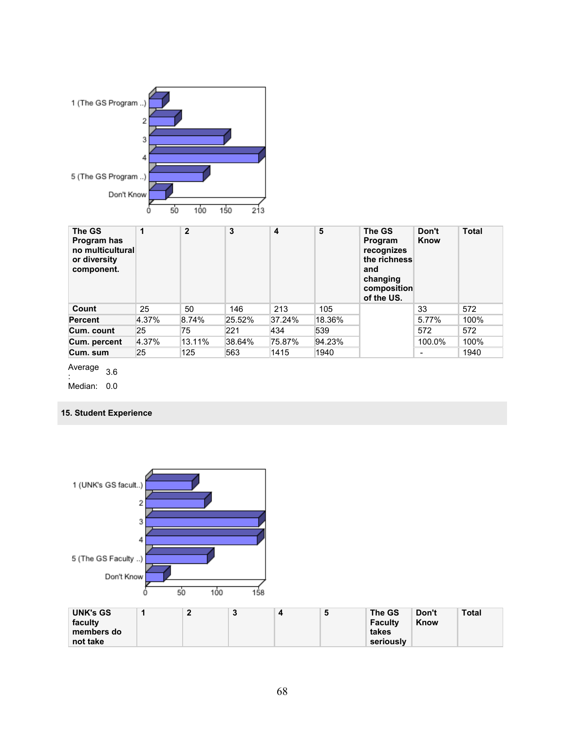| The GS Program has no multicultural or diversity component. | 1 | 2 | 3 | 4 | 5 | The GS Program recognizes the richness and changing composition of the US. | Don't Know | Total |
|---|---|---|---|---|---|---|---|---|
| Count | 25 | 50 | 146 | 213 | 105 | | 33 | 572 |
| Percent | 4.37% | 8.74% | 25.52% | 37.24% | 18.36% | | 5.77% | 100% |
| Cum. count | 25 | 75 | 221 | 434 | 539 | | 572 | 572 |
| Cum. percent | 4.37% | 13.11% | 38.64% | 75.87% | 94.23% | | 100.0% | 100% |
| Cum. sum | 25 | 125 | 563 | 1415 | 1940 | | - | 1940 |

Average: 3.6

Median: 0.0

## 15. Student Experience

| UNK's GS faculty members do not take | 1 | 2 | 3 | 4 | 5 | The GS Faculty takes seriously | Don't Know | Total |
|---|---|---|---|---|---|---|---|---|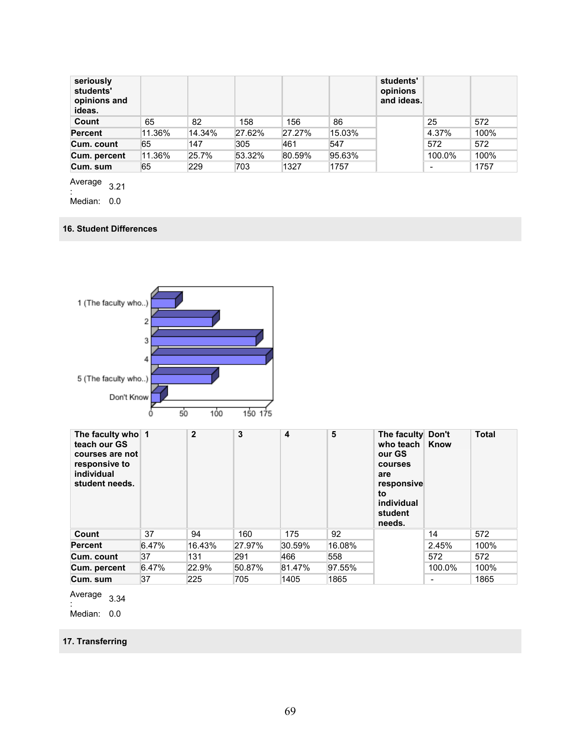| seriously students' opinions and ideas. | | | | | | students' opinions and ideas. | | |
|---|---|---|---|---|---|---|---|---|
| Count | 65 | 82 | 158 | 156 | 86 | | 25 | 572 |
| Percent | 11.36% | 14.34% | 27.62% | 27.27% | 15.03% | | 4.37% | 100% |
| Cum. count | 65 | 147 | 305 | 461 | 547 | | 572 | 572 |
| Cum. percent | 11.36% | 25.7% | 53.32% | 80.59% | 95.63% | | 100.0% | 100% |
| Cum. sum | 65 | 229 | 703 | 1327 | 1757 | | - | 1757 |

Average: 3.21

Median: 0.0

### 16. Student Differences

| The faculty who teach our GS courses are not responsive to individual student needs. | 1 | 2 | 3 | 4 | 5 | The faculty who teach our GS courses are responsive to individual student needs. | Don't Know | Total |
|---|---|---|---|---|---|---|---|---|
| Count | 37 | 94 | 160 | 175 | 92 | | 14 | 572 |
| Percent | 6.47% | 16.43% | 27.97% | 30.59% | 16.08% | | 2.45% | 100% |
| Cum. count | 37 | 131 | 291 | 466 | 558 | | 572 | 572 |
| Cum. percent | 6.47% | 22.9% | 50.87% | 81.47% | 97.55% | | 100.0% | 100% |
| Cum. sum | 37 | 225 | 705 | 1405 | 1865 | | - | 1865 |

Average: 3.34

Median: 0.0

### 17. Transferring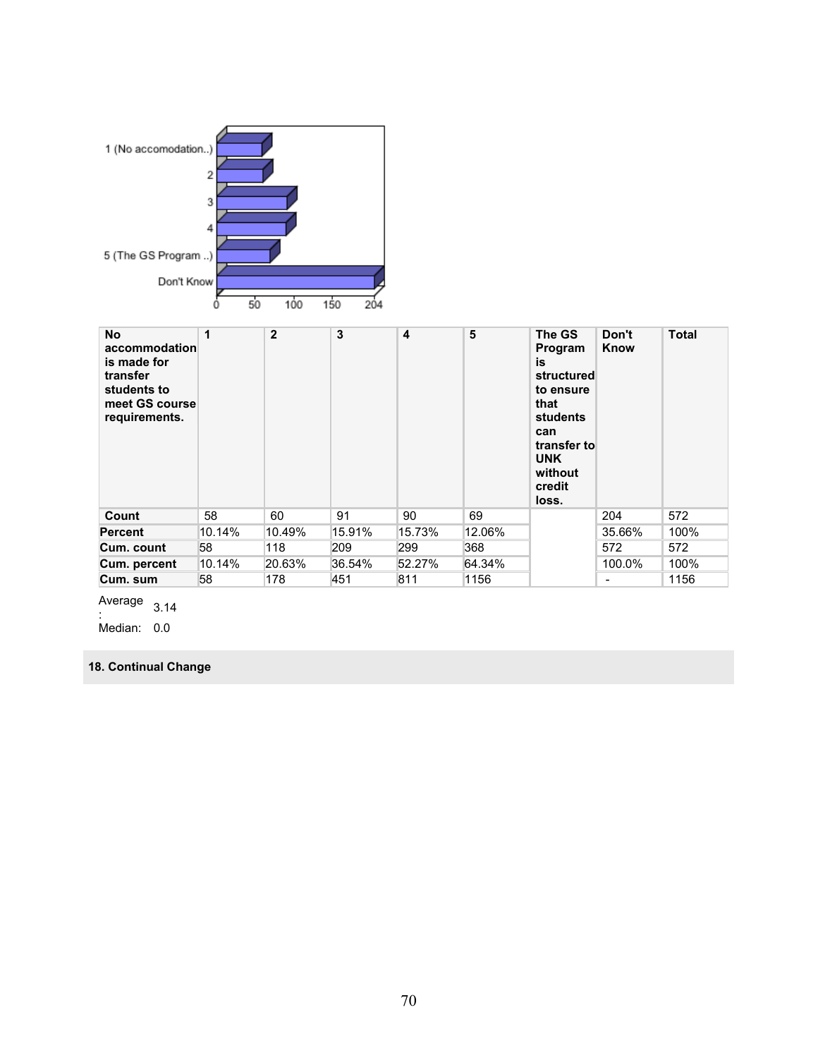| No accommodation is made for transfer students to meet GS course requirements. | 1 | 2 | 3 | 4 | 5 | The GS Program is structured to ensure that students can transfer to UNK without credit loss. | Don't Know | Total |
|---|---|---|---|---|---|---|---|---|
| Count | 58 | 60 | 91 | 90 | 69 | | 204 | 572 |
| Percent | 10.14% | 10.49% | 15.91% | 15.73% | 12.06% | | 35.66% | 100% |
| Cum. count | 58 | 118 | 209 | 299 | 368 | | 572 | 572 |
| Cum. percent | 10.14% | 20.63% | 36.54% | 52.27% | 64.34% | | 100.0% | 100% |
| Cum. sum | 58 | 178 | 451 | 811 | 1156 | | - | 1156 |

Average: 3.14

Median: 0.0

## 18. Continual Change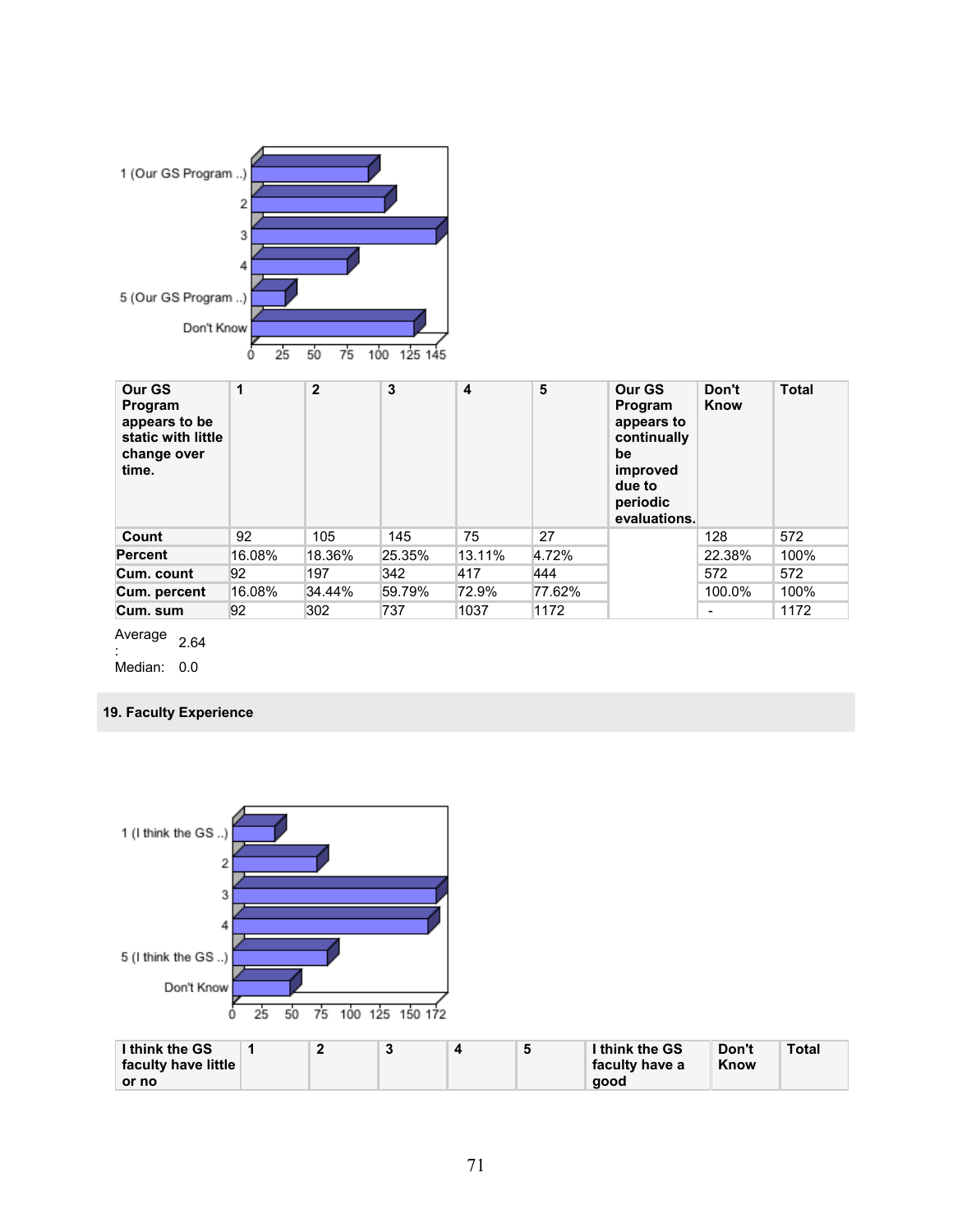| Our GS Program appears to be static with little change over time. | 1 | 2 | 3 | 4 | 5 | Our GS Program appears to continually be improved due to periodic evaluations. | Don't Know | Total |
|---|---|---|---|---|---|---|---|---|
| **Count** | 92 | 105 | 145 | 75 | 27 | | 128 | 572 |
| **Percent** | 16.08% | 18.36% | 25.35% | 13.11% | 4.72% | | 22.38% | 100% |
| **Cum. count** | 92 | 197 | 342 | 417 | 444 | | 572 | 572 |
| **Cum. percent** | 16.08% | 34.44% | 59.79% | 72.9% | 77.62% | | 100.0% | 100% |
| **Cum. sum** | 92 | 302 | 737 | 1037 | 1172 | | - | 1172 |

Average: 2.64

Median: 0.0

### 19. Faculty Experience

| I think the GS faculty have little or no | 1 | 2 | 3 | 4 | 5 | I think the GS faculty have a good | Don't Know | Total |
|---|---|---|---|---|---|---|---|---|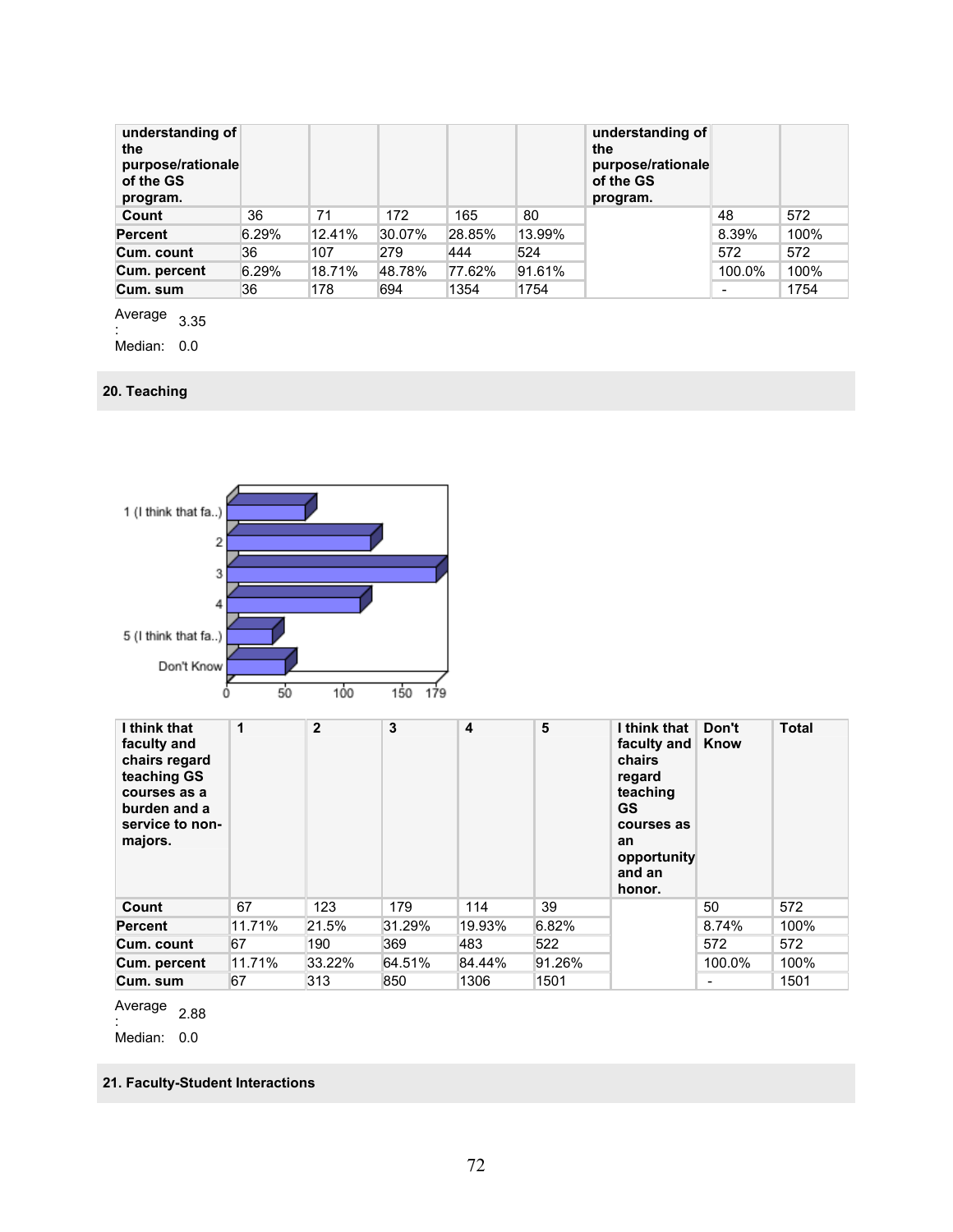| understanding of the purpose/rationale of the GS program. | | | | | | understanding of the purpose/rationale of the GS program. | | |
|---|---|---|---|---|---|---|---|---|
| Count | 36 | 71 | 172 | 165 | 80 | | 48 | 572 |
| Percent | 6.29% | 12.41% | 30.07% | 28.85% | 13.99% | | 8.39% | 100% |
| Cum. count | 36 | 107 | 279 | 444 | 524 | | 572 | 572 |
| Cum. percent | 6.29% | 18.71% | 48.78% | 77.62% | 91.61% | | 100.0% | 100% |
| Cum. sum | 36 | 178 | 694 | 1354 | 1754 | | - | 1754 |

Average: 3.35

Median: 0.0

## 20. Teaching

| I think that faculty and chairs regard teaching GS courses as a burden and a service to non-majors. | 1 | 2 | 3 | 4 | 5 | I think that faculty and chairs regard teaching GS courses as an opportunity and an honor. | Don't Know | Total |
|---|---|---|---|---|---|---|---|---|
| Count | 67 | 123 | 179 | 114 | 39 | | 50 | 572 |
| Percent | 11.71% | 21.5% | 31.29% | 19.93% | 6.82% | | 8.74% | 100% |
| Cum. count | 67 | 190 | 369 | 483 | 522 | | 572 | 572 |
| Cum. percent | 11.71% | 33.22% | 64.51% | 84.44% | 91.26% | | 100.0% | 100% |
| Cum. sum | 67 | 313 | 850 | 1306 | 1501 | | - | 1501 |

Average: 2.88

Median: 0.0

## 21. Faculty-Student Interactions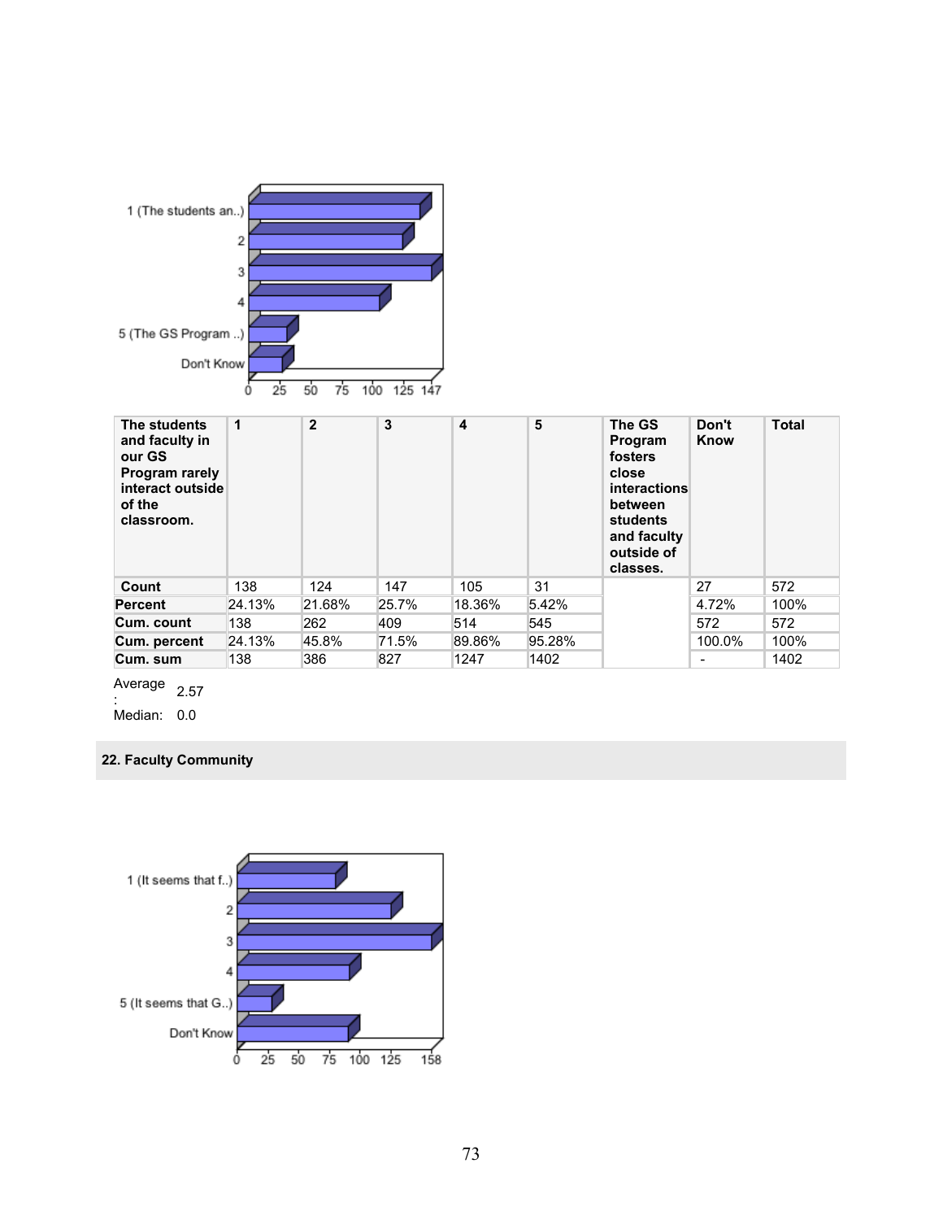| The students and faculty in our GS Program rarely interact outside of the classroom. | 1 | 2 | 3 | 4 | 5 | The GS Program fosters close interactions between students and faculty outside of classes. | Don't Know | Total |
|---|---|---|---|---|---|---|---|---|
| **Count** | 138 | 124 | 147 | 105 | 31 | | 27 | 572 |
| **Percent** | 24.13% | 21.68% | 25.7% | 18.36% | 5.42% | | 4.72% | 100% |
| **Cum. count** | 138 | 262 | 409 | 514 | 545 | | 572 | 572 |
| **Cum. percent** | 24.13% | 45.8% | 71.5% | 89.86% | 95.28% | | 100.0% | 100% |
| **Cum. sum** | 138 | 386 | 827 | 1247 | 1402 | | - | 1402 |

Average: 2.57

Median: 0.0

## 22. Faculty Community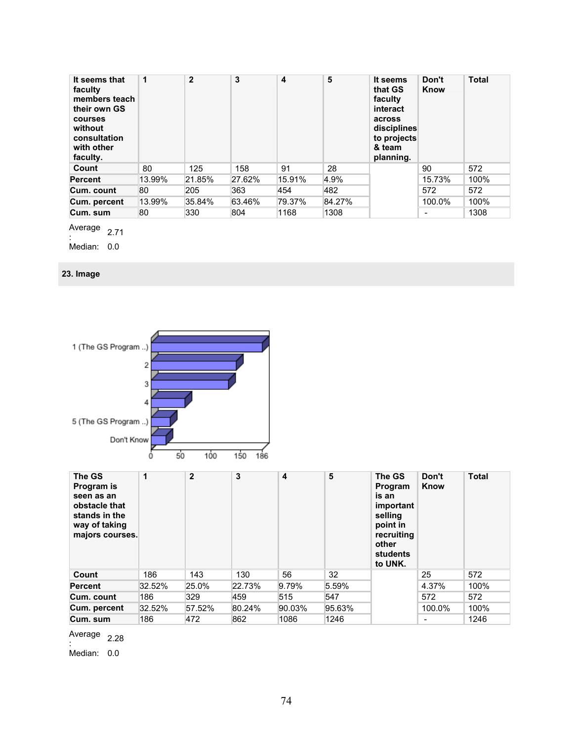| It seems that faculty members teach their own GS courses without consultation with other faculty. | 1 | 2 | 3 | 4 | 5 | It seems that GS faculty interact across disciplines to projects & team planning. | Don't Know | Total |
|---|---|---|---|---|---|---|---|---|
| **Count** | 80 | 125 | 158 | 91 | 28 | | 90 | 572 |
| **Percent** | 13.99% | 21.85% | 27.62% | 15.91% | 4.9% | | 15.73% | 100% |
| **Cum. count** | 80 | 205 | 363 | 454 | 482 | | 572 | 572 |
| **Cum. percent** | 13.99% | 35.84% | 63.46% | 79.37% | 84.27% | | 100.0% | 100% |
| **Cum. sum** | 80 | 330 | 804 | 1168 | 1308 | | - | 1308 |

Average: 2.71
Median: 0.0

## 23. Image

| The GS Program is seen as an obstacle that stands in the way of taking majors courses. | 1 | 2 | 3 | 4 | 5 | The GS Program is an important selling point in recruiting other students to UNK. | Don't Know | Total |
|---|---|---|---|---|---|---|---|---|
| **Count** | 186 | 143 | 130 | 56 | 32 | | 25 | 572 |
| **Percent** | 32.52% | 25.0% | 22.73% | 9.79% | 5.59% | | 4.37% | 100% |
| **Cum. count** | 186 | 329 | 459 | 515 | 547 | | 572 | 572 |
| **Cum. percent** | 32.52% | 57.52% | 80.24% | 90.03% | 95.63% | | 100.0% | 100% |
| **Cum. sum** | 186 | 472 | 862 | 1086 | 1246 | | - | 1246 |

Average: 2.28
Median: 0.0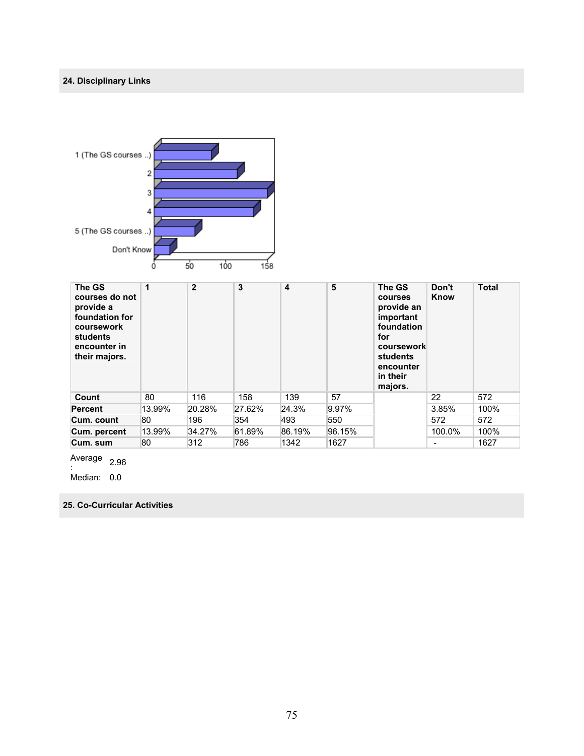## 24. Disciplinary Links

| The GS courses do not provide a foundation for coursework students encounter in their majors. | 1 | 2 | 3 | 4 | 5 | The GS courses provide an important foundation for coursework students encounter in their majors. | Don't Know | Total |
|---|---|---|---|---|---|---|---|---|
| **Count** | 80 | 116 | 158 | 139 | 57 | | 22 | 572 |
| **Percent** | 13.99% | 20.28% | 27.62% | 24.3% | 9.97% | | 3.85% | 100% |
| **Cum. count** | 80 | 196 | 354 | 493 | 550 | | 572 | 572 |
| **Cum. percent** | 13.99% | 34.27% | 61.89% | 86.19% | 96.15% | | 100.0% | 100% |
| **Cum. sum** | 80 | 312 | 786 | 1342 | 1627 | | - | 1627 |

Average: 2.96

Median: 0.0

## 25. Co-Curricular Activities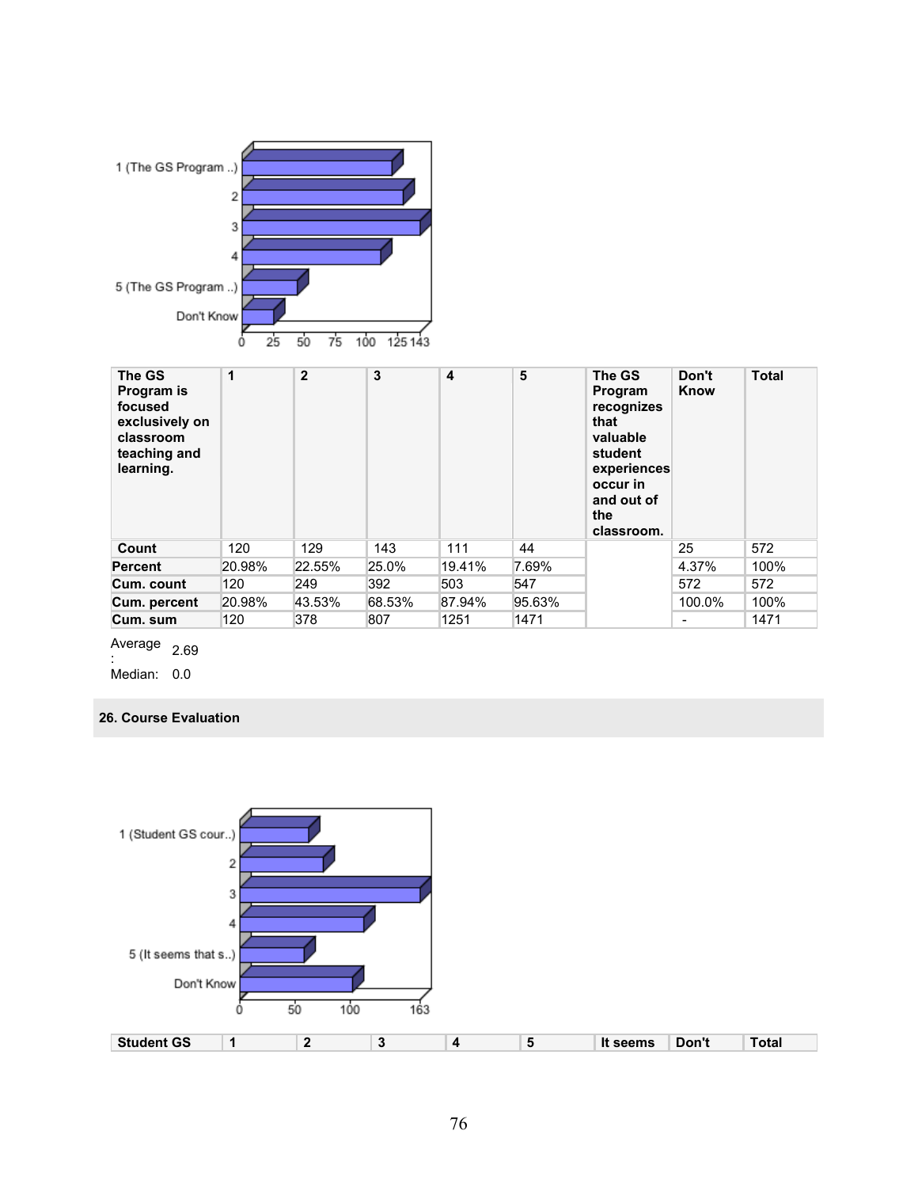| The GS Program is focused exclusively on classroom teaching and learning. | 1 | 2 | 3 | 4 | 5 | The GS Program recognizes that valuable student experiences occur in and out of the classroom. | Don't Know | Total |
|---|---|---|---|---|---|---|---|---|
| Count | 120 | 129 | 143 | 111 | 44 | | 25 | 572 |
| Percent | 20.98% | 22.55% | 25.0% | 19.41% | 7.69% | | 4.37% | 100% |
| Cum. count | 120 | 249 | 392 | 503 | 547 | | 572 | 572 |
| Cum. percent | 20.98% | 43.53% | 68.53% | 87.94% | 95.63% | | 100.0% | 100% |
| Cum. sum | 120 | 378 | 807 | 1251 | 1471 | | - | 1471 |

Average: 2.69

Median: 0.0

## 26. Course Evaluation

| Student GS | 1 | 2 | 3 | 4 | 5 | It seems | Don't | Total |
|---|---|---|---|---|---|---|---|---|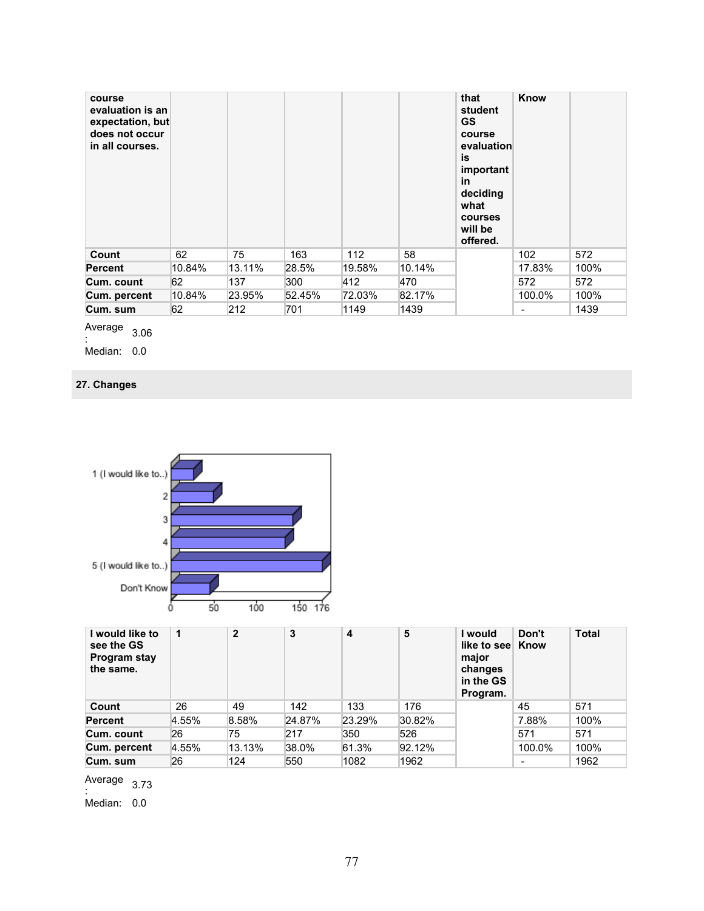| course evaluation is an expectation, but does not occur in all courses. | | | | | | that student GS course evaluation is important in deciding what courses will be offered. | Know | |
|---|---|---|---|---|---|---|---|---|
| **Count** | 62 | 75 | 163 | 112 | 58 | | 102 | 572 |
| **Percent** | 10.84% | 13.11% | 28.5% | 19.58% | 10.14% | | 17.83% | 100% |
| **Cum. count** | 62 | 137 | 300 | 412 | 470 | | 572 | 572 |
| **Cum. percent** | 10.84% | 23.95% | 52.45% | 72.03% | 82.17% | | 100.0% | 100% |
| **Cum. sum** | 62 | 212 | 701 | 1149 | 1439 | | - | 1439 |

Average: 3.06
Median: 0.0

## 27. Changes

| I would like to see the GS Program stay the same. | 1 | 2 | 3 | 4 | 5 | I would like to see major changes in the GS Program. | Don't Know | Total |
|---|---|---|---|---|---|---|---|---|
| **Count** | 26 | 49 | 142 | 133 | 176 | | 45 | 571 |
| **Percent** | 4.55% | 8.58% | 24.87% | 23.29% | 30.82% | | 7.88% | 100% |
| **Cum. count** | 26 | 75 | 217 | 350 | 526 | | 571 | 571 |
| **Cum. percent** | 4.55% | 13.13% | 38.0% | 61.3% | 92.12% | | 100.0% | 100% |
| **Cum. sum** | 26 | 124 | 550 | 1082 | 1962 | | - | 1962 |

Average: 3.73
Median: 0.0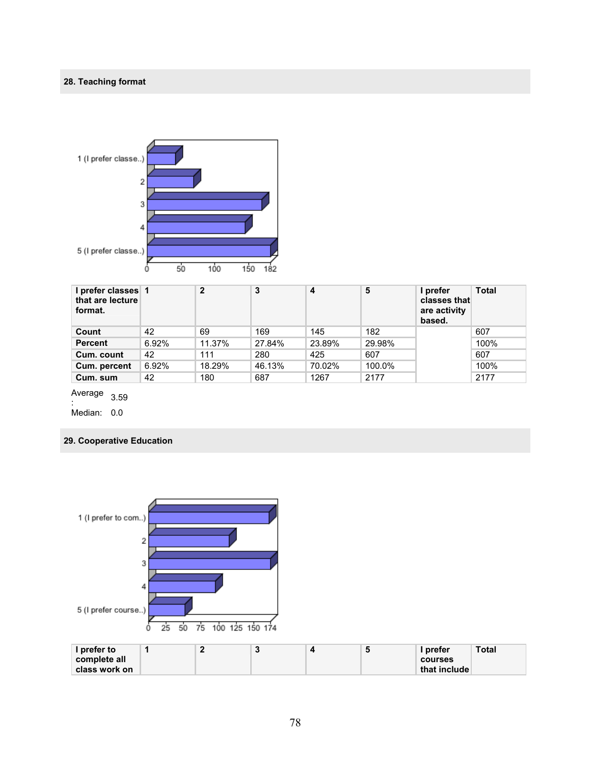## 28. Teaching format

| I prefer classes that are lecture format. | 1 | 2 | 3 | 4 | 5 | I prefer classes that are activity based. | Total |
|---|---|---|---|---|---|---|---|
| **Count** | 42 | 69 | 169 | 145 | 182 | | 607 |
| **Percent** | 6.92% | 11.37% | 27.84% | 23.89% | 29.98% | | 100% |
| **Cum. count** | 42 | 111 | 280 | 425 | 607 | | 607 |
| **Cum. percent** | 6.92% | 18.29% | 46.13% | 70.02% | 100.0% | | 100% |
| **Cum. sum** | 42 | 180 | 687 | 1267 | 2177 | | 2177 |

Average: 3.59

Median: 0.0

## 29. Cooperative Education

| I prefer to complete all class work on | 1 | 2 | 3 | 4 | 5 | I prefer courses that include | Total |
|---|---|---|---|---|---|---|---|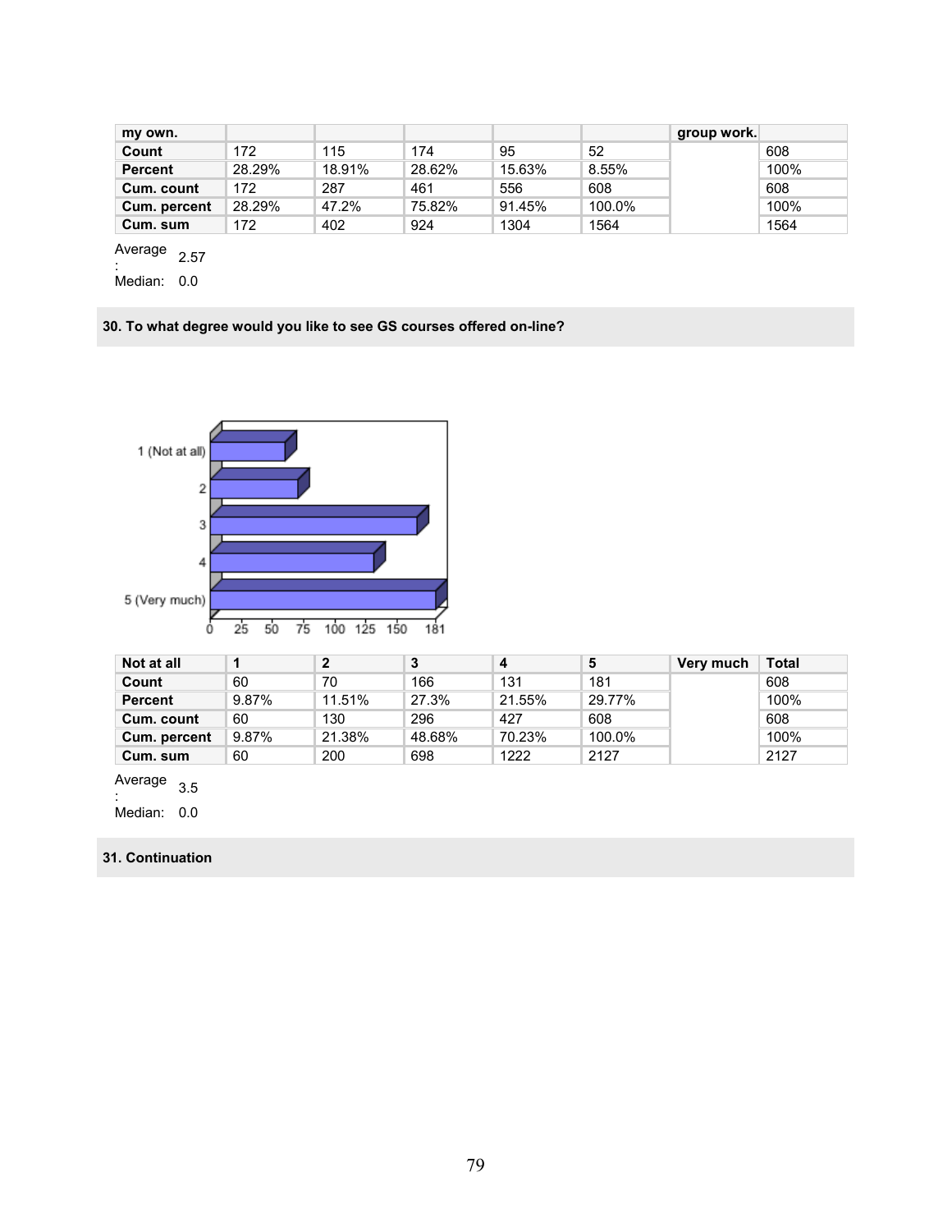| my own. | | | | | | group work. | |
|---|---|---|---|---|---|---|---|
| Count | 172 | 115 | 174 | 95 | 52 | | 608 |
| Percent | 28.29% | 18.91% | 28.62% | 15.63% | 8.55% | | 100% |
| Cum. count | 172 | 287 | 461 | 556 | 608 | | 608 |
| Cum. percent | 28.29% | 47.2% | 75.82% | 91.45% | 100.0% | | 100% |
| Cum. sum | 172 | 402 | 924 | 1304 | 1564 | | 1564 |

Average: 2.57

Median: 0.0

### 30. To what degree would you like to see GS courses offered on-line?

| Not at all | 1 | 2 | 3 | 4 | 5 | Very much | Total |
|---|---|---|---|---|---|---|---|
| Count | 60 | 70 | 166 | 131 | 181 | | 608 |
| Percent | 9.87% | 11.51% | 27.3% | 21.55% | 29.77% | | 100% |
| Cum. count | 60 | 130 | 296 | 427 | 608 | | 608 |
| Cum. percent | 9.87% | 21.38% | 48.68% | 70.23% | 100.0% | | 100% |
| Cum. sum | 60 | 200 | 698 | 1222 | 2127 | | 2127 |

Average: 3.5

Median: 0.0

### 31. Continuation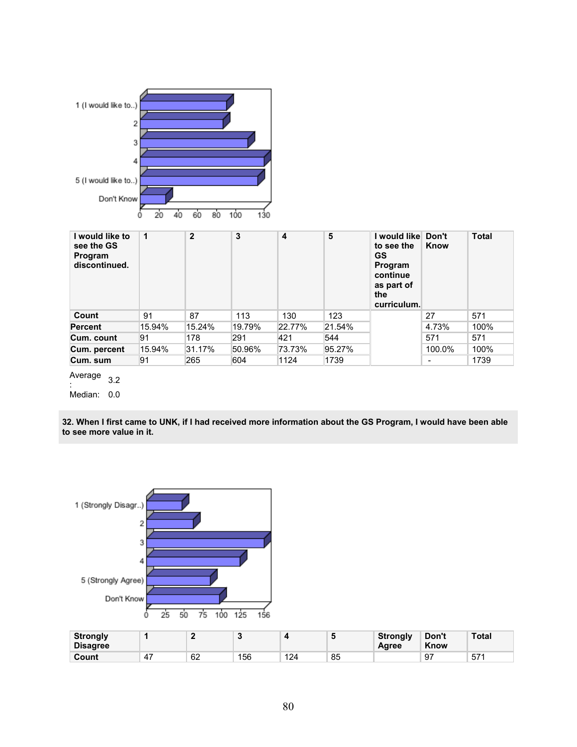| I would like to see the GS Program discontinued. | 1 | 2 | 3 | 4 | 5 | I would like to see the GS Program continue as part of the curriculum. | Don't Know | Total |
|---|---|---|---|---|---|---|---|---|
| Count | 91 | 87 | 113 | 130 | 123 | | 27 | 571 |
| Percent | 15.94% | 15.24% | 19.79% | 22.77% | 21.54% | | 4.73% | 100% |
| Cum. count | 91 | 178 | 291 | 421 | 544 | | 571 | 571 |
| Cum. percent | 15.94% | 31.17% | 50.96% | 73.73% | 95.27% | | 100.0% | 100% |
| Cum. sum | 91 | 265 | 604 | 1124 | 1739 | | - | 1739 |

Average: 3.2

Median: 0.0

**32. When I first came to UNK, if I had received more information about the GS Program, I would have been able to see more value in it.**

| Strongly Disagree | 1 | 2 | 3 | 4 | 5 | Strongly Agree | Don't Know | Total |
|---|---|---|---|---|---|---|---|---|
| Count | 47 | 62 | 156 | 124 | 85 | | 97 | 571 |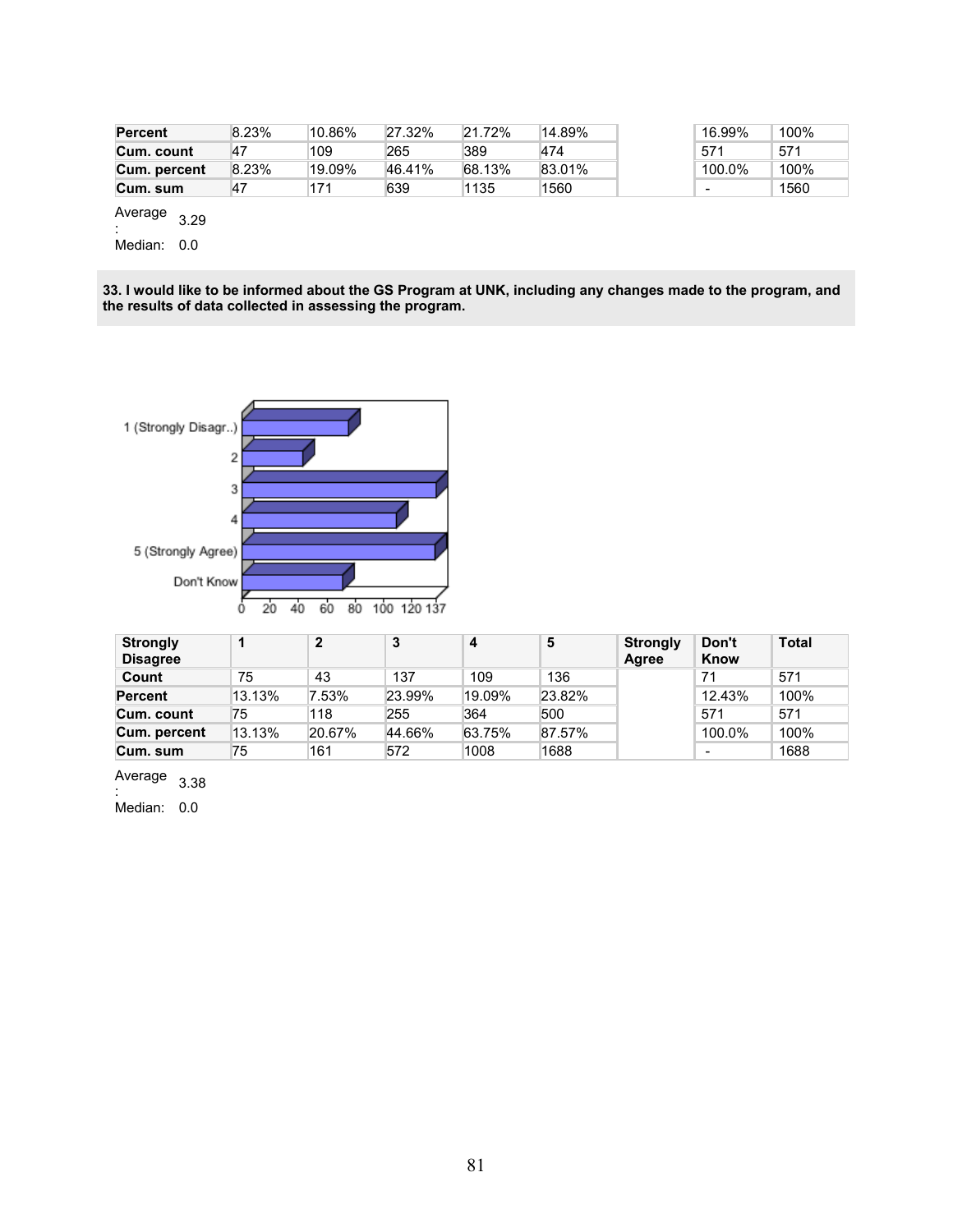| Percent | 8.23% | 10.86% | 27.32% | 21.72% | 14.89% | | 16.99% | 100% |
|---|---|---|---|---|---|---|---|---|
| Cum. count | 47 | 109 | 265 | 389 | 474 | | 571 | 571 |
| Cum. percent | 8.23% | 19.09% | 46.41% | 68.13% | 83.01% | | 100.0% | 100% |
| Cum. sum | 47 | 171 | 639 | 1135 | 1560 | | - | 1560 |

Average: 3.29

Median: 0.0

**33. I would like to be informed about the GS Program at UNK, including any changes made to the program, and the results of data collected in assessing the program.**

| Strongly Disagree | 1 | 2 | 3 | 4 | 5 | Strongly Agree | Don't Know | Total |
|---|---|---|---|---|---|---|---|---|
| Count | 75 | 43 | 137 | 109 | 136 | | 71 | 571 |
| Percent | 13.13% | 7.53% | 23.99% | 19.09% | 23.82% | | 12.43% | 100% |
| Cum. count | 75 | 118 | 255 | 364 | 500 | | 571 | 571 |
| Cum. percent | 13.13% | 20.67% | 44.66% | 63.75% | 87.57% | | 100.0% | 100% |
| Cum. sum | 75 | 161 | 572 | 1008 | 1688 | | - | 1688 |

Average: 3.38

Median: 0.0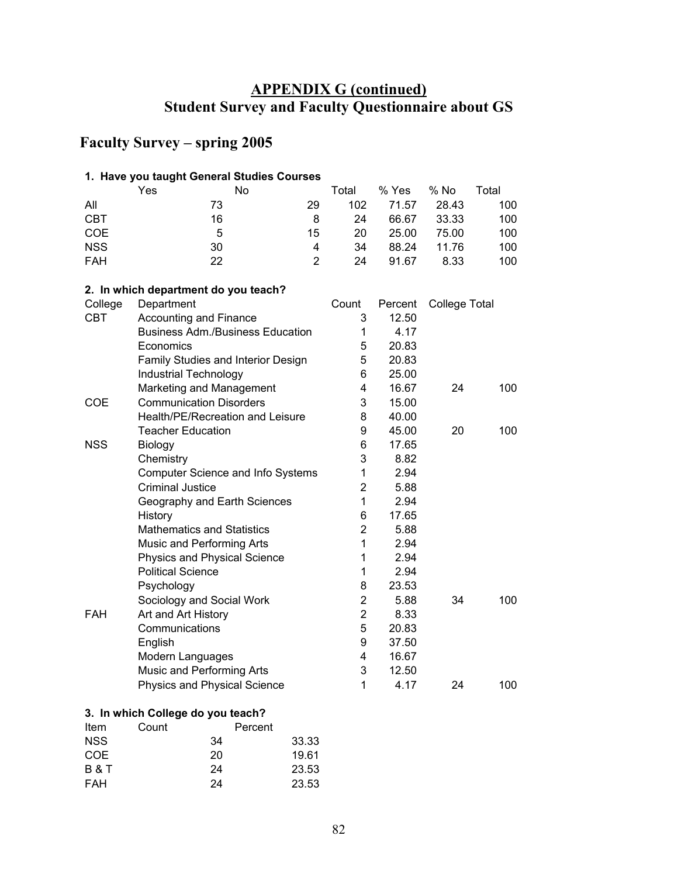# APPENDIX G (continued)
## Student Survey and Faculty Questionnaire about GS

## Faculty Survey – spring 2005

**1. Have you taught General Studies Courses**

| | Yes | No | Total | % Yes | % No | Total |
|---|---|---|---|---|---|---|
| All | 73 | 29 | 102 | 71.57 | 28.43 | 100 |
| CBT | 16 | 8 | 24 | 66.67 | 33.33 | 100 |
| COE | 5 | 15 | 20 | 25.00 | 75.00 | 100 |
| NSS | 30 | 4 | 34 | 88.24 | 11.76 | 100 |
| FAH | 22 | 2 | 24 | 91.67 | 8.33 | 100 |

**2. In which department do you teach?**

| College | Department | Count | Percent | College Total | |
|---|---|---|---|---|---|
| CBT | Accounting and Finance | 3 | 12.50 | | |
| | Business Adm./Business Education | 1 | 4.17 | | |
| | Economics | 5 | 20.83 | | |
| | Family Studies and Interior Design | 5 | 20.83 | | |
| | Industrial Technology | 6 | 25.00 | | |
| | Marketing and Management | 4 | 16.67 | 24 | 100 |
| COE | Communication Disorders | 3 | 15.00 | | |
| | Health/PE/Recreation and Leisure | 8 | 40.00 | | |
| | Teacher Education | 9 | 45.00 | 20 | 100 |
| NSS | Biology | 6 | 17.65 | | |
| | Chemistry | 3 | 8.82 | | |
| | Computer Science and Info Systems | 1 | 2.94 | | |
| | Criminal Justice | 2 | 5.88 | | |
| | Geography and Earth Sciences | 1 | 2.94 | | |
| | History | 6 | 17.65 | | |
| | Mathematics and Statistics | 2 | 5.88 | | |
| | Music and Performing Arts | 1 | 2.94 | | |
| | Physics and Physical Science | 1 | 2.94 | | |
| | Political Science | 1 | 2.94 | | |
| | Psychology | 8 | 23.53 | | |
| | Sociology and Social Work | 2 | 5.88 | 34 | 100 |
| FAH | Art and Art History | 2 | 8.33 | | |
| | Communications | 5 | 20.83 | | |
| | English | 9 | 37.50 | | |
| | Modern Languages | 4 | 16.67 | | |
| | Music and Performing Arts | 3 | 12.50 | | |
| | Physics and Physical Science | 1 | 4.17 | 24 | 100 |

**3. In which College do you teach?**

| Item | Count | Percent |
|---|---|---|
| NSS | 34 | 33.33 |
| COE | 20 | 19.61 |
| B & T | 24 | 23.53 |
| FAH | 24 | 23.53 |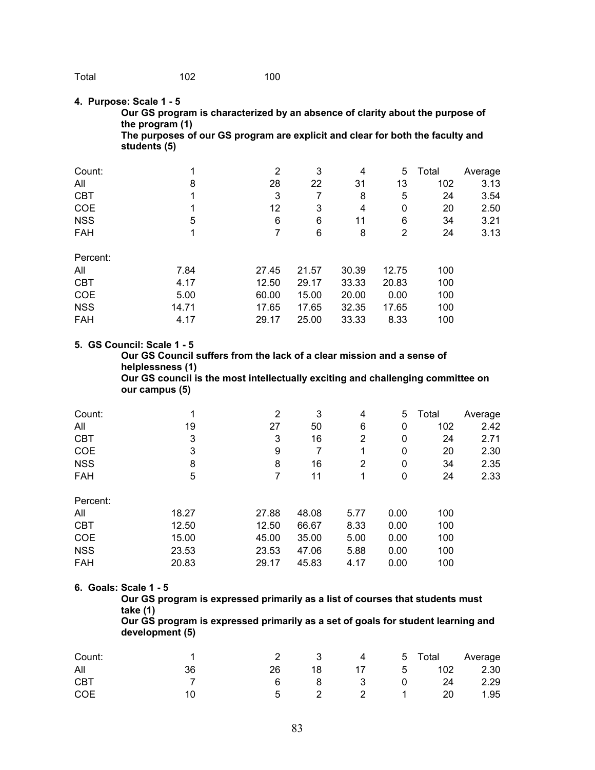| Total | 102 | 100 |
|---|---|---|

**4. Purpose: Scale 1 - 5**

**Our GS program is characterized by an absence of clarity about the purpose of the program (1)**
**The purposes of our GS program are explicit and clear for both the faculty and students (5)**

| Count: | 1 | 2 | 3 | 4 | 5 | Total | Average |
|---|---|---|---|---|---|---|---|
| All | 8 | 28 | 22 | 31 | 13 | 102 | 3.13 |
| CBT | 1 | 3 | 7 | 8 | 5 | 24 | 3.54 |
| COE | 1 | 12 | 3 | 4 | 0 | 20 | 2.50 |
| NSS | 5 | 6 | 6 | 11 | 6 | 34 | 3.21 |
| FAH | 1 | 7 | 6 | 8 | 2 | 24 | 3.13 |

| Percent: | | | | | | |
|---|---|---|---|---|---|---|
| All | 7.84 | 27.45 | 21.57 | 30.39 | 12.75 | 100 |
| CBT | 4.17 | 12.50 | 29.17 | 33.33 | 20.83 | 100 |
| COE | 5.00 | 60.00 | 15.00 | 20.00 | 0.00 | 100 |
| NSS | 14.71 | 17.65 | 17.65 | 32.35 | 17.65 | 100 |
| FAH | 4.17 | 29.17 | 25.00 | 33.33 | 8.33 | 100 |

**5. GS Council: Scale 1 - 5**

**Our GS Council suffers from the lack of a clear mission and a sense of helplessness (1)**
**Our GS council is the most intellectually exciting and challenging committee on our campus (5)**

| Count: | 1 | 2 | 3 | 4 | 5 | Total | Average |
|---|---|---|---|---|---|---|---|
| All | 19 | 27 | 50 | 6 | 0 | 102 | 2.42 |
| CBT | 3 | 3 | 16 | 2 | 0 | 24 | 2.71 |
| COE | 3 | 9 | 7 | 1 | 0 | 20 | 2.30 |
| NSS | 8 | 8 | 16 | 2 | 0 | 34 | 2.35 |
| FAH | 5 | 7 | 11 | 1 | 0 | 24 | 2.33 |

| Percent: | | | | | | |
|---|---|---|---|---|---|---|
| All | 18.27 | 27.88 | 48.08 | 5.77 | 0.00 | 100 |
| CBT | 12.50 | 12.50 | 66.67 | 8.33 | 0.00 | 100 |
| COE | 15.00 | 45.00 | 35.00 | 5.00 | 0.00 | 100 |
| NSS | 23.53 | 23.53 | 47.06 | 5.88 | 0.00 | 100 |
| FAH | 20.83 | 29.17 | 45.83 | 4.17 | 0.00 | 100 |

**6. Goals: Scale 1 - 5**

**Our GS program is expressed primarily as a list of courses that students must take (1)**
**Our GS program is expressed primarily as a set of goals for student learning and development (5)**

| Count: | 1 | 2 | 3 | 4 | 5 | Total | Average |
|---|---|---|---|---|---|---|---|
| All | 36 | 26 | 18 | 17 | 5 | 102 | 2.30 |
| CBT | 7 | 6 | 8 | 3 | 0 | 24 | 2.29 |
| COE | 10 | 5 | 2 | 2 | 1 | 20 | 1.95 |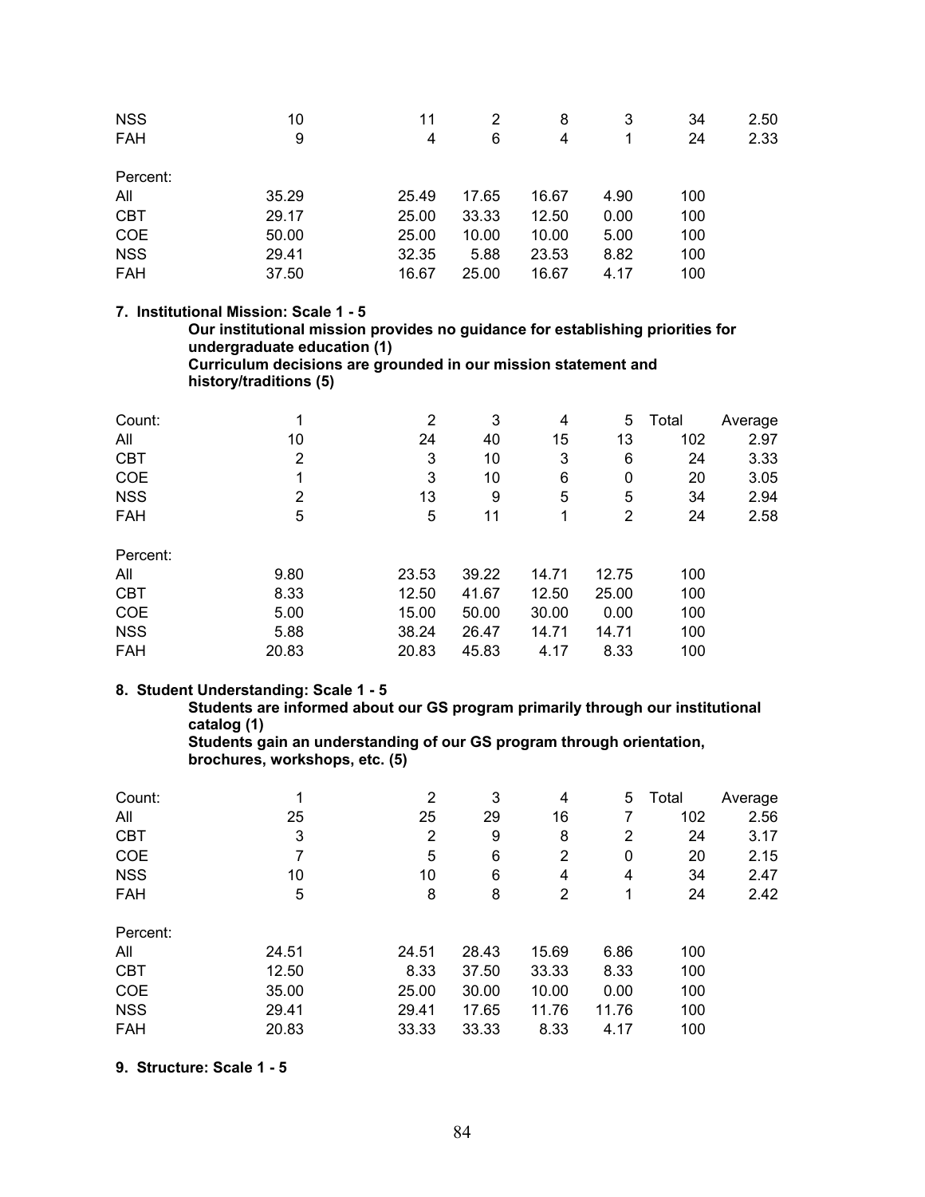| | | | | | | | |
|---|---|---|---|---|---|---|---|
| NSS | 10 | 11 | 2 | 8 | 3 | 34 | 2.50 |
| FAH | 9 | 4 | 6 | 4 | 1 | 24 | 2.33 |
| | | | | | | | |
| Percent: | | | | | | | |
| All | 35.29 | 25.49 | 17.65 | 16.67 | 4.90 | 100 | |
| CBT | 29.17 | 25.00 | 33.33 | 12.50 | 0.00 | 100 | |
| COE | 50.00 | 25.00 | 10.00 | 10.00 | 5.00 | 100 | |
| NSS | 29.41 | 32.35 | 5.88 | 23.53 | 8.82 | 100 | |
| FAH | 37.50 | 16.67 | 25.00 | 16.67 | 4.17 | 100 | |

**7. Institutional Mission: Scale 1 - 5**

**Our institutional mission provides no guidance for establishing priorities for undergraduate education (1)**
**Curriculum decisions are grounded in our mission statement and history/traditions (5)**

| Count: | 1 | 2 | 3 | 4 | 5 | Total | Average |
|---|---|---|---|---|---|---|---|
| All | 10 | 24 | 40 | 15 | 13 | 102 | 2.97 |
| CBT | 2 | 3 | 10 | 3 | 6 | 24 | 3.33 |
| COE | 1 | 3 | 10 | 6 | 0 | 20 | 3.05 |
| NSS | 2 | 13 | 9 | 5 | 5 | 34 | 2.94 |
| FAH | 5 | 5 | 11 | 1 | 2 | 24 | 2.58 |
| | | | | | | | |
| Percent: | | | | | | | |
| All | 9.80 | 23.53 | 39.22 | 14.71 | 12.75 | 100 | |
| CBT | 8.33 | 12.50 | 41.67 | 12.50 | 25.00 | 100 | |
| COE | 5.00 | 15.00 | 50.00 | 30.00 | 0.00 | 100 | |
| NSS | 5.88 | 38.24 | 26.47 | 14.71 | 14.71 | 100 | |
| FAH | 20.83 | 20.83 | 45.83 | 4.17 | 8.33 | 100 | |

**8. Student Understanding: Scale 1 - 5**

**Students are informed about our GS program primarily through our institutional catalog (1)**
**Students gain an understanding of our GS program through orientation, brochures, workshops, etc. (5)**

| Count: | 1 | 2 | 3 | 4 | 5 | Total | Average |
|---|---|---|---|---|---|---|---|
| All | 25 | 25 | 29 | 16 | 7 | 102 | 2.56 |
| CBT | 3 | 2 | 9 | 8 | 2 | 24 | 3.17 |
| COE | 7 | 5 | 6 | 2 | 0 | 20 | 2.15 |
| NSS | 10 | 10 | 6 | 4 | 4 | 34 | 2.47 |
| FAH | 5 | 8 | 8 | 2 | 1 | 24 | 2.42 |
| | | | | | | | |
| Percent: | | | | | | | |
| All | 24.51 | 24.51 | 28.43 | 15.69 | 6.86 | 100 | |
| CBT | 12.50 | 8.33 | 37.50 | 33.33 | 8.33 | 100 | |
| COE | 35.00 | 25.00 | 30.00 | 10.00 | 0.00 | 100 | |
| NSS | 29.41 | 29.41 | 17.65 | 11.76 | 11.76 | 100 | |
| FAH | 20.83 | 33.33 | 33.33 | 8.33 | 4.17 | 100 | |

**9. Structure: Scale 1 - 5**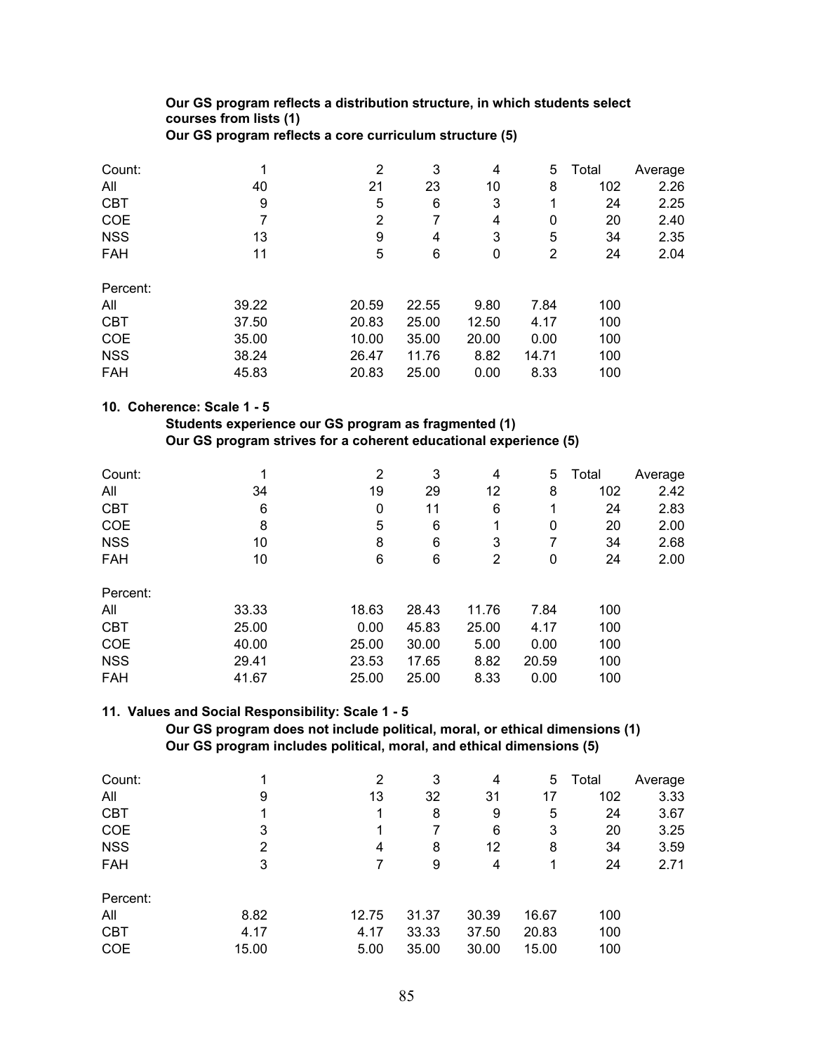**Our GS program reflects a distribution structure, in which students select courses from lists (1)**
**Our GS program reflects a core curriculum structure (5)**

| Count: | 1 | 2 | 3 | 4 | 5 | Total | Average |
|---|---|---|---|---|---|---|---|
| All | 40 | 21 | 23 | 10 | 8 | 102 | 2.26 |
| CBT | 9 | 5 | 6 | 3 | 1 | 24 | 2.25 |
| COE | 7 | 2 | 7 | 4 | 0 | 20 | 2.40 |
| NSS | 13 | 9 | 4 | 3 | 5 | 34 | 2.35 |
| FAH | 11 | 5 | 6 | 0 | 2 | 24 | 2.04 |

| Percent: | | | | | | | |
|---|---|---|---|---|---|---|---|
| All | 39.22 | 20.59 | 22.55 | 9.80 | 7.84 | 100 | |
| CBT | 37.50 | 20.83 | 25.00 | 12.50 | 4.17 | 100 | |
| COE | 35.00 | 10.00 | 35.00 | 20.00 | 0.00 | 100 | |
| NSS | 38.24 | 26.47 | 11.76 | 8.82 | 14.71 | 100 | |
| FAH | 45.83 | 20.83 | 25.00 | 0.00 | 8.33 | 100 | |

**10. Coherence: Scale 1 - 5**

**Students experience our GS program as fragmented (1)**
**Our GS program strives for a coherent educational experience (5)**

| Count: | 1 | 2 | 3 | 4 | 5 | Total | Average |
|---|---|---|---|---|---|---|---|
| All | 34 | 19 | 29 | 12 | 8 | 102 | 2.42 |
| CBT | 6 | 0 | 11 | 6 | 1 | 24 | 2.83 |
| COE | 8 | 5 | 6 | 1 | 0 | 20 | 2.00 |
| NSS | 10 | 8 | 6 | 3 | 7 | 34 | 2.68 |
| FAH | 10 | 6 | 6 | 2 | 0 | 24 | 2.00 |

| Percent: | | | | | | | |
|---|---|---|---|---|---|---|---|
| All | 33.33 | 18.63 | 28.43 | 11.76 | 7.84 | 100 | |
| CBT | 25.00 | 0.00 | 45.83 | 25.00 | 4.17 | 100 | |
| COE | 40.00 | 25.00 | 30.00 | 5.00 | 0.00 | 100 | |
| NSS | 29.41 | 23.53 | 17.65 | 8.82 | 20.59 | 100 | |
| FAH | 41.67 | 25.00 | 25.00 | 8.33 | 0.00 | 100 | |

**11. Values and Social Responsibility: Scale 1 - 5**

**Our GS program does not include political, moral, or ethical dimensions (1)**
**Our GS program includes political, moral, and ethical dimensions (5)**

| Count: | 1 | 2 | 3 | 4 | 5 | Total | Average |
|---|---|---|---|---|---|---|---|
| All | 9 | 13 | 32 | 31 | 17 | 102 | 3.33 |
| CBT | 1 | 1 | 8 | 9 | 5 | 24 | 3.67 |
| COE | 3 | 1 | 7 | 6 | 3 | 20 | 3.25 |
| NSS | 2 | 4 | 8 | 12 | 8 | 34 | 3.59 |
| FAH | 3 | 7 | 9 | 4 | 1 | 24 | 2.71 |

| Percent: | | | | | | | |
|---|---|---|---|---|---|---|---|
| All | 8.82 | 12.75 | 31.37 | 30.39 | 16.67 | 100 | |
| CBT | 4.17 | 4.17 | 33.33 | 37.50 | 20.83 | 100 | |
| COE | 15.00 | 5.00 | 35.00 | 30.00 | 15.00 | 100 | |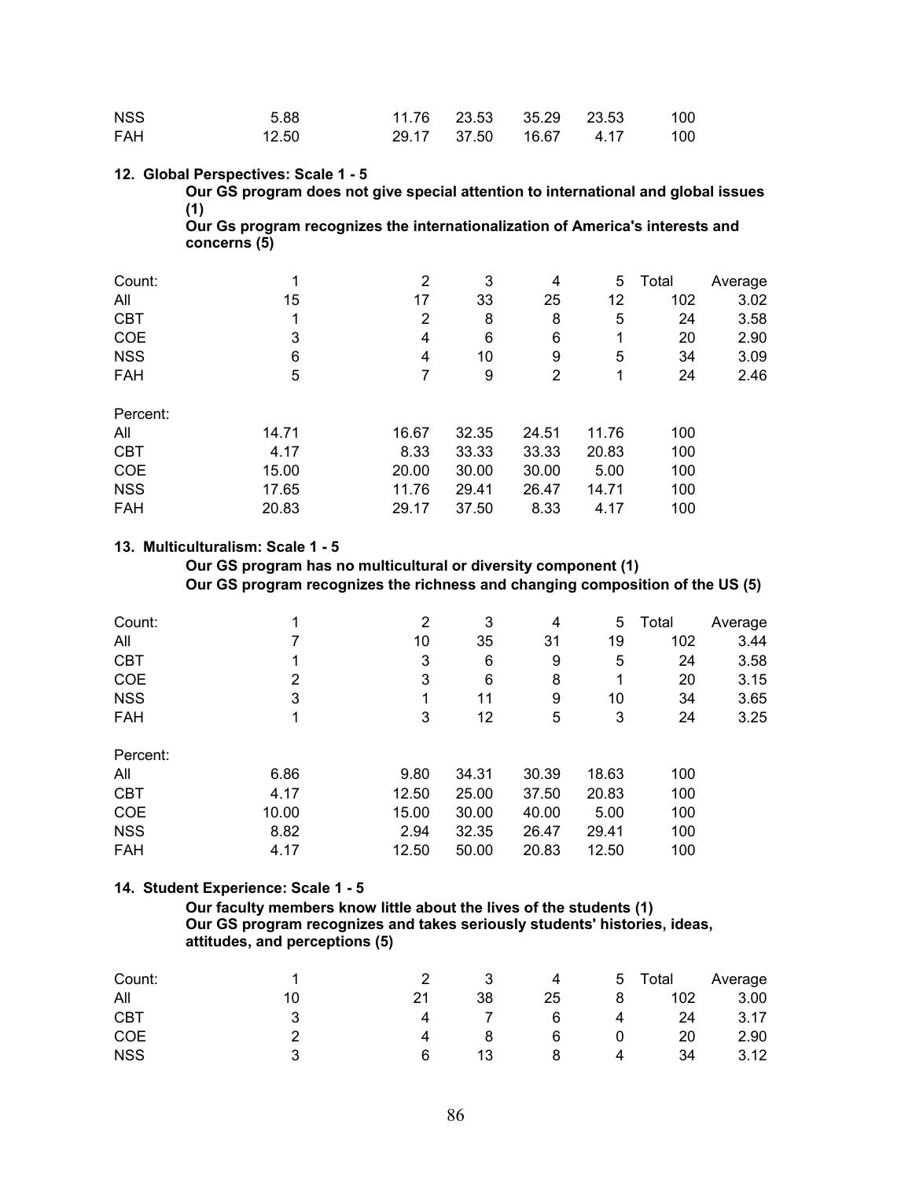| | | | | | | |
|---|---|---|---|---|---|---|
| NSS | 5.88 | 11.76 | 23.53 | 35.29 | 23.53 | 100 |
| FAH | 12.50 | 29.17 | 37.50 | 16.67 | 4.17 | 100 |

**12. Global Perspectives: Scale 1 - 5**

**Our GS program does not give special attention to international and global issues (1)**

**Our Gs program recognizes the internationalization of America's interests and concerns (5)**

| Count: | 1 | 2 | 3 | 4 | 5 | Total | Average |
|---|---|---|---|---|---|---|---|
| All | 15 | 17 | 33 | 25 | 12 | 102 | 3.02 |
| CBT | 1 | 2 | 8 | 8 | 5 | 24 | 3.58 |
| COE | 3 | 4 | 6 | 6 | 1 | 20 | 2.90 |
| NSS | 6 | 4 | 10 | 9 | 5 | 34 | 3.09 |
| FAH | 5 | 7 | 9 | 2 | 1 | 24 | 2.46 |

| Percent: | | | | | | |
|---|---|---|---|---|---|---|
| All | 14.71 | 16.67 | 32.35 | 24.51 | 11.76 | 100 |
| CBT | 4.17 | 8.33 | 33.33 | 33.33 | 20.83 | 100 |
| COE | 15.00 | 20.00 | 30.00 | 30.00 | 5.00 | 100 |
| NSS | 17.65 | 11.76 | 29.41 | 26.47 | 14.71 | 100 |
| FAH | 20.83 | 29.17 | 37.50 | 8.33 | 4.17 | 100 |

**13. Multiculturalism: Scale 1 - 5**

**Our GS program has no multicultural or diversity component (1)**

**Our GS program recognizes the richness and changing composition of the US (5)**

| Count: | 1 | 2 | 3 | 4 | 5 | Total | Average |
|---|---|---|---|---|---|---|---|
| All | 7 | 10 | 35 | 31 | 19 | 102 | 3.44 |
| CBT | 1 | 3 | 6 | 9 | 5 | 24 | 3.58 |
| COE | 2 | 3 | 6 | 8 | 1 | 20 | 3.15 |
| NSS | 3 | 1 | 11 | 9 | 10 | 34 | 3.65 |
| FAH | 1 | 3 | 12 | 5 | 3 | 24 | 3.25 |

| Percent: | | | | | | |
|---|---|---|---|---|---|---|
| All | 6.86 | 9.80 | 34.31 | 30.39 | 18.63 | 100 |
| CBT | 4.17 | 12.50 | 25.00 | 37.50 | 20.83 | 100 |
| COE | 10.00 | 15.00 | 30.00 | 40.00 | 5.00 | 100 |
| NSS | 8.82 | 2.94 | 32.35 | 26.47 | 29.41 | 100 |
| FAH | 4.17 | 12.50 | 50.00 | 20.83 | 12.50 | 100 |

**14. Student Experience: Scale 1 - 5**

**Our faculty members know little about the lives of the students (1)**

**Our GS program recognizes and takes seriously students' histories, ideas, attitudes, and perceptions (5)**

| Count: | 1 | 2 | 3 | 4 | 5 | Total | Average |
|---|---|---|---|---|---|---|---|
| All | 10 | 21 | 38 | 25 | 8 | 102 | 3.00 |
| CBT | 3 | 4 | 7 | 6 | 4 | 24 | 3.17 |
| COE | 2 | 4 | 8 | 6 | 0 | 20 | 2.90 |
| NSS | 3 | 6 | 13 | 8 | 4 | 34 | 3.12 |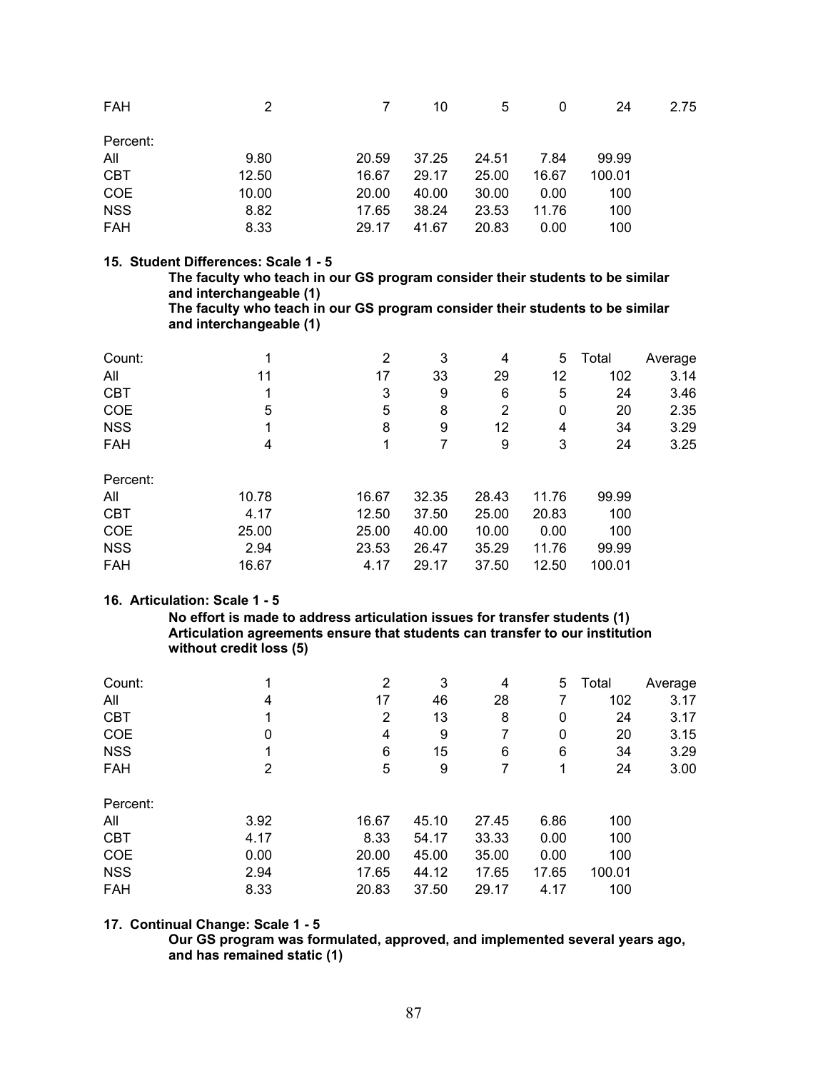| | | | | | | | |
|---|---|---|---|---|---|---|---|
| FAH | 2 | 7 | 10 | 5 | 0 | 24 | 2.75 |
| Percent: | | | | | | | |
| All | 9.80 | 20.59 | 37.25 | 24.51 | 7.84 | 99.99 | |
| CBT | 12.50 | 16.67 | 29.17 | 25.00 | 16.67 | 100.01 | |
| COE | 10.00 | 20.00 | 40.00 | 30.00 | 0.00 | 100 | |
| NSS | 8.82 | 17.65 | 38.24 | 23.53 | 11.76 | 100 | |
| FAH | 8.33 | 29.17 | 41.67 | 20.83 | 0.00 | 100 | |

**15. Student Differences: Scale 1 - 5**

**The faculty who teach in our GS program consider their students to be similar and interchangeable (1)**
**The faculty who teach in our GS program consider their students to be similar and interchangeable (1)**

| Count: | 1 | 2 | 3 | 4 | 5 | Total | Average |
|---|---|---|---|---|---|---|---|
| All | 11 | 17 | 33 | 29 | 12 | 102 | 3.14 |
| CBT | 1 | 3 | 9 | 6 | 5 | 24 | 3.46 |
| COE | 5 | 5 | 8 | 2 | 0 | 20 | 2.35 |
| NSS | 1 | 8 | 9 | 12 | 4 | 34 | 3.29 |
| FAH | 4 | 1 | 7 | 9 | 3 | 24 | 3.25 |
| Percent: | | | | | | | |
| All | 10.78 | 16.67 | 32.35 | 28.43 | 11.76 | 99.99 | |
| CBT | 4.17 | 12.50 | 37.50 | 25.00 | 20.83 | 100 | |
| COE | 25.00 | 25.00 | 40.00 | 10.00 | 0.00 | 100 | |
| NSS | 2.94 | 23.53 | 26.47 | 35.29 | 11.76 | 99.99 | |
| FAH | 16.67 | 4.17 | 29.17 | 37.50 | 12.50 | 100.01 | |

**16. Articulation: Scale 1 - 5**

**No effort is made to address articulation issues for transfer students (1)**
**Articulation agreements ensure that students can transfer to our institution without credit loss (5)**

| Count: | 1 | 2 | 3 | 4 | 5 | Total | Average |
|---|---|---|---|---|---|---|---|
| All | 4 | 17 | 46 | 28 | 7 | 102 | 3.17 |
| CBT | 1 | 2 | 13 | 8 | 0 | 24 | 3.17 |
| COE | 0 | 4 | 9 | 7 | 0 | 20 | 3.15 |
| NSS | 1 | 6 | 15 | 6 | 6 | 34 | 3.29 |
| FAH | 2 | 5 | 9 | 7 | 1 | 24 | 3.00 |
| Percent: | | | | | | | |
| All | 3.92 | 16.67 | 45.10 | 27.45 | 6.86 | 100 | |
| CBT | 4.17 | 8.33 | 54.17 | 33.33 | 0.00 | 100 | |
| COE | 0.00 | 20.00 | 45.00 | 35.00 | 0.00 | 100 | |
| NSS | 2.94 | 17.65 | 44.12 | 17.65 | 17.65 | 100.01 | |
| FAH | 8.33 | 20.83 | 37.50 | 29.17 | 4.17 | 100 | |

**17. Continual Change: Scale 1 - 5**

**Our GS program was formulated, approved, and implemented several years ago, and has remained static (1)**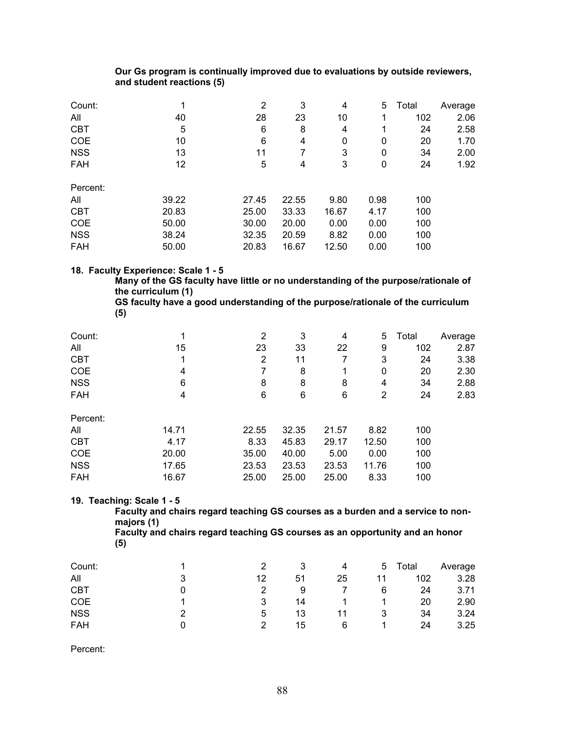**Our Gs program is continually improved due to evaluations by outside reviewers, and student reactions (5)**

| Count: | 1 | 2 | 3 | 4 | 5 | Total | Average |
|---|---|---|---|---|---|---|---|
| All | 40 | 28 | 23 | 10 | 1 | 102 | 2.06 |
| CBT | 5 | 6 | 8 | 4 | 1 | 24 | 2.58 |
| COE | 10 | 6 | 4 | 0 | 0 | 20 | 1.70 |
| NSS | 13 | 11 | 7 | 3 | 0 | 34 | 2.00 |
| FAH | 12 | 5 | 4 | 3 | 0 | 24 | 1.92 |

| Percent: | | | | | | |
|---|---|---|---|---|---|---|
| All | 39.22 | 27.45 | 22.55 | 9.80 | 0.98 | 100 |
| CBT | 20.83 | 25.00 | 33.33 | 16.67 | 4.17 | 100 |
| COE | 50.00 | 30.00 | 20.00 | 0.00 | 0.00 | 100 |
| NSS | 38.24 | 32.35 | 20.59 | 8.82 | 0.00 | 100 |
| FAH | 50.00 | 20.83 | 16.67 | 12.50 | 0.00 | 100 |

**18. Faculty Experience: Scale 1 - 5**

**Many of the GS faculty have little or no understanding of the purpose/rationale of the curriculum (1)**

**GS faculty have a good understanding of the purpose/rationale of the curriculum (5)**

| Count: | 1 | 2 | 3 | 4 | 5 | Total | Average |
|---|---|---|---|---|---|---|---|
| All | 15 | 23 | 33 | 22 | 9 | 102 | 2.87 |
| CBT | 1 | 2 | 11 | 7 | 3 | 24 | 3.38 |
| COE | 4 | 7 | 8 | 1 | 0 | 20 | 2.30 |
| NSS | 6 | 8 | 8 | 8 | 4 | 34 | 2.88 |
| FAH | 4 | 6 | 6 | 6 | 2 | 24 | 2.83 |

| Percent: | | | | | | |
|---|---|---|---|---|---|---|
| All | 14.71 | 22.55 | 32.35 | 21.57 | 8.82 | 100 |
| CBT | 4.17 | 8.33 | 45.83 | 29.17 | 12.50 | 100 |
| COE | 20.00 | 35.00 | 40.00 | 5.00 | 0.00 | 100 |
| NSS | 17.65 | 23.53 | 23.53 | 23.53 | 11.76 | 100 |
| FAH | 16.67 | 25.00 | 25.00 | 25.00 | 8.33 | 100 |

**19. Teaching: Scale 1 - 5**

**Faculty and chairs regard teaching GS courses as a burden and a service to non-majors (1)**

**Faculty and chairs regard teaching GS courses as an opportunity and an honor (5)**

| Count: | 1 | 2 | 3 | 4 | 5 | Total | Average |
|---|---|---|---|---|---|---|---|
| All | 3 | 12 | 51 | 25 | 11 | 102 | 3.28 |
| CBT | 0 | 2 | 9 | 7 | 6 | 24 | 3.71 |
| COE | 1 | 3 | 14 | 1 | 1 | 20 | 2.90 |
| NSS | 2 | 5 | 13 | 11 | 3 | 34 | 3.24 |
| FAH | 0 | 2 | 15 | 6 | 1 | 24 | 3.25 |

Percent: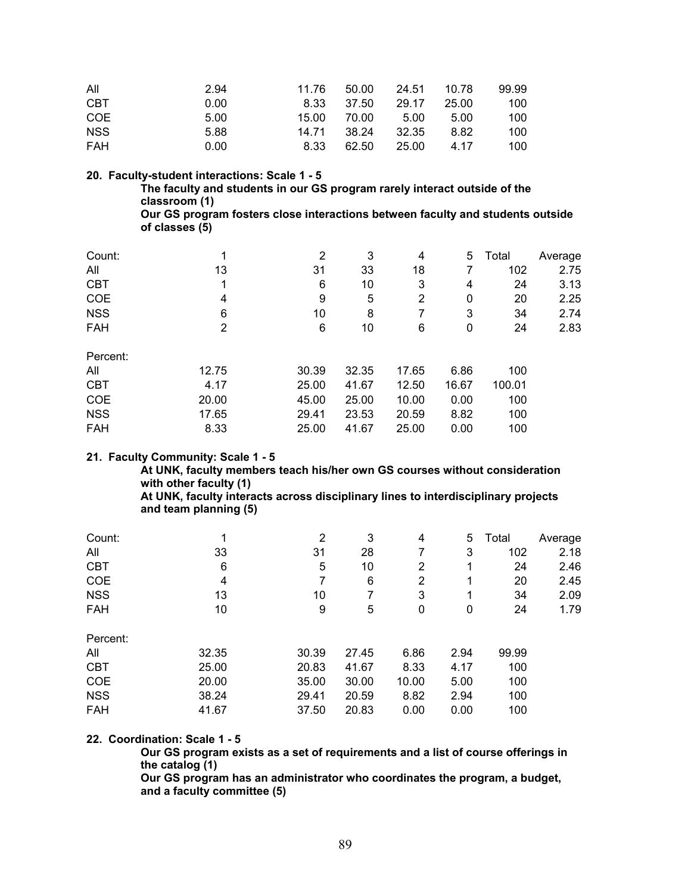| | | | | | | |
|---|---|---|---|---|---|---|
| All | 2.94 | 11.76 | 50.00 | 24.51 | 10.78 | 99.99 |
| CBT | 0.00 | 8.33 | 37.50 | 29.17 | 25.00 | 100 |
| COE | 5.00 | 15.00 | 70.00 | 5.00 | 5.00 | 100 |
| NSS | 5.88 | 14.71 | 38.24 | 32.35 | 8.82 | 100 |
| FAH | 0.00 | 8.33 | 62.50 | 25.00 | 4.17 | 100 |

**20. Faculty-student interactions: Scale 1 - 5**

**The faculty and students in our GS program rarely interact outside of the classroom (1)**

**Our GS program fosters close interactions between faculty and students outside of classes (5)**

| Count: | 1 | 2 | 3 | 4 | 5 | Total | Average |
|---|---|---|---|---|---|---|---|
| All | 13 | 31 | 33 | 18 | 7 | 102 | 2.75 |
| CBT | 1 | 6 | 10 | 3 | 4 | 24 | 3.13 |
| COE | 4 | 9 | 5 | 2 | 0 | 20 | 2.25 |
| NSS | 6 | 10 | 8 | 7 | 3 | 34 | 2.74 |
| FAH | 2 | 6 | 10 | 6 | 0 | 24 | 2.83 |

| Percent: | | | | | | |
|---|---|---|---|---|---|---|
| All | 12.75 | 30.39 | 32.35 | 17.65 | 6.86 | 100 |
| CBT | 4.17 | 25.00 | 41.67 | 12.50 | 16.67 | 100.01 |
| COE | 20.00 | 45.00 | 25.00 | 10.00 | 0.00 | 100 |
| NSS | 17.65 | 29.41 | 23.53 | 20.59 | 8.82 | 100 |
| FAH | 8.33 | 25.00 | 41.67 | 25.00 | 0.00 | 100 |

**21. Faculty Community: Scale 1 - 5**

**At UNK, faculty members teach his/her own GS courses without consideration with other faculty (1)**

**At UNK, faculty interacts across disciplinary lines to interdisciplinary projects and team planning (5)**

| Count: | 1 | 2 | 3 | 4 | 5 | Total | Average |
|---|---|---|---|---|---|---|---|
| All | 33 | 31 | 28 | 7 | 3 | 102 | 2.18 |
| CBT | 6 | 5 | 10 | 2 | 1 | 24 | 2.46 |
| COE | 4 | 7 | 6 | 2 | 1 | 20 | 2.45 |
| NSS | 13 | 10 | 7 | 3 | 1 | 34 | 2.09 |
| FAH | 10 | 9 | 5 | 0 | 0 | 24 | 1.79 |

| Percent: | | | | | | |
|---|---|---|---|---|---|---|
| All | 32.35 | 30.39 | 27.45 | 6.86 | 2.94 | 99.99 |
| CBT | 25.00 | 20.83 | 41.67 | 8.33 | 4.17 | 100 |
| COE | 20.00 | 35.00 | 30.00 | 10.00 | 5.00 | 100 |
| NSS | 38.24 | 29.41 | 20.59 | 8.82 | 2.94 | 100 |
| FAH | 41.67 | 37.50 | 20.83 | 0.00 | 0.00 | 100 |

**22. Coordination: Scale 1 - 5**

**Our GS program exists as a set of requirements and a list of course offerings in the catalog (1)**

**Our GS program has an administrator who coordinates the program, a budget, and a faculty committee (5)**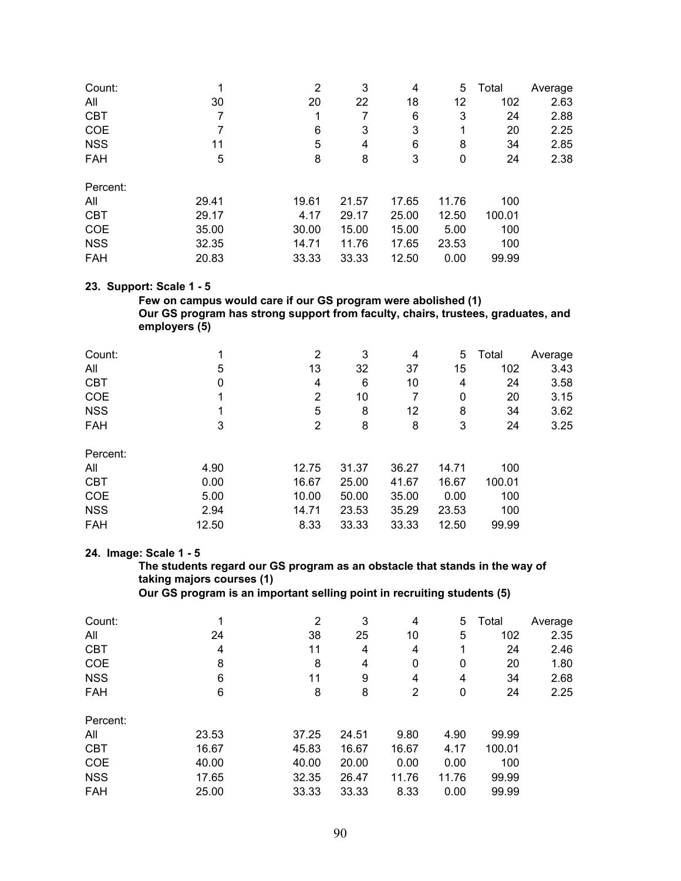| Count: | 1 | 2 | 3 | 4 | 5 | Total | Average |
|---|---|---|---|---|---|---|---|
| All | 30 | 20 | 22 | 18 | 12 | 102 | 2.63 |
| CBT | 7 | 1 | 7 | 6 | 3 | 24 | 2.88 |
| COE | 7 | 6 | 3 | 3 | 1 | 20 | 2.25 |
| NSS | 11 | 5 | 4 | 6 | 8 | 34 | 2.85 |
| FAH | 5 | 8 | 8 | 3 | 0 | 24 | 2.38 |

| Percent: | | | | | | | |
|---|---|---|---|---|---|---|---|
| All | 29.41 | 19.61 | 21.57 | 17.65 | 11.76 | 100 | |
| CBT | 29.17 | 4.17 | 29.17 | 25.00 | 12.50 | 100.01 | |
| COE | 35.00 | 30.00 | 15.00 | 15.00 | 5.00 | 100 | |
| NSS | 32.35 | 14.71 | 11.76 | 17.65 | 23.53 | 100 | |
| FAH | 20.83 | 33.33 | 33.33 | 12.50 | 0.00 | 99.99 | |

**23. Support: Scale 1 - 5**

**Few on campus would care if our GS program were abolished (1)**
**Our GS program has strong support from faculty, chairs, trustees, graduates, and employers (5)**

| Count: | 1 | 2 | 3 | 4 | 5 | Total | Average |
|---|---|---|---|---|---|---|---|
| All | 5 | 13 | 32 | 37 | 15 | 102 | 3.43 |
| CBT | 0 | 4 | 6 | 10 | 4 | 24 | 3.58 |
| COE | 1 | 2 | 10 | 7 | 0 | 20 | 3.15 |
| NSS | 1 | 5 | 8 | 12 | 8 | 34 | 3.62 |
| FAH | 3 | 2 | 8 | 8 | 3 | 24 | 3.25 |

| Percent: | | | | | | | |
|---|---|---|---|---|---|---|---|
| All | 4.90 | 12.75 | 31.37 | 36.27 | 14.71 | 100 | |
| CBT | 0.00 | 16.67 | 25.00 | 41.67 | 16.67 | 100.01 | |
| COE | 5.00 | 10.00 | 50.00 | 35.00 | 0.00 | 100 | |
| NSS | 2.94 | 14.71 | 23.53 | 35.29 | 23.53 | 100 | |
| FAH | 12.50 | 8.33 | 33.33 | 33.33 | 12.50 | 99.99 | |

**24. Image: Scale 1 - 5**

**The students regard our GS program as an obstacle that stands in the way of taking majors courses (1)**
**Our GS program is an important selling point in recruiting students (5)**

| Count: | 1 | 2 | 3 | 4 | 5 | Total | Average |
|---|---|---|---|---|---|---|---|
| All | 24 | 38 | 25 | 10 | 5 | 102 | 2.35 |
| CBT | 4 | 11 | 4 | 4 | 1 | 24 | 2.46 |
| COE | 8 | 8 | 4 | 0 | 0 | 20 | 1.80 |
| NSS | 6 | 11 | 9 | 4 | 4 | 34 | 2.68 |
| FAH | 6 | 8 | 8 | 2 | 0 | 24 | 2.25 |

| Percent: | | | | | | | |
|---|---|---|---|---|---|---|---|
| All | 23.53 | 37.25 | 24.51 | 9.80 | 4.90 | 99.99 | |
| CBT | 16.67 | 45.83 | 16.67 | 16.67 | 4.17 | 100.01 | |
| COE | 40.00 | 40.00 | 20.00 | 0.00 | 0.00 | 100 | |
| NSS | 17.65 | 32.35 | 26.47 | 11.76 | 11.76 | 99.99 | |
| FAH | 25.00 | 33.33 | 33.33 | 8.33 | 0.00 | 99.99 | |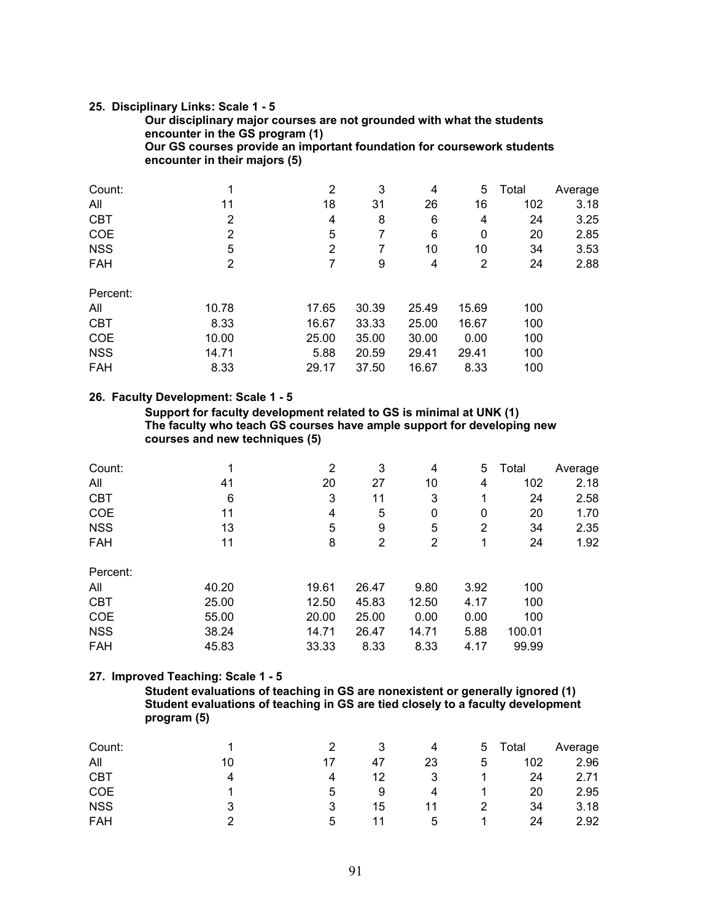**25. Disciplinary Links: Scale 1 - 5**

**Our disciplinary major courses are not grounded with what the students encounter in the GS program (1)**
**Our GS courses provide an important foundation for coursework students encounter in their majors (5)**

| Count: | 1 | 2 | 3 | 4 | 5 | Total | Average |
|---|---|---|---|---|---|---|---|
| All | 11 | 18 | 31 | 26 | 16 | 102 | 3.18 |
| CBT | 2 | 4 | 8 | 6 | 4 | 24 | 3.25 |
| COE | 2 | 5 | 7 | 6 | 0 | 20 | 2.85 |
| NSS | 5 | 2 | 7 | 10 | 10 | 34 | 3.53 |
| FAH | 2 | 7 | 9 | 4 | 2 | 24 | 2.88 |

| Percent: | 1 | 2 | 3 | 4 | 5 | Total |
|---|---|---|---|---|---|---|
| All | 10.78 | 17.65 | 30.39 | 25.49 | 15.69 | 100 |
| CBT | 8.33 | 16.67 | 33.33 | 25.00 | 16.67 | 100 |
| COE | 10.00 | 25.00 | 35.00 | 30.00 | 0.00 | 100 |
| NSS | 14.71 | 5.88 | 20.59 | 29.41 | 29.41 | 100 |
| FAH | 8.33 | 29.17 | 37.50 | 16.67 | 8.33 | 100 |

**26. Faculty Development: Scale 1 - 5**

**Support for faculty development related to GS is minimal at UNK (1)**
**The faculty who teach GS courses have ample support for developing new courses and new techniques (5)**

| Count: | 1 | 2 | 3 | 4 | 5 | Total | Average |
|---|---|---|---|---|---|---|---|
| All | 41 | 20 | 27 | 10 | 4 | 102 | 2.18 |
| CBT | 6 | 3 | 11 | 3 | 1 | 24 | 2.58 |
| COE | 11 | 4 | 5 | 0 | 0 | 20 | 1.70 |
| NSS | 13 | 5 | 9 | 5 | 2 | 34 | 2.35 |
| FAH | 11 | 8 | 2 | 2 | 1 | 24 | 1.92 |

| Percent: | 1 | 2 | 3 | 4 | 5 | Total |
|---|---|---|---|---|---|---|
| All | 40.20 | 19.61 | 26.47 | 9.80 | 3.92 | 100 |
| CBT | 25.00 | 12.50 | 45.83 | 12.50 | 4.17 | 100 |
| COE | 55.00 | 20.00 | 25.00 | 0.00 | 0.00 | 100 |
| NSS | 38.24 | 14.71 | 26.47 | 14.71 | 5.88 | 100.01 |
| FAH | 45.83 | 33.33 | 8.33 | 8.33 | 4.17 | 99.99 |

**27. Improved Teaching: Scale 1 - 5**

**Student evaluations of teaching in GS are nonexistent or generally ignored (1)**
**Student evaluations of teaching in GS are tied closely to a faculty development program (5)**

| Count: | 1 | 2 | 3 | 4 | 5 | Total | Average |
|---|---|---|---|---|---|---|---|
| All | 10 | 17 | 47 | 23 | 5 | 102 | 2.96 |
| CBT | 4 | 4 | 12 | 3 | 1 | 24 | 2.71 |
| COE | 1 | 5 | 9 | 4 | 1 | 20 | 2.95 |
| NSS | 3 | 3 | 15 | 11 | 2 | 34 | 3.18 |
| FAH | 2 | 5 | 11 | 5 | 1 | 24 | 2.92 |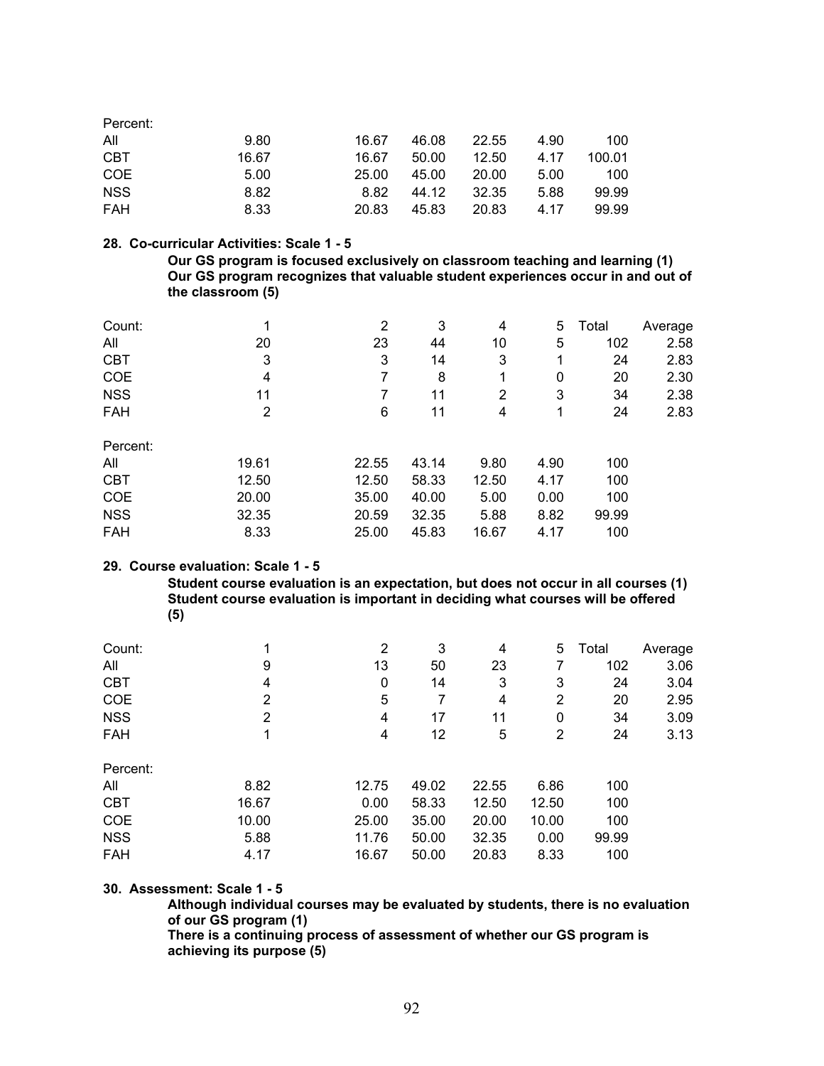| Percent: | | | | | | |
|---|---|---|---|---|---|---|
| All | 9.80 | 16.67 | 46.08 | 22.55 | 4.90 | 100 |
| CBT | 16.67 | 16.67 | 50.00 | 12.50 | 4.17 | 100.01 |
| COE | 5.00 | 25.00 | 45.00 | 20.00 | 5.00 | 100 |
| NSS | 8.82 | 8.82 | 44.12 | 32.35 | 5.88 | 99.99 |
| FAH | 8.33 | 20.83 | 45.83 | 20.83 | 4.17 | 99.99 |

**28. Co-curricular Activities: Scale 1 - 5**

**Our GS program is focused exclusively on classroom teaching and learning (1)**
**Our GS program recognizes that valuable student experiences occur in and out of the classroom (5)**

| Count: | 1 | 2 | 3 | 4 | 5 | Total | Average |
|---|---|---|---|---|---|---|---|
| All | 20 | 23 | 44 | 10 | 5 | 102 | 2.58 |
| CBT | 3 | 3 | 14 | 3 | 1 | 24 | 2.83 |
| COE | 4 | 7 | 8 | 1 | 0 | 20 | 2.30 |
| NSS | 11 | 7 | 11 | 2 | 3 | 34 | 2.38 |
| FAH | 2 | 6 | 11 | 4 | 1 | 24 | 2.83 |

| Percent: | | | | | | |
|---|---|---|---|---|---|---|
| All | 19.61 | 22.55 | 43.14 | 9.80 | 4.90 | 100 |
| CBT | 12.50 | 12.50 | 58.33 | 12.50 | 4.17 | 100 |
| COE | 20.00 | 35.00 | 40.00 | 5.00 | 0.00 | 100 |
| NSS | 32.35 | 20.59 | 32.35 | 5.88 | 8.82 | 99.99 |
| FAH | 8.33 | 25.00 | 45.83 | 16.67 | 4.17 | 100 |

**29. Course evaluation: Scale 1 - 5**

**Student course evaluation is an expectation, but does not occur in all courses (1)**
**Student course evaluation is important in deciding what courses will be offered (5)**

| Count: | 1 | 2 | 3 | 4 | 5 | Total | Average |
|---|---|---|---|---|---|---|---|
| All | 9 | 13 | 50 | 23 | 7 | 102 | 3.06 |
| CBT | 4 | 0 | 14 | 3 | 3 | 24 | 3.04 |
| COE | 2 | 5 | 7 | 4 | 2 | 20 | 2.95 |
| NSS | 2 | 4 | 17 | 11 | 0 | 34 | 3.09 |
| FAH | 1 | 4 | 12 | 5 | 2 | 24 | 3.13 |

| Percent: | | | | | | |
|---|---|---|---|---|---|---|
| All | 8.82 | 12.75 | 49.02 | 22.55 | 6.86 | 100 |
| CBT | 16.67 | 0.00 | 58.33 | 12.50 | 12.50 | 100 |
| COE | 10.00 | 25.00 | 35.00 | 20.00 | 10.00 | 100 |
| NSS | 5.88 | 11.76 | 50.00 | 32.35 | 0.00 | 99.99 |
| FAH | 4.17 | 16.67 | 50.00 | 20.83 | 8.33 | 100 |

**30. Assessment: Scale 1 - 5**

**Although individual courses may be evaluated by students, there is no evaluation of our GS program (1)**
**There is a continuing process of assessment of whether our GS program is achieving its purpose (5)**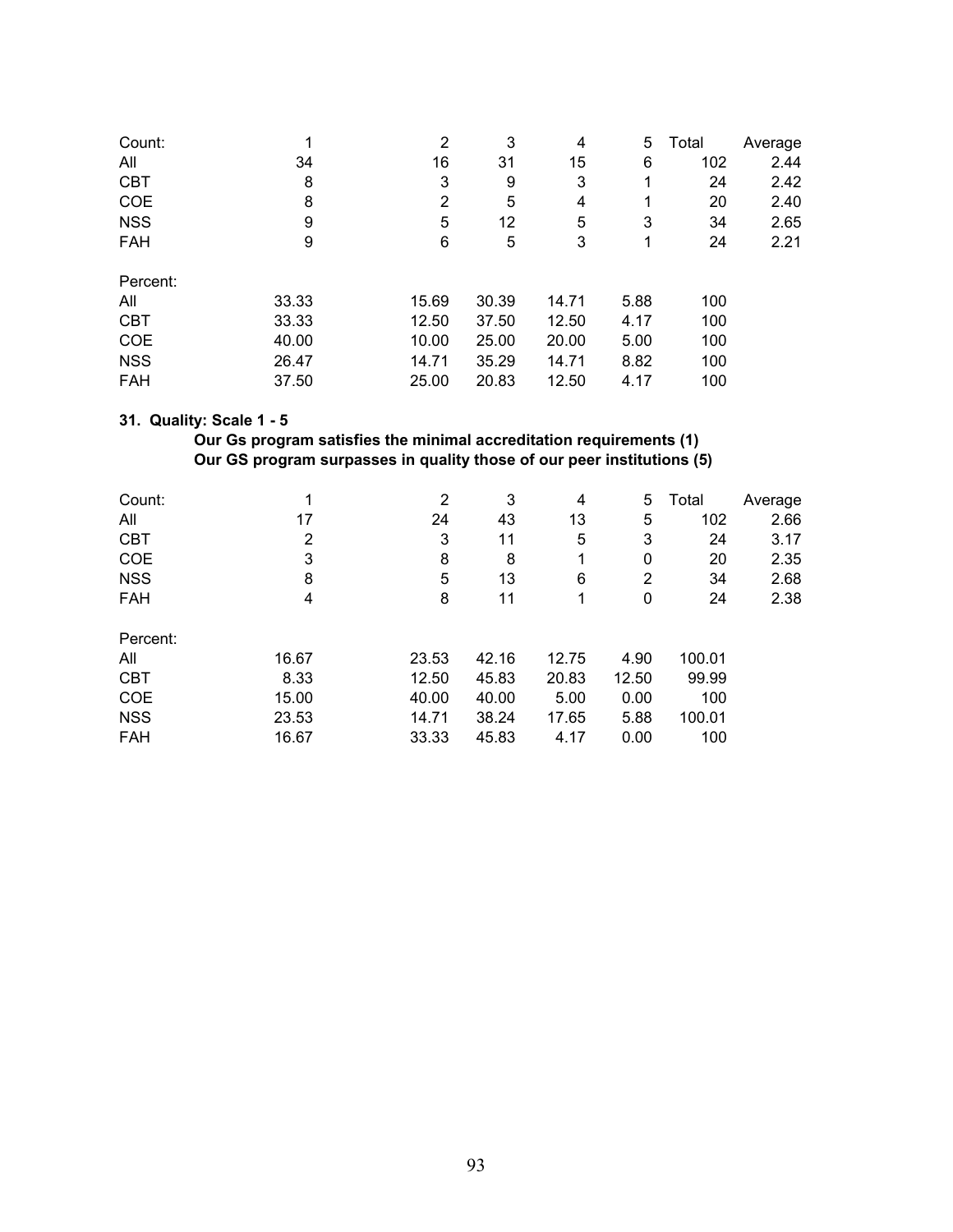| Count: | 1 | 2 | 3 | 4 | 5 | Total | Average |
|---|---|---|---|---|---|---|---|
| All | 34 | 16 | 31 | 15 | 6 | 102 | 2.44 |
| CBT | 8 | 3 | 9 | 3 | 1 | 24 | 2.42 |
| COE | 8 | 2 | 5 | 4 | 1 | 20 | 2.40 |
| NSS | 9 | 5 | 12 | 5 | 3 | 34 | 2.65 |
| FAH | 9 | 6 | 5 | 3 | 1 | 24 | 2.21 |

| Percent: | | | | | | |
|---|---|---|---|---|---|---|
| All | 33.33 | 15.69 | 30.39 | 14.71 | 5.88 | 100 |
| CBT | 33.33 | 12.50 | 37.50 | 12.50 | 4.17 | 100 |
| COE | 40.00 | 10.00 | 25.00 | 20.00 | 5.00 | 100 |
| NSS | 26.47 | 14.71 | 35.29 | 14.71 | 8.82 | 100 |
| FAH | 37.50 | 25.00 | 20.83 | 12.50 | 4.17 | 100 |

**31. Quality: Scale 1 - 5**

**Our Gs program satisfies the minimal accreditation requirements (1)**
**Our GS program surpasses in quality those of our peer institutions (5)**

| Count: | 1 | 2 | 3 | 4 | 5 | Total | Average |
|---|---|---|---|---|---|---|---|
| All | 17 | 24 | 43 | 13 | 5 | 102 | 2.66 |
| CBT | 2 | 3 | 11 | 5 | 3 | 24 | 3.17 |
| COE | 3 | 8 | 8 | 1 | 0 | 20 | 2.35 |
| NSS | 8 | 5 | 13 | 6 | 2 | 34 | 2.68 |
| FAH | 4 | 8 | 11 | 1 | 0 | 24 | 2.38 |

| Percent: | | | | | | |
|---|---|---|---|---|---|---|
| All | 16.67 | 23.53 | 42.16 | 12.75 | 4.90 | 100.01 |
| CBT | 8.33 | 12.50 | 45.83 | 20.83 | 12.50 | 99.99 |
| COE | 15.00 | 40.00 | 40.00 | 5.00 | 0.00 | 100 |
| NSS | 23.53 | 14.71 | 38.24 | 17.65 | 5.88 | 100.01 |
| FAH | 16.67 | 33.33 | 45.83 | 4.17 | 0.00 | 100 |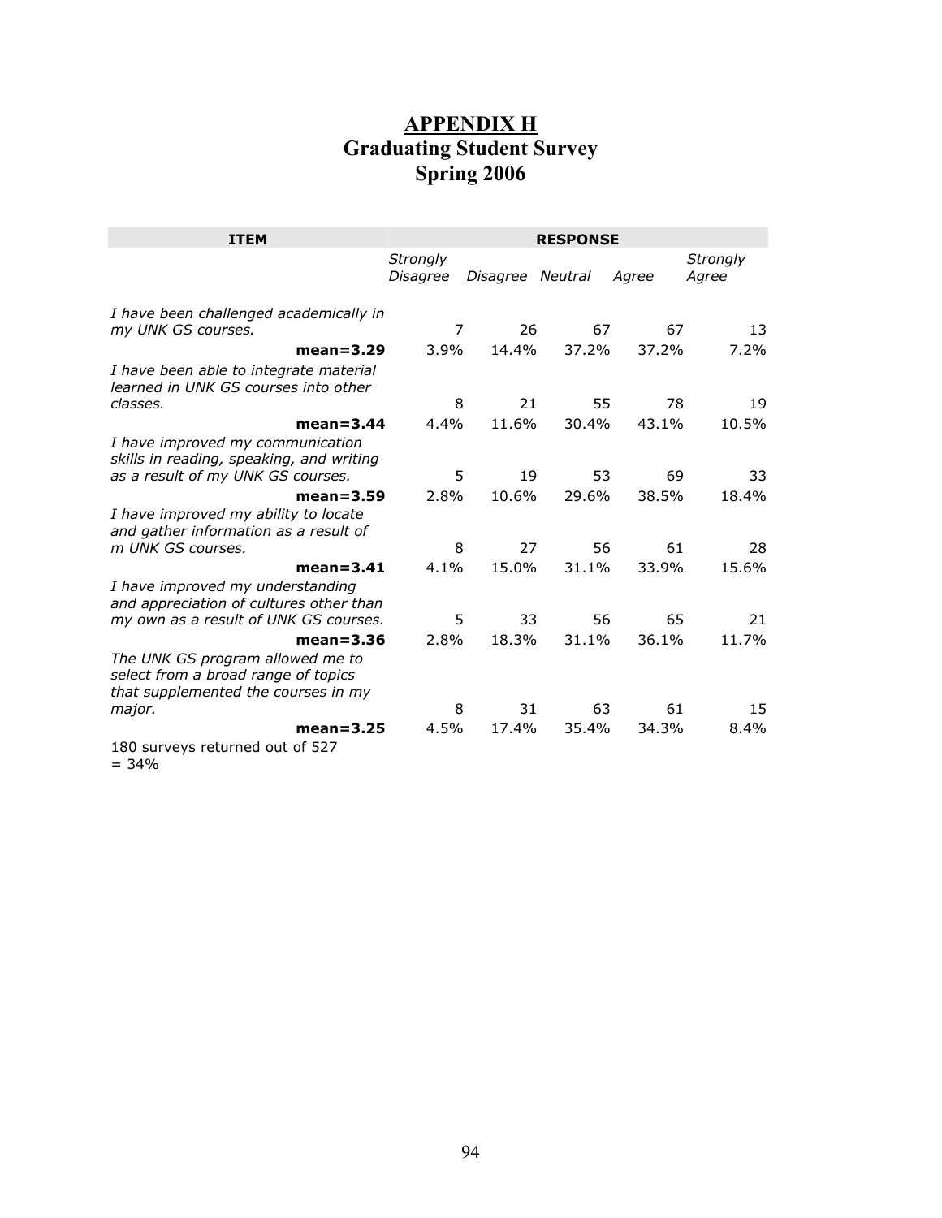# APPENDIX H
## Graduating Student Survey
## Spring 2006

| ITEM | RESPONSE | | | | |
|---|---|---|---|---|---|
| | *Strongly Disagree* | *Disagree* | *Neutral* | *Agree* | *Strongly Agree* |
| *I have been challenged academically in my UNK GS courses.* | 7 | 26 | 67 | 67 | 13 |
| **mean=3.29** | 3.9% | 14.4% | 37.2% | 37.2% | 7.2% |
| *I have been able to integrate material learned in UNK GS courses into other classes.* | 8 | 21 | 55 | 78 | 19 |
| **mean=3.44** | 4.4% | 11.6% | 30.4% | 43.1% | 10.5% |
| *I have improved my communication skills in reading, speaking, and writing as a result of my UNK GS courses.* | 5 | 19 | 53 | 69 | 33 |
| **mean=3.59** | 2.8% | 10.6% | 29.6% | 38.5% | 18.4% |
| *I have improved my ability to locate and gather information as a result of m UNK GS courses.* | 8 | 27 | 56 | 61 | 28 |
| **mean=3.41** | 4.1% | 15.0% | 31.1% | 33.9% | 15.6% |
| *I have improved my understanding and appreciation of cultures other than my own as a result of UNK GS courses.* | 5 | 33 | 56 | 65 | 21 |
| **mean=3.36** | 2.8% | 18.3% | 31.1% | 36.1% | 11.7% |
| *The UNK GS program allowed me to select from a broad range of topics that supplemented the courses in my major.* | 8 | 31 | 63 | 61 | 15 |
| **mean=3.25** | 4.5% | 17.4% | 35.4% | 34.3% | 8.4% |

180 surveys returned out of 527 = 34%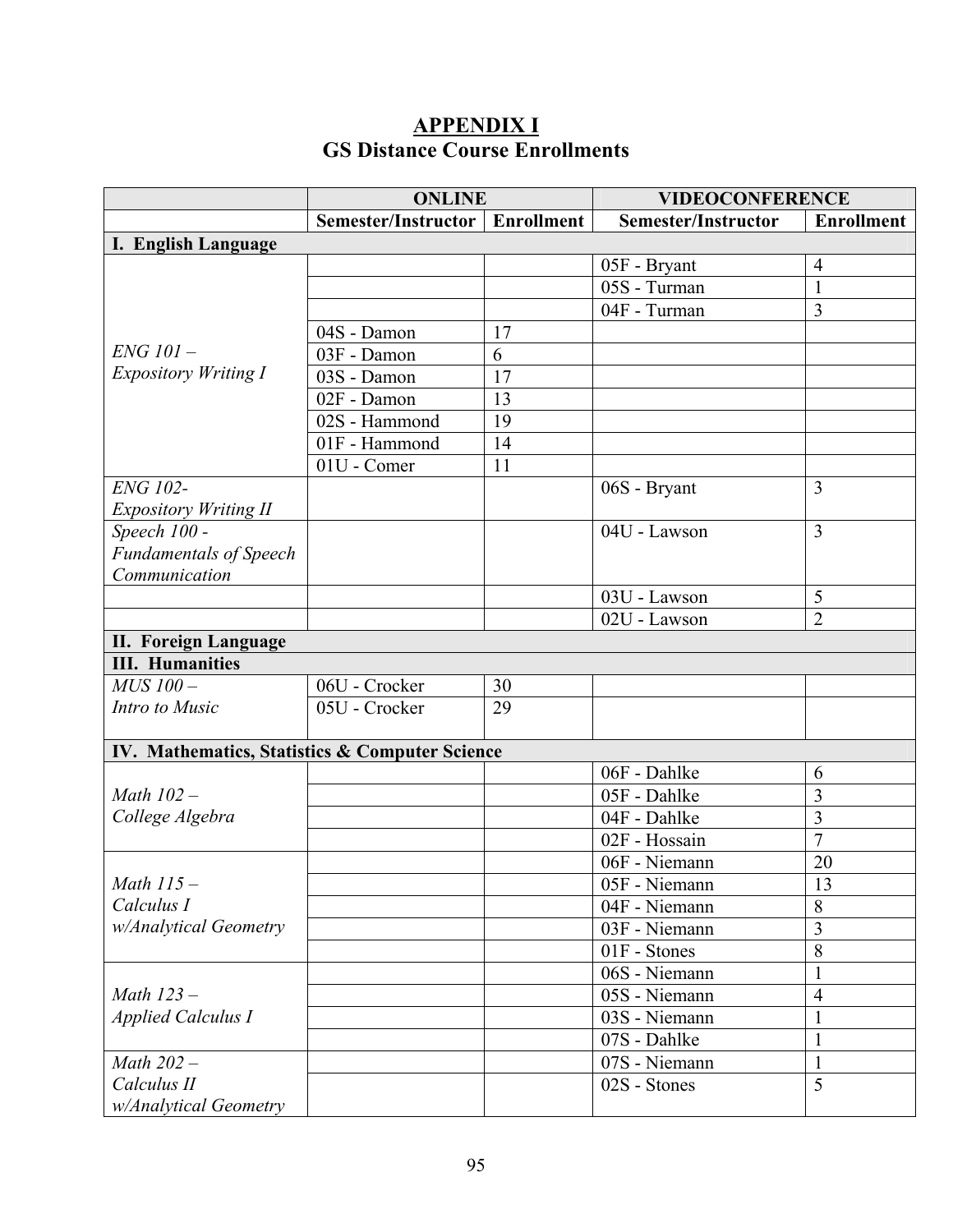# APPENDIX I

## GS Distance Course Enrollments

| | ONLINE | | VIDEOCONFERENCE | |
|---|---|---|---|---|
| | Semester/Instructor | Enrollment | Semester/Instructor | Enrollment |
| **I. English Language** | | | | |
| *ENG 101 – Expository Writing I* | | | 05F - Bryant | 4 |
| | | | 05S - Turman | 1 |
| | | | 04F - Turman | 3 |
| | 04S - Damon | 17 | | |
| | 03F - Damon | 6 | | |
| | 03S - Damon | 17 | | |
| | 02F - Damon | 13 | | |
| | 02S - Hammond | 19 | | |
| | 01F - Hammond | 14 | | |
| | 01U - Comer | 11 | | |
| *ENG 102- Expository Writing II* | | | 06S - Bryant | 3 |
| *Speech 100 - Fundamentals of Speech Communication* | | | 04U - Lawson | 3 |
| | | | 03U - Lawson | 5 |
| | | | 02U - Lawson | 2 |
| **II. Foreign Language** | | | | |
| **III. Humanities** | | | | |
| *MUS 100 – Intro to Music* | 06U - Crocker | 30 | | |
| | 05U - Crocker | 29 | | |
| **IV. Mathematics, Statistics & Computer Science** | | | | |
| *Math 102 – College Algebra* | | | 06F - Dahlke | 6 |
| | | | 05F - Dahlke | 3 |
| | | | 04F - Dahlke | 3 |
| | | | 02F - Hossain | 7 |
| *Math 115 – Calculus I w/Analytical Geometry* | | | 06F - Niemann | 20 |
| | | | 05F - Niemann | 13 |
| | | | 04F - Niemann | 8 |
| | | | 03F - Niemann | 3 |
| | | | 01F - Stones | 8 |
| *Math 123 – Applied Calculus I* | | | 06S - Niemann | 1 |
| | | | 05S - Niemann | 4 |
| | | | 03S - Niemann | 1 |
| | | | 07S - Dahlke | 1 |
| *Math 202 – Calculus II w/Analytical Geometry* | | | 07S - Niemann | 1 |
| | | | 02S - Stones | 5 |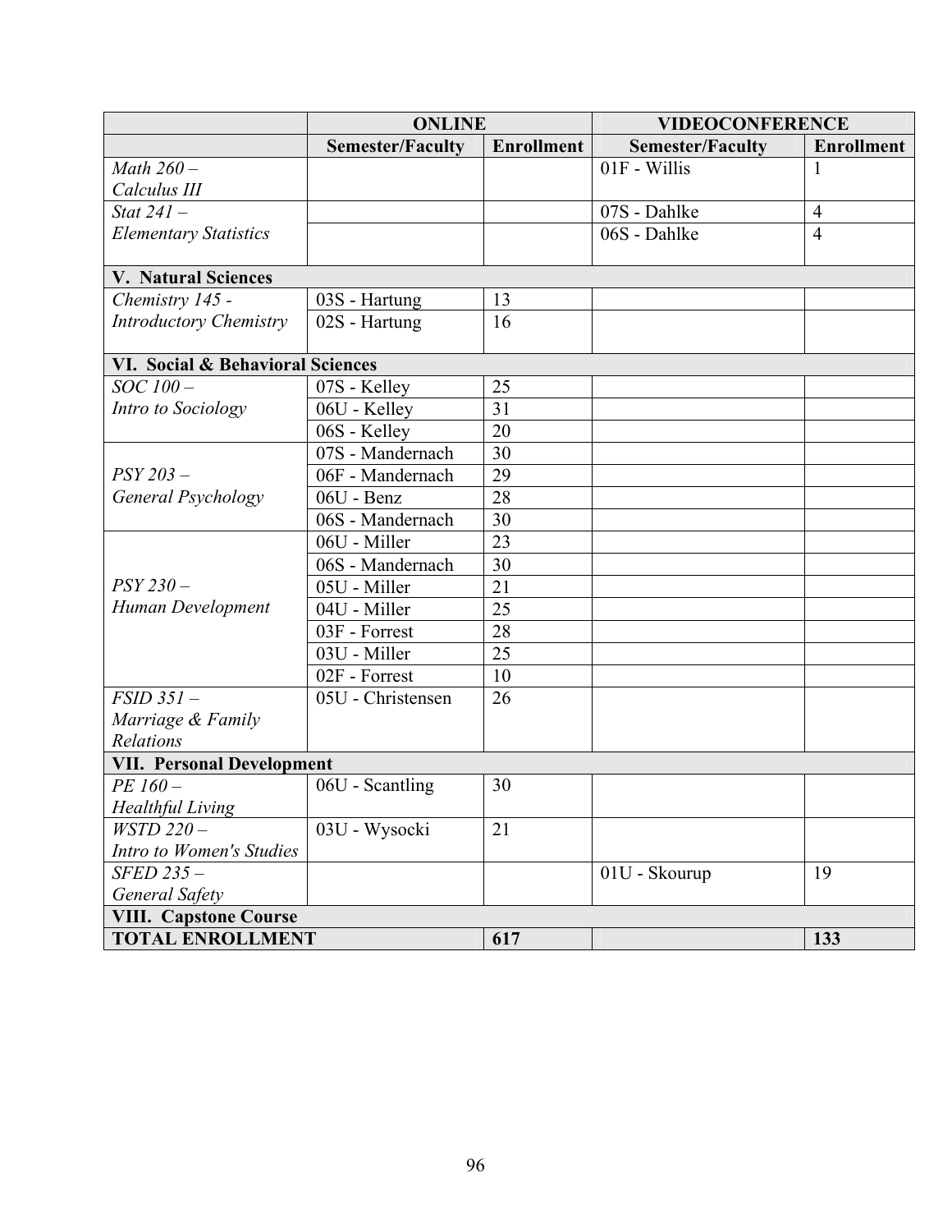| | ONLINE | | VIDEOCONFERENCE | |
|---|---|---|---|---|
| | **Semester/Faculty** | **Enrollment** | **Semester/Faculty** | **Enrollment** |
| *Math 260 – Calculus III* | | | 01F - Willis | 1 |
| *Stat 241 – Elementary Statistics* | | | 07S - Dahlke | 4 |
| | | | 06S - Dahlke | 4 |
| **V. Natural Sciences** | | | | |
| *Chemistry 145 - Introductory Chemistry* | 03S - Hartung | 13 | | |
| | 02S - Hartung | 16 | | |
| **VI. Social & Behavioral Sciences** | | | | |
| *SOC 100 – Intro to Sociology* | 07S - Kelley | 25 | | |
| | 06U - Kelley | 31 | | |
| | 06S - Kelley | 20 | | |
| *PSY 203 – General Psychology* | 07S - Mandernach | 30 | | |
| | 06F - Mandernach | 29 | | |
| | 06U - Benz | 28 | | |
| | 06S - Mandernach | 30 | | |
| *PSY 230 – Human Development* | 06U - Miller | 23 | | |
| | 06S - Mandernach | 30 | | |
| | 05U - Miller | 21 | | |
| | 04U - Miller | 25 | | |
| | 03F - Forrest | 28 | | |
| | 03U - Miller | 25 | | |
| | 02F - Forrest | 10 | | |
| *FSID 351 – Marriage & Family Relations* | 05U - Christensen | 26 | | |
| **VII. Personal Development** | | | | |
| *PE 160 – Healthful Living* | 06U - Scantling | 30 | | |
| *WSTD 220 – Intro to Women's Studies* | 03U - Wysocki | 21 | | |
| *SFED 235 – General Safety* | | | 01U - Skourup | 19 |
| **VIII. Capstone Course** | | | | |
| **TOTAL ENROLLMENT** | | **617** | | **133** |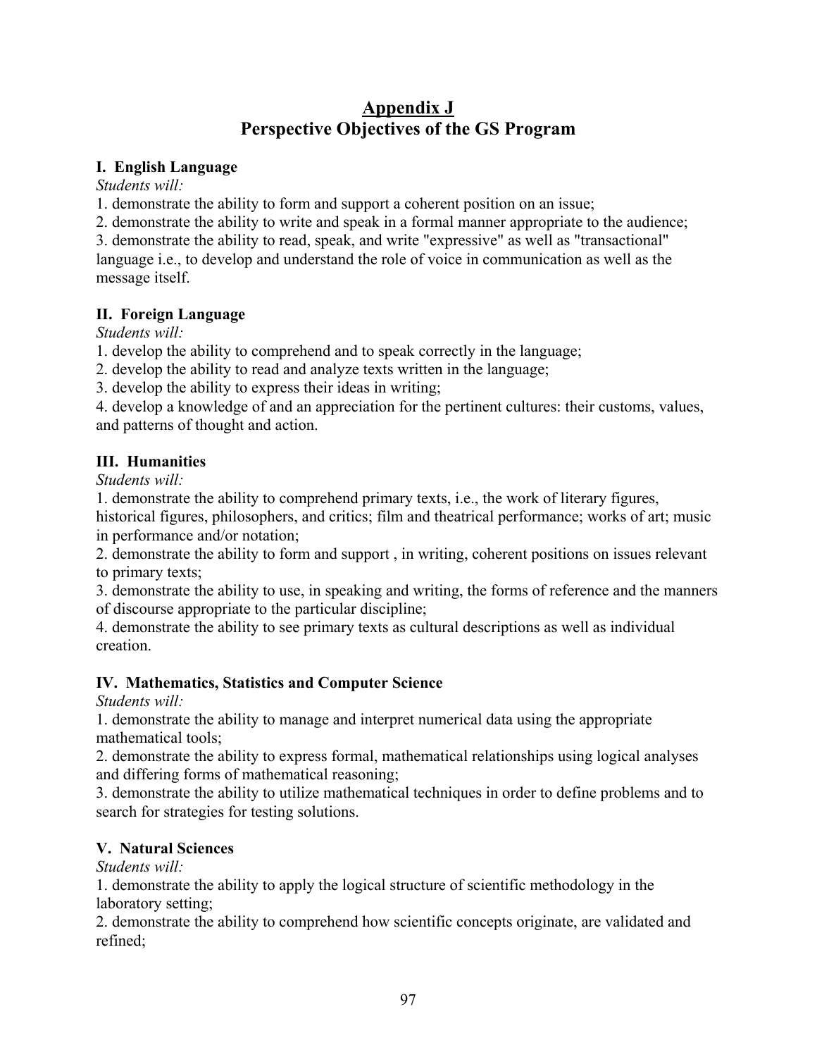# Appendix J
# Perspective Objectives of the GS Program

### I. English Language

*Students will:*

1. demonstrate the ability to form and support a coherent position on an issue;
2. demonstrate the ability to write and speak in a formal manner appropriate to the audience;
3. demonstrate the ability to read, speak, and write "expressive" as well as "transactional" language i.e., to develop and understand the role of voice in communication as well as the message itself.

### II. Foreign Language

*Students will:*

1. develop the ability to comprehend and to speak correctly in the language;
2. develop the ability to read and analyze texts written in the language;
3. develop the ability to express their ideas in writing;
4. develop a knowledge of and an appreciation for the pertinent cultures: their customs, values, and patterns of thought and action.

### III. Humanities

*Students will:*

1. demonstrate the ability to comprehend primary texts, i.e., the work of literary figures, historical figures, philosophers, and critics; film and theatrical performance; works of art; music in performance and/or notation;
2. demonstrate the ability to form and support , in writing, coherent positions on issues relevant to primary texts;
3. demonstrate the ability to use, in speaking and writing, the forms of reference and the manners of discourse appropriate to the particular discipline;
4. demonstrate the ability to see primary texts as cultural descriptions as well as individual creation.

### IV. Mathematics, Statistics and Computer Science

*Students will:*

1. demonstrate the ability to manage and interpret numerical data using the appropriate mathematical tools;
2. demonstrate the ability to express formal, mathematical relationships using logical analyses and differing forms of mathematical reasoning;
3. demonstrate the ability to utilize mathematical techniques in order to define problems and to search for strategies for testing solutions.

### V. Natural Sciences

*Students will:*

1. demonstrate the ability to apply the logical structure of scientific methodology in the laboratory setting;
2. demonstrate the ability to comprehend how scientific concepts originate, are validated and refined;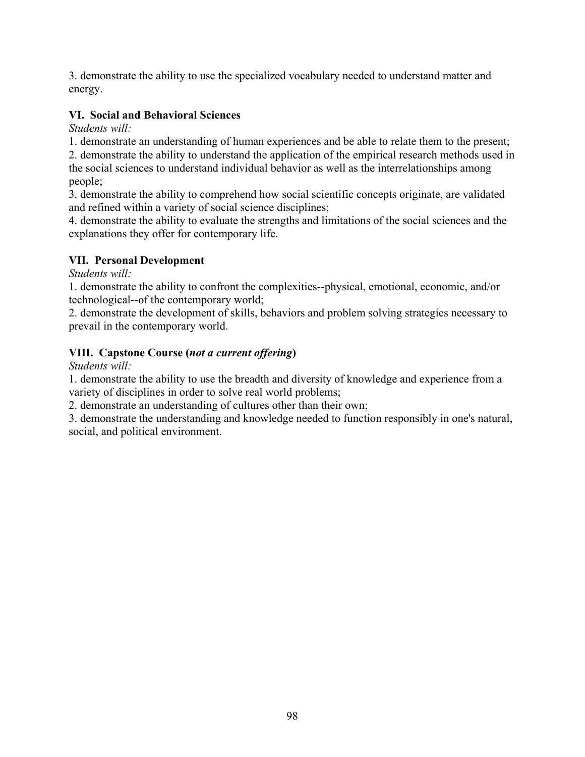3. demonstrate the ability to use the specialized vocabulary needed to understand matter and energy.

### VI. Social and Behavioral Sciences

*Students will:*

1. demonstrate an understanding of human experiences and be able to relate them to the present;
2. demonstrate the ability to understand the application of the empirical research methods used in the social sciences to understand individual behavior as well as the interrelationships among people;
3. demonstrate the ability to comprehend how social scientific concepts originate, are validated and refined within a variety of social science disciplines;
4. demonstrate the ability to evaluate the strengths and limitations of the social sciences and the explanations they offer for contemporary life.

### VII. Personal Development

*Students will:*

1. demonstrate the ability to confront the complexities--physical, emotional, economic, and/or technological--of the contemporary world;
2. demonstrate the development of skills, behaviors and problem solving strategies necessary to prevail in the contemporary world.

### VIII. Capstone Course (*not a current offering*)

*Students will:*

1. demonstrate the ability to use the breadth and diversity of knowledge and experience from a variety of disciplines in order to solve real world problems;
2. demonstrate an understanding of cultures other than their own;
3. demonstrate the understanding and knowledge needed to function responsibly in one's natural, social, and political environment.